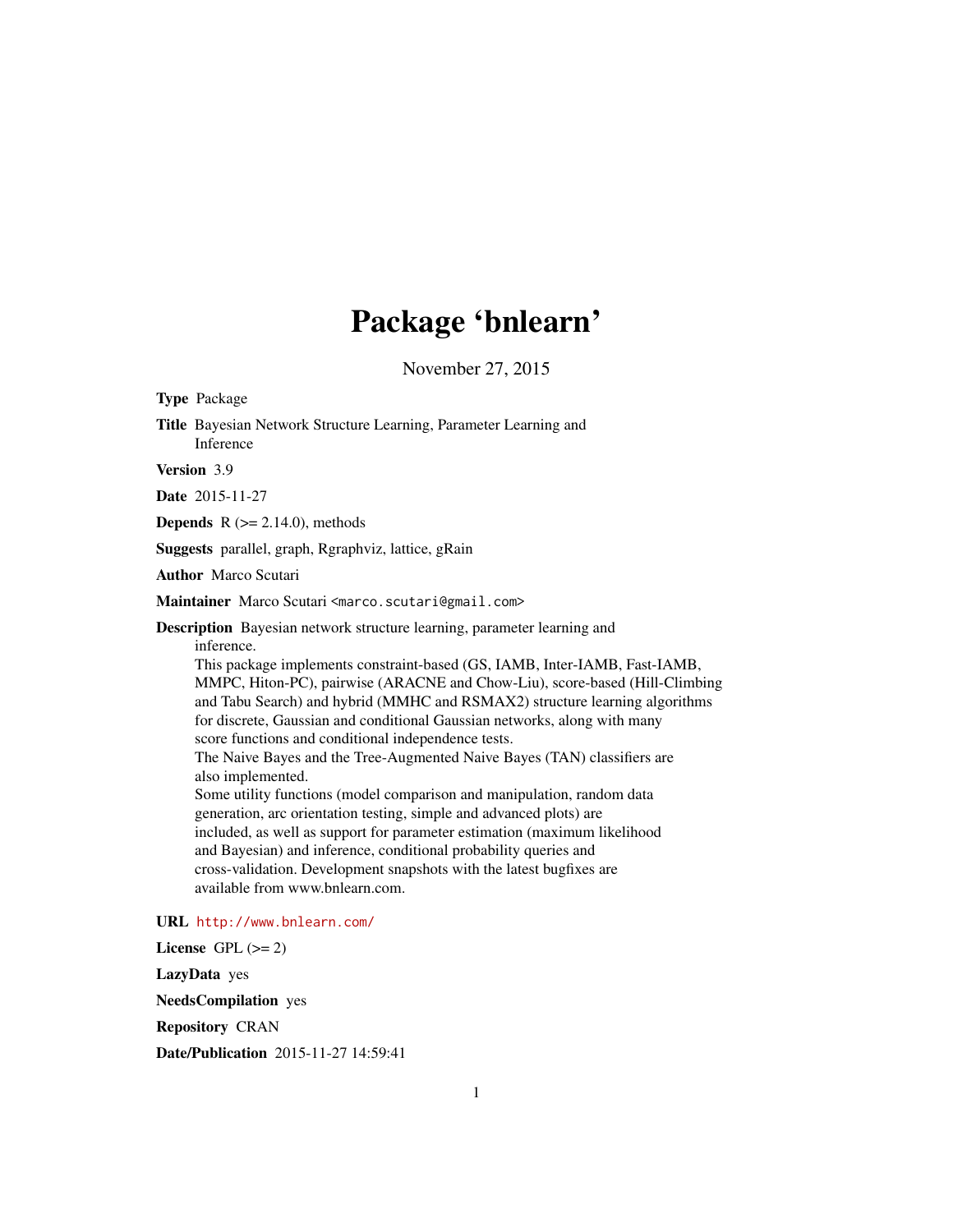# Package 'bnlearn'

November 27, 2015

**Type** Package

**Title** Bayesian Network Structure Learning, Parameter Learning and Inference

**Version** 3.9

**Date** 2015-11-27

**Depends** R (>= 2.14.0), methods

**Suggests** parallel, graph, Rgraphviz, lattice, gRain

**Author** Marco Scutari

**Maintainer** Marco Scutari <marco.scutari@gmail.com>

**Description** Bayesian network structure learning, parameter learning and inference.
This package implements constraint-based (GS, IAMB, Inter-IAMB, Fast-IAMB, MMPC, Hiton-PC), pairwise (ARACNE and Chow-Liu), score-based (Hill-Climbing and Tabu Search) and hybrid (MMHC and RSMAX2) structure learning algorithms for discrete, Gaussian and conditional Gaussian networks, along with many score functions and conditional independence tests.
The Naive Bayes and the Tree-Augmented Naive Bayes (TAN) classifiers are also implemented.
Some utility functions (model comparison and manipulation, random data generation, arc orientation testing, simple and advanced plots) are included, as well as support for parameter estimation (maximum likelihood and Bayesian) and inference, conditional probability queries and cross-validation. Development snapshots with the latest bugfixes are available from www.bnlearn.com.

**URL** http://www.bnlearn.com/

**License** GPL (>= 2)

**LazyData** yes

**NeedsCompilation** yes

**Repository** CRAN

**Date/Publication** 2015-11-27 14:59:41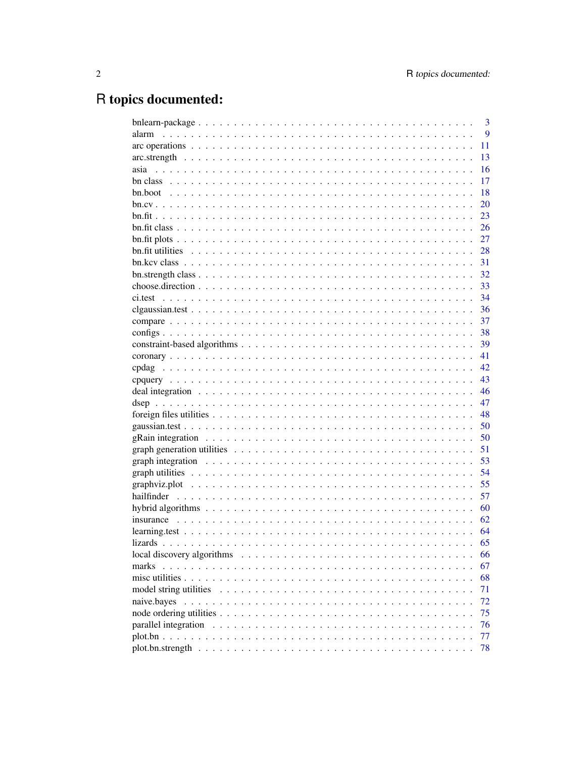# R topics documented:

| | |
|---|---|
| bnlearn-package | 3 |
| alarm | 9 |
| arc operations | 11 |
| arc.strength | 13 |
| asia | 16 |
| bn class | 17 |
| bn.boot | 18 |
| bn.cv | 20 |
| bn.fit | 23 |
| bn.fit class | 26 |
| bn.fit plots | 27 |
| bn.fit utilities | 28 |
| bn.kcv class | 31 |
| bn.strength class | 32 |
| choose.direction | 33 |
| ci.test | 34 |
| clgaussian.test | 36 |
| compare | 37 |
| configs | 38 |
| constraint-based algorithms | 39 |
| coronary | 41 |
| cpdag | 42 |
| cpquery | 43 |
| deal integration | 46 |
| dsep | 47 |
| foreign files utilities | 48 |
| gaussian.test | 50 |
| gRain integration | 50 |
| graph generation utilities | 51 |
| graph integration | 53 |
| graph utilities | 54 |
| graphviz.plot | 55 |
| hailfinder | 57 |
| hybrid algorithms | 60 |
| insurance | 62 |
| learning.test | 64 |
| lizards | 65 |
| local discovery algorithms | 66 |
| marks | 67 |
| misc utilities | 68 |
| model string utilities | 71 |
| naive.bayes | 72 |
| node ordering utilities | 75 |
| parallel integration | 76 |
| plot.bn | 77 |
| plot.bn.strength | 78 |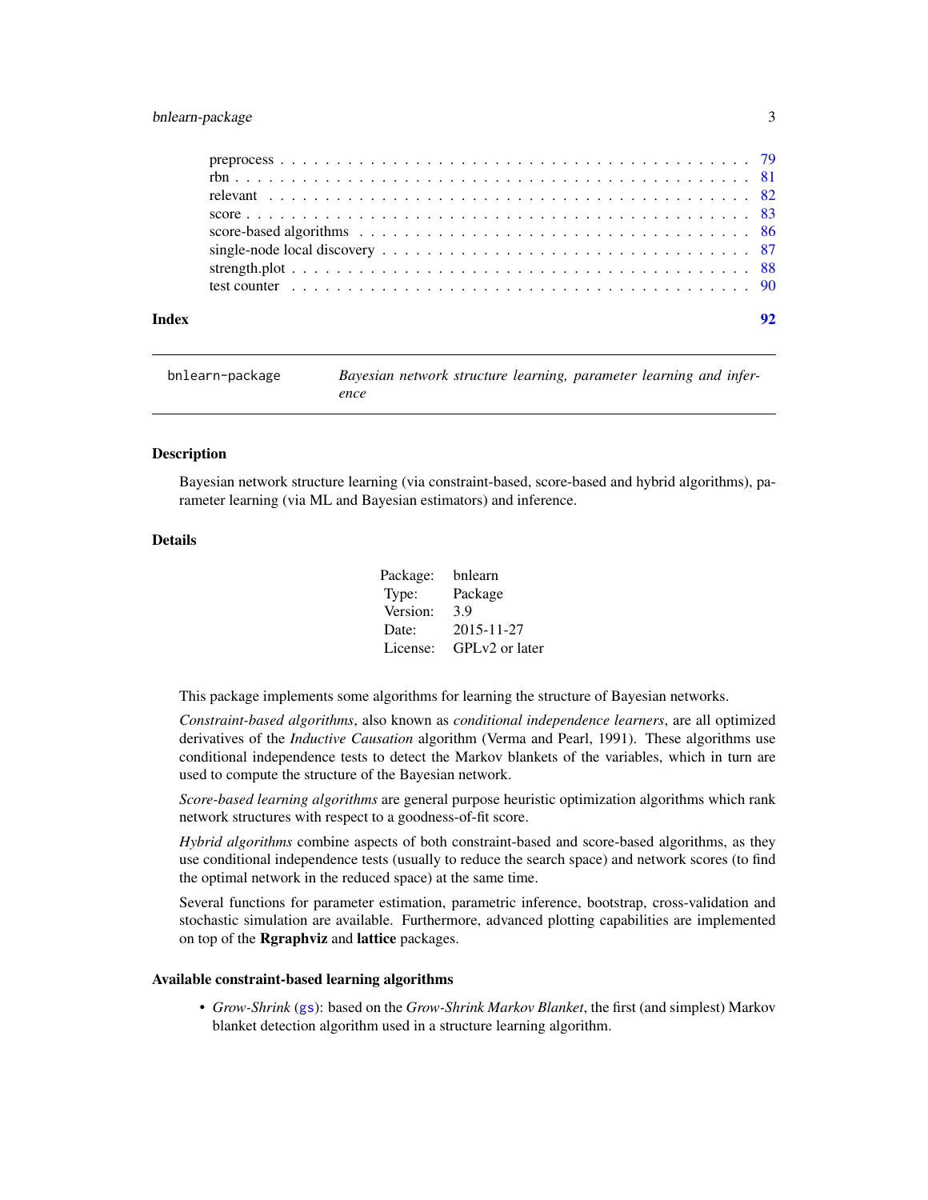preprocess . . . . . . . . . . . . . . . . . . . . . . . . . . . . . . . . . . . . . . . . 79
rbn . . . . . . . . . . . . . . . . . . . . . . . . . . . . . . . . . . . . . . . . . . . . 81
relevant . . . . . . . . . . . . . . . . . . . . . . . . . . . . . . . . . . . . . . . . . 82
score . . . . . . . . . . . . . . . . . . . . . . . . . . . . . . . . . . . . . . . . . . . 83
score-based algorithms . . . . . . . . . . . . . . . . . . . . . . . . . . . . . . . . . 86
single-node local discovery . . . . . . . . . . . . . . . . . . . . . . . . . . . . . . . 87
strength.plot . . . . . . . . . . . . . . . . . . . . . . . . . . . . . . . . . . . . . . . 88
test counter . . . . . . . . . . . . . . . . . . . . . . . . . . . . . . . . . . . . . . . 90

**Index** **92**

---

`bnlearn-package` *Bayesian network structure learning, parameter learning and inference*

---

## Description

Bayesian network structure learning (via constraint-based, score-based and hybrid algorithms), parameter learning (via ML and Bayesian estimators) and inference.

## Details

| | |
|---|---|
| Package: | bnlearn |
| Type: | Package |
| Version: | 3.9 |
| Date: | 2015-11-27 |
| License: | GPLv2 or later |

This package implements some algorithms for learning the structure of Bayesian networks.

*Constraint-based algorithms*, also known as *conditional independence learners*, are all optimized derivatives of the *Inductive Causation* algorithm (Verma and Pearl, 1991). These algorithms use conditional independence tests to detect the Markov blankets of the variables, which in turn are used to compute the structure of the Bayesian network.

*Score-based learning algorithms* are general purpose heuristic optimization algorithms which rank network structures with respect to a goodness-of-fit score.

*Hybrid algorithms* combine aspects of both constraint-based and score-based algorithms, as they use conditional independence tests (usually to reduce the search space) and network scores (to find the optimal network in the reduced space) at the same time.

Several functions for parameter estimation, parametric inference, bootstrap, cross-validation and stochastic simulation are available. Furthermore, advanced plotting capabilities are implemented on top of the **Rgraphviz** and **lattice** packages.

### Available constraint-based learning algorithms

- *Grow-Shrink* (`gs`): based on the *Grow-Shrink Markov Blanket*, the first (and simplest) Markov blanket detection algorithm used in a structure learning algorithm.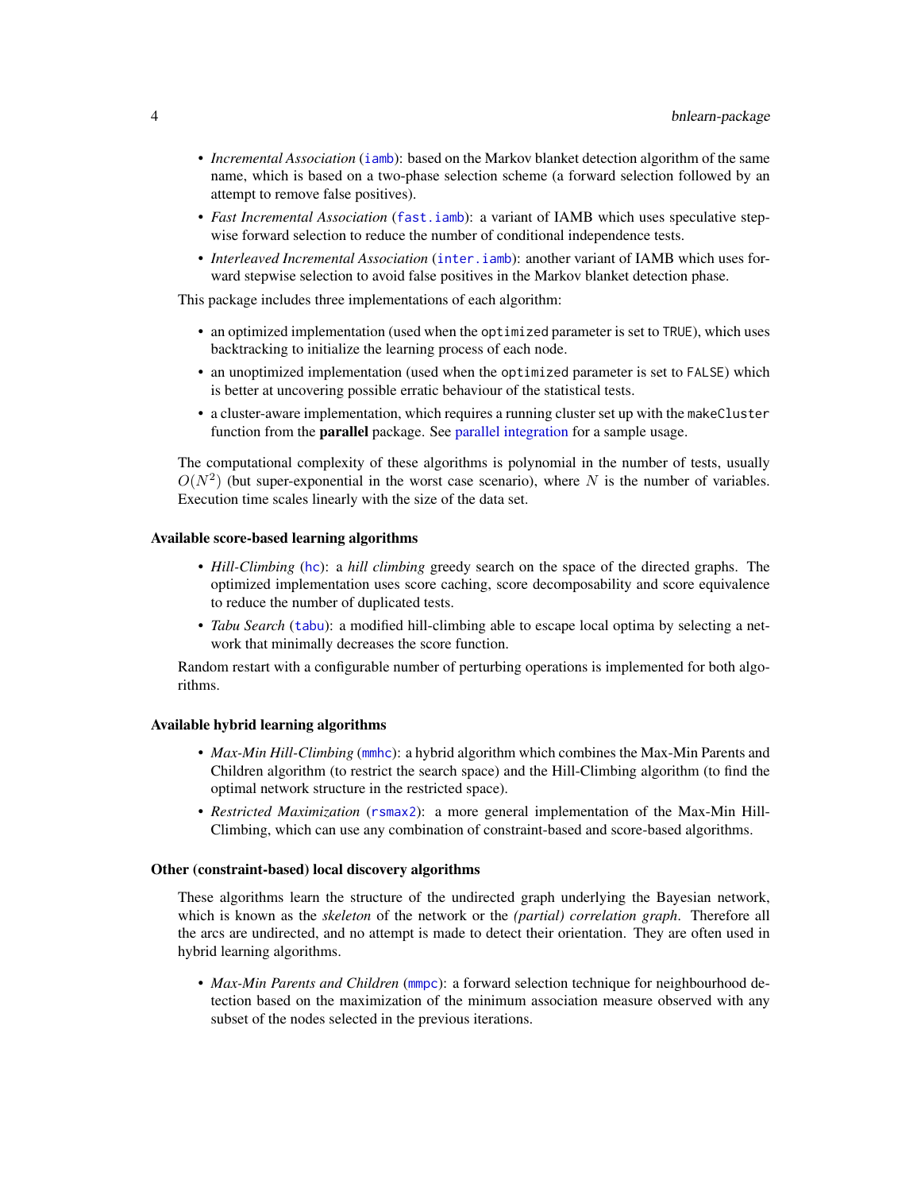- *Incremental Association* (`iamb`): based on the Markov blanket detection algorithm of the same name, which is based on a two-phase selection scheme (a forward selection followed by an attempt to remove false positives).
- *Fast Incremental Association* (`fast.iamb`): a variant of IAMB which uses speculative stepwise forward selection to reduce the number of conditional independence tests.
- *Interleaved Incremental Association* (`inter.iamb`): another variant of IAMB which uses forward stepwise selection to avoid false positives in the Markov blanket detection phase.

This package includes three implementations of each algorithm:

- an optimized implementation (used when the `optimized` parameter is set to `TRUE`), which uses backtracking to initialize the learning process of each node.
- an unoptimized implementation (used when the `optimized` parameter is set to `FALSE`) which is better at uncovering possible erratic behaviour of the statistical tests.
- a cluster-aware implementation, which requires a running cluster set up with the `makeCluster` function from the **parallel** package. See parallel integration for a sample usage.

The computational complexity of these algorithms is polynomial in the number of tests, usually $O(N^2)$ (but super-exponential in the worst case scenario), where $N$ is the number of variables. Execution time scales linearly with the size of the data set.

### Available score-based learning algorithms

- *Hill-Climbing* (`hc`): a *hill climbing* greedy search on the space of the directed graphs. The optimized implementation uses score caching, score decomposability and score equivalence to reduce the number of duplicated tests.
- *Tabu Search* (`tabu`): a modified hill-climbing able to escape local optima by selecting a network that minimally decreases the score function.

Random restart with a configurable number of perturbing operations is implemented for both algorithms.

### Available hybrid learning algorithms

- *Max-Min Hill-Climbing* (`mmhc`): a hybrid algorithm which combines the Max-Min Parents and Children algorithm (to restrict the search space) and the Hill-Climbing algorithm (to find the optimal network structure in the restricted space).
- *Restricted Maximization* (`rsmax2`): a more general implementation of the Max-Min Hill-Climbing, which can use any combination of constraint-based and score-based algorithms.

### Other (constraint-based) local discovery algorithms

These algorithms learn the structure of the undirected graph underlying the Bayesian network, which is known as the *skeleton* of the network or the *(partial) correlation graph*. Therefore all the arcs are undirected, and no attempt is made to detect their orientation. They are often used in hybrid learning algorithms.

- *Max-Min Parents and Children* (`mmpc`): a forward selection technique for neighbourhood detection based on the maximization of the minimum association measure observed with any subset of the nodes selected in the previous iterations.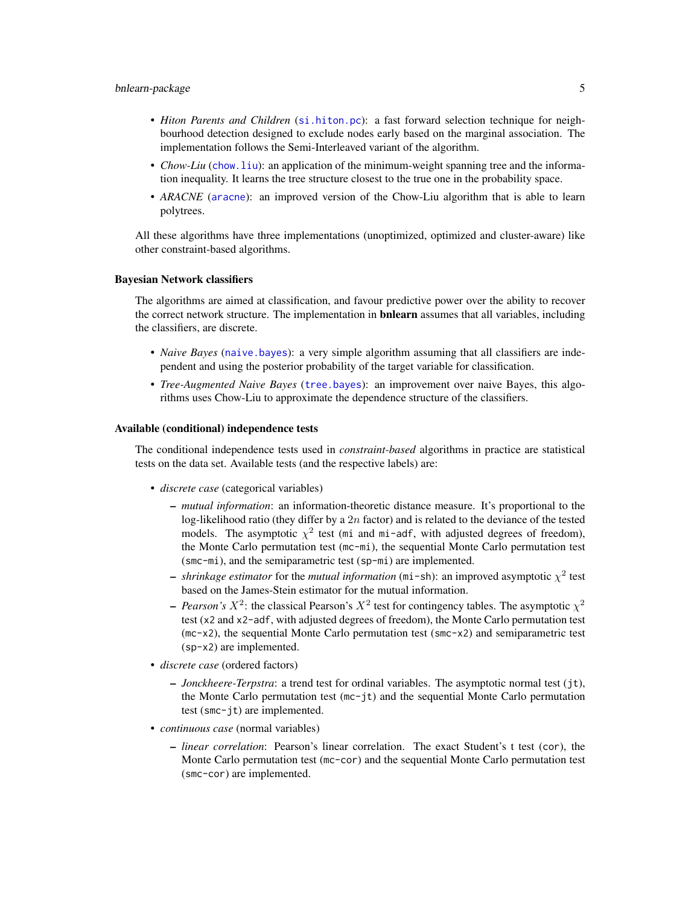- *Hiton Parents and Children* (`si.hiton.pc`): a fast forward selection technique for neighbourhood detection designed to exclude nodes early based on the marginal association. The implementation follows the Semi-Interleaved variant of the algorithm.
- *Chow-Liu* (`chow.liu`): an application of the minimum-weight spanning tree and the information inequality. It learns the tree structure closest to the true one in the probability space.
- *ARACNE* (`aracne`): an improved version of the Chow-Liu algorithm that is able to learn polytrees.

All these algorithms have three implementations (unoptimized, optimized and cluster-aware) like other constraint-based algorithms.

### Bayesian Network classifiers

The algorithms are aimed at classification, and favour predictive power over the ability to recover the correct network structure. The implementation in **bnlearn** assumes that all variables, including the classifiers, are discrete.

- *Naive Bayes* (`naive.bayes`): a very simple algorithm assuming that all classifiers are independent and using the posterior probability of the target variable for classification.
- *Tree-Augmented Naive Bayes* (`tree.bayes`): an improvement over naive Bayes, this algorithms uses Chow-Liu to approximate the dependence structure of the classifiers.

### Available (conditional) independence tests

The conditional independence tests used in *constraint-based* algorithms in practice are statistical tests on the data set. Available tests (and the respective labels) are:

- *discrete case* (categorical variables)
  - *mutual information*: an information-theoretic distance measure. It's proportional to the log-likelihood ratio (they differ by a $2n$ factor) and is related to the deviance of the tested models. The asymptotic $\chi^2$ test (`mi` and `mi-adf`, with adjusted degrees of freedom), the Monte Carlo permutation test (`mc-mi`), the sequential Monte Carlo permutation test (`smc-mi`), and the semiparametric test (`sp-mi`) are implemented.
  - *shrinkage estimator* for the *mutual information* (`mi-sh`): an improved asymptotic $\chi^2$ test based on the James-Stein estimator for the mutual information.
  - *Pearson's* $X^2$: the classical Pearson's $X^2$ test for contingency tables. The asymptotic $\chi^2$ test (`x2` and `x2-adf`, with adjusted degrees of freedom), the Monte Carlo permutation test (`mc-x2`), the sequential Monte Carlo permutation test (`smc-x2`) and semiparametric test (`sp-x2`) are implemented.
- *discrete case* (ordered factors)
  - *Jonckheere-Terpstra*: a trend test for ordinal variables. The asymptotic normal test (`jt`), the Monte Carlo permutation test (`mc-jt`) and the sequential Monte Carlo permutation test (`smc-jt`) are implemented.
- *continuous case* (normal variables)
  - *linear correlation*: Pearson's linear correlation. The exact Student's t test (`cor`), the Monte Carlo permutation test (`mc-cor`) and the sequential Monte Carlo permutation test (`smc-cor`) are implemented.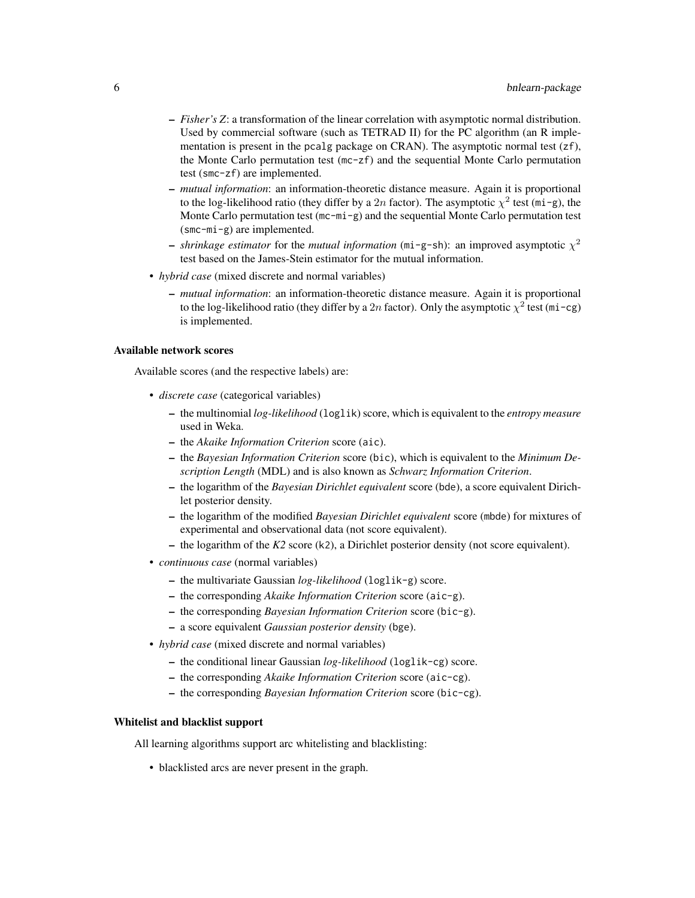- *Fisher's Z*: a transformation of the linear correlation with asymptotic normal distribution. Used by commercial software (such as TETRAD II) for the PC algorithm (an R implementation is present in the `pcalg` package on CRAN). The asymptotic normal test (`zf`), the Monte Carlo permutation test (`mc-zf`) and the sequential Monte Carlo permutation test (`smc-zf`) are implemented.
- *mutual information*: an information-theoretic distance measure. Again it is proportional to the log-likelihood ratio (they differ by a $2n$ factor). The asymptotic $\chi^2$ test (`mi-g`), the Monte Carlo permutation test (`mc-mi-g`) and the sequential Monte Carlo permutation test (`smc-mi-g`) are implemented.
- *shrinkage estimator* for the *mutual information* (`mi-g-sh`): an improved asymptotic $\chi^2$ test based on the James-Stein estimator for the mutual information.

- *hybrid case* (mixed discrete and normal variables)
  - *mutual information*: an information-theoretic distance measure. Again it is proportional to the log-likelihood ratio (they differ by a $2n$ factor). Only the asymptotic $\chi^2$ test (`mi-cg`) is implemented.

### Available network scores

Available scores (and the respective labels) are:

- *discrete case* (categorical variables)
  - the multinomial *log-likelihood* (`loglik`) score, which is equivalent to the *entropy measure* used in Weka.
  - the *Akaike Information Criterion* score (`aic`).
  - the *Bayesian Information Criterion* score (`bic`), which is equivalent to the *Minimum Description Length* (MDL) and is also known as *Schwarz Information Criterion*.
  - the logarithm of the *Bayesian Dirichlet equivalent* score (`bde`), a score equivalent Dirichlet posterior density.
  - the logarithm of the modified *Bayesian Dirichlet equivalent* score (`mbde`) for mixtures of experimental and observational data (not score equivalent).
  - the logarithm of the *K2* score (`k2`), a Dirichlet posterior density (not score equivalent).
- *continuous case* (normal variables)
  - the multivariate Gaussian *log-likelihood* (`loglik-g`) score.
  - the corresponding *Akaike Information Criterion* score (`aic-g`).
  - the corresponding *Bayesian Information Criterion* score (`bic-g`).
  - a score equivalent *Gaussian posterior density* (`bge`).
- *hybrid case* (mixed discrete and normal variables)
  - the conditional linear Gaussian *log-likelihood* (`loglik-cg`) score.
  - the corresponding *Akaike Information Criterion* score (`aic-cg`).
  - the corresponding *Bayesian Information Criterion* score (`bic-cg`).

### Whitelist and blacklist support

All learning algorithms support arc whitelisting and blacklisting:

- blacklisted arcs are never present in the graph.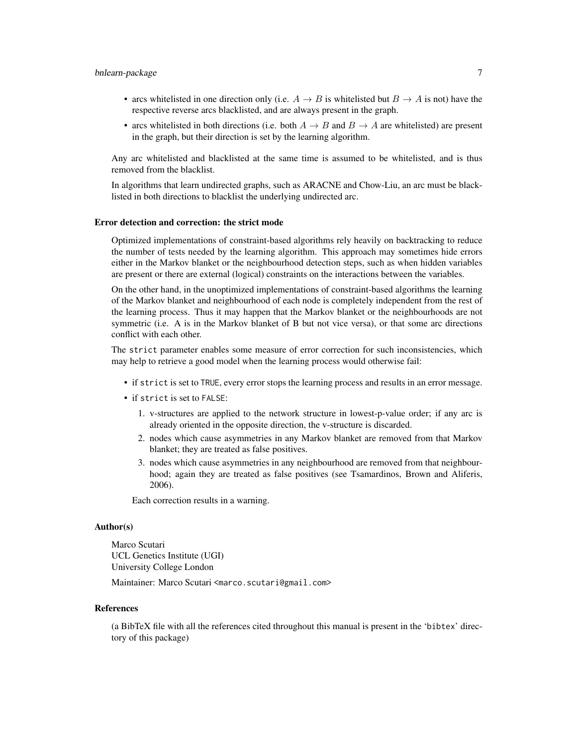- arcs whitelisted in one direction only (i.e. $A \rightarrow B$ is whitelisted but $B \rightarrow A$ is not) have the respective reverse arcs blacklisted, and are always present in the graph.
- arcs whitelisted in both directions (i.e. both $A \rightarrow B$ and $B \rightarrow A$ are whitelisted) are present in the graph, but their direction is set by the learning algorithm.

Any arc whitelisted and blacklisted at the same time is assumed to be whitelisted, and is thus removed from the blacklist.

In algorithms that learn undirected graphs, such as ARACNE and Chow-Liu, an arc must be blacklisted in both directions to blacklist the underlying undirected arc.

### Error detection and correction: the strict mode

Optimized implementations of constraint-based algorithms rely heavily on backtracking to reduce the number of tests needed by the learning algorithm. This approach may sometimes hide errors either in the Markov blanket or the neighbourhood detection steps, such as when hidden variables are present or there are external (logical) constraints on the interactions between the variables.

On the other hand, in the unoptimized implementations of constraint-based algorithms the learning of the Markov blanket and neighbourhood of each node is completely independent from the rest of the learning process. Thus it may happen that the Markov blanket or the neighbourhoods are not symmetric (i.e. A is in the Markov blanket of B but not vice versa), or that some arc directions conflict with each other.

The `strict` parameter enables some measure of error correction for such inconsistencies, which may help to retrieve a good model when the learning process would otherwise fail:

- if `strict` is set to `TRUE`, every error stops the learning process and results in an error message.
- if `strict` is set to `FALSE`:
  1. v-structures are applied to the network structure in lowest-p-value order; if any arc is already oriented in the opposite direction, the v-structure is discarded.
  2. nodes which cause asymmetries in any Markov blanket are removed from that Markov blanket; they are treated as false positives.
  3. nodes which cause asymmetries in any neighbourhood are removed from that neighbourhood; again they are treated as false positives (see Tsamardinos, Brown and Aliferis, 2006).

  Each correction results in a warning.

### Author(s)

Marco Scutari
UCL Genetics Institute (UGI)
University College London

Maintainer: Marco Scutari <marco.scutari@gmail.com>

### References

(a BibTeX file with all the references cited throughout this manual is present in the 'bibtex' directory of this package)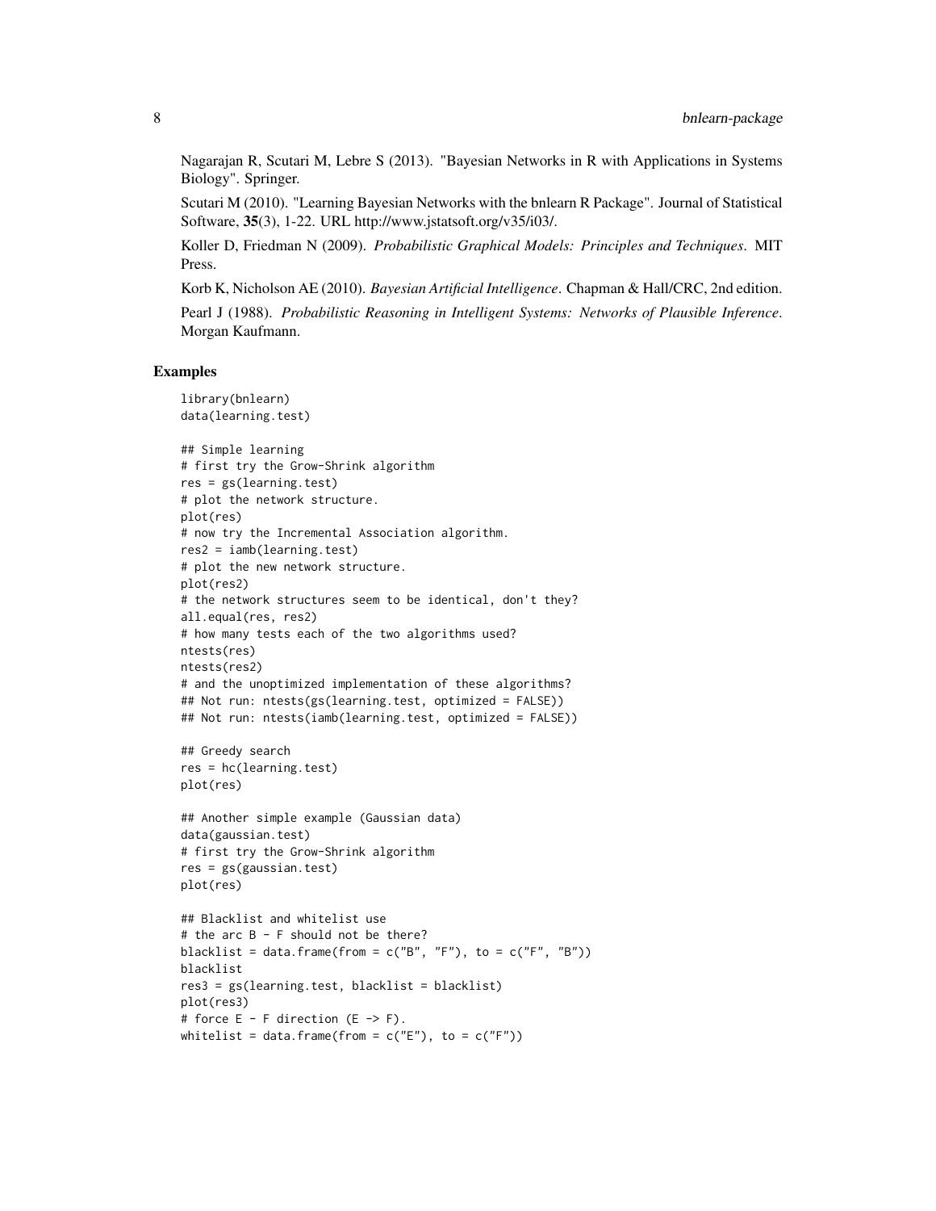Nagarajan R, Scutari M, Lebre S (2013). "Bayesian Networks in R with Applications in Systems Biology". Springer.

Scutari M (2010). "Learning Bayesian Networks with the bnlearn R Package". Journal of Statistical Software, **35**(3), 1-22. URL http://www.jstatsoft.org/v35/i03/.

Koller D, Friedman N (2009). *Probabilistic Graphical Models: Principles and Techniques*. MIT Press.

Korb K, Nicholson AE (2010). *Bayesian Artificial Intelligence*. Chapman & Hall/CRC, 2nd edition.

Pearl J (1988). *Probabilistic Reasoning in Intelligent Systems: Networks of Plausible Inference*. Morgan Kaufmann.

### Examples

```
library(bnlearn)
data(learning.test)

## Simple learning
# first try the Grow-Shrink algorithm
res = gs(learning.test)
# plot the network structure.
plot(res)
# now try the Incremental Association algorithm.
res2 = iamb(learning.test)
# plot the new network structure.
plot(res2)
# the network structures seem to be identical, don't they?
all.equal(res, res2)
# how many tests each of the two algorithms used?
ntests(res)
ntests(res2)
# and the unoptimized implementation of these algorithms?
## Not run: ntests(gs(learning.test, optimized = FALSE))
## Not run: ntests(iamb(learning.test, optimized = FALSE))

## Greedy search
res = hc(learning.test)
plot(res)

## Another simple example (Gaussian data)
data(gaussian.test)
# first try the Grow-Shrink algorithm
res = gs(gaussian.test)
plot(res)

## Blacklist and whitelist use
# the arc B - F should not be there?
blacklist = data.frame(from = c("B", "F"), to = c("F", "B"))
blacklist
res3 = gs(learning.test, blacklist = blacklist)
plot(res3)
# force E - F direction (E -> F).
whitelist = data.frame(from = c("E"), to = c("F"))
```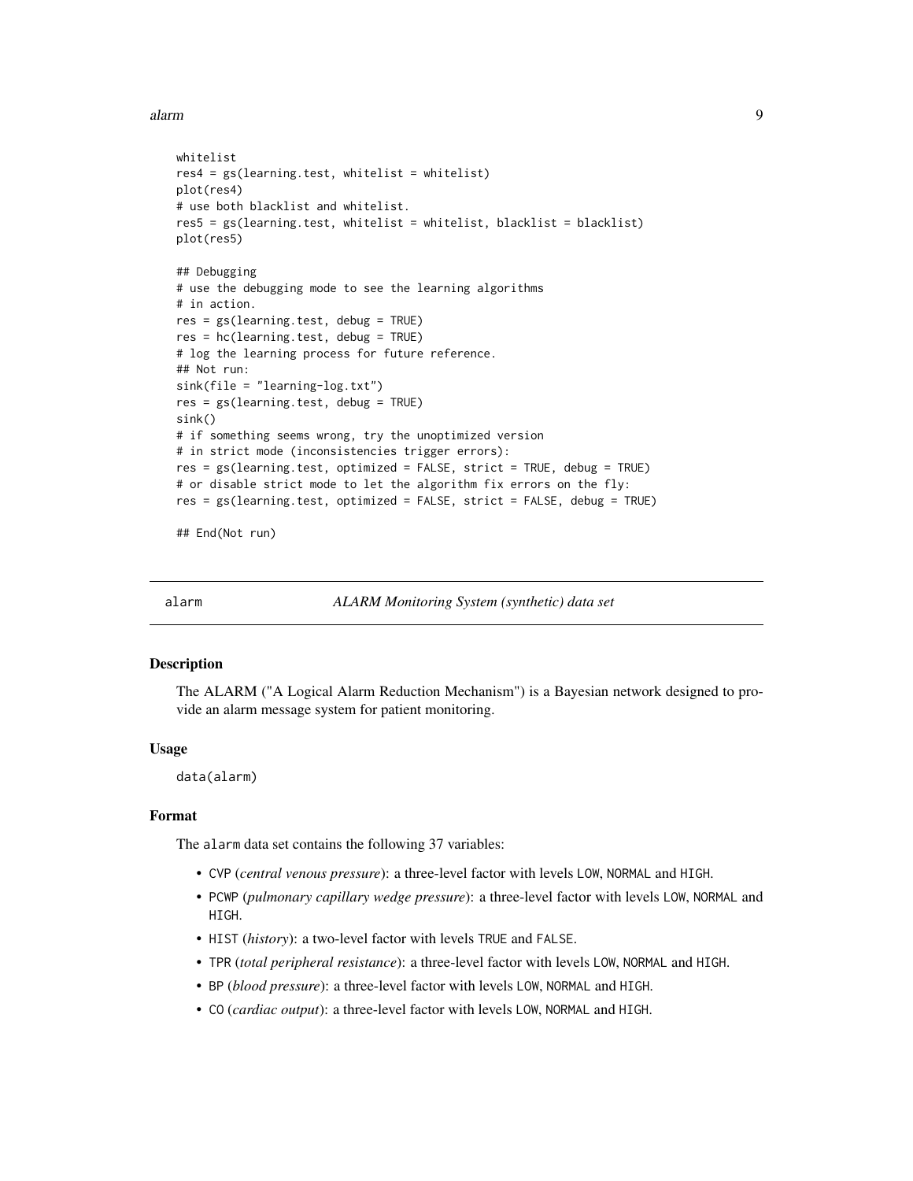```
whitelist
res4 = gs(learning.test, whitelist = whitelist)
plot(res4)
# use both blacklist and whitelist.
res5 = gs(learning.test, whitelist = whitelist, blacklist = blacklist)
plot(res5)

## Debugging
# use the debugging mode to see the learning algorithms
# in action.
res = gs(learning.test, debug = TRUE)
res = hc(learning.test, debug = TRUE)
# log the learning process for future reference.
## Not run:
sink(file = "learning-log.txt")
res = gs(learning.test, debug = TRUE)
sink()
# if something seems wrong, try the unoptimized version
# in strict mode (inconsistencies trigger errors):
res = gs(learning.test, optimized = FALSE, strict = TRUE, debug = TRUE)
# or disable strict mode to let the algorithm fix errors on the fly:
res = gs(learning.test, optimized = FALSE, strict = FALSE, debug = TRUE)

## End(Not run)
```

---

## alarm — *ALARM Monitoring System (synthetic) data set*

---

### Description

The ALARM ("A Logical Alarm Reduction Mechanism") is a Bayesian network designed to provide an alarm message system for patient monitoring.

### Usage

```
data(alarm)
```

### Format

The alarm data set contains the following 37 variables:

- CVP (*central venous pressure*): a three-level factor with levels LOW, NORMAL and HIGH.
- PCWP (*pulmonary capillary wedge pressure*): a three-level factor with levels LOW, NORMAL and HIGH.
- HIST (*history*): a two-level factor with levels TRUE and FALSE.
- TPR (*total peripheral resistance*): a three-level factor with levels LOW, NORMAL and HIGH.
- BP (*blood pressure*): a three-level factor with levels LOW, NORMAL and HIGH.
- CO (*cardiac output*): a three-level factor with levels LOW, NORMAL and HIGH.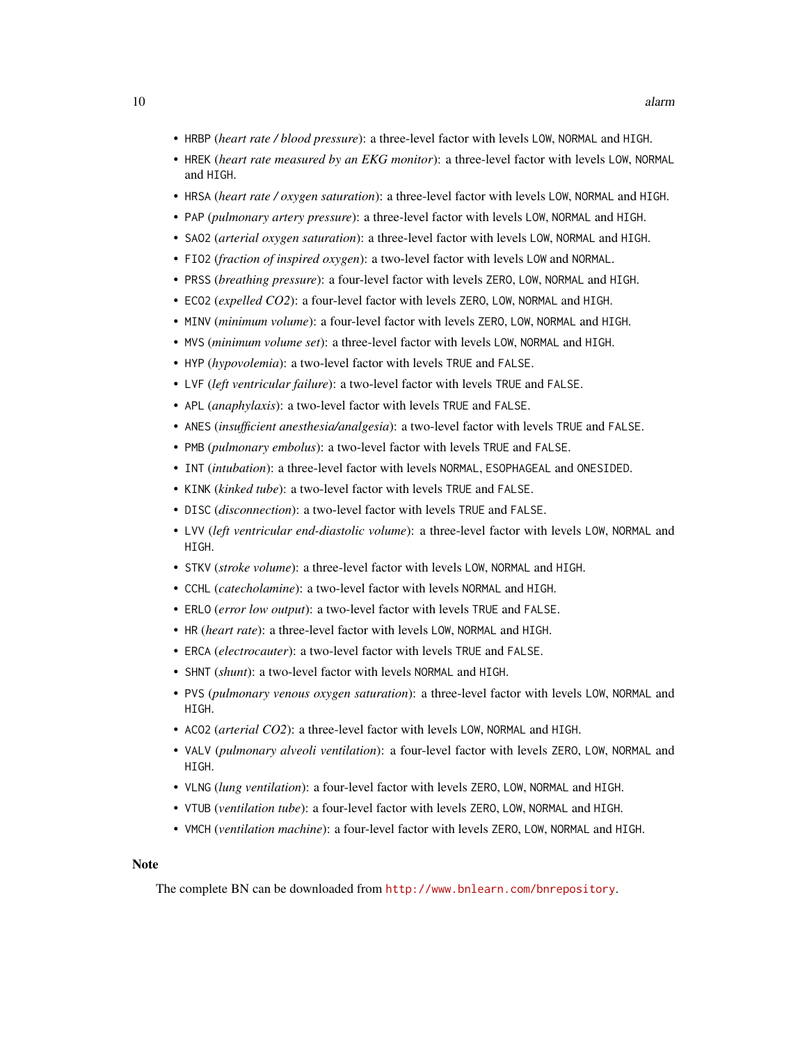- HRBP (*heart rate / blood pressure*): a three-level factor with levels LOW, NORMAL and HIGH.
- HREK (*heart rate measured by an EKG monitor*): a three-level factor with levels LOW, NORMAL and HIGH.
- HRSA (*heart rate / oxygen saturation*): a three-level factor with levels LOW, NORMAL and HIGH.
- PAP (*pulmonary artery pressure*): a three-level factor with levels LOW, NORMAL and HIGH.
- SAO2 (*arterial oxygen saturation*): a three-level factor with levels LOW, NORMAL and HIGH.
- FIO2 (*fraction of inspired oxygen*): a two-level factor with levels LOW and NORMAL.
- PRSS (*breathing pressure*): a four-level factor with levels ZERO, LOW, NORMAL and HIGH.
- ECO2 (*expelled CO2*): a four-level factor with levels ZERO, LOW, NORMAL and HIGH.
- MINV (*minimum volume*): a four-level factor with levels ZERO, LOW, NORMAL and HIGH.
- MVS (*minimum volume set*): a three-level factor with levels LOW, NORMAL and HIGH.
- HYP (*hypovolemia*): a two-level factor with levels TRUE and FALSE.
- LVF (*left ventricular failure*): a two-level factor with levels TRUE and FALSE.
- APL (*anaphylaxis*): a two-level factor with levels TRUE and FALSE.
- ANES (*insufficient anesthesia/analgesia*): a two-level factor with levels TRUE and FALSE.
- PMB (*pulmonary embolus*): a two-level factor with levels TRUE and FALSE.
- INT (*intubation*): a three-level factor with levels NORMAL, ESOPHAGEAL and ONESIDED.
- KINK (*kinked tube*): a two-level factor with levels TRUE and FALSE.
- DISC (*disconnection*): a two-level factor with levels TRUE and FALSE.
- LVV (*left ventricular end-diastolic volume*): a three-level factor with levels LOW, NORMAL and HIGH.
- STKV (*stroke volume*): a three-level factor with levels LOW, NORMAL and HIGH.
- CCHL (*catecholamine*): a two-level factor with levels NORMAL and HIGH.
- ERLO (*error low output*): a two-level factor with levels TRUE and FALSE.
- HR (*heart rate*): a three-level factor with levels LOW, NORMAL and HIGH.
- ERCA (*electrocauter*): a two-level factor with levels TRUE and FALSE.
- SHNT (*shunt*): a two-level factor with levels NORMAL and HIGH.
- PVS (*pulmonary venous oxygen saturation*): a three-level factor with levels LOW, NORMAL and HIGH.
- ACO2 (*arterial CO2*): a three-level factor with levels LOW, NORMAL and HIGH.
- VALV (*pulmonary alveoli ventilation*): a four-level factor with levels ZERO, LOW, NORMAL and HIGH.
- VLNG (*lung ventilation*): a four-level factor with levels ZERO, LOW, NORMAL and HIGH.
- VTUB (*ventilation tube*): a four-level factor with levels ZERO, LOW, NORMAL and HIGH.
- VMCH (*ventilation machine*): a four-level factor with levels ZERO, LOW, NORMAL and HIGH.

## Note

The complete BN can be downloaded from http://www.bnlearn.com/bnrepository.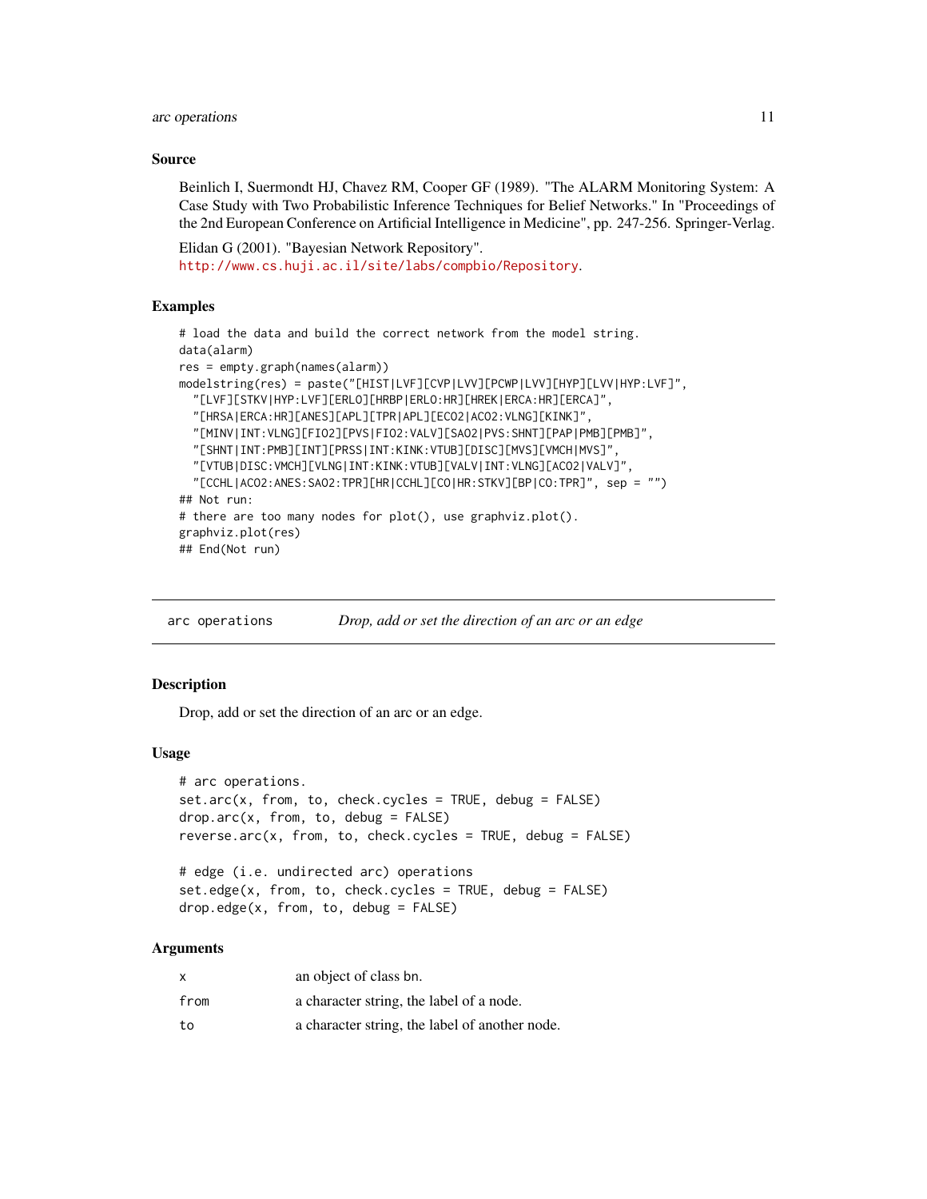### Source

Beinlich I, Suermondt HJ, Chavez RM, Cooper GF (1989). "The ALARM Monitoring System: A Case Study with Two Probabilistic Inference Techniques for Belief Networks." In "Proceedings of the 2nd European Conference on Artificial Intelligence in Medicine", pp. 247-256. Springer-Verlag.

Elidan G (2001). "Bayesian Network Repository". http://www.cs.huji.ac.il/site/labs/compbio/Repository.

### Examples

```
# load the data and build the correct network from the model string.
data(alarm)
res = empty.graph(names(alarm))
modelstring(res) = paste("[HIST|LVF][CVP|LVV][PCWP|LVV][HYP][LVV|HYP:LVF]",
  "[LVF][STKV|HYP:LVF][ERLO][HRBP|ERLO:HR][HREK|ERCA:HR][ERCA]",
  "[HRSA|ERCA:HR][ANES][APL][TPR|APL][ECO2|ACO2:VLNG][KINK]",
  "[MINV|INT:VLNG][FIO2][PVS|FIO2:VALV][SAO2|PVS:SHNT][PAP|PMB][PMB]",
  "[SHNT|INT:PMB][INT][PRSS|INT:KINK:VTUB][DISC][MVS][VMCH|MVS]",
  "[VTUB|DISC:VMCH][VLNG|INT:KINK:VTUB][VALV|INT:VLNG][ACO2|VALV]",
  "[CCHL|ACO2:ANES:SAO2:TPR][HR|CCHL][CO|HR:STKV][BP|CO:TPR]", sep = "")
## Not run:
# there are too many nodes for plot(), use graphviz.plot().
graphviz.plot(res)
## End(Not run)
```

---

## arc operations — *Drop, add or set the direction of an arc or an edge*

---

### Description

Drop, add or set the direction of an arc or an edge.

### Usage

```
# arc operations.
set.arc(x, from, to, check.cycles = TRUE, debug = FALSE)
drop.arc(x, from, to, debug = FALSE)
reverse.arc(x, from, to, check.cycles = TRUE, debug = FALSE)

# edge (i.e. undirected arc) operations
set.edge(x, from, to, check.cycles = TRUE, debug = FALSE)
drop.edge(x, from, to, debug = FALSE)
```

### Arguments

| | |
|---|---|
| `x` | an object of class bn. |
| `from` | a character string, the label of a node. |
| `to` | a character string, the label of another node. |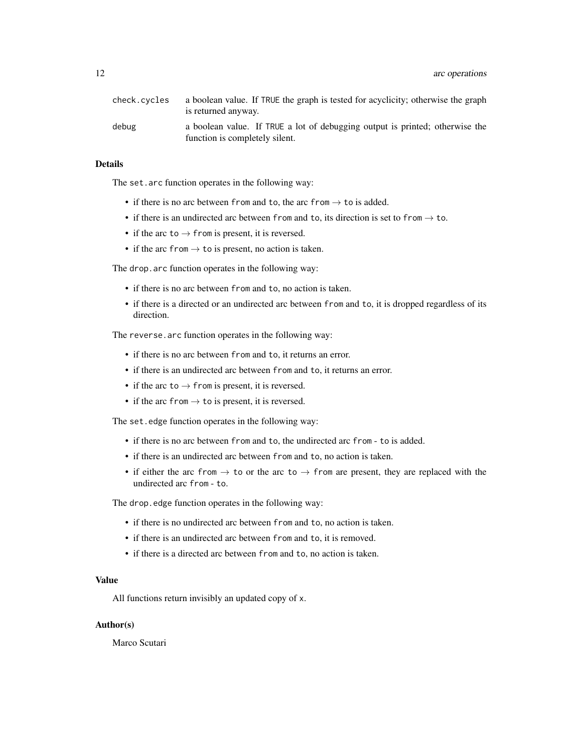| | |
|---|---|
| `check.cycles` | a boolean value. If `TRUE` the graph is tested for acyclicity; otherwise the graph is returned anyway. |
| `debug` | a boolean value. If `TRUE` a lot of debugging output is printed; otherwise the function is completely silent. |

## Details

The `set.arc` function operates in the following way:

- if there is no arc between `from` and `to`, the arc `from` → `to` is added.
- if there is an undirected arc between `from` and `to`, its direction is set to `from` → `to`.
- if the arc `to` → `from` is present, it is reversed.
- if the arc `from` → `to` is present, no action is taken.

The `drop.arc` function operates in the following way:

- if there is no arc between `from` and `to`, no action is taken.
- if there is a directed or an undirected arc between `from` and `to`, it is dropped regardless of its direction.

The `reverse.arc` function operates in the following way:

- if there is no arc between `from` and `to`, it returns an error.
- if there is an undirected arc between `from` and `to`, it returns an error.
- if the arc `to` → `from` is present, it is reversed.
- if the arc `from` → `to` is present, it is reversed.

The `set.edge` function operates in the following way:

- if there is no arc between `from` and `to`, the undirected arc `from` - `to` is added.
- if there is an undirected arc between `from` and `to`, no action is taken.
- if either the arc `from` → `to` or the arc `to` → `from` are present, they are replaced with the undirected arc `from` - `to`.

The `drop.edge` function operates in the following way:

- if there is no undirected arc between `from` and `to`, no action is taken.
- if there is an undirected arc between `from` and `to`, it is removed.
- if there is a directed arc between `from` and `to`, no action is taken.

## Value

All functions return invisibly an updated copy of `x`.

## Author(s)

Marco Scutari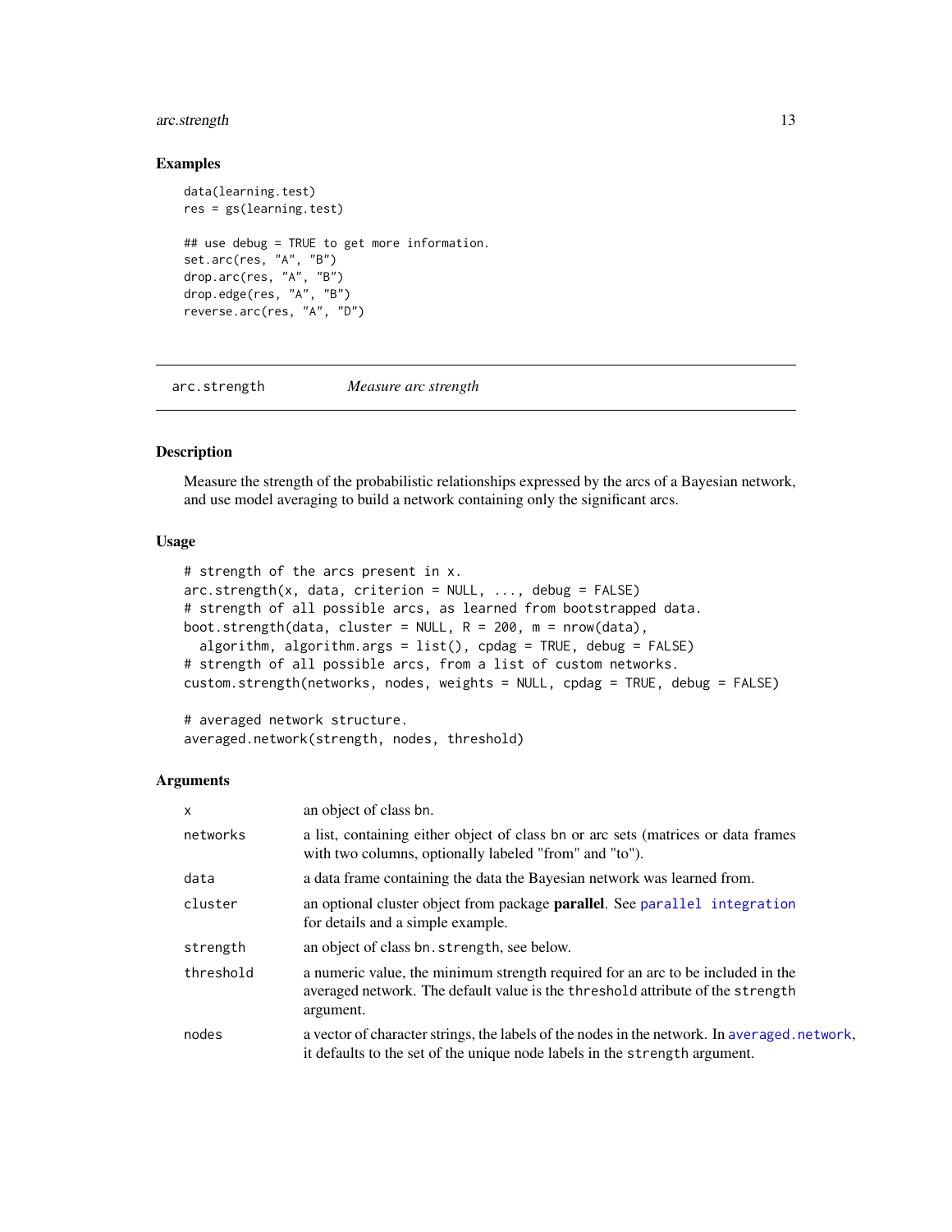### Examples

```
data(learning.test)
res = gs(learning.test)

## use debug = TRUE to get more information.
set.arc(res, "A", "B")
drop.arc(res, "A", "B")
drop.edge(res, "A", "B")
reverse.arc(res, "A", "D")
```

---

## arc.strength *Measure arc strength*

---

### Description

Measure the strength of the probabilistic relationships expressed by the arcs of a Bayesian network, and use model averaging to build a network containing only the significant arcs.

### Usage

```
# strength of the arcs present in x.
arc.strength(x, data, criterion = NULL, ..., debug = FALSE)
# strength of all possible arcs, as learned from bootstrapped data.
boot.strength(data, cluster = NULL, R = 200, m = nrow(data),
  algorithm, algorithm.args = list(), cpdag = TRUE, debug = FALSE)
# strength of all possible arcs, from a list of custom networks.
custom.strength(networks, nodes, weights = NULL, cpdag = TRUE, debug = FALSE)

# averaged network structure.
averaged.network(strength, nodes, threshold)
```

### Arguments

| | |
|---|---|
| `x` | an object of class bn. |
| `networks` | a list, containing either object of class bn or arc sets (matrices or data frames with two columns, optionally labeled "from" and "to"). |
| `data` | a data frame containing the data the Bayesian network was learned from. |
| `cluster` | an optional cluster object from package **parallel**. See `parallel integration` for details and a simple example. |
| `strength` | an object of class `bn.strength`, see below. |
| `threshold` | a numeric value, the minimum strength required for an arc to be included in the averaged network. The default value is the `threshold` attribute of the `strength` argument. |
| `nodes` | a vector of character strings, the labels of the nodes in the network. In `averaged.network`, it defaults to the set of the unique node labels in the `strength` argument. |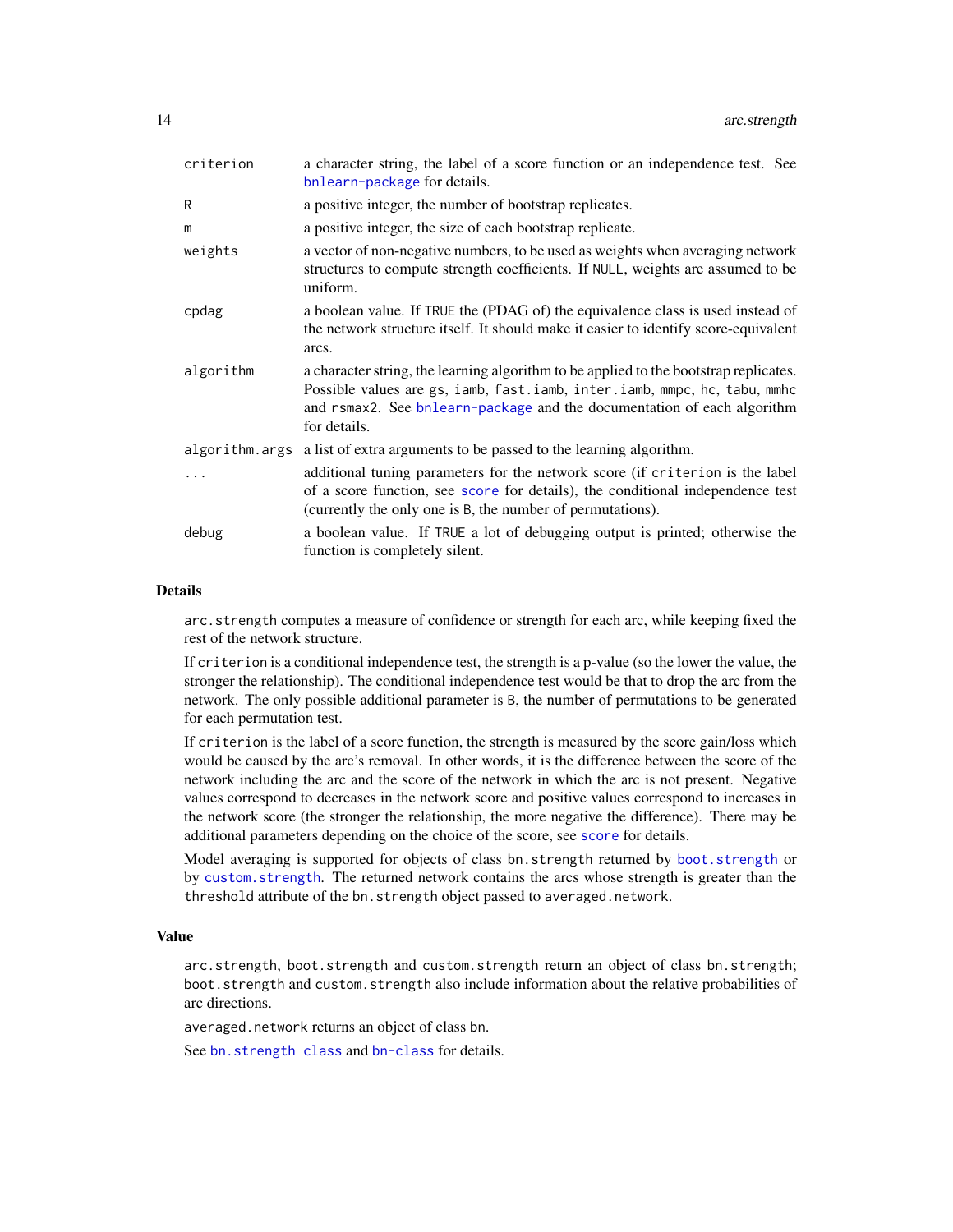| | |
|---|---|
| `criterion` | a character string, the label of a score function or an independence test. See `bnlearn-package` for details. |
| `R` | a positive integer, the number of bootstrap replicates. |
| `m` | a positive integer, the size of each bootstrap replicate. |
| `weights` | a vector of non-negative numbers, to be used as weights when averaging network structures to compute strength coefficients. If `NULL`, weights are assumed to be uniform. |
| `cpdag` | a boolean value. If `TRUE` the (PDAG of) the equivalence class is used instead of the network structure itself. It should make it easier to identify score-equivalent arcs. |
| `algorithm` | a character string, the learning algorithm to be applied to the bootstrap replicates. Possible values are `gs`, `iamb`, `fast.iamb`, `inter.iamb`, `mmpc`, `hc`, `tabu`, `mmhc` and `rsmax2`. See `bnlearn-package` and the documentation of each algorithm for details. |
| `algorithm.args` | a list of extra arguments to be passed to the learning algorithm. |
| `...` | additional tuning parameters for the network score (if `criterion` is the label of a score function, see `score` for details), the conditional independence test (currently the only one is `B`, the number of permutations). |
| `debug` | a boolean value. If `TRUE` a lot of debugging output is printed; otherwise the function is completely silent. |

## Details

`arc.strength` computes a measure of confidence or strength for each arc, while keeping fixed the rest of the network structure.

If `criterion` is a conditional independence test, the strength is a p-value (so the lower the value, the stronger the relationship). The conditional independence test would be that to drop the arc from the network. The only possible additional parameter is `B`, the number of permutations to be generated for each permutation test.

If `criterion` is the label of a score function, the strength is measured by the score gain/loss which would be caused by the arc's removal. In other words, it is the difference between the score of the network including the arc and the score of the network in which the arc is not present. Negative values correspond to decreases in the network score and positive values correspond to increases in the network score (the stronger the relationship, the more negative the difference). There may be additional parameters depending on the choice of the score, see `score` for details.

Model averaging is supported for objects of class `bn.strength` returned by `boot.strength` or by `custom.strength`. The returned network contains the arcs whose strength is greater than the `threshold` attribute of the `bn.strength` object passed to `averaged.network`.

## Value

`arc.strength`, `boot.strength` and `custom.strength` return an object of class `bn.strength`; `boot.strength` and `custom.strength` also include information about the relative probabilities of arc directions.

`averaged.network` returns an object of class `bn`.

See `bn.strength class` and `bn-class` for details.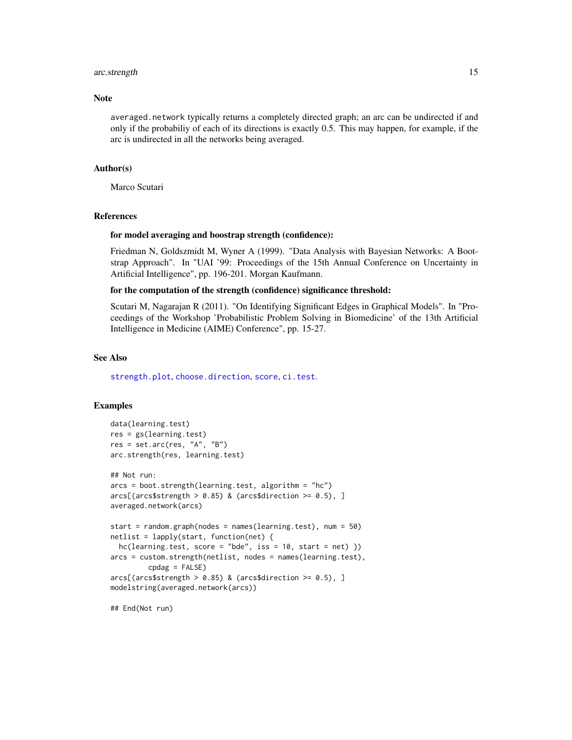## Note

averaged.network typically returns a completely directed graph; an arc can be undirected if and only if the probabiliy of each of its directions is exactly 0.5. This may happen, for example, if the arc is undirected in all the networks being averaged.

## Author(s)

Marco Scutari

## References

**for model averaging and boostrap strength (confidence):**

Friedman N, Goldszmidt M, Wyner A (1999). "Data Analysis with Bayesian Networks: A Bootstrap Approach". In "UAI '99: Proceedings of the 15th Annual Conference on Uncertainty in Artificial Intelligence", pp. 196-201. Morgan Kaufmann.

**for the computation of the strength (confidence) significance threshold:**

Scutari M, Nagarajan R (2011). "On Identifying Significant Edges in Graphical Models". In "Proceedings of the Workshop 'Probabilistic Problem Solving in Biomedicine' of the 13th Artificial Intelligence in Medicine (AIME) Conference", pp. 15-27.

## See Also

strength.plot, choose.direction, score, ci.test.

## Examples

```
data(learning.test)
res = gs(learning.test)
res = set.arc(res, "A", "B")
arc.strength(res, learning.test)

## Not run:
arcs = boot.strength(learning.test, algorithm = "hc")
arcs[(arcs$strength > 0.85) & (arcs$direction >= 0.5), ]
averaged.network(arcs)

start = random.graph(nodes = names(learning.test), num = 50)
netlist = lapply(start, function(net) {
  hc(learning.test, score = "bde", iss = 10, start = net) })
arcs = custom.strength(netlist, nodes = names(learning.test),
        cpdag = FALSE)
arcs[(arcs$strength > 0.85) & (arcs$direction >= 0.5), ]
modelstring(averaged.network(arcs))

## End(Not run)
```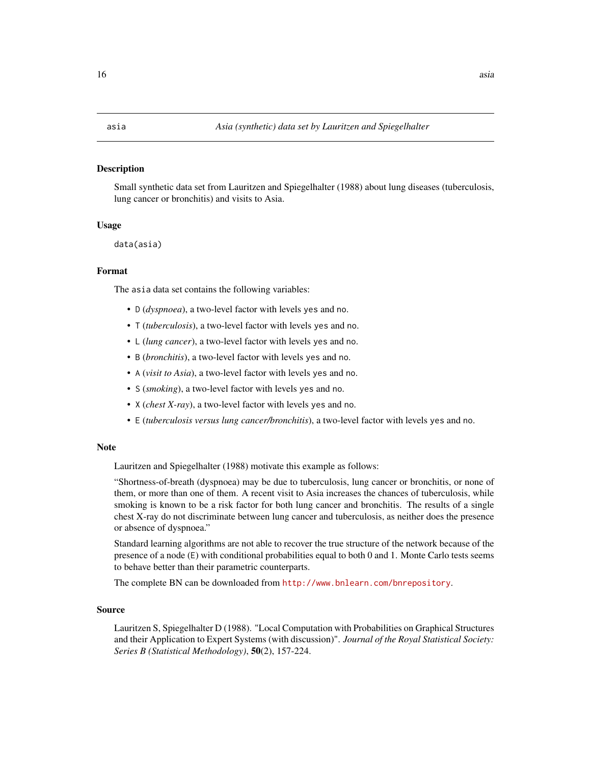# asia — *Asia (synthetic) data set by Lauritzen and Spiegelhalter*

## Description

Small synthetic data set from Lauritzen and Spiegelhalter (1988) about lung diseases (tuberculosis, lung cancer or bronchitis) and visits to Asia.

## Usage

```
data(asia)
```

## Format

The `asia` data set contains the following variables:

- `D` (*dyspnoea*), a two-level factor with levels `yes` and `no`.
- `T` (*tuberculosis*), a two-level factor with levels `yes` and `no`.
- `L` (*lung cancer*), a two-level factor with levels `yes` and `no`.
- `B` (*bronchitis*), a two-level factor with levels `yes` and `no`.
- `A` (*visit to Asia*), a two-level factor with levels `yes` and `no`.
- `S` (*smoking*), a two-level factor with levels `yes` and `no`.
- `X` (*chest X-ray*), a two-level factor with levels `yes` and `no`.
- `E` (*tuberculosis versus lung cancer/bronchitis*), a two-level factor with levels `yes` and `no`.

## Note

Lauritzen and Spiegelhalter (1988) motivate this example as follows:

"Shortness-of-breath (dyspnoea) may be due to tuberculosis, lung cancer or bronchitis, or none of them, or more than one of them. A recent visit to Asia increases the chances of tuberculosis, while smoking is known to be a risk factor for both lung cancer and bronchitis. The results of a single chest X-ray do not discriminate between lung cancer and tuberculosis, as neither does the presence or absence of dyspnoea."

Standard learning algorithms are not able to recover the true structure of the network because of the presence of a node (`E`) with conditional probabilities equal to both 0 and 1. Monte Carlo tests seems to behave better than their parametric counterparts.

The complete BN can be downloaded from http://www.bnlearn.com/bnrepository.

## Source

Lauritzen S, Spiegelhalter D (1988). "Local Computation with Probabilities on Graphical Structures and their Application to Expert Systems (with discussion)". *Journal of the Royal Statistical Society: Series B (Statistical Methodology)*, **50**(2), 157-224.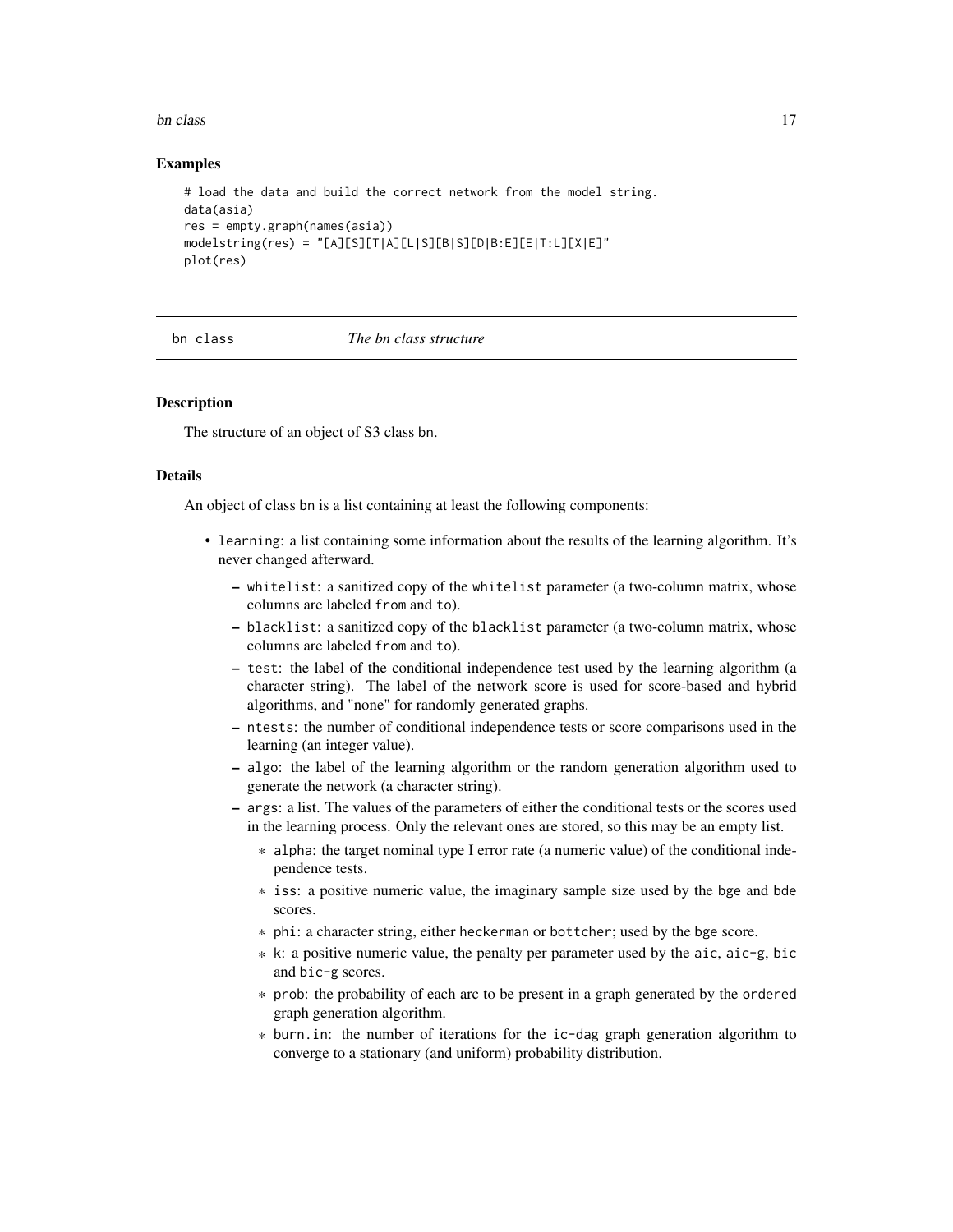### Examples

```
# load the data and build the correct network from the model string.
data(asia)
res = empty.graph(names(asia))
modelstring(res) = "[A][S][T|A][L|S][B|S][D|B:E][E|T:L][X|E]"
plot(res)
```

---

## bn class — *The bn class structure*

### Description

The structure of an object of S3 class bn.

### Details

An object of class bn is a list containing at least the following components:

- `learning`: a list containing some information about the results of the learning algorithm. It's never changed afterward.
  - `whitelist`: a sanitized copy of the `whitelist` parameter (a two-column matrix, whose columns are labeled `from` and `to`).
  - `blacklist`: a sanitized copy of the `blacklist` parameter (a two-column matrix, whose columns are labeled `from` and `to`).
  - `test`: the label of the conditional independence test used by the learning algorithm (a character string). The label of the network score is used for score-based and hybrid algorithms, and "none" for randomly generated graphs.
  - `ntests`: the number of conditional independence tests or score comparisons used in the learning (an integer value).
  - `algo`: the label of the learning algorithm or the random generation algorithm used to generate the network (a character string).
  - `args`: a list. The values of the parameters of either the conditional tests or the scores used in the learning process. Only the relevant ones are stored, so this may be an empty list.
    - `alpha`: the target nominal type I error rate (a numeric value) of the conditional independence tests.
    - `iss`: a positive numeric value, the imaginary sample size used by the `bge` and `bde` scores.
    - `phi`: a character string, either `heckerman` or `bottcher`; used by the `bge` score.
    - `k`: a positive numeric value, the penalty per parameter used by the `aic`, `aic-g`, `bic` and `bic-g` scores.
    - `prob`: the probability of each arc to be present in a graph generated by the `ordered` graph generation algorithm.
    - `burn.in`: the number of iterations for the `ic-dag` graph generation algorithm to converge to a stationary (and uniform) probability distribution.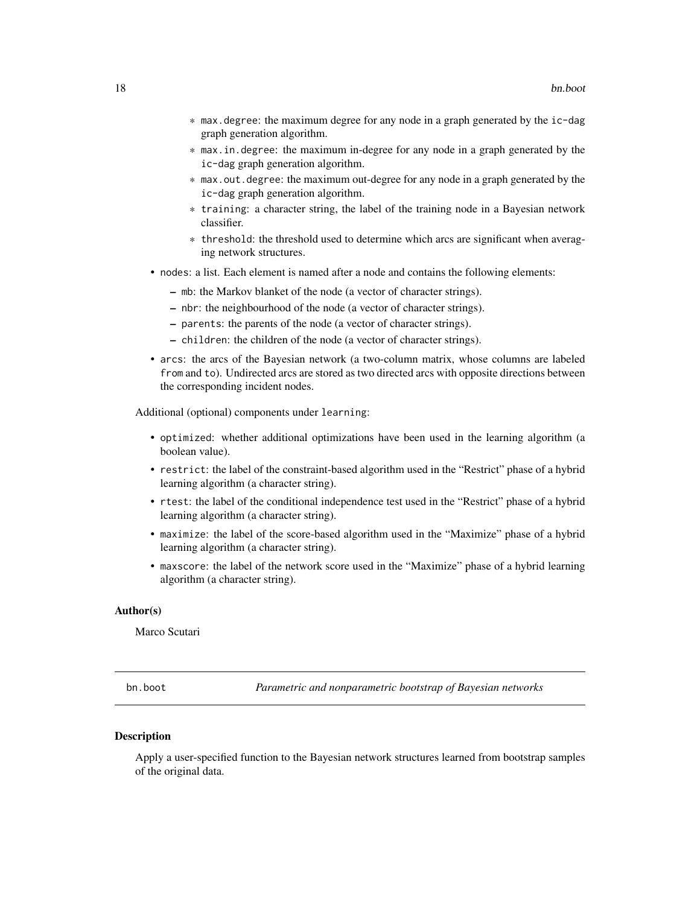* `max.degree`: the maximum degree for any node in a graph generated by the `ic-dag` graph generation algorithm.
    * `max.in.degree`: the maximum in-degree for any node in a graph generated by the `ic-dag` graph generation algorithm.
    * `max.out.degree`: the maximum out-degree for any node in a graph generated by the `ic-dag` graph generation algorithm.
    * `training`: a character string, the label of the training node in a Bayesian network classifier.
    * `threshold`: the threshold used to determine which arcs are significant when averaging network structures.

- `nodes`: a list. Each element is named after a node and contains the following elements:
  - `mb`: the Markov blanket of the node (a vector of character strings).
  - `nbr`: the neighbourhood of the node (a vector of character strings).
  - `parents`: the parents of the node (a vector of character strings).
  - `children`: the children of the node (a vector of character strings).
- `arcs`: the arcs of the Bayesian network (a two-column matrix, whose columns are labeled `from` and `to`). Undirected arcs are stored as two directed arcs with opposite directions between the corresponding incident nodes.

Additional (optional) components under `learning`:

- `optimized`: whether additional optimizations have been used in the learning algorithm (a boolean value).
- `restrict`: the label of the constraint-based algorithm used in the "Restrict" phase of a hybrid learning algorithm (a character string).
- `rtest`: the label of the conditional independence test used in the "Restrict" phase of a hybrid learning algorithm (a character string).
- `maximize`: the label of the score-based algorithm used in the "Maximize" phase of a hybrid learning algorithm (a character string).
- `maxscore`: the label of the network score used in the "Maximize" phase of a hybrid learning algorithm (a character string).

### Author(s)

Marco Scutari

---

`bn.boot` *Parametric and nonparametric bootstrap of Bayesian networks*

---

### Description

Apply a user-specified function to the Bayesian network structures learned from bootstrap samples of the original data.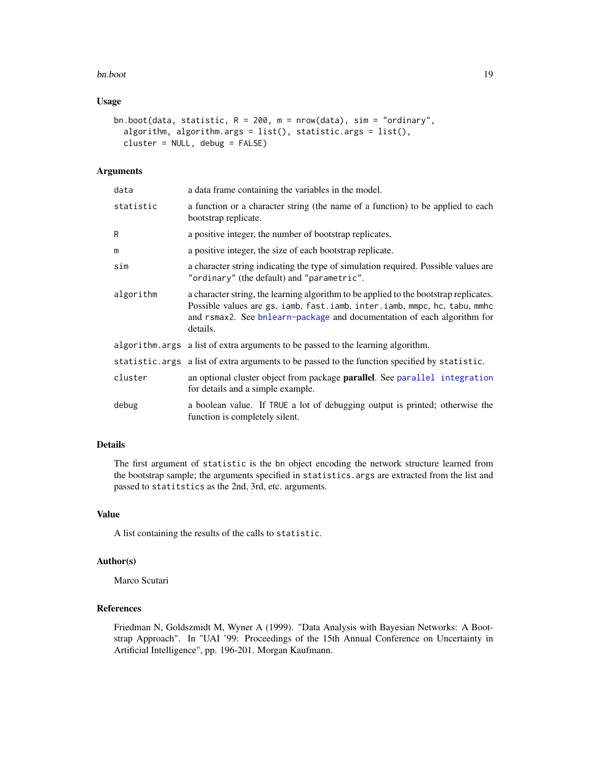## Usage

```
bn.boot(data, statistic, R = 200, m = nrow(data), sim = "ordinary",
  algorithm, algorithm.args = list(), statistic.args = list(),
  cluster = NULL, debug = FALSE)
```

## Arguments

| | |
|---|---|
| `data` | a data frame containing the variables in the model. |
| `statistic` | a function or a character string (the name of a function) to be applied to each bootstrap replicate. |
| `R` | a positive integer, the number of bootstrap replicates. |
| `m` | a positive integer, the size of each bootstrap replicate. |
| `sim` | a character string indicating the type of simulation required. Possible values are `"ordinary"` (the default) and `"parametric"`. |
| `algorithm` | a character string, the learning algorithm to be applied to the bootstrap replicates. Possible values are `gs`, `iamb`, `fast.iamb`, `inter.iamb`, `mmpc`, `hc`, `tabu`, `mmhc` and `rsmax2`. See `bnlearn-package` and documentation of each algorithm for details. |
| `algorithm.args` | a list of extra arguments to be passed to the learning algorithm. |
| `statistic.args` | a list of extra arguments to be passed to the function specified by `statistic`. |
| `cluster` | an optional cluster object from package **parallel**. See `parallel integration` for details and a simple example. |
| `debug` | a boolean value. If `TRUE` a lot of debugging output is printed; otherwise the function is completely silent. |

## Details

The first argument of `statistic` is the `bn` object encoding the network structure learned from the bootstrap sample; the arguments specified in `statistics.args` are extracted from the list and passed to `statitstics` as the 2nd, 3rd, etc. arguments.

## Value

A list containing the results of the calls to `statistic`.

## Author(s)

Marco Scutari

## References

Friedman N, Goldszmidt M, Wyner A (1999). "Data Analysis with Bayesian Networks: A Bootstrap Approach". In "UAI '99: Proceedings of the 15th Annual Conference on Uncertainty in Artificial Intelligence", pp. 196-201. Morgan Kaufmann.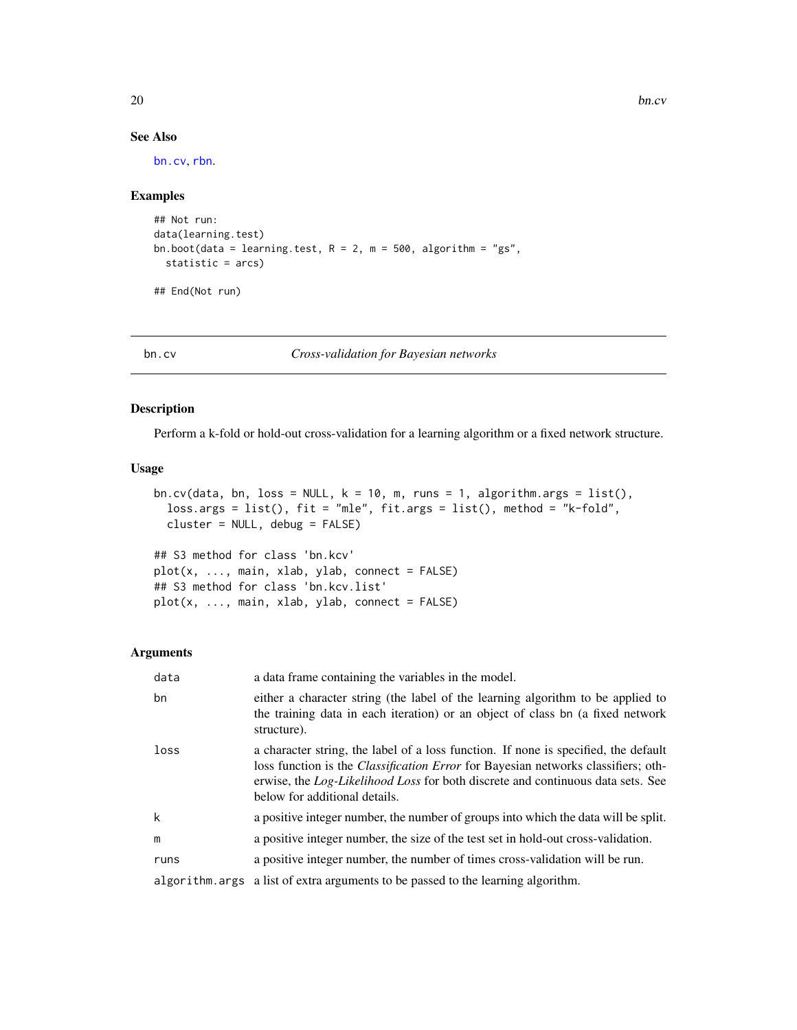## See Also

bn.cv, rbn.

## Examples

```
## Not run:
data(learning.test)
bn.boot(data = learning.test, R = 2, m = 500, algorithm = "gs",
  statistic = arcs)

## End(Not run)
```

---

# bn.cv — *Cross-validation for Bayesian networks*

## Description

Perform a k-fold or hold-out cross-validation for a learning algorithm or a fixed network structure.

## Usage

```
bn.cv(data, bn, loss = NULL, k = 10, m, runs = 1, algorithm.args = list(),
  loss.args = list(), fit = "mle", fit.args = list(), method = "k-fold",
  cluster = NULL, debug = FALSE)

## S3 method for class 'bn.kcv'
plot(x, ..., main, xlab, ylab, connect = FALSE)
## S3 method for class 'bn.kcv.list'
plot(x, ..., main, xlab, ylab, connect = FALSE)
```

## Arguments

| | |
|---|---|
| `data` | a data frame containing the variables in the model. |
| `bn` | either a character string (the label of the learning algorithm to be applied to the training data in each iteration) or an object of class bn (a fixed network structure). |
| `loss` | a character string, the label of a loss function. If none is specified, the default loss function is the *Classification Error* for Bayesian networks classifiers; otherwise, the *Log-Likelihood Loss* for both discrete and continuous data sets. See below for additional details. |
| `k` | a positive integer number, the number of groups into which the data will be split. |
| `m` | a positive integer number, the size of the test set in hold-out cross-validation. |
| `runs` | a positive integer number, the number of times cross-validation will be run. |
| `algorithm.args` | a list of extra arguments to be passed to the learning algorithm. |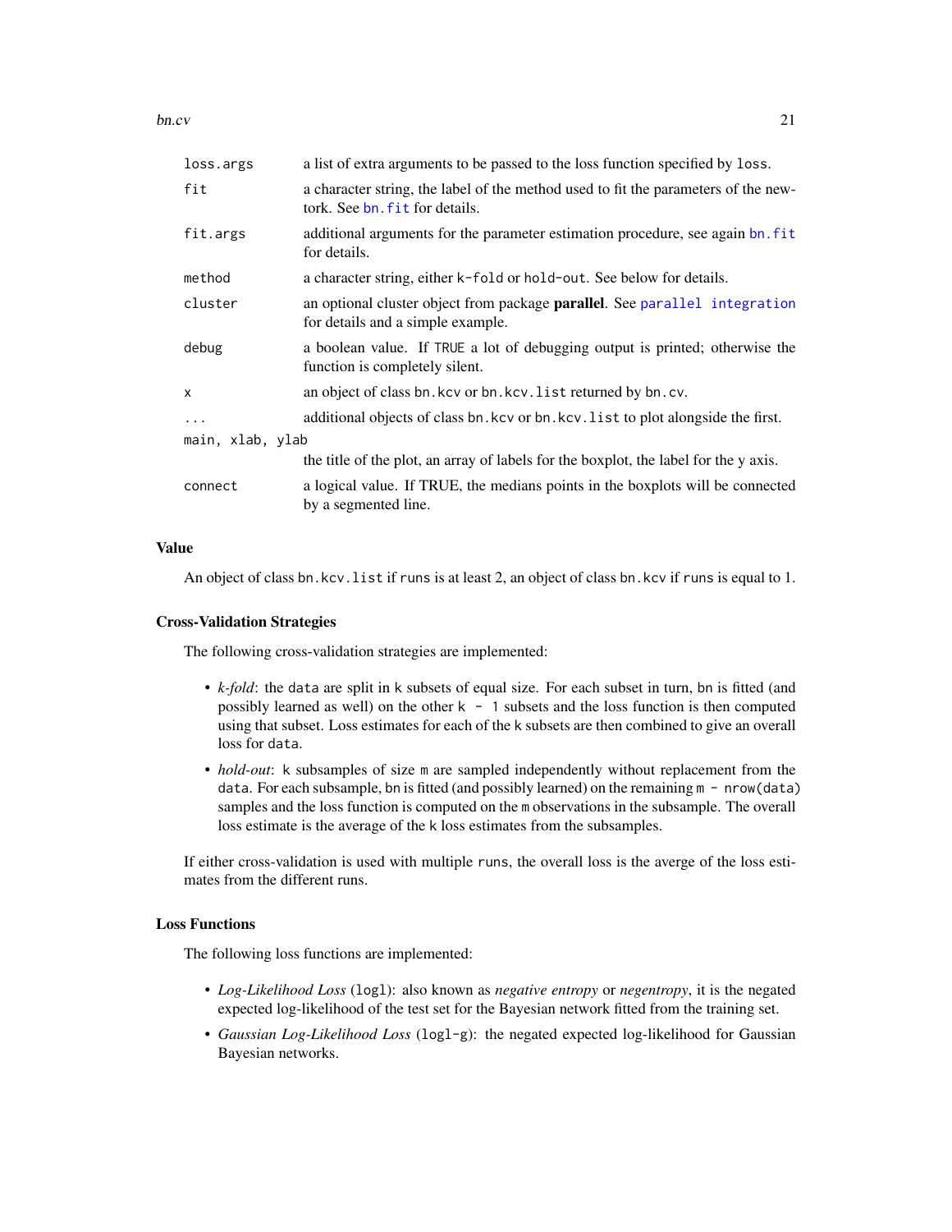| | |
|---|---|
| `loss.args` | a list of extra arguments to be passed to the loss function specified by `loss`. |
| `fit` | a character string, the label of the method used to fit the parameters of the newtork. See `bn.fit` for details. |
| `fit.args` | additional arguments for the parameter estimation procedure, see again `bn.fit` for details. |
| `method` | a character string, either `k-fold` or `hold-out`. See below for details. |
| `cluster` | an optional cluster object from package **parallel**. See `parallel integration` for details and a simple example. |
| `debug` | a boolean value. If `TRUE` a lot of debugging output is printed; otherwise the function is completely silent. |
| `x` | an object of class `bn.kcv` or `bn.kcv.list` returned by `bn.cv`. |
| `...` | additional objects of class `bn.kcv` or `bn.kcv.list` to plot alongside the first. |
| `main, xlab, ylab` | the title of the plot, an array of labels for the boxplot, the label for the y axis. |
| `connect` | a logical value. If TRUE, the medians points in the boxplots will be connected by a segmented line. |

### Value

An object of class `bn.kcv.list` if `runs` is at least 2, an object of class `bn.kcv` if `runs` is equal to 1.

### Cross-Validation Strategies

The following cross-validation strategies are implemented:

- *k-fold*: the `data` are split in `k` subsets of equal size. For each subset in turn, `bn` is fitted (and possibly learned as well) on the other `k - 1` subsets and the loss function is then computed using that subset. Loss estimates for each of the `k` subsets are then combined to give an overall loss for `data`.
- *hold-out*: `k` subsamples of size `m` are sampled independently without replacement from the `data`. For each subsample, `bn` is fitted (and possibly learned) on the remaining `m - nrow(data)` samples and the loss function is computed on the `m` observations in the subsample. The overall loss estimate is the average of the `k` loss estimates from the subsamples.

If either cross-validation is used with multiple `runs`, the overall loss is the averge of the loss estimates from the different runs.

### Loss Functions

The following loss functions are implemented:

- *Log-Likelihood Loss* (`logl`): also known as *negative entropy* or *negentropy*, it is the negated expected log-likelihood of the test set for the Bayesian network fitted from the training set.
- *Gaussian Log-Likelihood Loss* (`logl-g`): the negated expected log-likelihood for Gaussian Bayesian networks.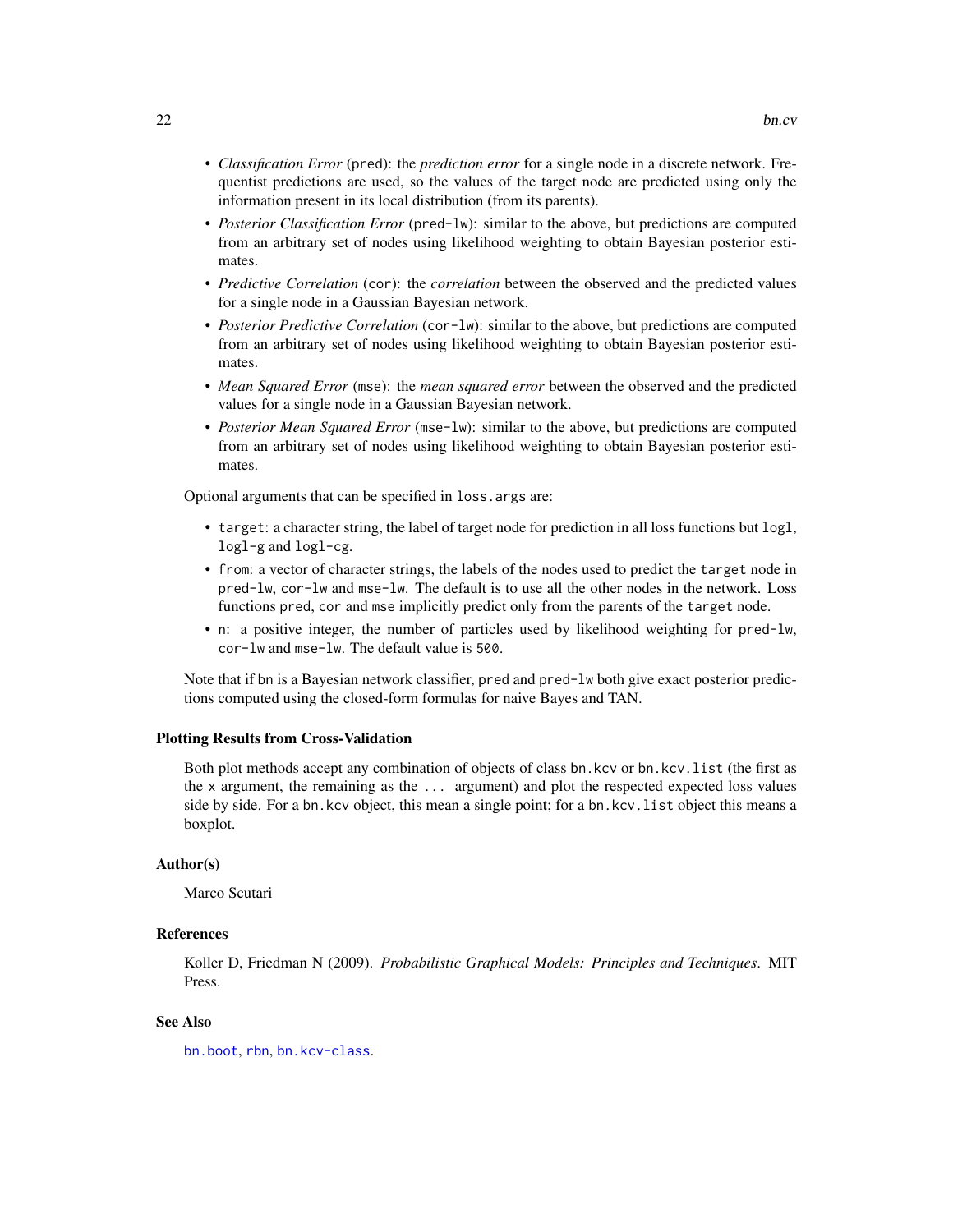- *Classification Error* (`pred`): the *prediction error* for a single node in a discrete network. Frequentist predictions are used, so the values of the target node are predicted using only the information present in its local distribution (from its parents).
- *Posterior Classification Error* (`pred-lw`): similar to the above, but predictions are computed from an arbitrary set of nodes using likelihood weighting to obtain Bayesian posterior estimates.
- *Predictive Correlation* (`cor`): the *correlation* between the observed and the predicted values for a single node in a Gaussian Bayesian network.
- *Posterior Predictive Correlation* (`cor-lw`): similar to the above, but predictions are computed from an arbitrary set of nodes using likelihood weighting to obtain Bayesian posterior estimates.
- *Mean Squared Error* (`mse`): the *mean squared error* between the observed and the predicted values for a single node in a Gaussian Bayesian network.
- *Posterior Mean Squared Error* (`mse-lw`): similar to the above, but predictions are computed from an arbitrary set of nodes using likelihood weighting to obtain Bayesian posterior estimates.

Optional arguments that can be specified in `loss.args` are:

- `target`: a character string, the label of target node for prediction in all loss functions but `logl`, `logl-g` and `logl-cg`.
- `from`: a vector of character strings, the labels of the nodes used to predict the `target` node in `pred-lw`, `cor-lw` and `mse-lw`. The default is to use all the other nodes in the network. Loss functions `pred`, `cor` and `mse` implicitly predict only from the parents of the `target` node.
- `n`: a positive integer, the number of particles used by likelihood weighting for `pred-lw`, `cor-lw` and `mse-lw`. The default value is `500`.

Note that if `bn` is a Bayesian network classifier, `pred` and `pred-lw` both give exact posterior predictions computed using the closed-form formulas for naive Bayes and TAN.

### Plotting Results from Cross-Validation

Both plot methods accept any combination of objects of class `bn.kcv` or `bn.kcv.list` (the first as the `x` argument, the remaining as the `...` argument) and plot the respected expected loss values side by side. For a `bn.kcv` object, this mean a single point; for a `bn.kcv.list` object this means a boxplot.

### Author(s)

Marco Scutari

### References

Koller D, Friedman N (2009). *Probabilistic Graphical Models: Principles and Techniques*. MIT Press.

### See Also

`bn.boot`, `rbn`, `bn.kcv-class`.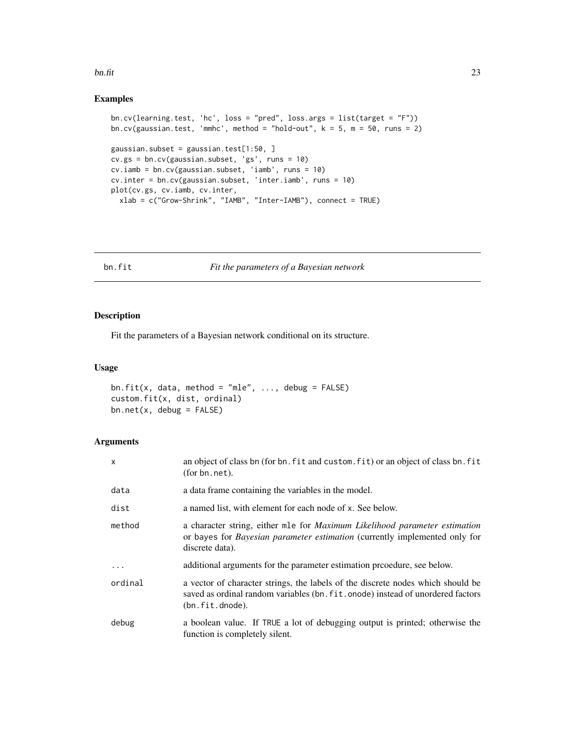## Examples

```
bn.cv(learning.test, 'hc', loss = "pred", loss.args = list(target = "F"))
bn.cv(gaussian.test, 'mmhc', method = "hold-out", k = 5, m = 50, runs = 2)

gaussian.subset = gaussian.test[1:50, ]
cv.gs = bn.cv(gaussian.subset, 'gs', runs = 10)
cv.iamb = bn.cv(gaussian.subset, 'iamb', runs = 10)
cv.inter = bn.cv(gaussian.subset, 'inter.iamb', runs = 10)
plot(cv.gs, cv.iamb, cv.inter,
  xlab = c("Grow-Shrink", "IAMB", "Inter-IAMB"), connect = TRUE)
```

# bn.fit — *Fit the parameters of a Bayesian network*

## Description

Fit the parameters of a Bayesian network conditional on its structure.

## Usage

```
bn.fit(x, data, method = "mle", ..., debug = FALSE)
custom.fit(x, dist, ordinal)
bn.net(x, debug = FALSE)
```

## Arguments

| | |
|---|---|
| `x` | an object of class `bn` (for `bn.fit` and `custom.fit`) or an object of class `bn.fit` (for `bn.net`). |
| `data` | a data frame containing the variables in the model. |
| `dist` | a named list, with element for each node of `x`. See below. |
| `method` | a character string, either `mle` for *Maximum Likelihood parameter estimation* or `bayes` for *Bayesian parameter estimation* (currently implemented only for discrete data). |
| `...` | additional arguments for the parameter estimation prcoedure, see below. |
| `ordinal` | a vector of character strings, the labels of the discrete nodes which should be saved as ordinal random variables (`bn.fit.onode`) instead of unordered factors (`bn.fit.dnode`). |
| `debug` | a boolean value. If `TRUE` a lot of debugging output is printed; otherwise the function is completely silent. |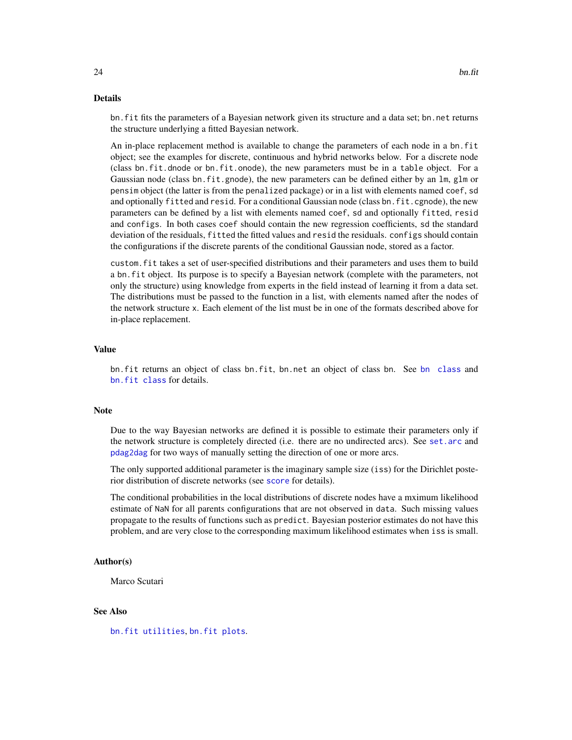## Details

bn.fit fits the parameters of a Bayesian network given its structure and a data set; bn.net returns the structure underlying a fitted Bayesian network.

An in-place replacement method is available to change the parameters of each node in a bn.fit object; see the examples for discrete, continuous and hybrid networks below. For a discrete node (class bn.fit.dnode or bn.fit.onode), the new parameters must be in a table object. For a Gaussian node (class bn.fit.gnode), the new parameters can be defined either by an lm, glm or pensim object (the latter is from the penalized package) or in a list with elements named coef, sd and optionally fitted and resid. For a conditional Gaussian node (class bn.fit.cgnode), the new parameters can be defined by a list with elements named coef, sd and optionally fitted, resid and configs. In both cases coef should contain the new regression coefficients, sd the standard deviation of the residuals, fitted the fitted values and resid the residuals. configs should contain the configurations if the discrete parents of the conditional Gaussian node, stored as a factor.

custom.fit takes a set of user-specified distributions and their parameters and uses them to build a bn.fit object. Its purpose is to specify a Bayesian network (complete with the parameters, not only the structure) using knowledge from experts in the field instead of learning it from a data set. The distributions must be passed to the function in a list, with elements named after the nodes of the network structure x. Each element of the list must be in one of the formats described above for in-place replacement.

## Value

bn.fit returns an object of class bn.fit, bn.net an object of class bn. See bn class and bn.fit class for details.

## Note

Due to the way Bayesian networks are defined it is possible to estimate their parameters only if the network structure is completely directed (i.e. there are no undirected arcs). See set.arc and pdag2dag for two ways of manually setting the direction of one or more arcs.

The only supported additional parameter is the imaginary sample size (iss) for the Dirichlet posterior distribution of discrete networks (see score for details).

The conditional probabilities in the local distributions of discrete nodes have a mximum likelihood estimate of NaN for all parents configurations that are not observed in data. Such missing values propagate to the results of functions such as predict. Bayesian posterior estimates do not have this problem, and are very close to the corresponding maximum likelihood estimates when iss is small.

## Author(s)

Marco Scutari

## See Also

bn.fit utilities, bn.fit plots.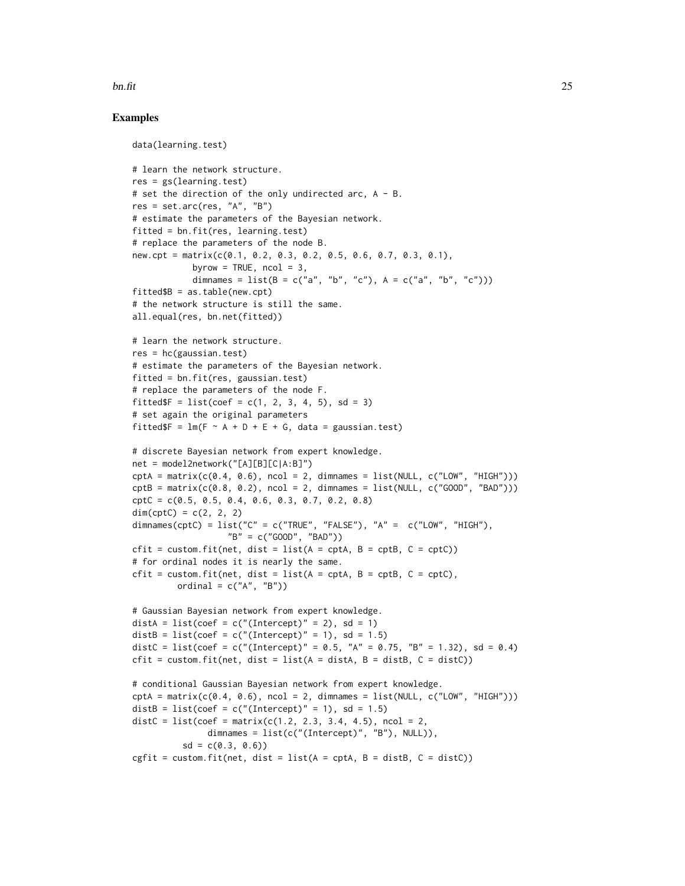## Examples

```
data(learning.test)

# learn the network structure.
res = gs(learning.test)
# set the direction of the only undirected arc, A - B.
res = set.arc(res, "A", "B")
# estimate the parameters of the Bayesian network.
fitted = bn.fit(res, learning.test)
# replace the parameters of the node B.
new.cpt = matrix(c(0.1, 0.2, 0.3, 0.2, 0.5, 0.6, 0.7, 0.3, 0.1),
            byrow = TRUE, ncol = 3,
            dimnames = list(B = c("a", "b", "c"), A = c("a", "b", "c")))
fitted$B = as.table(new.cpt)
# the network structure is still the same.
all.equal(res, bn.net(fitted))

# learn the network structure.
res = hc(gaussian.test)
# estimate the parameters of the Bayesian network.
fitted = bn.fit(res, gaussian.test)
# replace the parameters of the node F.
fitted$F = list(coef = c(1, 2, 3, 4, 5), sd = 3)
# set again the original parameters
fitted$F = lm(F ~ A + D + E + G, data = gaussian.test)

# discrete Bayesian network from expert knowledge.
net = model2network("[A][B][C|A:B]")
cptA = matrix(c(0.4, 0.6), ncol = 2, dimnames = list(NULL, c("LOW", "HIGH")))
cptB = matrix(c(0.8, 0.2), ncol = 2, dimnames = list(NULL, c("GOOD", "BAD")))
cptC = c(0.5, 0.5, 0.4, 0.6, 0.3, 0.7, 0.2, 0.8)
dim(cptC) = c(2, 2, 2)
dimnames(cptC) = list("C" = c("TRUE", "FALSE"), "A" =  c("LOW", "HIGH"),
                 "B" = c("GOOD", "BAD"))
cfit = custom.fit(net, dist = list(A = cptA, B = cptB, C = cptC))
# for ordinal nodes it is nearly the same.
cfit = custom.fit(net, dist = list(A = cptA, B = cptB, C = cptC),
         ordinal = c("A", "B"))

# Gaussian Bayesian network from expert knowledge.
distA = list(coef = c("(Intercept)" = 2), sd = 1)
distB = list(coef = c("(Intercept)" = 1), sd = 1.5)
distC = list(coef = c("(Intercept)" = 0.5, "A" = 0.75, "B" = 1.32), sd = 0.4)
cfit = custom.fit(net, dist = list(A = distA, B = distB, C = distC))

# conditional Gaussian Bayesian network from expert knowledge.
cptA = matrix(c(0.4, 0.6), ncol = 2, dimnames = list(NULL, c("LOW", "HIGH")))
distB = list(coef = c("(Intercept)" = 1), sd = 1.5)
distC = list(coef = matrix(c(1.2, 2.3, 3.4, 4.5), ncol = 2,
             dimnames = list(c("(Intercept)", "B"), NULL)),
          sd = c(0.3, 0.6))
cgfit = custom.fit(net, dist = list(A = cptA, B = distB, C = distC))
```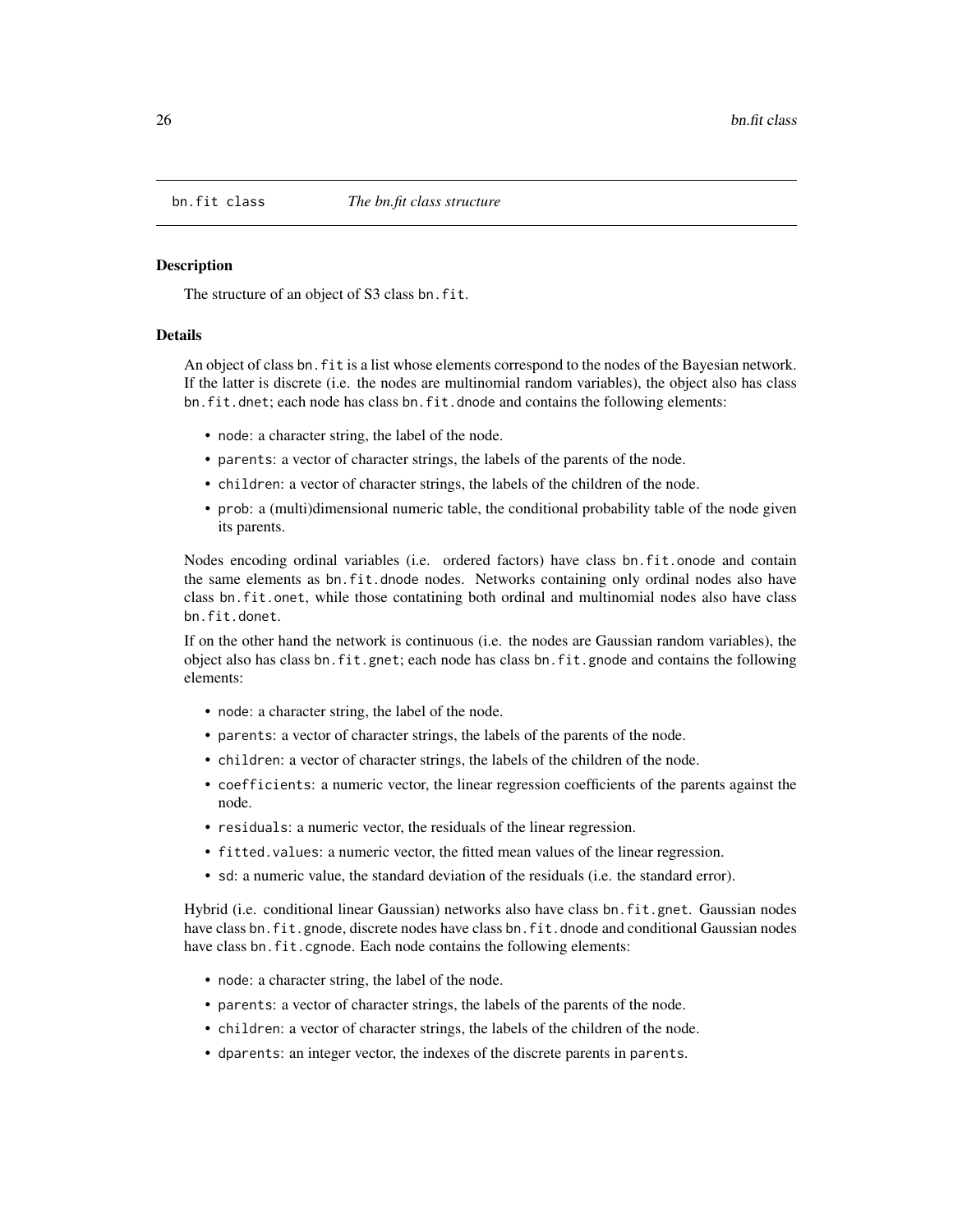# bn.fit class — *The bn.fit class structure*

## Description

The structure of an object of S3 class `bn.fit`.

## Details

An object of class `bn.fit` is a list whose elements correspond to the nodes of the Bayesian network. If the latter is discrete (i.e. the nodes are multinomial random variables), the object also has class `bn.fit.dnet`; each node has class `bn.fit.dnode` and contains the following elements:

- `node`: a character string, the label of the node.
- `parents`: a vector of character strings, the labels of the parents of the node.
- `children`: a vector of character strings, the labels of the children of the node.
- `prob`: a (multi)dimensional numeric table, the conditional probability table of the node given its parents.

Nodes encoding ordinal variables (i.e. ordered factors) have class `bn.fit.onode` and contain the same elements as `bn.fit.dnode` nodes. Networks containing only ordinal nodes also have class `bn.fit.onet`, while those contatining both ordinal and multinomial nodes also have class `bn.fit.donet`.

If on the other hand the network is continuous (i.e. the nodes are Gaussian random variables), the object also has class `bn.fit.gnet`; each node has class `bn.fit.gnode` and contains the following elements:

- `node`: a character string, the label of the node.
- `parents`: a vector of character strings, the labels of the parents of the node.
- `children`: a vector of character strings, the labels of the children of the node.
- `coefficients`: a numeric vector, the linear regression coefficients of the parents against the node.
- `residuals`: a numeric vector, the residuals of the linear regression.
- `fitted.values`: a numeric vector, the fitted mean values of the linear regression.
- `sd`: a numeric value, the standard deviation of the residuals (i.e. the standard error).

Hybrid (i.e. conditional linear Gaussian) networks also have class `bn.fit.gnet`. Gaussian nodes have class `bn.fit.gnode`, discrete nodes have class `bn.fit.dnode` and conditional Gaussian nodes have class `bn.fit.cgnode`. Each node contains the following elements:

- `node`: a character string, the label of the node.
- `parents`: a vector of character strings, the labels of the parents of the node.
- `children`: a vector of character strings, the labels of the children of the node.
- `dparents`: an integer vector, the indexes of the discrete parents in `parents`.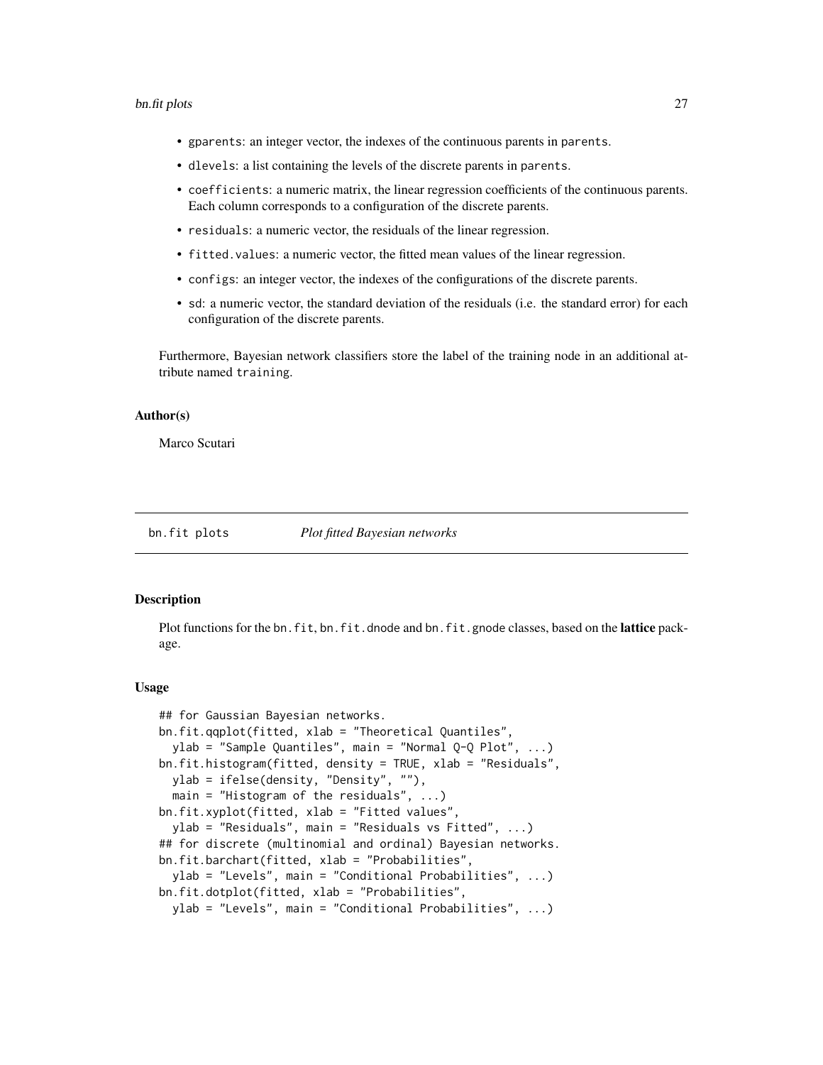- `gparents`: an integer vector, the indexes of the continuous parents in `parents`.
- `dlevels`: a list containing the levels of the discrete parents in `parents`.
- `coefficients`: a numeric matrix, the linear regression coefficients of the continuous parents. Each column corresponds to a configuration of the discrete parents.
- `residuals`: a numeric vector, the residuals of the linear regression.
- `fitted.values`: a numeric vector, the fitted mean values of the linear regression.
- `configs`: an integer vector, the indexes of the configurations of the discrete parents.
- `sd`: a numeric vector, the standard deviation of the residuals (i.e. the standard error) for each configuration of the discrete parents.

Furthermore, Bayesian network classifiers store the label of the training node in an additional attribute named `training`.

### Author(s)

Marco Scutari

---

## bn.fit plots *Plot fitted Bayesian networks*

---

### Description

Plot functions for the `bn.fit`, `bn.fit.dnode` and `bn.fit.gnode` classes, based on the **lattice** package.

### Usage

```
## for Gaussian Bayesian networks.
bn.fit.qqplot(fitted, xlab = "Theoretical Quantiles",
  ylab = "Sample Quantiles", main = "Normal Q-Q Plot", ...)
bn.fit.histogram(fitted, density = TRUE, xlab = "Residuals",
  ylab = ifelse(density, "Density", ""),
  main = "Histogram of the residuals", ...)
bn.fit.xyplot(fitted, xlab = "Fitted values",
  ylab = "Residuals", main = "Residuals vs Fitted", ...)
## for discrete (multinomial and ordinal) Bayesian networks.
bn.fit.barchart(fitted, xlab = "Probabilities",
  ylab = "Levels", main = "Conditional Probabilities", ...)
bn.fit.dotplot(fitted, xlab = "Probabilities",
  ylab = "Levels", main = "Conditional Probabilities", ...)
```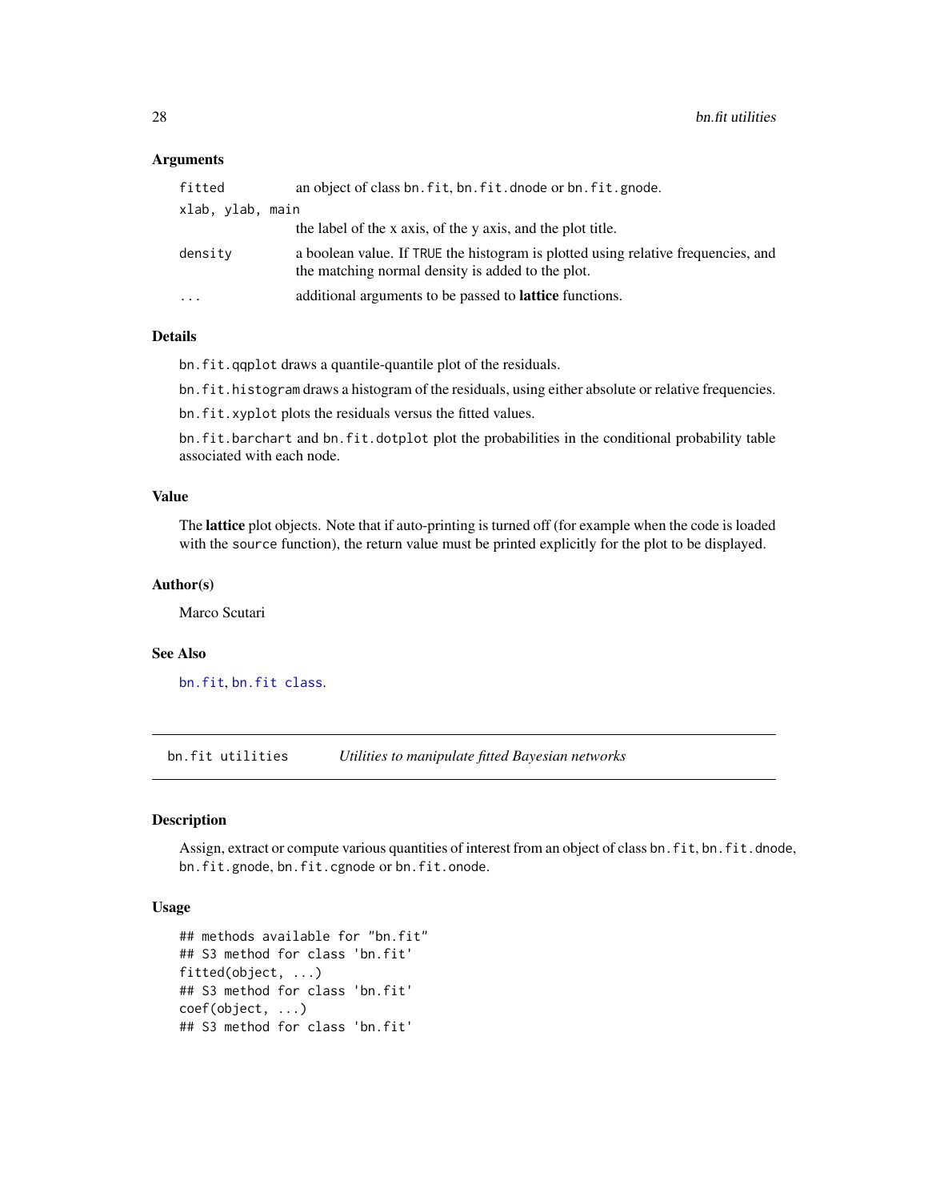### Arguments

| | |
|---|---|
| `fitted` | an object of class `bn.fit`, `bn.fit.dnode` or `bn.fit.gnode`. |
| `xlab, ylab, main` | the label of the x axis, of the y axis, and the plot title. |
| `density` | a boolean value. If `TRUE` the histogram is plotted using relative frequencies, and the matching normal density is added to the plot. |
| `...` | additional arguments to be passed to **lattice** functions. |

### Details

`bn.fit.qqplot` draws a quantile-quantile plot of the residuals.

`bn.fit.histogram` draws a histogram of the residuals, using either absolute or relative frequencies.

`bn.fit.xyplot` plots the residuals versus the fitted values.

`bn.fit.barchart` and `bn.fit.dotplot` plot the probabilities in the conditional probability table associated with each node.

### Value

The **lattice** plot objects. Note that if auto-printing is turned off (for example when the code is loaded with the `source` function), the return value must be printed explicitly for the plot to be displayed.

### Author(s)

Marco Scutari

### See Also

`bn.fit`, `bn.fit class`.

---

## `bn.fit utilities` *Utilities to manipulate fitted Bayesian networks*

### Description

Assign, extract or compute various quantities of interest from an object of class `bn.fit`, `bn.fit.dnode`, `bn.fit.gnode`, `bn.fit.cgnode` or `bn.fit.onode`.

### Usage

```
## methods available for "bn.fit"
## S3 method for class 'bn.fit'
fitted(object, ...)
## S3 method for class 'bn.fit'
coef(object, ...)
## S3 method for class 'bn.fit'
```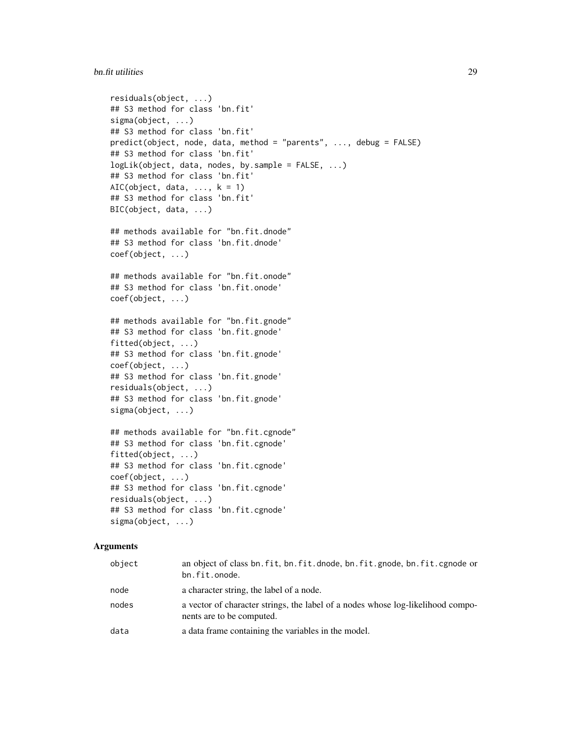```
residuals(object, ...)
## S3 method for class 'bn.fit'
sigma(object, ...)
## S3 method for class 'bn.fit'
predict(object, node, data, method = "parents", ..., debug = FALSE)
## S3 method for class 'bn.fit'
logLik(object, data, nodes, by.sample = FALSE, ...)
## S3 method for class 'bn.fit'
AIC(object, data, ..., k = 1)
## S3 method for class 'bn.fit'
BIC(object, data, ...)

## methods available for "bn.fit.dnode"
## S3 method for class 'bn.fit.dnode'
coef(object, ...)

## methods available for "bn.fit.onode"
## S3 method for class 'bn.fit.onode'
coef(object, ...)

## methods available for "bn.fit.gnode"
## S3 method for class 'bn.fit.gnode'
fitted(object, ...)
## S3 method for class 'bn.fit.gnode'
coef(object, ...)
## S3 method for class 'bn.fit.gnode'
residuals(object, ...)
## S3 method for class 'bn.fit.gnode'
sigma(object, ...)

## methods available for "bn.fit.cgnode"
## S3 method for class 'bn.fit.cgnode'
fitted(object, ...)
## S3 method for class 'bn.fit.cgnode'
coef(object, ...)
## S3 method for class 'bn.fit.cgnode'
residuals(object, ...)
## S3 method for class 'bn.fit.cgnode'
sigma(object, ...)
```

## Arguments

| | |
|---|---|
| `object` | an object of class `bn.fit`, `bn.fit.dnode`, `bn.fit.gnode`, `bn.fit.cgnode` or `bn.fit.onode`. |
| `node` | a character string, the label of a node. |
| `nodes` | a vector of character strings, the label of a nodes whose log-likelihood components are to be computed. |
| `data` | a data frame containing the variables in the model. |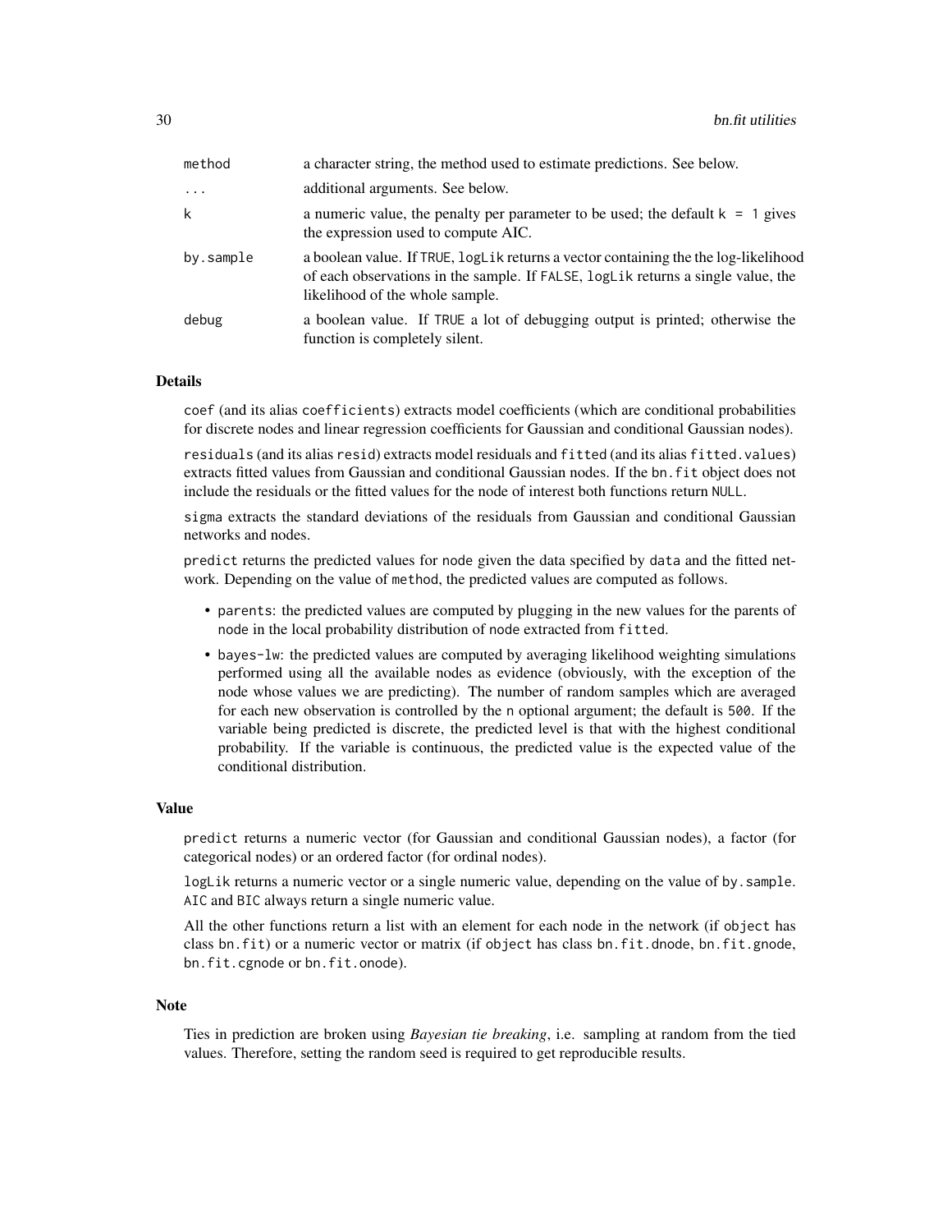| | |
|---|---|
| method | a character string, the method used to estimate predictions. See below. |
| ... | additional arguments. See below. |
| k | a numeric value, the penalty per parameter to be used; the default k = 1 gives the expression used to compute AIC. |
| by.sample | a boolean value. If TRUE, logLik returns a vector containing the the log-likelihood of each observations in the sample. If FALSE, logLik returns a single value, the likelihood of the whole sample. |
| debug | a boolean value. If TRUE a lot of debugging output is printed; otherwise the function is completely silent. |

## Details

coef (and its alias coefficients) extracts model coefficients (which are conditional probabilities for discrete nodes and linear regression coefficients for Gaussian and conditional Gaussian nodes).

residuals (and its alias resid) extracts model residuals and fitted (and its alias fitted.values) extracts fitted values from Gaussian and conditional Gaussian nodes. If the bn.fit object does not include the residuals or the fitted values for the node of interest both functions return NULL.

sigma extracts the standard deviations of the residuals from Gaussian and conditional Gaussian networks and nodes.

predict returns the predicted values for node given the data specified by data and the fitted network. Depending on the value of method, the predicted values are computed as follows.

- parents: the predicted values are computed by plugging in the new values for the parents of node in the local probability distribution of node extracted from fitted.
- bayes-lw: the predicted values are computed by averaging likelihood weighting simulations performed using all the available nodes as evidence (obviously, with the exception of the node whose values we are predicting). The number of random samples which are averaged for each new observation is controlled by the n optional argument; the default is 500. If the variable being predicted is discrete, the predicted level is that with the highest conditional probability. If the variable is continuous, the predicted value is the expected value of the conditional distribution.

## Value

predict returns a numeric vector (for Gaussian and conditional Gaussian nodes), a factor (for categorical nodes) or an ordered factor (for ordinal nodes).

logLik returns a numeric vector or a single numeric value, depending on the value of by.sample. AIC and BIC always return a single numeric value.

All the other functions return a list with an element for each node in the network (if object has class bn.fit) or a numeric vector or matrix (if object has class bn.fit.dnode, bn.fit.gnode, bn.fit.cgnode or bn.fit.onode).

## Note

Ties in prediction are broken using *Bayesian tie breaking*, i.e. sampling at random from the tied values. Therefore, setting the random seed is required to get reproducible results.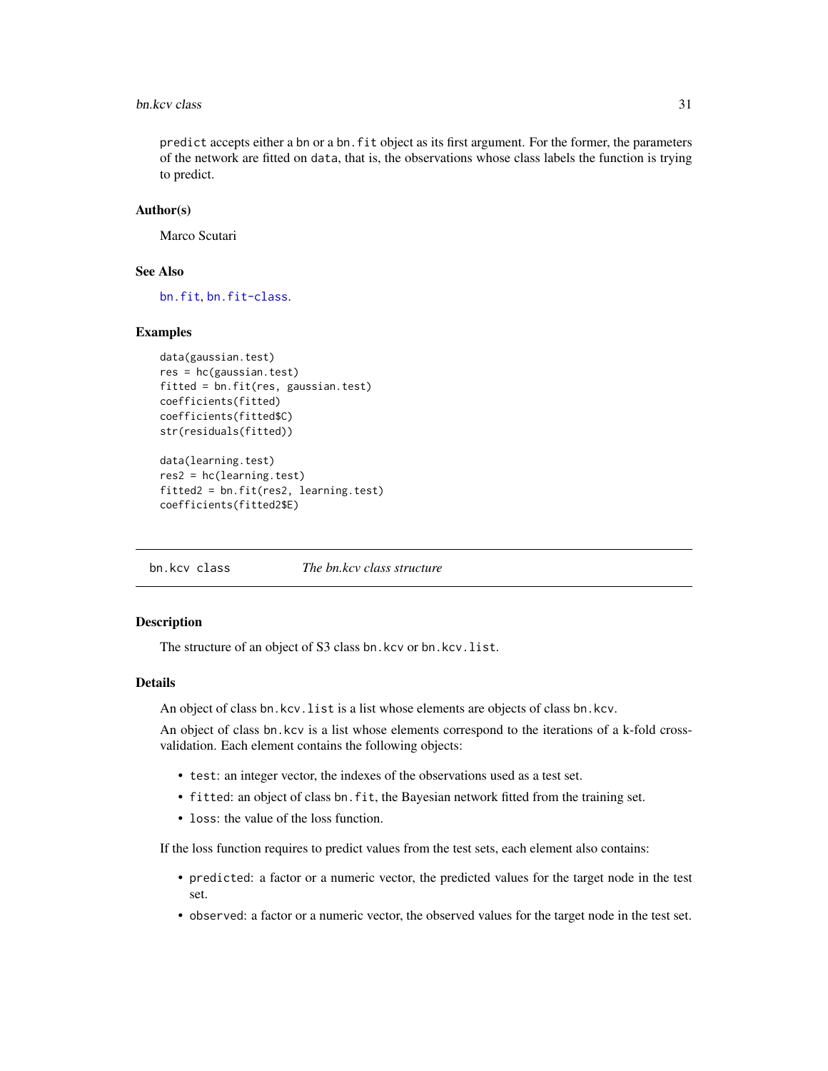`predict` accepts either a `bn` or a `bn.fit` object as its first argument. For the former, the parameters of the network are fitted on `data`, that is, the observations whose class labels the function is trying to predict.

### Author(s)

Marco Scutari

### See Also

`bn.fit`, `bn.fit-class`.

### Examples

```
data(gaussian.test)
res = hc(gaussian.test)
fitted = bn.fit(res, gaussian.test)
coefficients(fitted)
coefficients(fitted$C)
str(residuals(fitted))

data(learning.test)
res2 = hc(learning.test)
fitted2 = bn.fit(res2, learning.test)
coefficients(fitted2$E)
```

---

## bn.kcv class — *The bn.kcv class structure*

### Description

The structure of an object of S3 class `bn.kcv` or `bn.kcv.list`.

### Details

An object of class `bn.kcv.list` is a list whose elements are objects of class `bn.kcv`.

An object of class `bn.kcv` is a list whose elements correspond to the iterations of a k-fold cross-validation. Each element contains the following objects:

- `test`: an integer vector, the indexes of the observations used as a test set.
- `fitted`: an object of class `bn.fit`, the Bayesian network fitted from the training set.
- `loss`: the value of the loss function.

If the loss function requires to predict values from the test sets, each element also contains:

- `predicted`: a factor or a numeric vector, the predicted values for the target node in the test set.
- `observed`: a factor or a numeric vector, the observed values for the target node in the test set.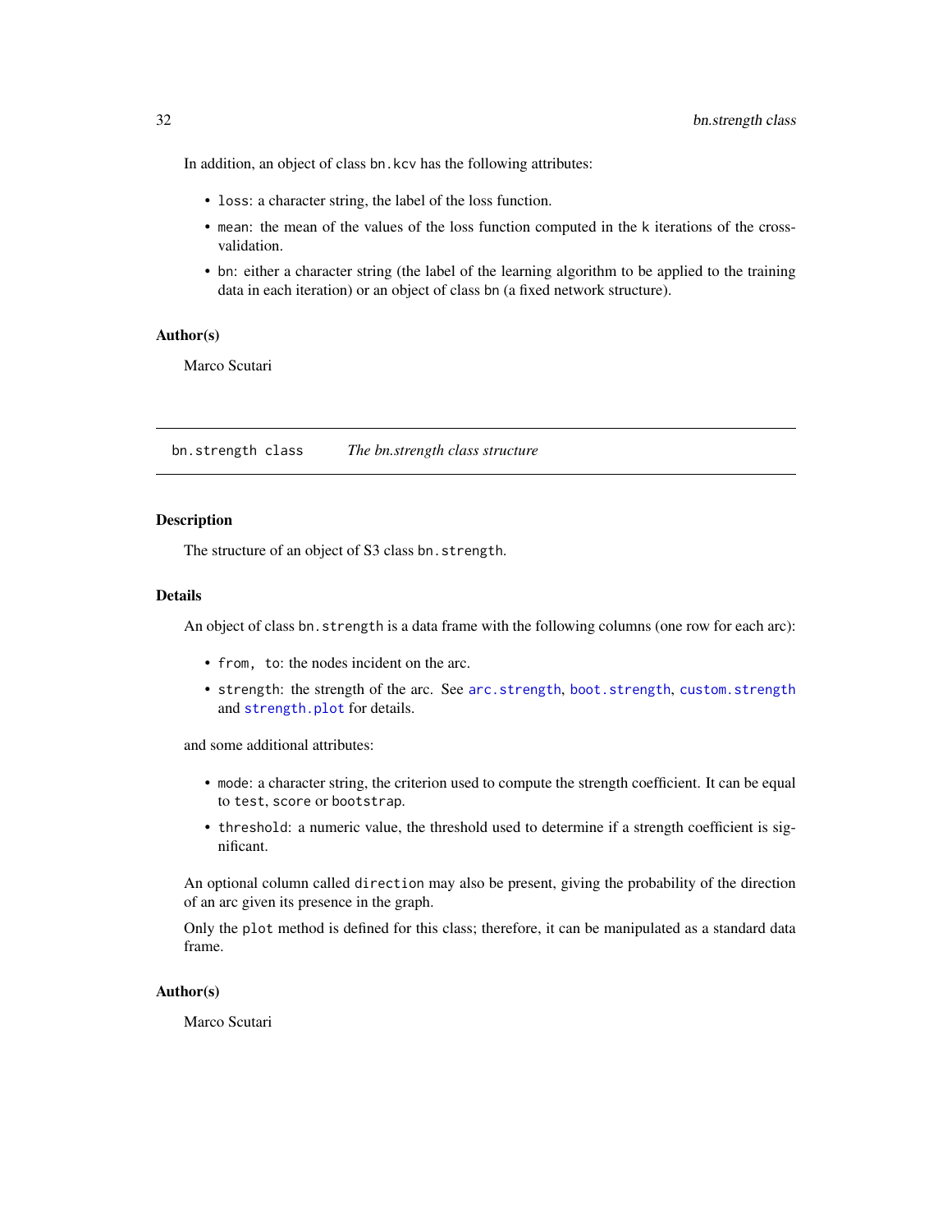In addition, an object of class bn.kcv has the following attributes:

- loss: a character string, the label of the loss function.
- mean: the mean of the values of the loss function computed in the k iterations of the cross-validation.
- bn: either a character string (the label of the learning algorithm to be applied to the training data in each iteration) or an object of class bn (a fixed network structure).

### Author(s)

Marco Scutari

---

## bn.strength class — *The bn.strength class structure*

### Description

The structure of an object of S3 class bn.strength.

### Details

An object of class bn.strength is a data frame with the following columns (one row for each arc):

- from, to: the nodes incident on the arc.
- strength: the strength of the arc. See arc.strength, boot.strength, custom.strength and strength.plot for details.

and some additional attributes:

- mode: a character string, the criterion used to compute the strength coefficient. It can be equal to test, score or bootstrap.
- threshold: a numeric value, the threshold used to determine if a strength coefficient is significant.

An optional column called direction may also be present, giving the probability of the direction of an arc given its presence in the graph.

Only the plot method is defined for this class; therefore, it can be manipulated as a standard data frame.

### Author(s)

Marco Scutari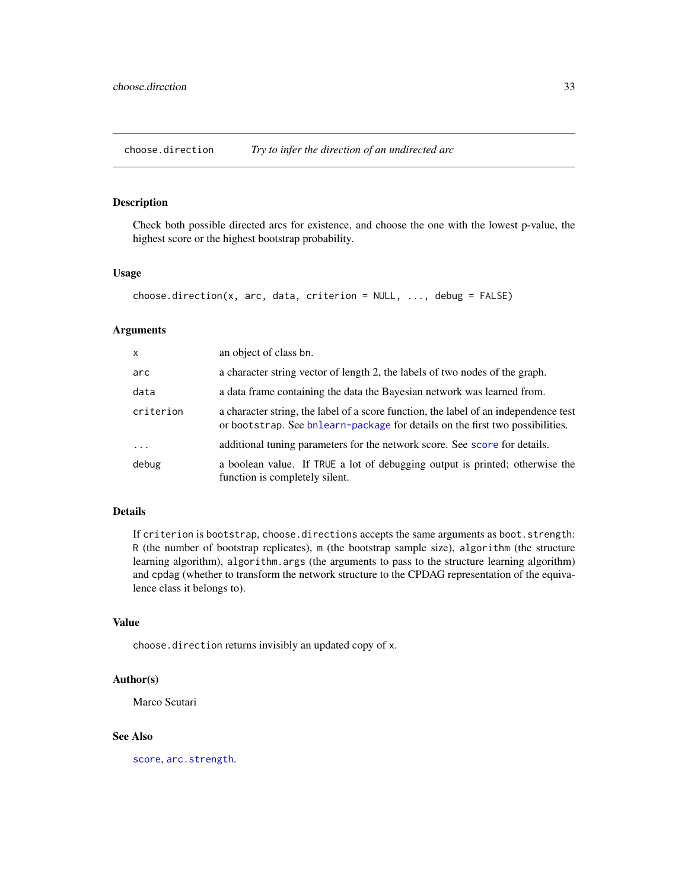# choose.direction — *Try to infer the direction of an undirected arc*

## Description

Check both possible directed arcs for existence, and choose the one with the lowest p-value, the highest score or the highest bootstrap probability.

## Usage

```
choose.direction(x, arc, data, criterion = NULL, ..., debug = FALSE)
```

## Arguments

| Argument | Description |
|---|---|
| `x` | an object of class `bn`. |
| `arc` | a character string vector of length 2, the labels of two nodes of the graph. |
| `data` | a data frame containing the data the Bayesian network was learned from. |
| `criterion` | a character string, the label of a score function, the label of an independence test or `bootstrap`. See `bnlearn-package` for details on the first two possibilities. |
| `...` | additional tuning parameters for the network score. See `score` for details. |
| `debug` | a boolean value. If `TRUE` a lot of debugging output is printed; otherwise the function is completely silent. |

## Details

If `criterion` is `bootstrap`, `choose.directions` accepts the same arguments as `boot.strength`: `R` (the number of bootstrap replicates), `m` (the bootstrap sample size), `algorithm` (the structure learning algorithm), `algorithm.args` (the arguments to pass to the structure learning algorithm) and `cpdag` (whether to transform the network structure to the CPDAG representation of the equivalence class it belongs to).

## Value

`choose.direction` returns invisibly an updated copy of `x`.

## Author(s)

Marco Scutari

## See Also

`score`, `arc.strength`.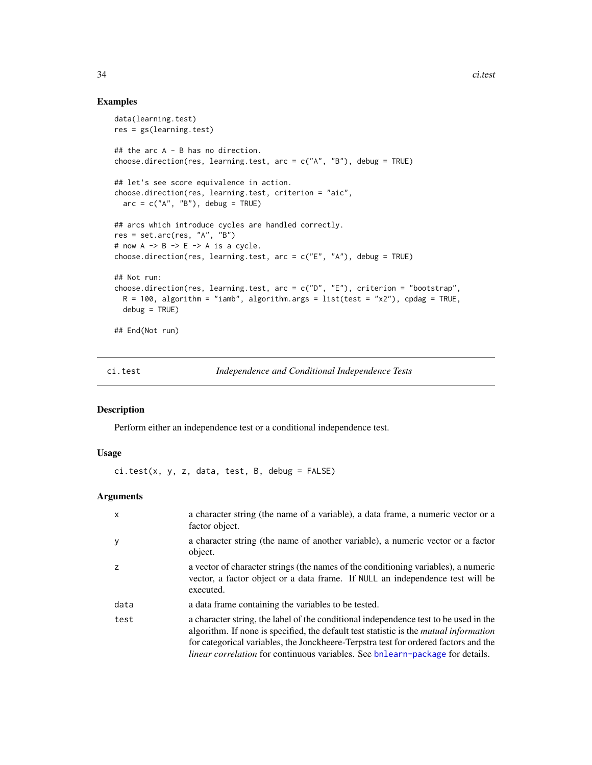## Examples

```
data(learning.test)
res = gs(learning.test)

## the arc A - B has no direction.
choose.direction(res, learning.test, arc = c("A", "B"), debug = TRUE)

## let's see score equivalence in action.
choose.direction(res, learning.test, criterion = "aic",
  arc = c("A", "B"), debug = TRUE)

## arcs which introduce cycles are handled correctly.
res = set.arc(res, "A", "B")
# now A -> B -> E -> A is a cycle.
choose.direction(res, learning.test, arc = c("E", "A"), debug = TRUE)

## Not run:
choose.direction(res, learning.test, arc = c("D", "E"), criterion = "bootstrap",
  R = 100, algorithm = "iamb", algorithm.args = list(test = "x2"), cpdag = TRUE,
  debug = TRUE)

## End(Not run)
```

---

# ci.test — *Independence and Conditional Independence Tests*

## Description

Perform either an independence test or a conditional independence test.

## Usage

```
ci.test(x, y, z, data, test, B, debug = FALSE)
```

## Arguments

| | |
|---|---|
| `x` | a character string (the name of a variable), a data frame, a numeric vector or a factor object. |
| `y` | a character string (the name of another variable), a numeric vector or a factor object. |
| `z` | a vector of character strings (the names of the conditioning variables), a numeric vector, a factor object or a data frame. If `NULL` an independence test will be executed. |
| `data` | a data frame containing the variables to be tested. |
| `test` | a character string, the label of the conditional independence test to be used in the algorithm. If none is specified, the default test statistic is the *mutual information* for categorical variables, the Jonckheere-Terpstra test for ordered factors and the *linear correlation* for continuous variables. See `bnlearn-package` for details. |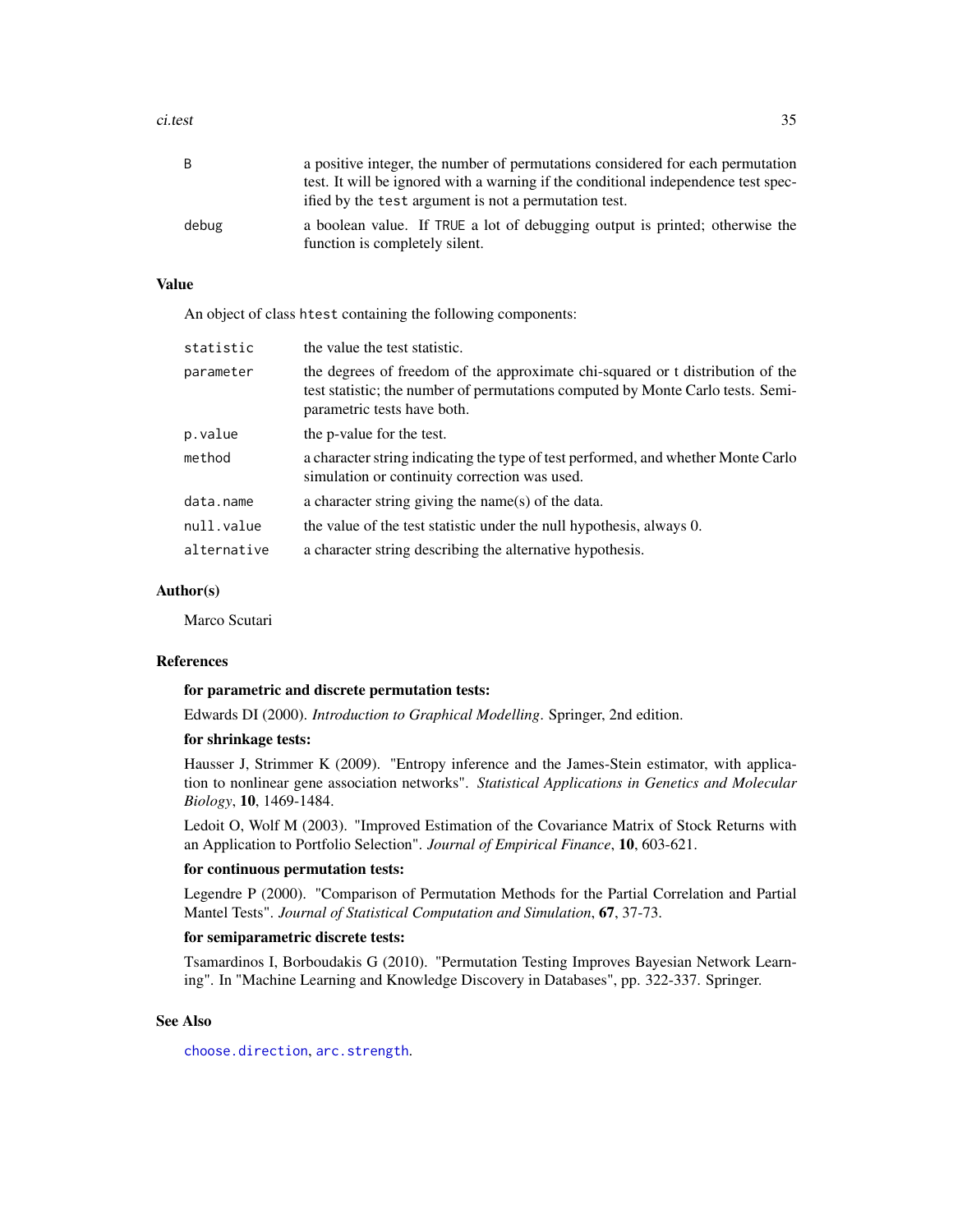| | |
|---|---|
| `B` | a positive integer, the number of permutations considered for each permutation test. It will be ignored with a warning if the conditional independence test specified by the `test` argument is not a permutation test. |
| `debug` | a boolean value. If `TRUE` a lot of debugging output is printed; otherwise the function is completely silent. |

## Value

An object of class `htest` containing the following components:

| | |
|---|---|
| `statistic` | the value the test statistic. |
| `parameter` | the degrees of freedom of the approximate chi-squared or t distribution of the test statistic; the number of permutations computed by Monte Carlo tests. Semiparametric tests have both. |
| `p.value` | the p-value for the test. |
| `method` | a character string indicating the type of test performed, and whether Monte Carlo simulation or continuity correction was used. |
| `data.name` | a character string giving the name(s) of the data. |
| `null.value` | the value of the test statistic under the null hypothesis, always 0. |
| `alternative` | a character string describing the alternative hypothesis. |

## Author(s)

Marco Scutari

## References

**for parametric and discrete permutation tests:**

Edwards DI (2000). *Introduction to Graphical Modelling*. Springer, 2nd edition.

**for shrinkage tests:**

Hausser J, Strimmer K (2009). "Entropy inference and the James-Stein estimator, with application to nonlinear gene association networks". *Statistical Applications in Genetics and Molecular Biology*, **10**, 1469-1484.

Ledoit O, Wolf M (2003). "Improved Estimation of the Covariance Matrix of Stock Returns with an Application to Portfolio Selection". *Journal of Empirical Finance*, **10**, 603-621.

**for continuous permutation tests:**

Legendre P (2000). "Comparison of Permutation Methods for the Partial Correlation and Partial Mantel Tests". *Journal of Statistical Computation and Simulation*, **67**, 37-73.

**for semiparametric discrete tests:**

Tsamardinos I, Borboudakis G (2010). "Permutation Testing Improves Bayesian Network Learning". In "Machine Learning and Knowledge Discovery in Databases", pp. 322-337. Springer.

## See Also

`choose.direction`, `arc.strength`.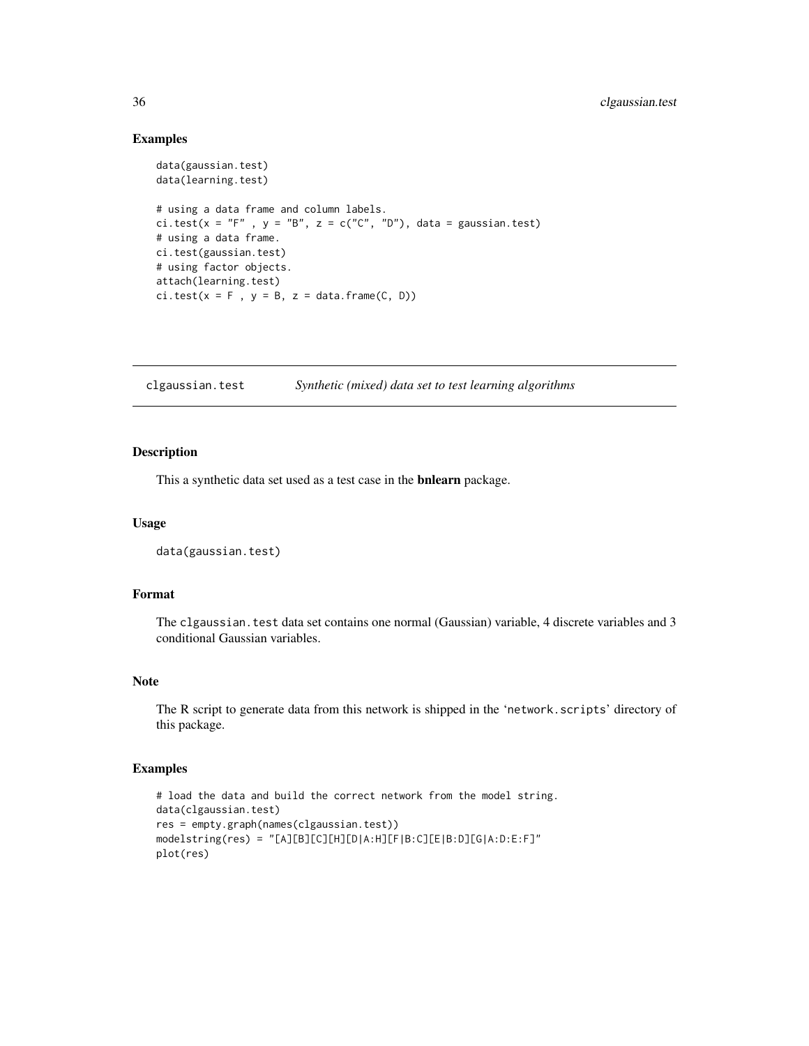### Examples

```
data(gaussian.test)
data(learning.test)

# using a data frame and column labels.
ci.test(x = "F" , y = "B", z = c("C", "D"), data = gaussian.test)
# using a data frame.
ci.test(gaussian.test)
# using factor objects.
attach(learning.test)
ci.test(x = F , y = B, z = data.frame(C, D))
```

---

## clgaussian.test *Synthetic (mixed) data set to test learning algorithms*

---

### Description

This a synthetic data set used as a test case in the **bnlearn** package.

### Usage

```
data(gaussian.test)
```

### Format

The `clgaussian.test` data set contains one normal (Gaussian) variable, 4 discrete variables and 3 conditional Gaussian variables.

### Note

The R script to generate data from this network is shipped in the '`network.scripts`' directory of this package.

### Examples

```
# load the data and build the correct network from the model string.
data(clgaussian.test)
res = empty.graph(names(clgaussian.test))
modelstring(res) = "[A][B][C][H][D|A:H][F|B:C][E|B:D][G|A:D:E:F]"
plot(res)
```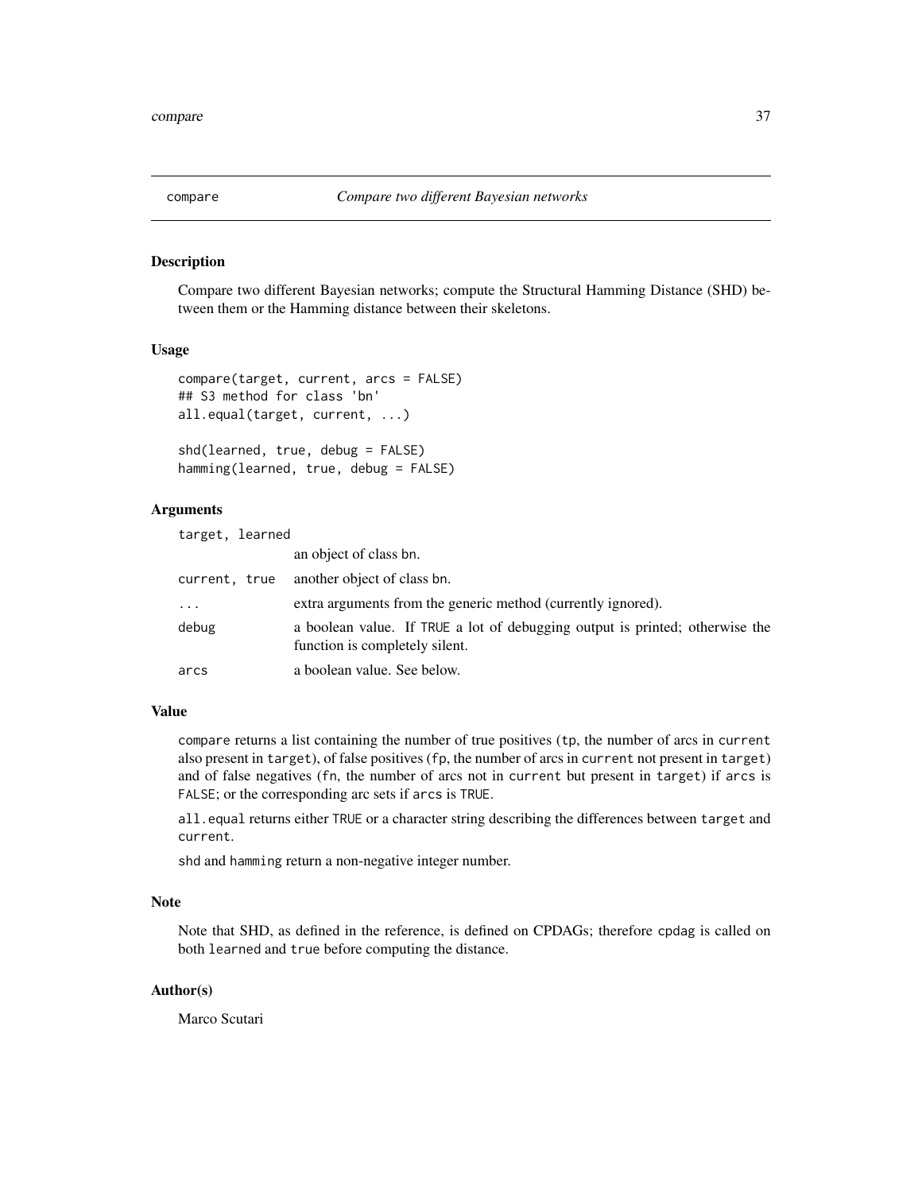## compare — *Compare two different Bayesian networks*

### Description

Compare two different Bayesian networks; compute the Structural Hamming Distance (SHD) between them or the Hamming distance between their skeletons.

### Usage

```
compare(target, current, arcs = FALSE)
## S3 method for class 'bn'
all.equal(target, current, ...)

shd(learned, true, debug = FALSE)
hamming(learned, true, debug = FALSE)
```

### Arguments

| | |
|---|---|
| target, learned | an object of class bn. |
| current, true | another object of class bn. |
| ... | extra arguments from the generic method (currently ignored). |
| debug | a boolean value. If TRUE a lot of debugging output is printed; otherwise the function is completely silent. |
| arcs | a boolean value. See below. |

### Value

compare returns a list containing the number of true positives (tp, the number of arcs in current also present in target), of false positives (fp, the number of arcs in current not present in target) and of false negatives (fn, the number of arcs not in current but present in target) if arcs is FALSE; or the corresponding arc sets if arcs is TRUE.

all.equal returns either TRUE or a character string describing the differences between target and current.

shd and hamming return a non-negative integer number.

### Note

Note that SHD, as defined in the reference, is defined on CPDAGs; therefore cpdag is called on both learned and true before computing the distance.

### Author(s)

Marco Scutari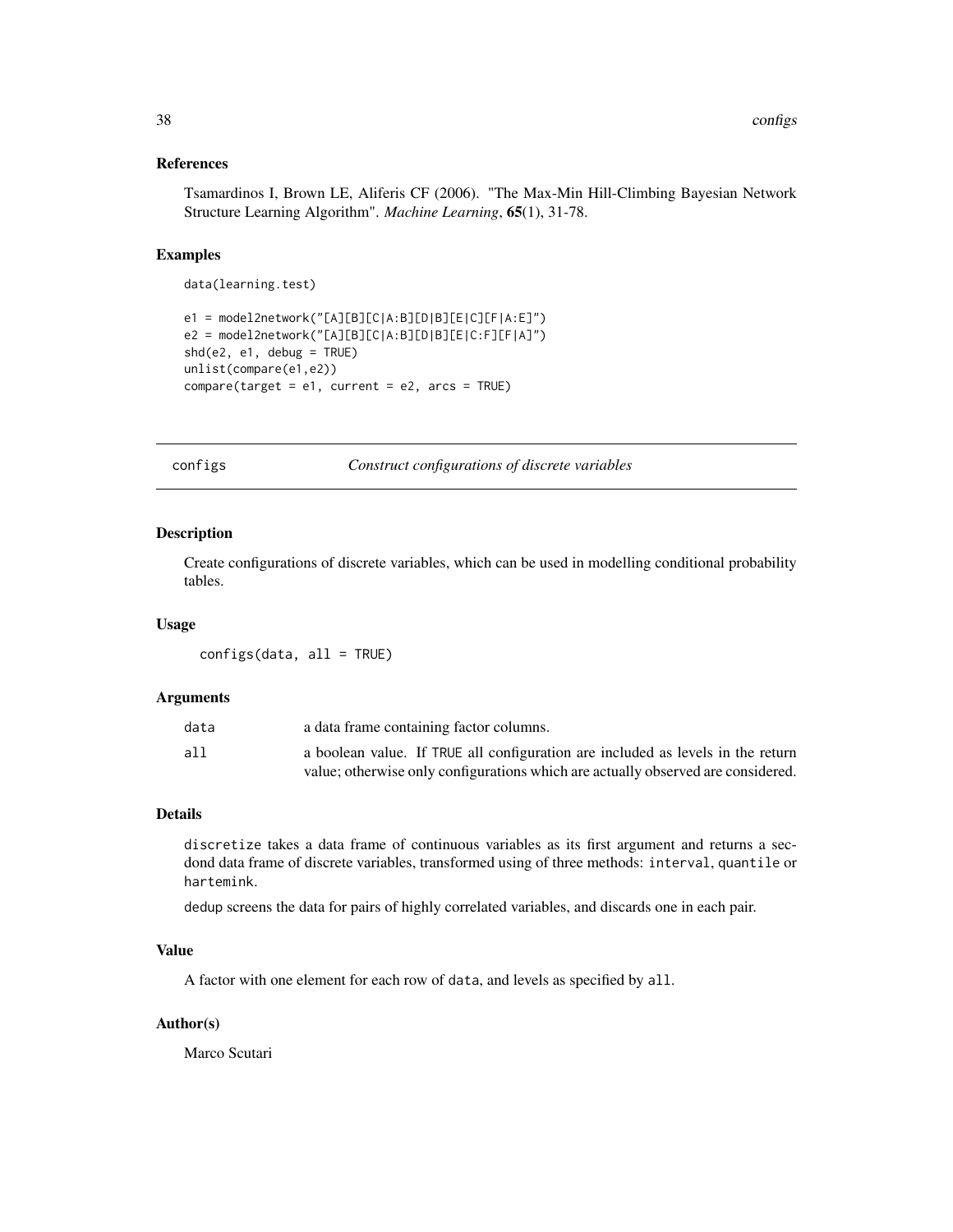### References

Tsamardinos I, Brown LE, Aliferis CF (2006). "The Max-Min Hill-Climbing Bayesian Network Structure Learning Algorithm". *Machine Learning*, **65**(1), 31-78.

### Examples

```
data(learning.test)

e1 = model2network("[A][B][C|A:B][D|B][E|C][F|A:E]")
e2 = model2network("[A][B][C|A:B][D|B][E|C:F][F|A]")
shd(e2, e1, debug = TRUE)
unlist(compare(e1,e2))
compare(target = e1, current = e2, arcs = TRUE)
```

---

## configs — *Construct configurations of discrete variables*

---

### Description

Create configurations of discrete variables, which can be used in modelling conditional probability tables.

### Usage

```
configs(data, all = TRUE)
```

### Arguments

| | |
|---|---|
| `data` | a data frame containing factor columns. |
| `all` | a boolean value. If `TRUE` all configuration are included as levels in the return value; otherwise only configurations which are actually observed are considered. |

### Details

`discretize` takes a data frame of continuous variables as its first argument and returns a secdond data frame of discrete variables, transformed using of three methods: `interval`, `quantile` or `hartemink`.

`dedup` screens the data for pairs of highly correlated variables, and discards one in each pair.

### Value

A factor with one element for each row of `data`, and levels as specified by `all`.

### Author(s)

Marco Scutari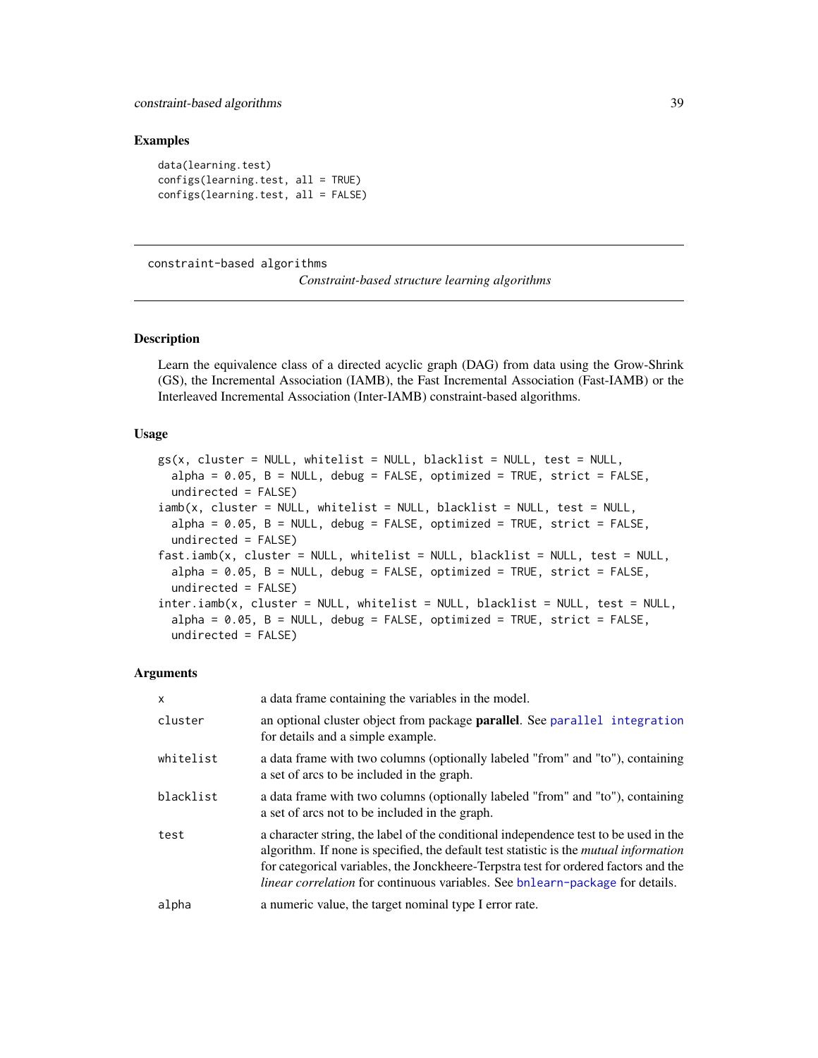## Examples

```
data(learning.test)
configs(learning.test, all = TRUE)
configs(learning.test, all = FALSE)
```

---

# constraint-based algorithms

*Constraint-based structure learning algorithms*

---

## Description

Learn the equivalence class of a directed acyclic graph (DAG) from data using the Grow-Shrink (GS), the Incremental Association (IAMB), the Fast Incremental Association (Fast-IAMB) or the Interleaved Incremental Association (Inter-IAMB) constraint-based algorithms.

## Usage

```
gs(x, cluster = NULL, whitelist = NULL, blacklist = NULL, test = NULL,
  alpha = 0.05, B = NULL, debug = FALSE, optimized = TRUE, strict = FALSE,
  undirected = FALSE)
iamb(x, cluster = NULL, whitelist = NULL, blacklist = NULL, test = NULL,
  alpha = 0.05, B = NULL, debug = FALSE, optimized = TRUE, strict = FALSE,
  undirected = FALSE)
fast.iamb(x, cluster = NULL, whitelist = NULL, blacklist = NULL, test = NULL,
  alpha = 0.05, B = NULL, debug = FALSE, optimized = TRUE, strict = FALSE,
  undirected = FALSE)
inter.iamb(x, cluster = NULL, whitelist = NULL, blacklist = NULL, test = NULL,
  alpha = 0.05, B = NULL, debug = FALSE, optimized = TRUE, strict = FALSE,
  undirected = FALSE)
```

## Arguments

| | |
|---|---|
| `x` | a data frame containing the variables in the model. |
| `cluster` | an optional cluster object from package **parallel**. See `parallel integration` for details and a simple example. |
| `whitelist` | a data frame with two columns (optionally labeled "from" and "to"), containing a set of arcs to be included in the graph. |
| `blacklist` | a data frame with two columns (optionally labeled "from" and "to"), containing a set of arcs not to be included in the graph. |
| `test` | a character string, the label of the conditional independence test to be used in the algorithm. If none is specified, the default test statistic is the *mutual information* for categorical variables, the Jonckheere-Terpstra test for ordered factors and the *linear correlation* for continuous variables. See `bnlearn-package` for details. |
| `alpha` | a numeric value, the target nominal type I error rate. |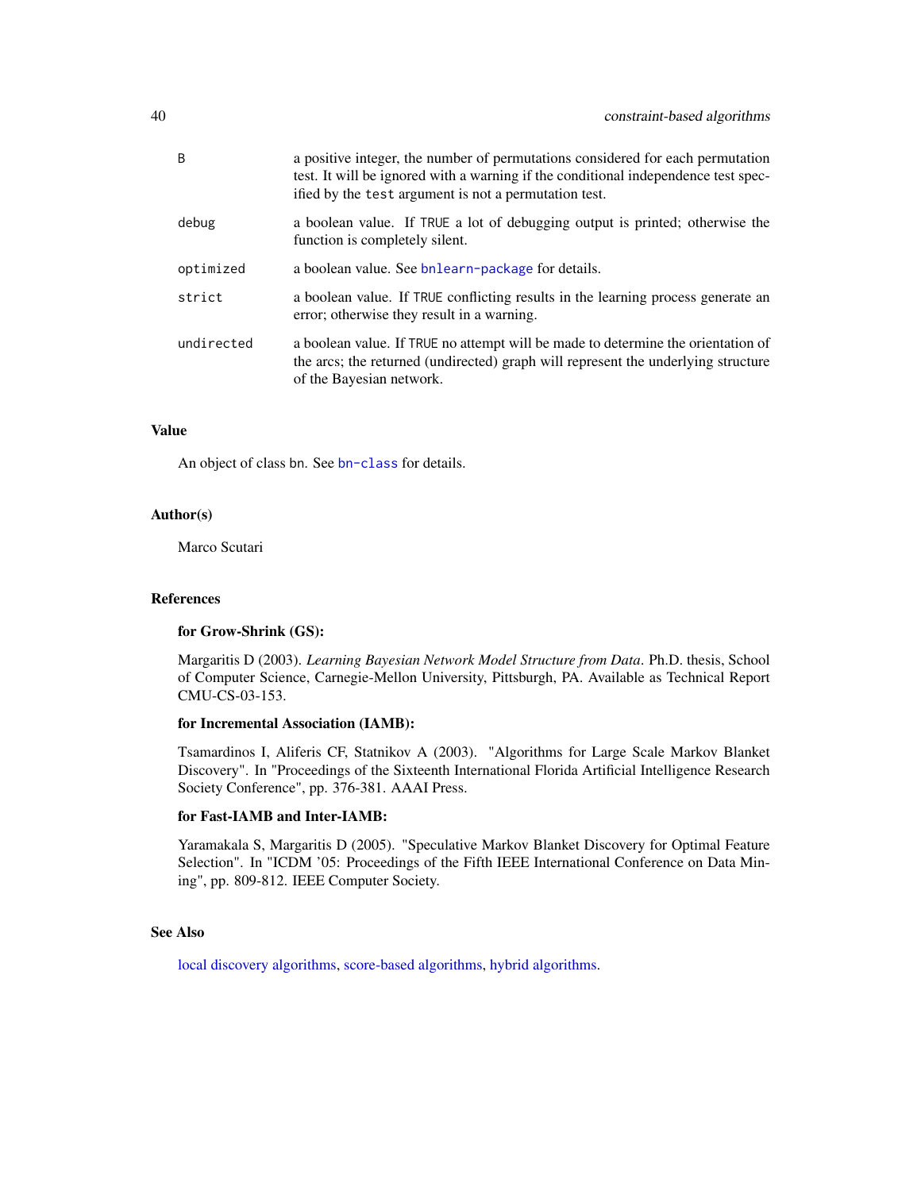| | |
|---|---|
| B | a positive integer, the number of permutations considered for each permutation test. It will be ignored with a warning if the conditional independence test specified by the `test` argument is not a permutation test. |
| debug | a boolean value. If `TRUE` a lot of debugging output is printed; otherwise the function is completely silent. |
| optimized | a boolean value. See `bnlearn-package` for details. |
| strict | a boolean value. If `TRUE` conflicting results in the learning process generate an error; otherwise they result in a warning. |
| undirected | a boolean value. If `TRUE` no attempt will be made to determine the orientation of the arcs; the returned (undirected) graph will represent the underlying structure of the Bayesian network. |

## Value

An object of class `bn`. See `bn-class` for details.

## Author(s)

Marco Scutari

## References

**for Grow-Shrink (GS):**

Margaritis D (2003). *Learning Bayesian Network Model Structure from Data*. Ph.D. thesis, School of Computer Science, Carnegie-Mellon University, Pittsburgh, PA. Available as Technical Report CMU-CS-03-153.

**for Incremental Association (IAMB):**

Tsamardinos I, Aliferis CF, Statnikov A (2003). "Algorithms for Large Scale Markov Blanket Discovery". In "Proceedings of the Sixteenth International Florida Artificial Intelligence Research Society Conference", pp. 376-381. AAAI Press.

**for Fast-IAMB and Inter-IAMB:**

Yaramakala S, Margaritis D (2005). "Speculative Markov Blanket Discovery for Optimal Feature Selection". In "ICDM '05: Proceedings of the Fifth IEEE International Conference on Data Mining", pp. 809-812. IEEE Computer Society.

## See Also

local discovery algorithms, score-based algorithms, hybrid algorithms.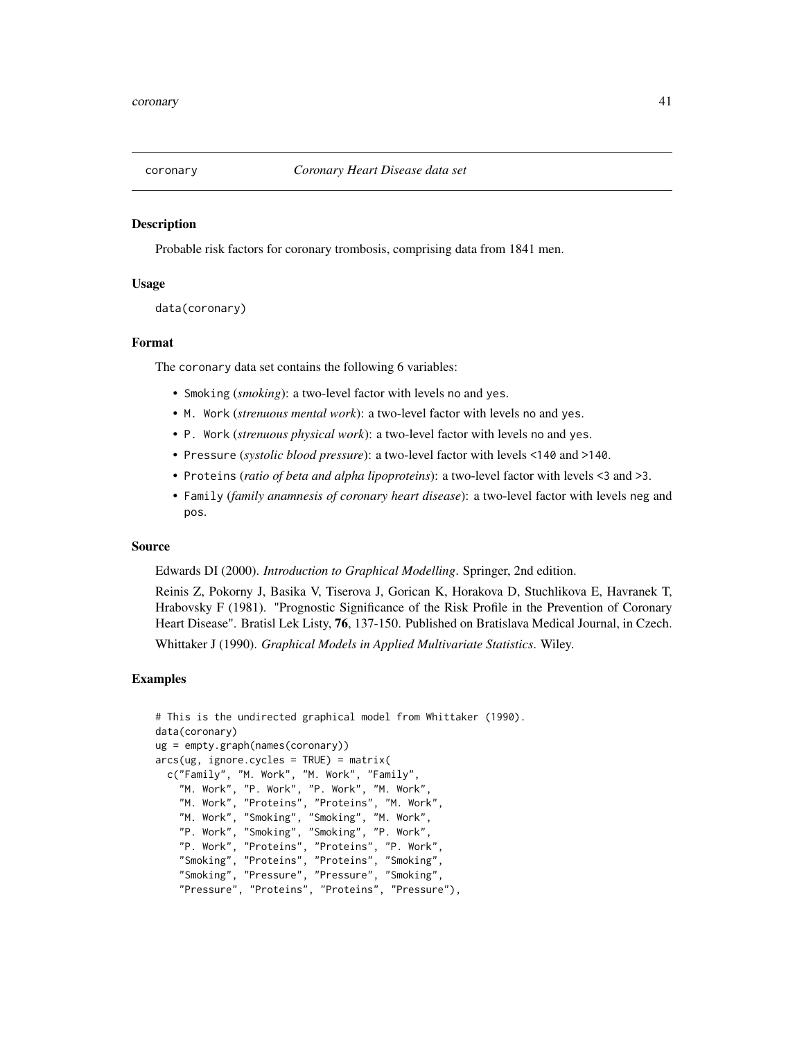coronary *Coronary Heart Disease data set*

## Description

Probable risk factors for coronary trombosis, comprising data from 1841 men.

## Usage

```
data(coronary)
```

## Format

The coronary data set contains the following 6 variables:

- Smoking (*smoking*): a two-level factor with levels no and yes.
- M. Work (*strenuous mental work*): a two-level factor with levels no and yes.
- P. Work (*strenuous physical work*): a two-level factor with levels no and yes.
- Pressure (*systolic blood pressure*): a two-level factor with levels <140 and >140.
- Proteins (*ratio of beta and alpha lipoproteins*): a two-level factor with levels <3 and >3.
- Family (*family anamnesis of coronary heart disease*): a two-level factor with levels neg and pos.

## Source

Edwards DI (2000). *Introduction to Graphical Modelling*. Springer, 2nd edition.

Reinis Z, Pokorny J, Basika V, Tiserova J, Gorican K, Horakova D, Stuchlikova E, Havranek T, Hrabovsky F (1981). "Prognostic Significance of the Risk Profile in the Prevention of Coronary Heart Disease". Bratisl Lek Listy, **76**, 137-150. Published on Bratislava Medical Journal, in Czech.

Whittaker J (1990). *Graphical Models in Applied Multivariate Statistics*. Wiley.

## Examples

```
# This is the undirected graphical model from Whittaker (1990).
data(coronary)
ug = empty.graph(names(coronary))
arcs(ug, ignore.cycles = TRUE) = matrix(
  c("Family", "M. Work", "M. Work", "Family",
    "M. Work", "P. Work", "P. Work", "M. Work",
    "M. Work", "Proteins", "Proteins", "M. Work",
    "M. Work", "Smoking", "Smoking", "M. Work",
    "P. Work", "Smoking", "Smoking", "P. Work",
    "P. Work", "Proteins", "Proteins", "P. Work",
    "Smoking", "Proteins", "Proteins", "Smoking",
    "Smoking", "Pressure", "Pressure", "Smoking",
    "Pressure", "Proteins", "Proteins", "Pressure"),
```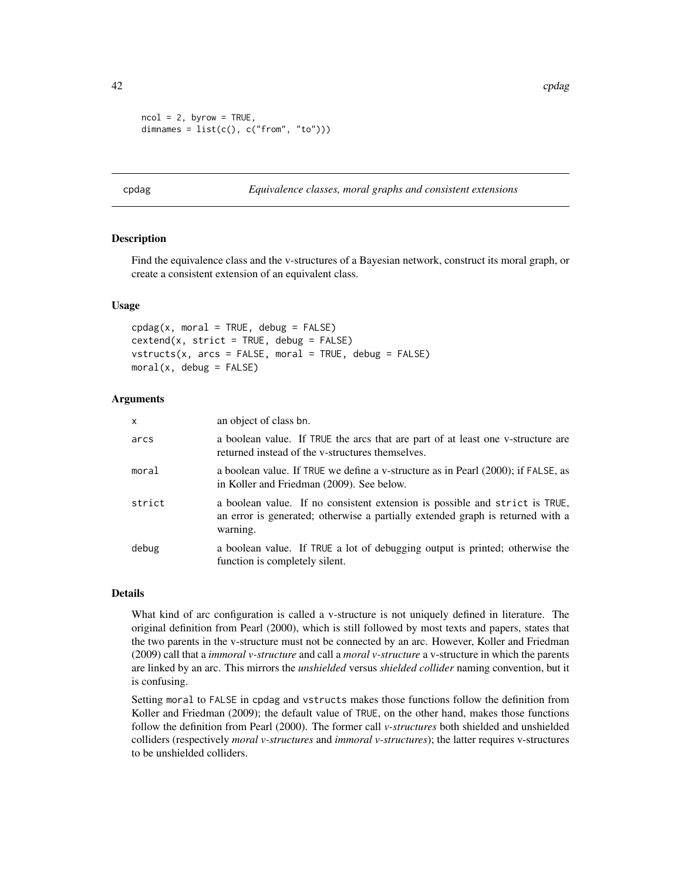```
ncol = 2, byrow = TRUE,
dimnames = list(c(), c("from", "to")))
```

## cpdag — *Equivalence classes, moral graphs and consistent extensions*

### Description

Find the equivalence class and the v-structures of a Bayesian network, construct its moral graph, or create a consistent extension of an equivalent class.

### Usage

```
cpdag(x, moral = TRUE, debug = FALSE)
cextend(x, strict = TRUE, debug = FALSE)
vstructs(x, arcs = FALSE, moral = TRUE, debug = FALSE)
moral(x, debug = FALSE)
```

### Arguments

| | |
|---|---|
| x | an object of class bn. |
| arcs | a boolean value. If TRUE the arcs that are part of at least one v-structure are returned instead of the v-structures themselves. |
| moral | a boolean value. If TRUE we define a v-structure as in Pearl (2000); if FALSE, as in Koller and Friedman (2009). See below. |
| strict | a boolean value. If no consistent extension is possible and strict is TRUE, an error is generated; otherwise a partially extended graph is returned with a warning. |
| debug | a boolean value. If TRUE a lot of debugging output is printed; otherwise the function is completely silent. |

### Details

What kind of arc configuration is called a v-structure is not uniquely defined in literature. The original definition from Pearl (2000), which is still followed by most texts and papers, states that the two parents in the v-structure must not be connected by an arc. However, Koller and Friedman (2009) call that a *immoral v-structure* and call a *moral v-structure* a v-structure in which the parents are linked by an arc. This mirrors the *unshielded* versus *shielded collider* naming convention, but it is confusing.

Setting moral to FALSE in cpdag and vstructs makes those functions follow the definition from Koller and Friedman (2009); the default value of TRUE, on the other hand, makes those functions follow the definition from Pearl (2000). The former call *v-structures* both shielded and unshielded colliders (respectively *moral v-structures* and *immoral v-structures*); the latter requires v-structures to be unshielded colliders.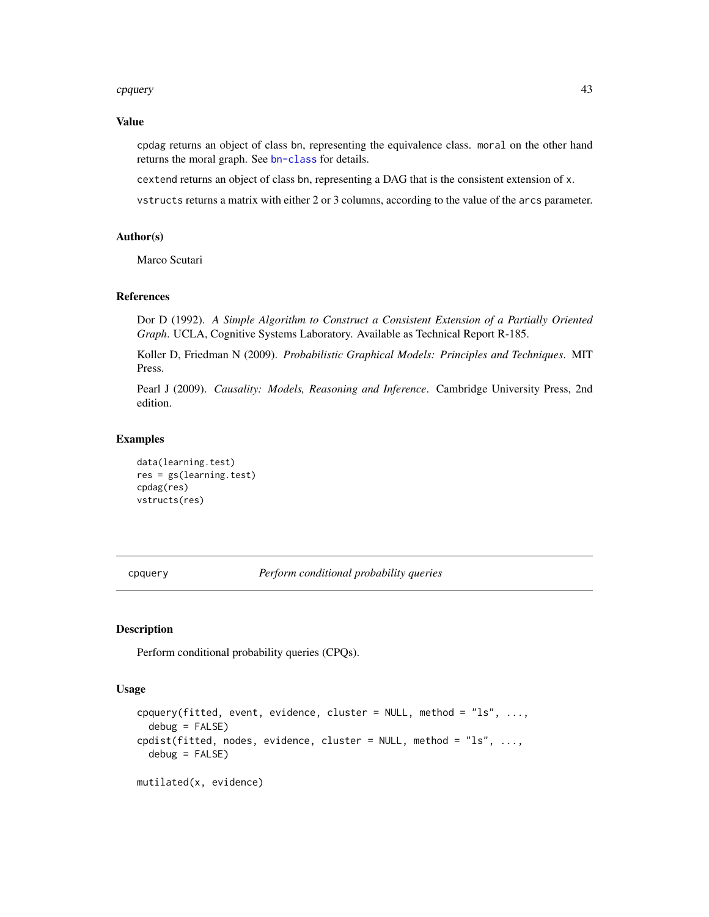### Value

`cpdag` returns an object of class `bn`, representing the equivalence class. `moral` on the other hand returns the moral graph. See `bn-class` for details.

`cextend` returns an object of class `bn`, representing a DAG that is the consistent extension of `x`.

`vstructs` returns a matrix with either 2 or 3 columns, according to the value of the `arcs` parameter.

### Author(s)

Marco Scutari

### References

Dor D (1992). *A Simple Algorithm to Construct a Consistent Extension of a Partially Oriented Graph*. UCLA, Cognitive Systems Laboratory. Available as Technical Report R-185.

Koller D, Friedman N (2009). *Probabilistic Graphical Models: Principles and Techniques*. MIT Press.

Pearl J (2009). *Causality: Models, Reasoning and Inference*. Cambridge University Press, 2nd edition.

### Examples

```
data(learning.test)
res = gs(learning.test)
cpdag(res)
vstructs(res)
```

---

## cpquery — *Perform conditional probability queries*

---

### Description

Perform conditional probability queries (CPQs).

### Usage

```
cpquery(fitted, event, evidence, cluster = NULL, method = "ls", ...,
  debug = FALSE)
cpdist(fitted, nodes, evidence, cluster = NULL, method = "ls", ...,
  debug = FALSE)

mutilated(x, evidence)
```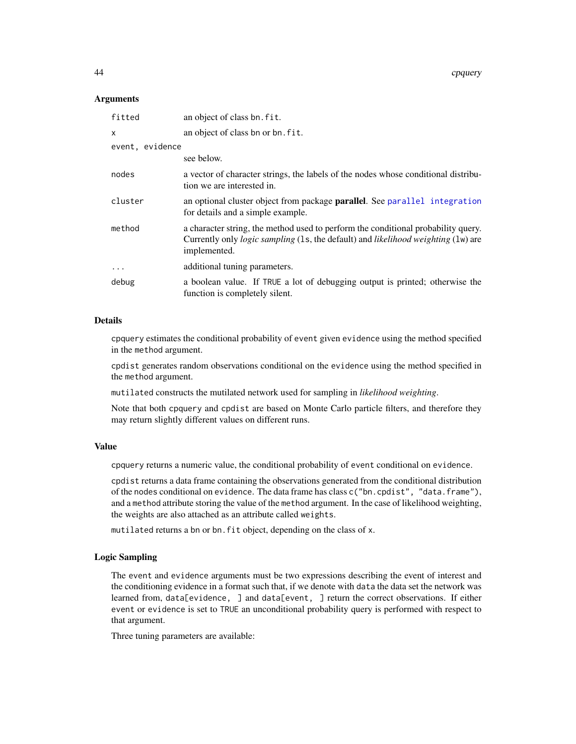## Arguments

| | |
|---|---|
| `fitted` | an object of class `bn.fit`. |
| `x` | an object of class `bn` or `bn.fit`. |
| `event, evidence` | see below. |
| `nodes` | a vector of character strings, the labels of the nodes whose conditional distribution we are interested in. |
| `cluster` | an optional cluster object from package **parallel**. See parallel integration for details and a simple example. |
| `method` | a character string, the method used to perform the conditional probability query. Currently only *logic sampling* (`ls`, the default) and *likelihood weighting* (`lw`) are implemented. |
| `...` | additional tuning parameters. |
| `debug` | a boolean value. If `TRUE` a lot of debugging output is printed; otherwise the function is completely silent. |

## Details

`cpquery` estimates the conditional probability of `event` given `evidence` using the method specified in the `method` argument.

`cpdist` generates random observations conditional on the `evidence` using the method specified in the `method` argument.

`mutilated` constructs the mutilated network used for sampling in *likelihood weighting*.

Note that both `cpquery` and `cpdist` are based on Monte Carlo particle filters, and therefore they may return slightly different values on different runs.

## Value

`cpquery` returns a numeric value, the conditional probability of `event` conditional on `evidence`.

`cpdist` returns a data frame containing the observations generated from the conditional distribution of the `nodes` conditional on `evidence`. The data frame has class `c("bn.cpdist", "data.frame")`, and a `method` attribute storing the value of the `method` argument. In the case of likelihood weighting, the weights are also attached as an attribute called `weights`.

`mutilated` returns a `bn` or `bn.fit` object, depending on the class of `x`.

## Logic Sampling

The `event` and `evidence` arguments must be two expressions describing the event of interest and the conditioning evidence in a format such that, if we denote with `data` the data set the network was learned from, `data[evidence, ]` and `data[event, ]` return the correct observations. If either `event` or `evidence` is set to `TRUE` an unconditional probability query is performed with respect to that argument.

Three tuning parameters are available: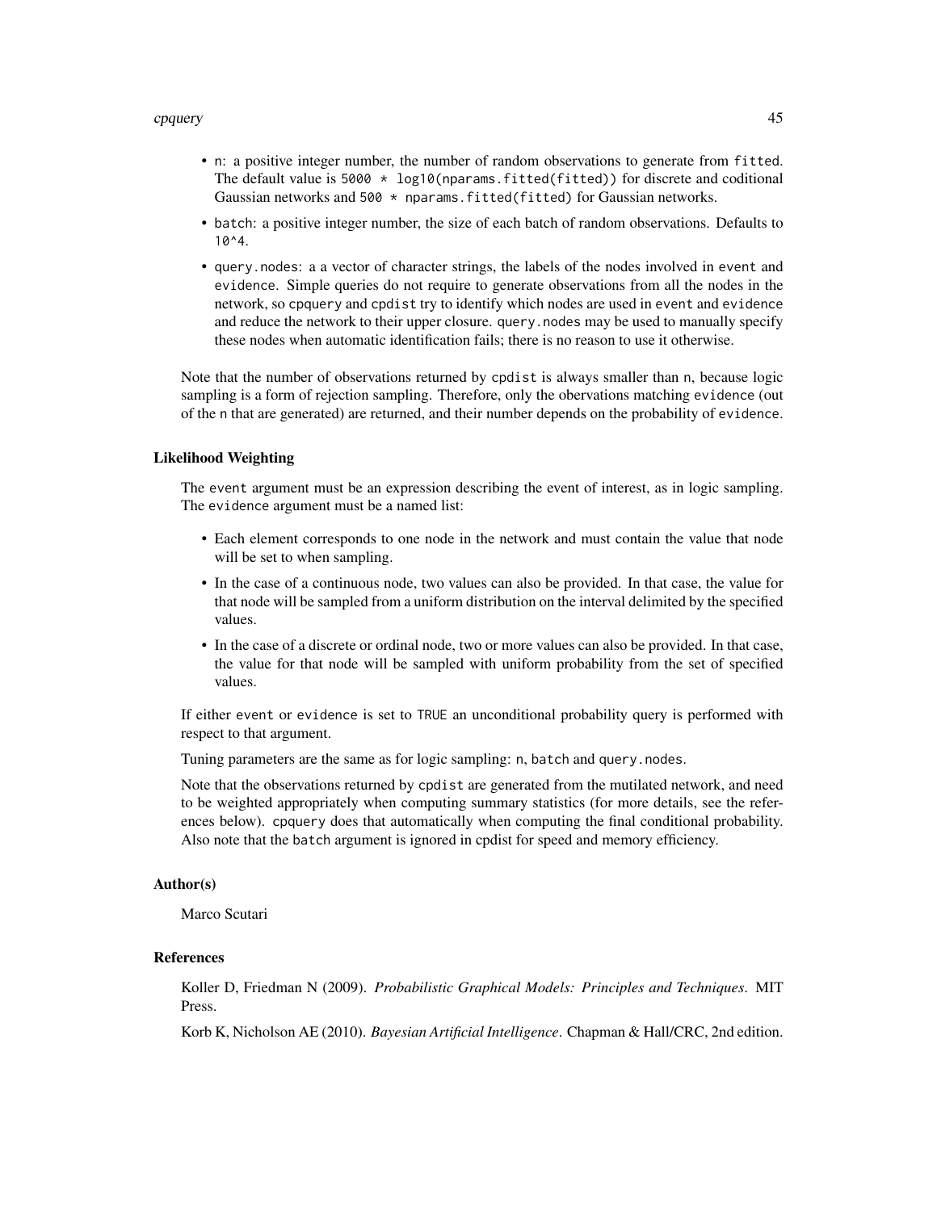- n: a positive integer number, the number of random observations to generate from `fitted`. The default value is `5000 * log10(nparams.fitted(fitted))` for discrete and coditional Gaussian networks and `500 * nparams.fitted(fitted)` for Gaussian networks.
- `batch`: a positive integer number, the size of each batch of random observations. Defaults to `10^4`.
- `query.nodes`: a a vector of character strings, the labels of the nodes involved in `event` and `evidence`. Simple queries do not require to generate observations from all the nodes in the network, so `cpquery` and `cpdist` try to identify which nodes are used in `event` and `evidence` and reduce the network to their upper closure. `query.nodes` may be used to manually specify these nodes when automatic identification fails; there is no reason to use it otherwise.

Note that the number of observations returned by `cpdist` is always smaller than `n`, because logic sampling is a form of rejection sampling. Therefore, only the obervations matching `evidence` (out of the `n` that are generated) are returned, and their number depends on the probability of `evidence`.

### Likelihood Weighting

The `event` argument must be an expression describing the event of interest, as in logic sampling. The `evidence` argument must be a named list:

- Each element corresponds to one node in the network and must contain the value that node will be set to when sampling.
- In the case of a continuous node, two values can also be provided. In that case, the value for that node will be sampled from a uniform distribution on the interval delimited by the specified values.
- In the case of a discrete or ordinal node, two or more values can also be provided. In that case, the value for that node will be sampled with uniform probability from the set of specified values.

If either `event` or `evidence` is set to `TRUE` an unconditional probability query is performed with respect to that argument.

Tuning parameters are the same as for logic sampling: `n`, `batch` and `query.nodes`.

Note that the observations returned by `cpdist` are generated from the mutilated network, and need to be weighted appropriately when computing summary statistics (for more details, see the references below). `cpquery` does that automatically when computing the final conditional probability. Also note that the `batch` argument is ignored in cpdist for speed and memory efficiency.

### Author(s)

Marco Scutari

### References

Koller D, Friedman N (2009). *Probabilistic Graphical Models: Principles and Techniques*. MIT Press.

Korb K, Nicholson AE (2010). *Bayesian Artificial Intelligence*. Chapman & Hall/CRC, 2nd edition.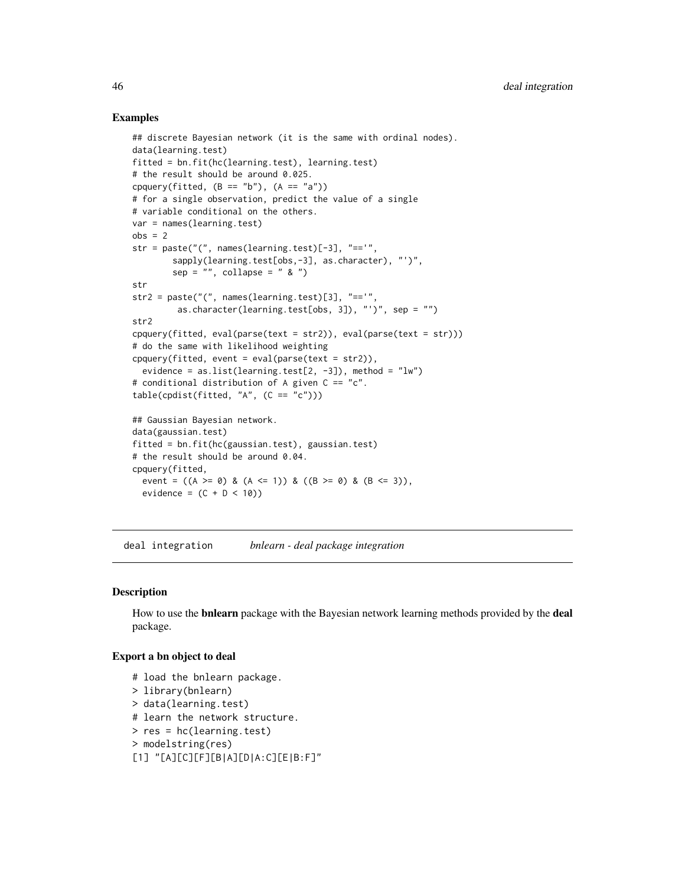### Examples

```
## discrete Bayesian network (it is the same with ordinal nodes).
data(learning.test)
fitted = bn.fit(hc(learning.test), learning.test)
# the result should be around 0.025.
cpquery(fitted, (B == "b"), (A == "a"))
# for a single observation, predict the value of a single
# variable conditional on the others.
var = names(learning.test)
obs = 2
str = paste("(", names(learning.test)[-3], "=='",
        sapply(learning.test[obs,-3], as.character), "')",
        sep = "", collapse = " & ")
str
str2 = paste("(", names(learning.test)[3], "=='",
         as.character(learning.test[obs, 3]), "')", sep = "")
str2
cpquery(fitted, eval(parse(text = str2)), eval(parse(text = str)))
# do the same with likelihood weighting
cpquery(fitted, event = eval(parse(text = str2)),
  evidence = as.list(learning.test[2, -3]), method = "lw")
# conditional distribution of A given C == "c".
table(cpdist(fitted, "A", (C == "c")))

## Gaussian Bayesian network.
data(gaussian.test)
fitted = bn.fit(hc(gaussian.test), gaussian.test)
# the result should be around 0.04.
cpquery(fitted,
  event = ((A >= 0) & (A <= 1)) & ((B >= 0) & (B <= 3)),
  evidence = (C + D < 10))
```

---

## deal integration — *bnlearn - deal package integration*

### Description

How to use the **bnlearn** package with the Bayesian network learning methods provided by the **deal** package.

### Export a bn object to deal

```
# load the bnlearn package.
> library(bnlearn)
> data(learning.test)
# learn the network structure.
> res = hc(learning.test)
> modelstring(res)
[1] "[A][C][F][B|A][D|A:C][E|B:F]"
```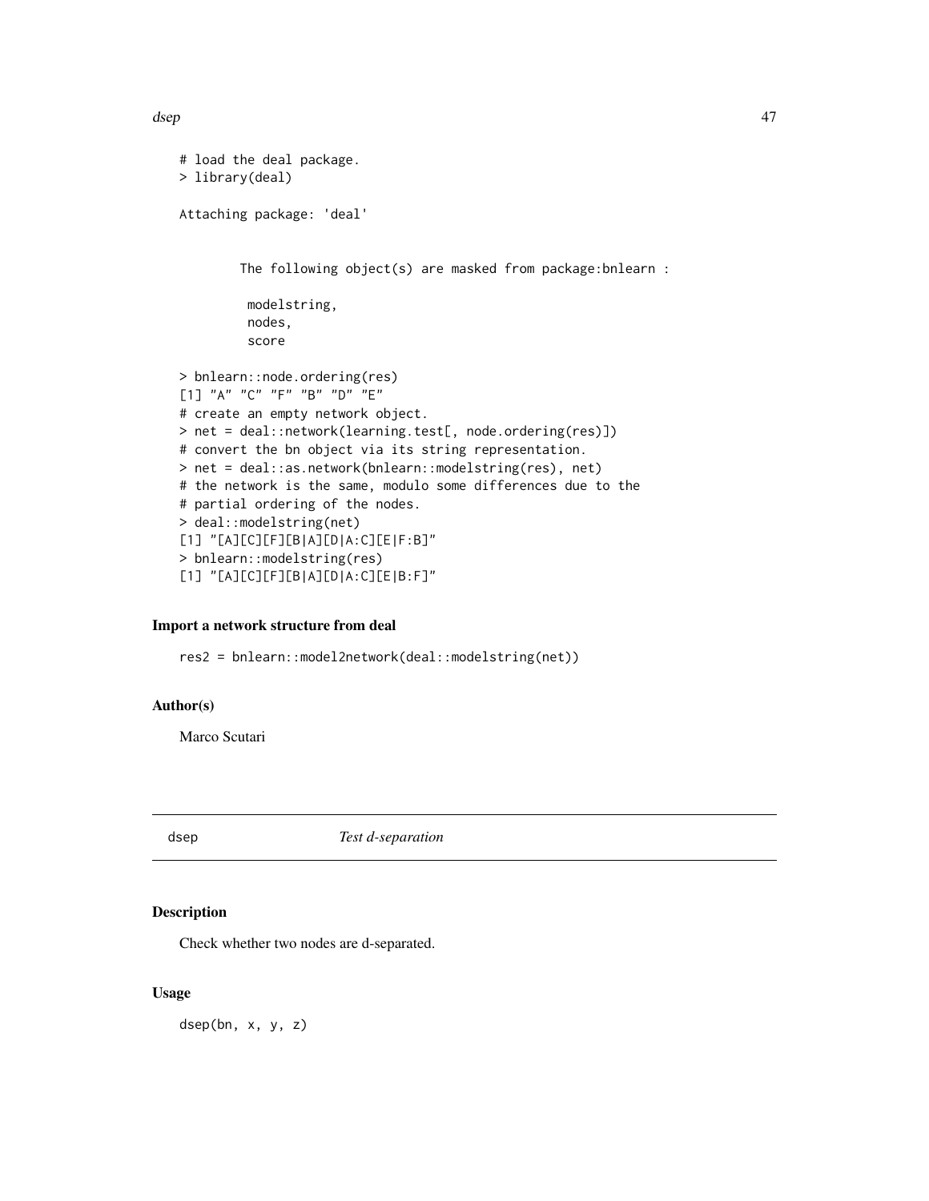```
# load the deal package.
> library(deal)

Attaching package: 'deal'


        The following object(s) are masked from package:bnlearn :

         modelstring,
         nodes,
         score

> bnlearn::node.ordering(res)
[1] "A" "C" "F" "B" "D" "E"
# create an empty network object.
> net = deal::network(learning.test[, node.ordering(res)])
# convert the bn object via its string representation.
> net = deal::as.network(bnlearn::modelstring(res), net)
# the network is the same, modulo some differences due to the
# partial ordering of the nodes.
> deal::modelstring(net)
[1] "[A][C][F][B|A][D|A:C][E|F:B]"
> bnlearn::modelstring(res)
[1] "[A][C][F][B|A][D|A:C][E|B:F]"
```

### Import a network structure from deal

```
res2 = bnlearn::model2network(deal::modelstring(net))
```

### Author(s)

Marco Scutari

---

## dsep — *Test d-separation*

### Description

Check whether two nodes are d-separated.

### Usage

```
dsep(bn, x, y, z)
```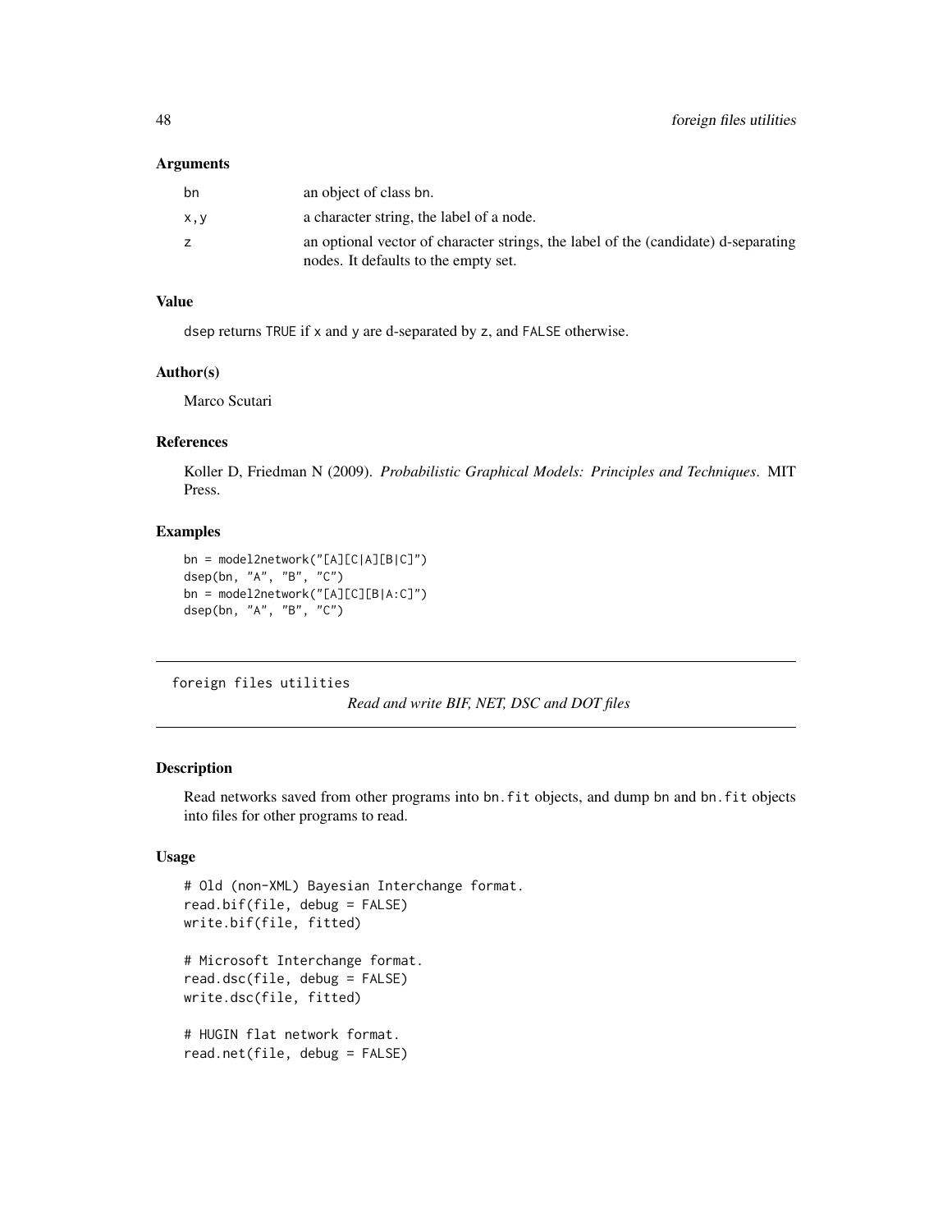### Arguments

| | |
|---|---|
| bn | an object of class bn. |
| x,y | a character string, the label of a node. |
| z | an optional vector of character strings, the label of the (candidate) d-separating nodes. It defaults to the empty set. |

### Value

dsep returns TRUE if x and y are d-separated by z, and FALSE otherwise.

### Author(s)

Marco Scutari

### References

Koller D, Friedman N (2009). *Probabilistic Graphical Models: Principles and Techniques*. MIT Press.

### Examples

```
bn = model2network("[A][C|A][B|C]")
dsep(bn, "A", "B", "C")
bn = model2network("[A][C][B|A:C]")
dsep(bn, "A", "B", "C")
```

---

## foreign files utilities — *Read and write BIF, NET, DSC and DOT files*

---

### Description

Read networks saved from other programs into bn.fit objects, and dump bn and bn.fit objects into files for other programs to read.

### Usage

```
# Old (non-XML) Bayesian Interchange format.
read.bif(file, debug = FALSE)
write.bif(file, fitted)

# Microsoft Interchange format.
read.dsc(file, debug = FALSE)
write.dsc(file, fitted)

# HUGIN flat network format.
read.net(file, debug = FALSE)
```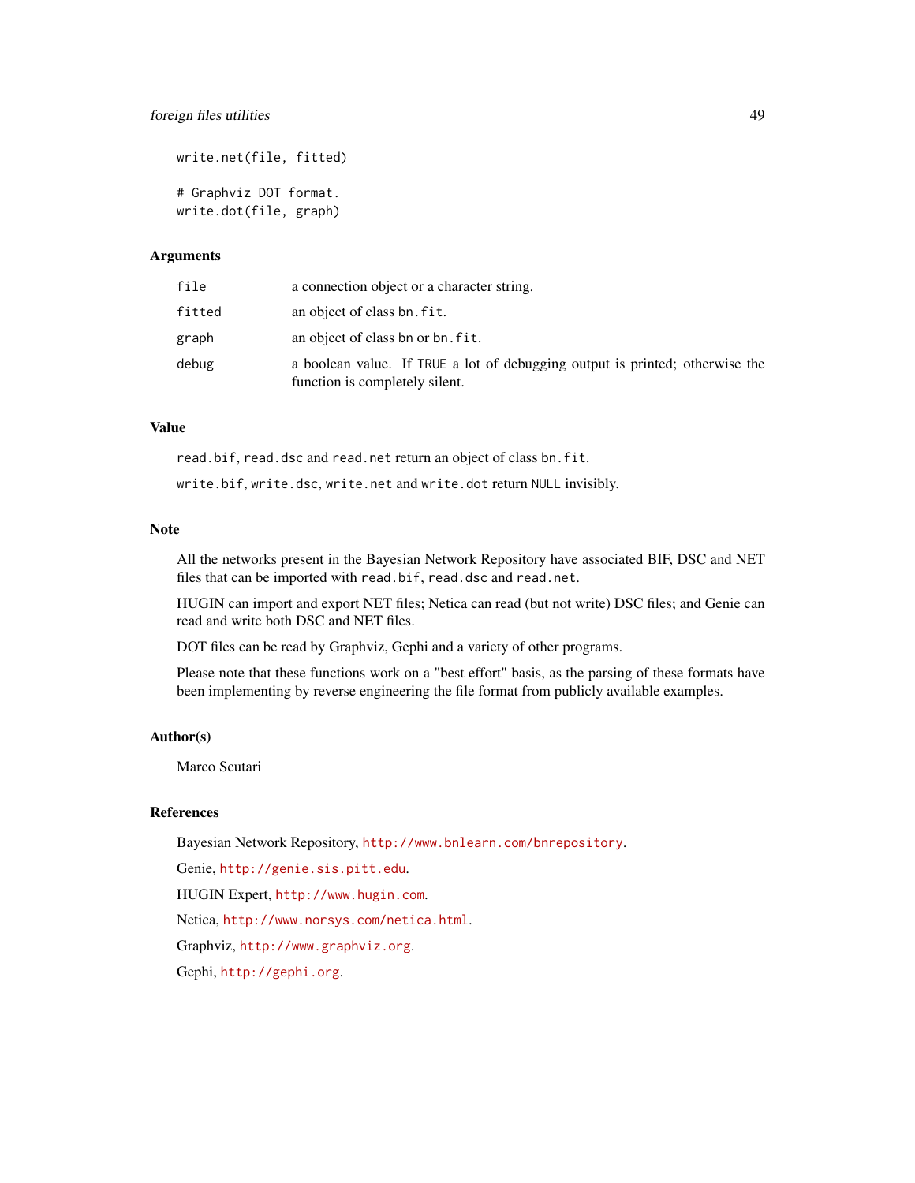```
write.net(file, fitted)

# Graphviz DOT format.
write.dot(file, graph)
```

## Arguments

| | |
|---|---|
| `file` | a connection object or a character string. |
| `fitted` | an object of class `bn.fit`. |
| `graph` | an object of class `bn` or `bn.fit`. |
| `debug` | a boolean value. If `TRUE` a lot of debugging output is printed; otherwise the function is completely silent. |

## Value

`read.bif`, `read.dsc` and `read.net` return an object of class `bn.fit`.

`write.bif`, `write.dsc`, `write.net` and `write.dot` return `NULL` invisibly.

## Note

All the networks present in the Bayesian Network Repository have associated BIF, DSC and NET files that can be imported with `read.bif`, `read.dsc` and `read.net`.

HUGIN can import and export NET files; Netica can read (but not write) DSC files; and Genie can read and write both DSC and NET files.

DOT files can be read by Graphviz, Gephi and a variety of other programs.

Please note that these functions work on a "best effort" basis, as the parsing of these formats have been implementing by reverse engineering the file format from publicly available examples.

## Author(s)

Marco Scutari

## References

Bayesian Network Repository, http://www.bnlearn.com/bnrepository.

Genie, http://genie.sis.pitt.edu.

HUGIN Expert, http://www.hugin.com.

Netica, http://www.norsys.com/netica.html.

Graphviz, http://www.graphviz.org.

Gephi, http://gephi.org.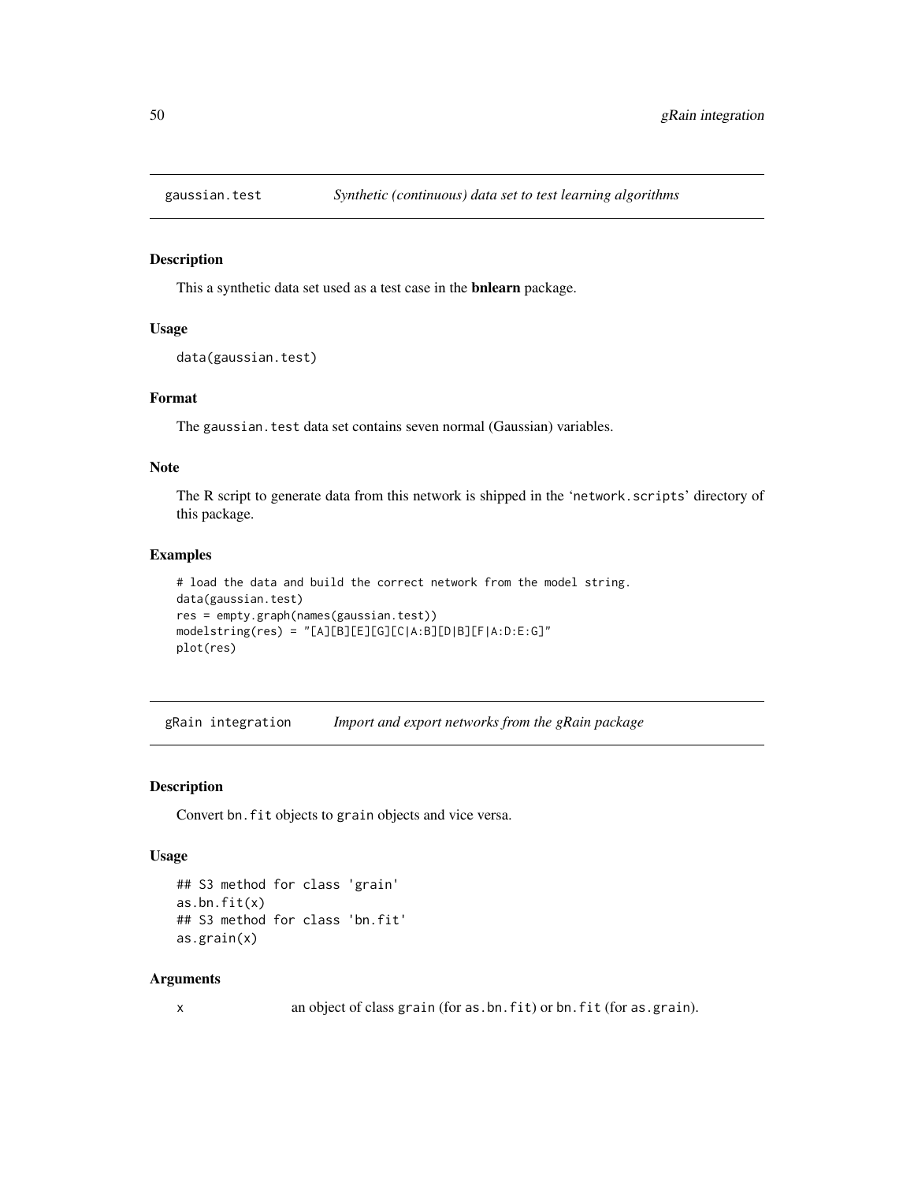## gaussian.test

*Synthetic (continuous) data set to test learning algorithms*

### Description

This a synthetic data set used as a test case in the **bnlearn** package.

### Usage

```
data(gaussian.test)
```

### Format

The gaussian.test data set contains seven normal (Gaussian) variables.

### Note

The R script to generate data from this network is shipped in the 'network.scripts' directory of this package.

### Examples

```
# load the data and build the correct network from the model string.
data(gaussian.test)
res = empty.graph(names(gaussian.test))
modelstring(res) = "[A][B][E][G][C|A:B][D|B][F|A:D:E:G]"
plot(res)
```

## gRain integration

*Import and export networks from the gRain package*

### Description

Convert bn.fit objects to grain objects and vice versa.

### Usage

```
## S3 method for class 'grain'
as.bn.fit(x)
## S3 method for class 'bn.fit'
as.grain(x)
```

### Arguments

x an object of class grain (for as.bn.fit) or bn.fit (for as.grain).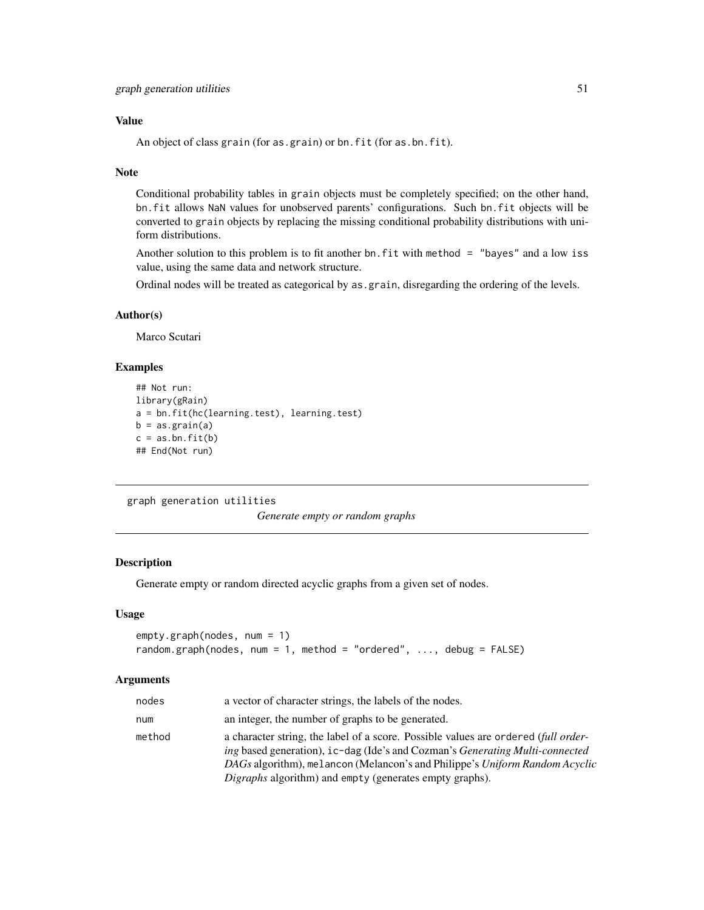### Value

An object of class `grain` (for `as.grain`) or `bn.fit` (for `as.bn.fit`).

### Note

Conditional probability tables in `grain` objects must be completely specified; on the other hand, `bn.fit` allows `NaN` values for unobserved parents' configurations. Such `bn.fit` objects will be converted to `grain` objects by replacing the missing conditional probability distributions with uniform distributions.

Another solution to this problem is to fit another `bn.fit` with `method = "bayes"` and a low `iss` value, using the same data and network structure.

Ordinal nodes will be treated as categorical by `as.grain`, disregarding the ordering of the levels.

### Author(s)

Marco Scutari

### Examples

```
## Not run:
library(gRain)
a = bn.fit(hc(learning.test), learning.test)
b = as.grain(a)
c = as.bn.fit(b)
## End(Not run)
```

---

## graph generation utilities — *Generate empty or random graphs*

---

### Description

Generate empty or random directed acyclic graphs from a given set of nodes.

### Usage

```
empty.graph(nodes, num = 1)
random.graph(nodes, num = 1, method = "ordered", ..., debug = FALSE)
```

### Arguments

| | |
|---|---|
| `nodes` | a vector of character strings, the labels of the nodes. |
| `num` | an integer, the number of graphs to be generated. |
| `method` | a character string, the label of a score. Possible values are `ordered` (*full ordering* based generation), `ic-dag` (Ide's and Cozman's *Generating Multi-connected DAGs* algorithm), `melancon` (Melancon's and Philippe's *Uniform Random Acyclic Digraphs* algorithm) and `empty` (generates empty graphs). |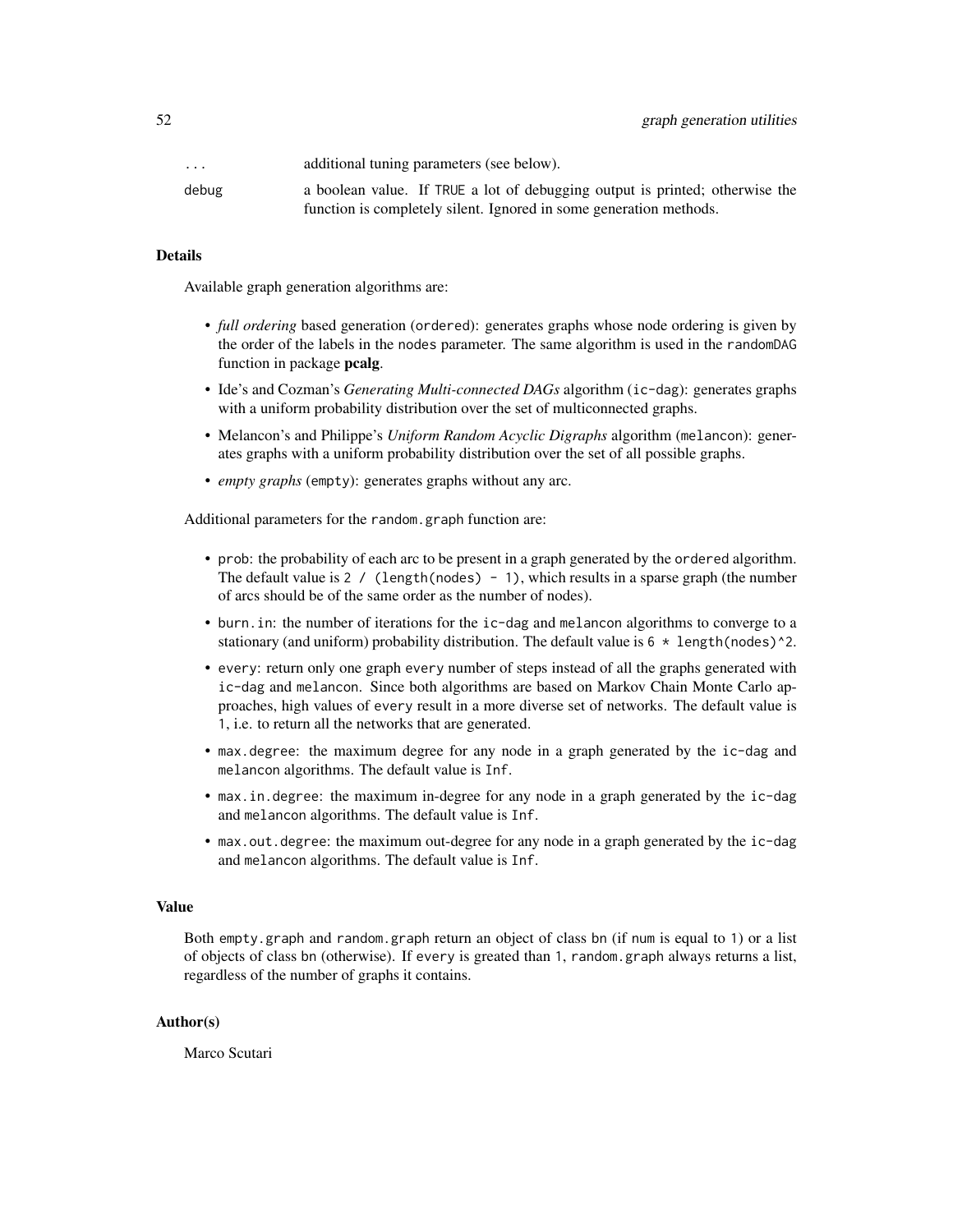| | |
|---|---|
| `...` | additional tuning parameters (see below). |
| `debug` | a boolean value. If `TRUE` a lot of debugging output is printed; otherwise the function is completely silent. Ignored in some generation methods. |

## Details

Available graph generation algorithms are:

- *full ordering* based generation (`ordered`): generates graphs whose node ordering is given by the order of the labels in the `nodes` parameter. The same algorithm is used in the `randomDAG` function in package **pcalg**.
- Ide's and Cozman's *Generating Multi-connected DAGs* algorithm (`ic-dag`): generates graphs with a uniform probability distribution over the set of multiconnected graphs.
- Melancon's and Philippe's *Uniform Random Acyclic Digraphs* algorithm (`melancon`): generates graphs with a uniform probability distribution over the set of all possible graphs.
- *empty graphs* (`empty`): generates graphs without any arc.

Additional parameters for the `random.graph` function are:

- `prob`: the probability of each arc to be present in a graph generated by the `ordered` algorithm. The default value is `2 / (length(nodes) - 1)`, which results in a sparse graph (the number of arcs should be of the same order as the number of nodes).
- `burn.in`: the number of iterations for the `ic-dag` and `melancon` algorithms to converge to a stationary (and uniform) probability distribution. The default value is `6 * length(nodes)^2`.
- `every`: return only one graph `every` number of steps instead of all the graphs generated with `ic-dag` and `melancon`. Since both algorithms are based on Markov Chain Monte Carlo approaches, high values of `every` result in a more diverse set of networks. The default value is `1`, i.e. to return all the networks that are generated.
- `max.degree`: the maximum degree for any node in a graph generated by the `ic-dag` and `melancon` algorithms. The default value is `Inf`.
- `max.in.degree`: the maximum in-degree for any node in a graph generated by the `ic-dag` and `melancon` algorithms. The default value is `Inf`.
- `max.out.degree`: the maximum out-degree for any node in a graph generated by the `ic-dag` and `melancon` algorithms. The default value is `Inf`.

## Value

Both `empty.graph` and `random.graph` return an object of class `bn` (if `num` is equal to `1`) or a list of objects of class `bn` (otherwise). If `every` is greated than `1`, `random.graph` always returns a list, regardless of the number of graphs it contains.

## Author(s)

Marco Scutari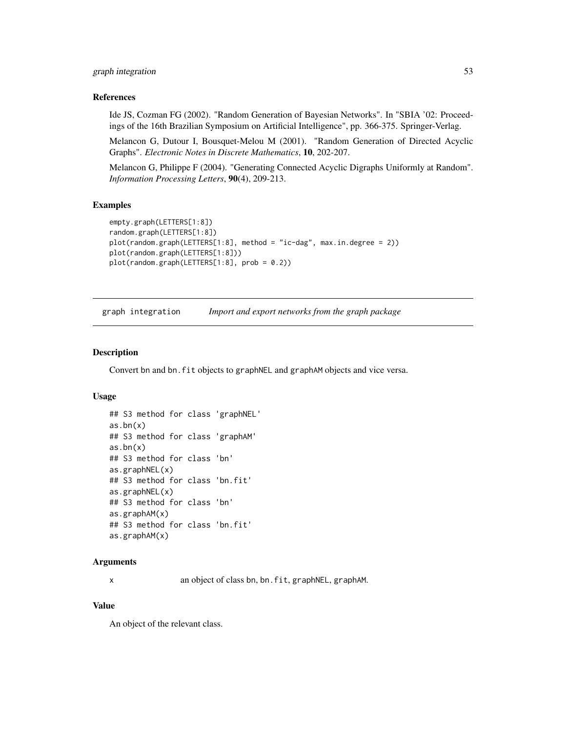### References

Ide JS, Cozman FG (2002). "Random Generation of Bayesian Networks". In "SBIA '02: Proceedings of the 16th Brazilian Symposium on Artificial Intelligence", pp. 366-375. Springer-Verlag.

Melancon G, Dutour I, Bousquet-Melou M (2001). "Random Generation of Directed Acyclic Graphs". *Electronic Notes in Discrete Mathematics*, **10**, 202-207.

Melancon G, Philippe F (2004). "Generating Connected Acyclic Digraphs Uniformly at Random". *Information Processing Letters*, **90**(4), 209-213.

### Examples

```
empty.graph(LETTERS[1:8])
random.graph(LETTERS[1:8])
plot(random.graph(LETTERS[1:8], method = "ic-dag", max.in.degree = 2))
plot(random.graph(LETTERS[1:8]))
plot(random.graph(LETTERS[1:8], prob = 0.2))
```

---

## graph integration — *Import and export networks from the graph package*

### Description

Convert bn and bn.fit objects to graphNEL and graphAM objects and vice versa.

### Usage

```
## S3 method for class 'graphNEL'
as.bn(x)
## S3 method for class 'graphAM'
as.bn(x)
## S3 method for class 'bn'
as.graphNEL(x)
## S3 method for class 'bn.fit'
as.graphNEL(x)
## S3 method for class 'bn'
as.graphAM(x)
## S3 method for class 'bn.fit'
as.graphAM(x)
```

### Arguments

| | |
|---|---|
| x | an object of class bn, bn.fit, graphNEL, graphAM. |

### Value

An object of the relevant class.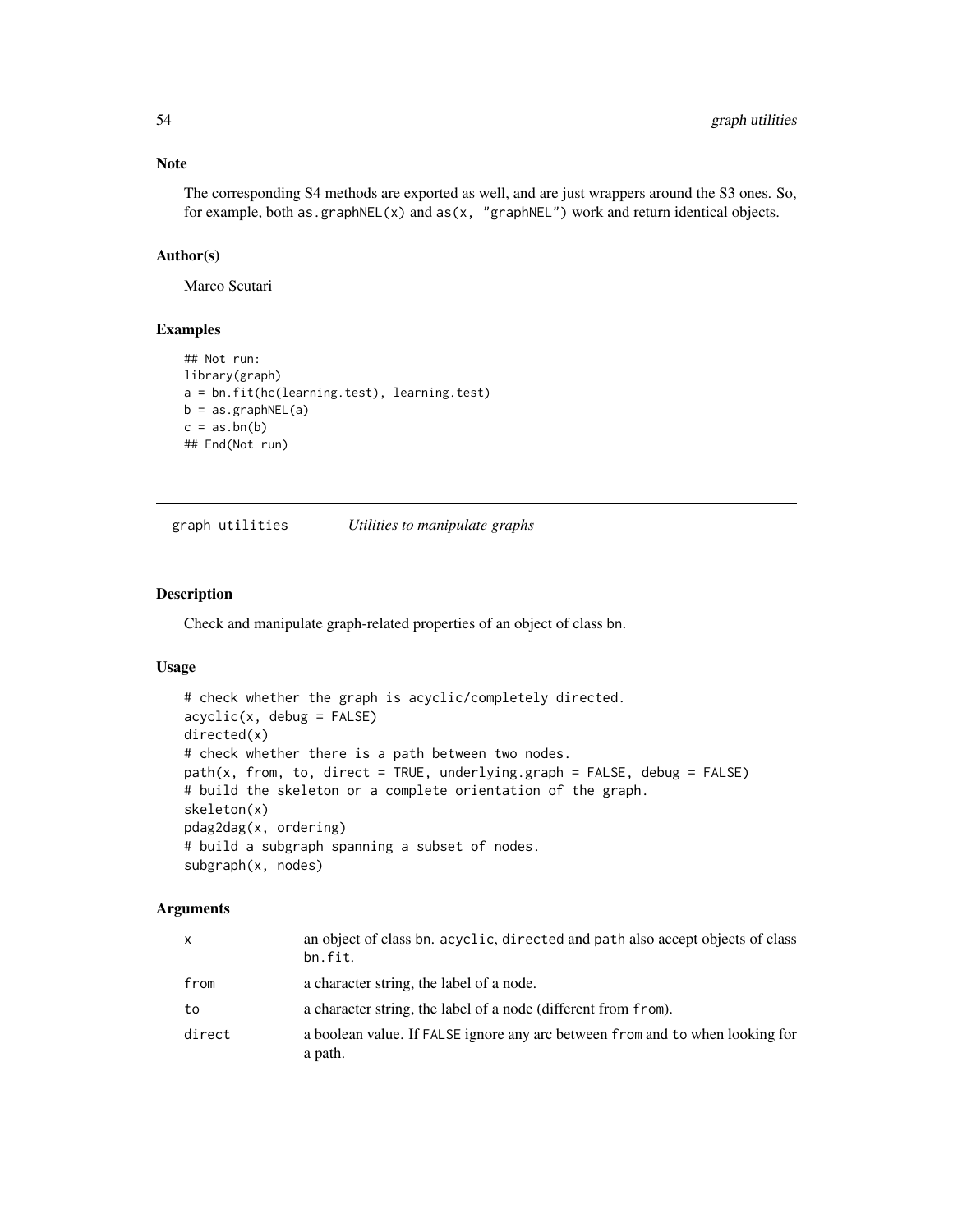## Note

The corresponding S4 methods are exported as well, and are just wrappers around the S3 ones. So, for example, both `as.graphNEL(x)` and `as(x, "graphNEL")` work and return identical objects.

## Author(s)

Marco Scutari

## Examples

```
## Not run:
library(graph)
a = bn.fit(hc(learning.test), learning.test)
b = as.graphNEL(a)
c = as.bn(b)
## End(Not run)
```

---

# graph utilities — *Utilities to manipulate graphs*

---

## Description

Check and manipulate graph-related properties of an object of class bn.

## Usage

```
# check whether the graph is acyclic/completely directed.
acyclic(x, debug = FALSE)
directed(x)
# check whether there is a path between two nodes.
path(x, from, to, direct = TRUE, underlying.graph = FALSE, debug = FALSE)
# build the skeleton or a complete orientation of the graph.
skeleton(x)
pdag2dag(x, ordering)
# build a subgraph spanning a subset of nodes.
subgraph(x, nodes)
```

## Arguments

| | |
|---|---|
| `x` | an object of class bn. `acyclic`, `directed` and `path` also accept objects of class `bn.fit`. |
| `from` | a character string, the label of a node. |
| `to` | a character string, the label of a node (different from `from`). |
| `direct` | a boolean value. If `FALSE` ignore any arc between `from` and `to` when looking for a path. |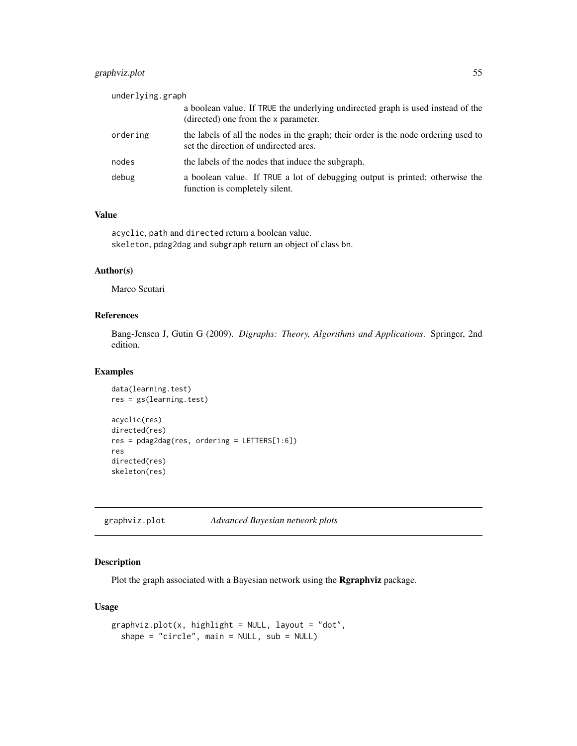underlying.graph
: a boolean value. If TRUE the underlying undirected graph is used instead of the (directed) one from the x parameter.

ordering
: the labels of all the nodes in the graph; their order is the node ordering used to set the direction of undirected arcs.

nodes
: the labels of the nodes that induce the subgraph.

debug
: a boolean value. If TRUE a lot of debugging output is printed; otherwise the function is completely silent.

### Value

acyclic, path and directed return a boolean value.
skeleton, pdag2dag and subgraph return an object of class bn.

### Author(s)

Marco Scutari

### References

Bang-Jensen J, Gutin G (2009). *Digraphs: Theory, Algorithms and Applications*. Springer, 2nd edition.

### Examples

```
data(learning.test)
res = gs(learning.test)

acyclic(res)
directed(res)
res = pdag2dag(res, ordering = LETTERS[1:6])
res
directed(res)
skeleton(res)
```

---

## graphviz.plot — *Advanced Bayesian network plots*

---

### Description

Plot the graph associated with a Bayesian network using the **Rgraphviz** package.

### Usage

```
graphviz.plot(x, highlight = NULL, layout = "dot",
  shape = "circle", main = NULL, sub = NULL)
```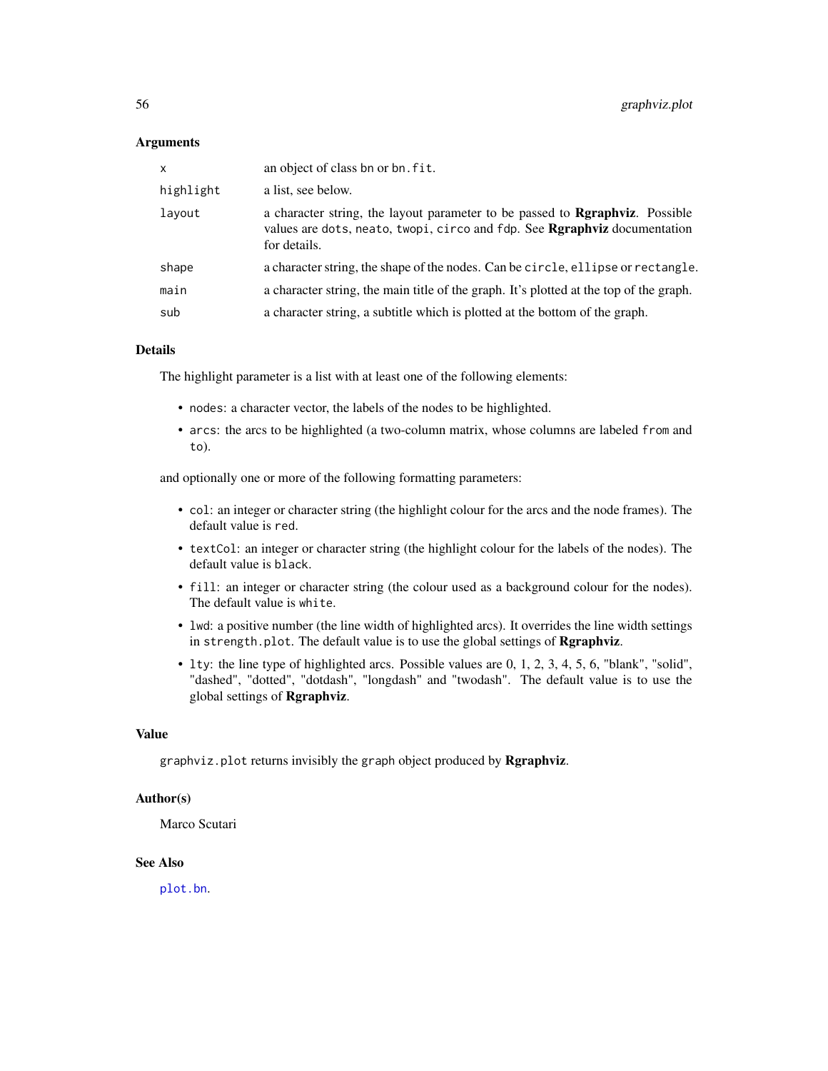## Arguments

| | |
|---|---|
| `x` | an object of class `bn` or `bn.fit`. |
| `highlight` | a list, see below. |
| `layout` | a character string, the layout parameter to be passed to **Rgraphviz**. Possible values are `dots`, `neato`, `twopi`, `circo` and `fdp`. See **Rgraphviz** documentation for details. |
| `shape` | a character string, the shape of the nodes. Can be `circle`, `ellipse` or `rectangle`. |
| `main` | a character string, the main title of the graph. It's plotted at the top of the graph. |
| `sub` | a character string, a subtitle which is plotted at the bottom of the graph. |

## Details

The highlight parameter is a list with at least one of the following elements:

- `nodes`: a character vector, the labels of the nodes to be highlighted.
- `arcs`: the arcs to be highlighted (a two-column matrix, whose columns are labeled `from` and `to`).

and optionally one or more of the following formatting parameters:

- `col`: an integer or character string (the highlight colour for the arcs and the node frames). The default value is `red`.
- `textCol`: an integer or character string (the highlight colour for the labels of the nodes). The default value is `black`.
- `fill`: an integer or character string (the colour used as a background colour for the nodes). The default value is `white`.
- `lwd`: a positive number (the line width of highlighted arcs). It overrides the line width settings in `strength.plot`. The default value is to use the global settings of **Rgraphviz**.
- `lty`: the line type of highlighted arcs. Possible values are 0, 1, 2, 3, 4, 5, 6, "blank", "solid", "dashed", "dotted", "dotdash", "longdash" and "twodash". The default value is to use the global settings of **Rgraphviz**.

## Value

`graphviz.plot` returns invisibly the `graph` object produced by **Rgraphviz**.

## Author(s)

Marco Scutari

## See Also

`plot.bn`.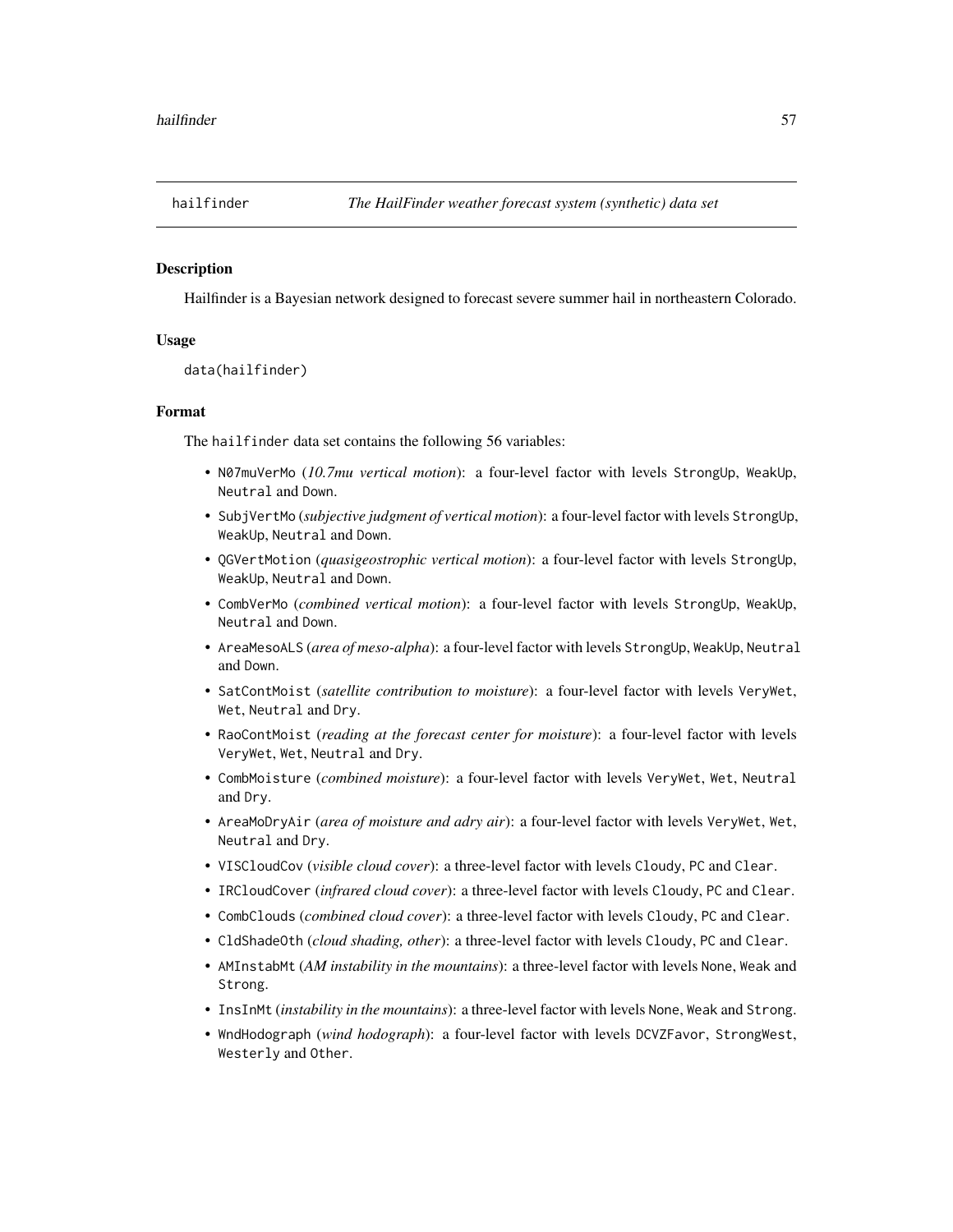hailfinder *The HailFinder weather forecast system (synthetic) data set*

## Description

Hailfinder is a Bayesian network designed to forecast severe summer hail in northeastern Colorado.

## Usage

```
data(hailfinder)
```

## Format

The hailfinder data set contains the following 56 variables:

- N07muVerMo (*10.7mu vertical motion*): a four-level factor with levels StrongUp, WeakUp, Neutral and Down.
- SubjVertMo (*subjective judgment of vertical motion*): a four-level factor with levels StrongUp, WeakUp, Neutral and Down.
- QGVertMotion (*quasigeostrophic vertical motion*): a four-level factor with levels StrongUp, WeakUp, Neutral and Down.
- CombVerMo (*combined vertical motion*): a four-level factor with levels StrongUp, WeakUp, Neutral and Down.
- AreaMesoALS (*area of meso-alpha*): a four-level factor with levels StrongUp, WeakUp, Neutral and Down.
- SatContMoist (*satellite contribution to moisture*): a four-level factor with levels VeryWet, Wet, Neutral and Dry.
- RaoContMoist (*reading at the forecast center for moisture*): a four-level factor with levels VeryWet, Wet, Neutral and Dry.
- CombMoisture (*combined moisture*): a four-level factor with levels VeryWet, Wet, Neutral and Dry.
- AreaMoDryAir (*area of moisture and adry air*): a four-level factor with levels VeryWet, Wet, Neutral and Dry.
- VISCloudCov (*visible cloud cover*): a three-level factor with levels Cloudy, PC and Clear.
- IRCloudCover (*infrared cloud cover*): a three-level factor with levels Cloudy, PC and Clear.
- CombClouds (*combined cloud cover*): a three-level factor with levels Cloudy, PC and Clear.
- CldShadeOth (*cloud shading, other*): a three-level factor with levels Cloudy, PC and Clear.
- AMInstabMt (*AM instability in the mountains*): a three-level factor with levels None, Weak and Strong.
- InsInMt (*instability in the mountains*): a three-level factor with levels None, Weak and Strong.
- WndHodograph (*wind hodograph*): a four-level factor with levels DCVZFavor, StrongWest, Westerly and Other.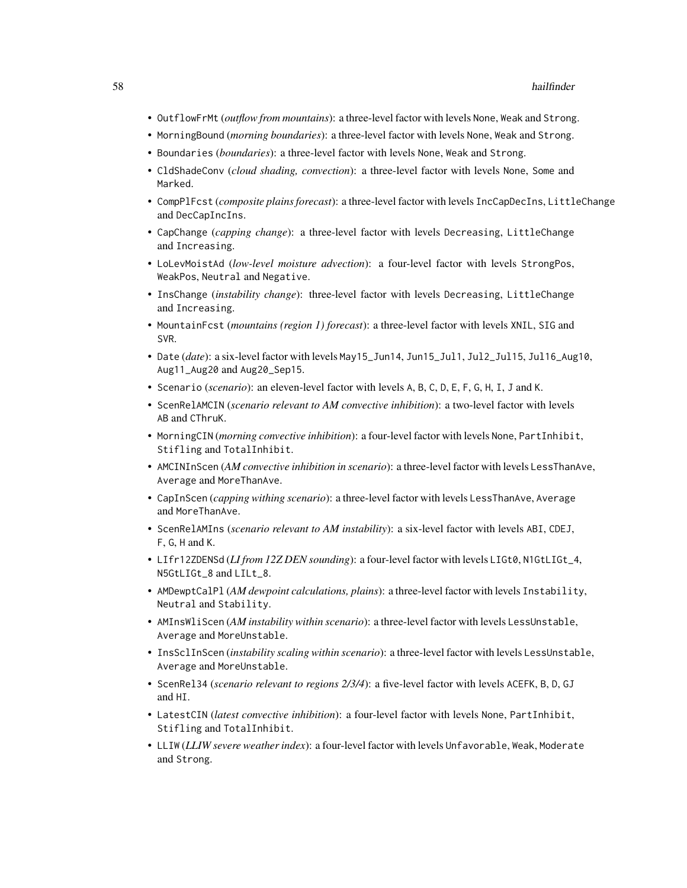- `OutflowFrMt` (*outflow from mountains*): a three-level factor with levels `None`, `Weak` and `Strong`.
- `MorningBound` (*morning boundaries*): a three-level factor with levels `None`, `Weak` and `Strong`.
- `Boundaries` (*boundaries*): a three-level factor with levels `None`, `Weak` and `Strong`.
- `CldShadeConv` (*cloud shading, convection*): a three-level factor with levels `None`, `Some` and `Marked`.
- `CompPlFcst` (*composite plains forecast*): a three-level factor with levels `IncCapDecIns`, `LittleChange` and `DecCapIncIns`.
- `CapChange` (*capping change*): a three-level factor with levels `Decreasing`, `LittleChange` and `Increasing`.
- `LoLevMoistAd` (*low-level moisture advection*): a four-level factor with levels `StrongPos`, `WeakPos`, `Neutral` and `Negative`.
- `InsChange` (*instability change*): three-level factor with levels `Decreasing`, `LittleChange` and `Increasing`.
- `MountainFcst` (*mountains (region 1) forecast*): a three-level factor with levels `XNIL`, `SIG` and `SVR`.
- `Date` (*date*): a six-level factor with levels `May15_Jun14`, `Jun15_Jul1`, `Jul2_Jul15`, `Jul16_Aug10`, `Aug11_Aug20` and `Aug20_Sep15`.
- `Scenario` (*scenario*): an eleven-level factor with levels `A`, `B`, `C`, `D`, `E`, `F`, `G`, `H`, `I`, `J` and `K`.
- `ScenRelAMCIN` (*scenario relevant to AM convective inhibition*): a two-level factor with levels `AB` and `CThruK`.
- `MorningCIN` (*morning convective inhibition*): a four-level factor with levels `None`, `PartInhibit`, `Stifling` and `TotalInhibit`.
- `AMCINInScen` (*AM convective inhibition in scenario*): a three-level factor with levels `LessThanAve`, `Average` and `MoreThanAve`.
- `CapInScen` (*capping withing scenario*): a three-level factor with levels `LessThanAve`, `Average` and `MoreThanAve`.
- `ScenRelAMIns` (*scenario relevant to AM instability*): a six-level factor with levels `ABI`, `CDEJ`, `F`, `G`, `H` and `K`.
- `LIfr12ZDENSd` (*LI from 12Z DEN sounding*): a four-level factor with levels `LIGt0`, `N1GtLIGt_4`, `N5GtLIGt_8` and `LILt_8`.
- `AMDewptCalPl` (*AM dewpoint calculations, plains*): a three-level factor with levels `Instability`, `Neutral` and `Stability`.
- `AMInsWliScen` (*AM instability within scenario*): a three-level factor with levels `LessUnstable`, `Average` and `MoreUnstable`.
- `InsSclInScen` (*instability scaling within scenario*): a three-level factor with levels `LessUnstable`, `Average` and `MoreUnstable`.
- `ScenRel34` (*scenario relevant to regions 2/3/4*): a five-level factor with levels `ACEFK`, `B`, `D`, `GJ` and `HI`.
- `LatestCIN` (*latest convective inhibition*): a four-level factor with levels `None`, `PartInhibit`, `Stifling` and `TotalInhibit`.
- `LLIW` (*LLIW severe weather index*): a four-level factor with levels `Unfavorable`, `Weak`, `Moderate` and `Strong`.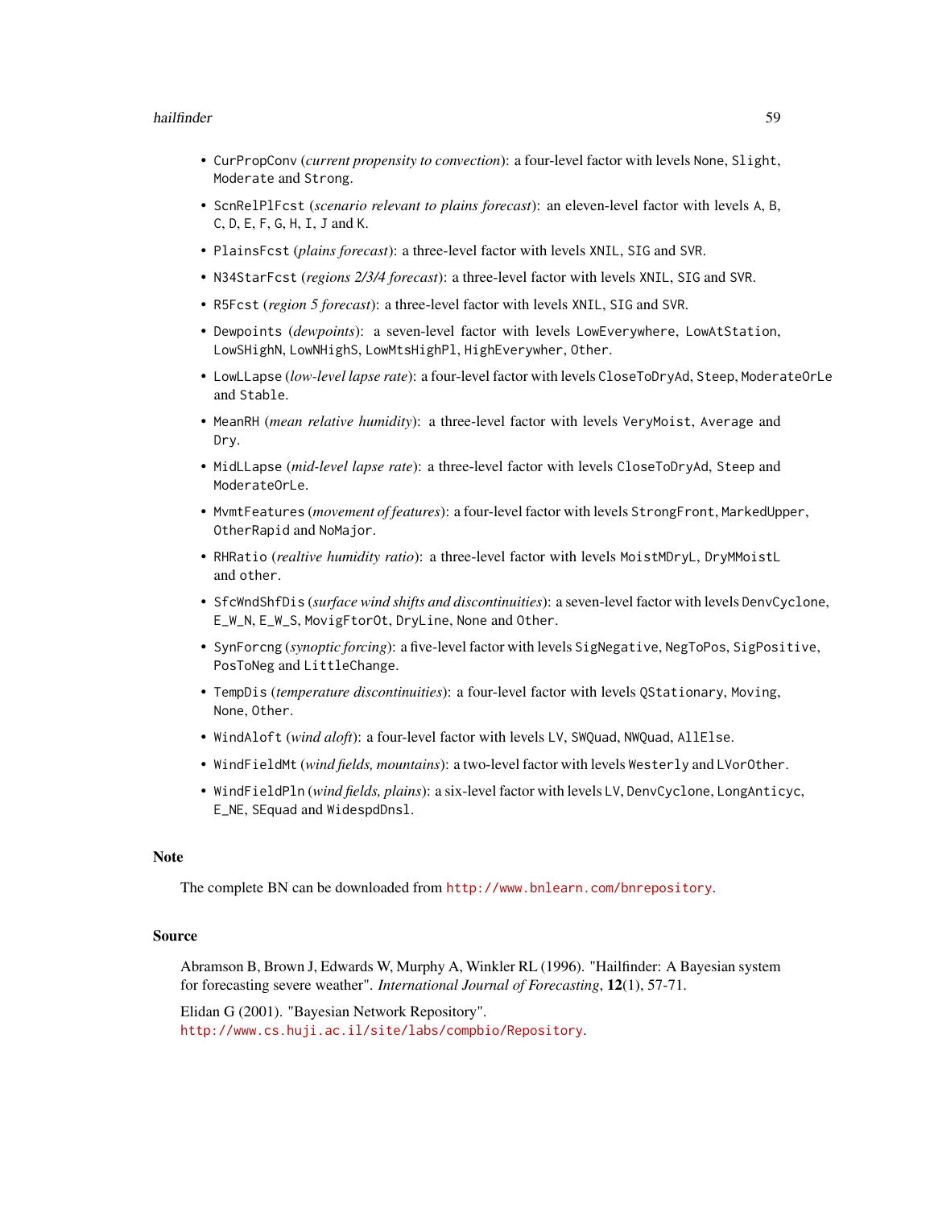- `CurPropConv` (*current propensity to convection*): a four-level factor with levels `None`, `Slight`, `Moderate` and `Strong`.
- `ScnRelPlFcst` (*scenario relevant to plains forecast*): an eleven-level factor with levels `A`, `B`, `C`, `D`, `E`, `F`, `G`, `H`, `I`, `J` and `K`.
- `PlainsFcst` (*plains forecast*): a three-level factor with levels `XNIL`, `SIG` and `SVR`.
- `N34StarFcst` (*regions 2/3/4 forecast*): a three-level factor with levels `XNIL`, `SIG` and `SVR`.
- `R5Fcst` (*region 5 forecast*): a three-level factor with levels `XNIL`, `SIG` and `SVR`.
- `Dewpoints` (*dewpoints*): a seven-level factor with levels `LowEverywhere`, `LowAtStation`, `LowSHighN`, `LowNHighS`, `LowMtsHighPl`, `HighEverywher`, `Other`.
- `LowLLapse` (*low-level lapse rate*): a four-level factor with levels `CloseToDryAd`, `Steep`, `ModerateOrLe` and `Stable`.
- `MeanRH` (*mean relative humidity*): a three-level factor with levels `VeryMoist`, `Average` and `Dry`.
- `MidLLapse` (*mid-level lapse rate*): a three-level factor with levels `CloseToDryAd`, `Steep` and `ModerateOrLe`.
- `MvmtFeatures` (*movement of features*): a four-level factor with levels `StrongFront`, `MarkedUpper`, `OtherRapid` and `NoMajor`.
- `RHRatio` (*realtive humidity ratio*): a three-level factor with levels `MoistMDryL`, `DryMMoistL` and `other`.
- `SfcWndShfDis` (*surface wind shifts and discontinuities*): a seven-level factor with levels `DenvCyclone`, `E_W_N`, `E_W_S`, `MovigFtorOt`, `DryLine`, `None` and `Other`.
- `SynForcng` (*synoptic forcing*): a five-level factor with levels `SigNegative`, `NegToPos`, `SigPositive`, `PosToNeg` and `LittleChange`.
- `TempDis` (*temperature discontinuities*): a four-level factor with levels `QStationary`, `Moving`, `None`, `Other`.
- `WindAloft` (*wind aloft*): a four-level factor with levels `LV`, `SWQuad`, `NWQuad`, `AllElse`.
- `WindFieldMt` (*wind fields, mountains*): a two-level factor with levels `Westerly` and `LVorOther`.
- `WindFieldPln` (*wind fields, plains*): a six-level factor with levels `LV`, `DenvCyclone`, `LongAnticyc`, `E_NE`, `SEquad` and `WidespdDnsl`.

## Note

The complete BN can be downloaded from http://www.bnlearn.com/bnrepository.

## Source

Abramson B, Brown J, Edwards W, Murphy A, Winkler RL (1996). "Hailfinder: A Bayesian system for forecasting severe weather". *International Journal of Forecasting*, **12**(1), 57-71.

Elidan G (2001). "Bayesian Network Repository".
http://www.cs.huji.ac.il/site/labs/compbio/Repository.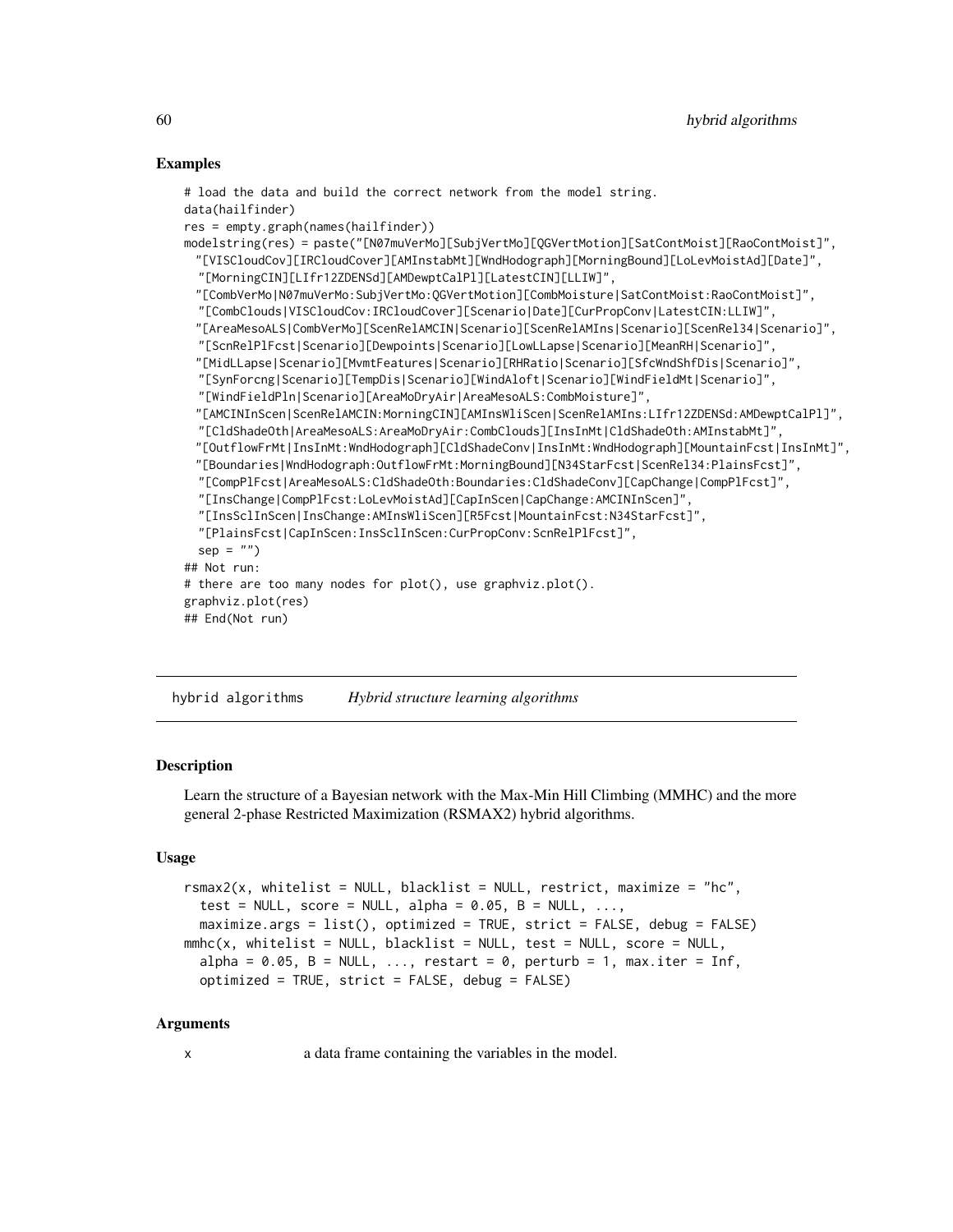### Examples

```
# load the data and build the correct network from the model string.
data(hailfinder)
res = empty.graph(names(hailfinder))
modelstring(res) = paste("[N07muVerMo][SubjVertMo][QGVertMotion][SatContMoist][RaoContMoist]",
  "[VISCloudCov][IRCloudCover][AMInstabMt][WndHodograph][MorningBound][LoLevMoistAd][Date]",
  "[MorningCIN][LIfr12ZDENSd][AMDewptCalPl][LatestCIN][LLIW]",
  "[CombVerMo|N07muVerMo:SubjVertMo:QGVertMotion][CombMoisture|SatContMoist:RaoContMoist]",
  "[CombClouds|VISCloudCov:IRCloudCover][Scenario|Date][CurPropConv|LatestCIN:LLIW]",
  "[AreaMesoALS|CombVerMo][ScenRelAMCIN|Scenario][ScenRelAMIns|Scenario][ScenRel34|Scenario]",
  "[ScnRelPlFcst|Scenario][Dewpoints|Scenario][LowLLapse|Scenario][MeanRH|Scenario]",
  "[MidLLapse|Scenario][MvmtFeatures|Scenario][RHRatio|Scenario][SfcWndShfDis|Scenario]",
  "[SynForcng|Scenario][TempDis|Scenario][WindAloft|Scenario][WindFieldMt|Scenario]",
  "[WindFieldPln|Scenario][AreaMoDryAir|AreaMesoALS:CombMoisture]",
  "[AMCINInScen|ScenRelAMCIN:MorningCIN][AMInsWliScen|ScenRelAMIns:LIfr12ZDENSd:AMDewptCalPl]",
  "[CldShadeOth|AreaMesoALS:AreaMoDryAir:CombClouds][InsInMt|CldShadeOth:AMInstabMt]",
  "[OutflowFrMt|InsInMt:WndHodograph][CldShadeConv|InsInMt:WndHodograph][MountainFcst|InsInMt]",
  "[Boundaries|WndHodograph:OutflowFrMt:MorningBound][N34StarFcst|ScenRel34:PlainsFcst]",
  "[CompPlFcst|AreaMesoALS:CldShadeOth:Boundaries:CldShadeConv][CapChange|CompPlFcst]",
  "[InsChange|CompPlFcst:LoLevMoistAd][CapInScen|CapChange:AMCINInScen]",
  "[InsSclInScen|InsChange:AMInsWliScen][R5Fcst|MountainFcst:N34StarFcst]",
  "[PlainsFcst|CapInScen:InsSclInScen:CurPropConv:ScnRelPlFcst]",
  sep = "")
## Not run:
# there are too many nodes for plot(), use graphviz.plot().
graphviz.plot(res)
## End(Not run)
```

---

hybrid algorithms &nbsp;&nbsp;&nbsp; *Hybrid structure learning algorithms*

---

### Description

Learn the structure of a Bayesian network with the Max-Min Hill Climbing (MMHC) and the more general 2-phase Restricted Maximization (RSMAX2) hybrid algorithms.

### Usage

```
rsmax2(x, whitelist = NULL, blacklist = NULL, restrict, maximize = "hc",
  test = NULL, score = NULL, alpha = 0.05, B = NULL, ...,
  maximize.args = list(), optimized = TRUE, strict = FALSE, debug = FALSE)
mmhc(x, whitelist = NULL, blacklist = NULL, test = NULL, score = NULL,
  alpha = 0.05, B = NULL, ..., restart = 0, perturb = 1, max.iter = Inf,
  optimized = TRUE, strict = FALSE, debug = FALSE)
```

### Arguments

`x` &nbsp;&nbsp;&nbsp; a data frame containing the variables in the model.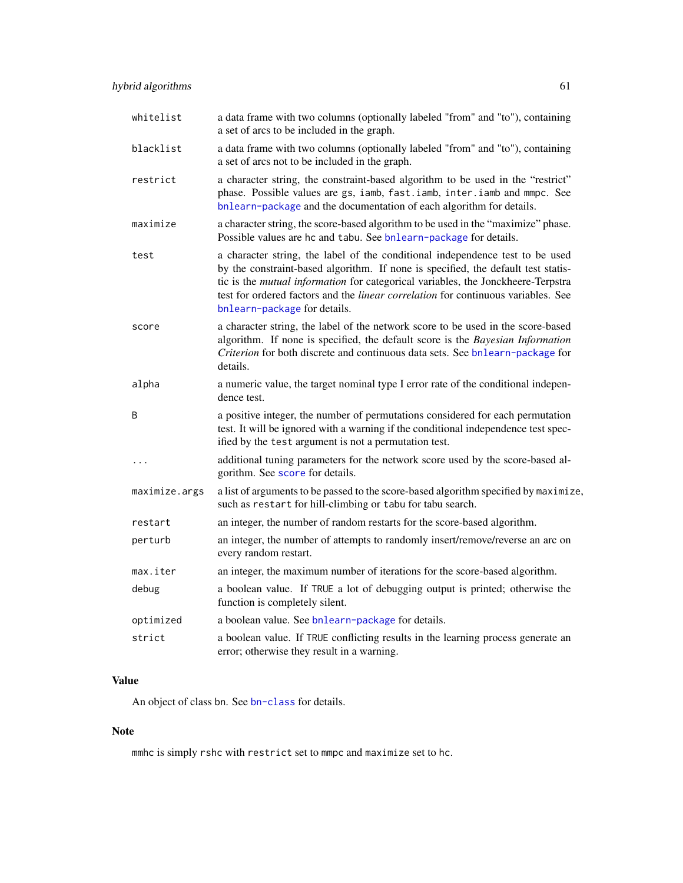| | |
|---|---|
| `whitelist` | a data frame with two columns (optionally labeled "from" and "to"), containing a set of arcs to be included in the graph. |
| `blacklist` | a data frame with two columns (optionally labeled "from" and "to"), containing a set of arcs not to be included in the graph. |
| `restrict` | a character string, the constraint-based algorithm to be used in the "restrict" phase. Possible values are `gs`, `iamb`, `fast.iamb`, `inter.iamb` and `mmpc`. See `bnlearn-package` and the documentation of each algorithm for details. |
| `maximize` | a character string, the score-based algorithm to be used in the "maximize" phase. Possible values are `hc` and `tabu`. See `bnlearn-package` for details. |
| `test` | a character string, the label of the conditional independence test to be used by the constraint-based algorithm. If none is specified, the default test statistic is the *mutual information* for categorical variables, the Jonckheere-Terpstra test for ordered factors and the *linear correlation* for continuous variables. See `bnlearn-package` for details. |
| `score` | a character string, the label of the network score to be used in the score-based algorithm. If none is specified, the default score is the *Bayesian Information Criterion* for both discrete and continuous data sets. See `bnlearn-package` for details. |
| `alpha` | a numeric value, the target nominal type I error rate of the conditional independence test. |
| `B` | a positive integer, the number of permutations considered for each permutation test. It will be ignored with a warning if the conditional independence test specified by the `test` argument is not a permutation test. |
| `...` | additional tuning parameters for the network score used by the score-based algorithm. See `score` for details. |
| `maximize.args` | a list of arguments to be passed to the score-based algorithm specified by `maximize`, such as `restart` for hill-climbing or `tabu` for tabu search. |
| `restart` | an integer, the number of random restarts for the score-based algorithm. |
| `perturb` | an integer, the number of attempts to randomly insert/remove/reverse an arc on every random restart. |
| `max.iter` | an integer, the maximum number of iterations for the score-based algorithm. |
| `debug` | a boolean value. If `TRUE` a lot of debugging output is printed; otherwise the function is completely silent. |
| `optimized` | a boolean value. See `bnlearn-package` for details. |
| `strict` | a boolean value. If `TRUE` conflicting results in the learning process generate an error; otherwise they result in a warning. |

## Value

An object of class `bn`. See `bn-class` for details.

## Note

`mmhc` is simply `rshc` with `restrict` set to `mmpc` and `maximize` set to `hc`.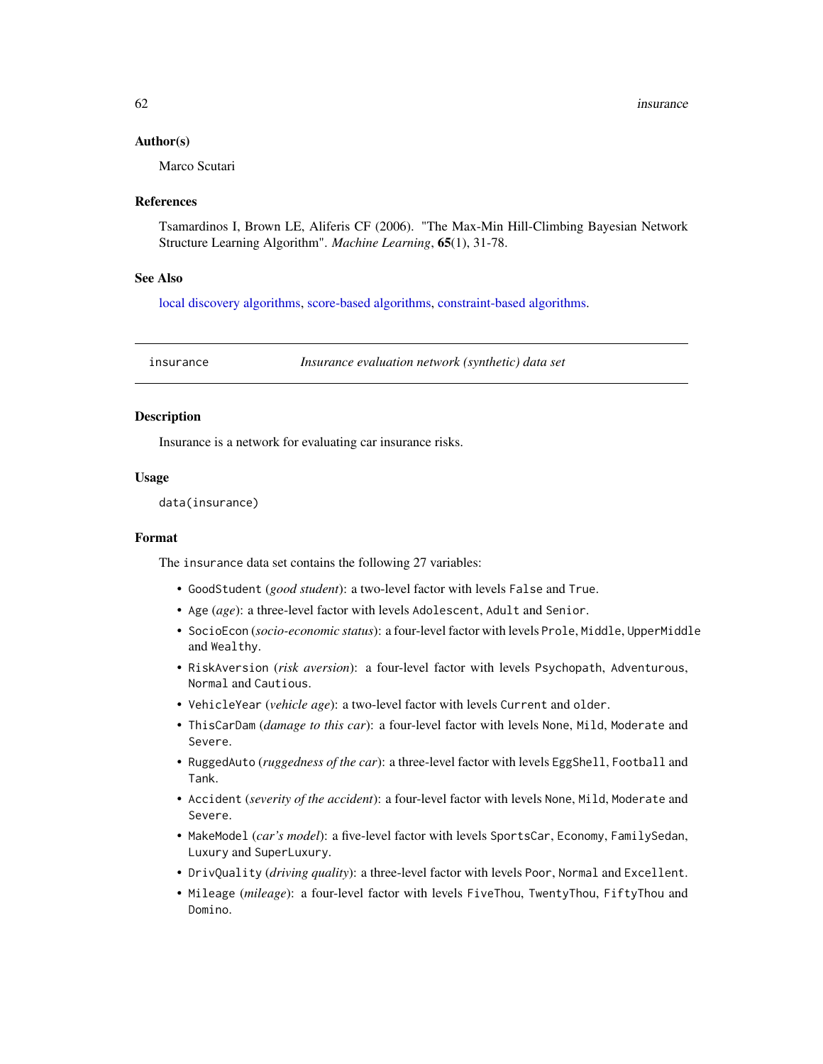### Author(s)

Marco Scutari

### References

Tsamardinos I, Brown LE, Aliferis CF (2006). "The Max-Min Hill-Climbing Bayesian Network Structure Learning Algorithm". *Machine Learning*, **65**(1), 31-78.

### See Also

local discovery algorithms, score-based algorithms, constraint-based algorithms.

---

## insurance — *Insurance evaluation network (synthetic) data set*

---

### Description

Insurance is a network for evaluating car insurance risks.

### Usage

```
data(insurance)
```

### Format

The `insurance` data set contains the following 27 variables:

- `GoodStudent` (*good student*): a two-level factor with levels `False` and `True`.
- `Age` (*age*): a three-level factor with levels `Adolescent`, `Adult` and `Senior`.
- `SocioEcon` (*socio-economic status*): a four-level factor with levels `Prole`, `Middle`, `UpperMiddle` and `Wealthy`.
- `RiskAversion` (*risk aversion*): a four-level factor with levels `Psychopath`, `Adventurous`, `Normal` and `Cautious`.
- `VehicleYear` (*vehicle age*): a two-level factor with levels `Current` and `older`.
- `ThisCarDam` (*damage to this car*): a four-level factor with levels `None`, `Mild`, `Moderate` and `Severe`.
- `RuggedAuto` (*ruggedness of the car*): a three-level factor with levels `EggShell`, `Football` and `Tank`.
- `Accident` (*severity of the accident*): a four-level factor with levels `None`, `Mild`, `Moderate` and `Severe`.
- `MakeModel` (*car's model*): a five-level factor with levels `SportsCar`, `Economy`, `FamilySedan`, `Luxury` and `SuperLuxury`.
- `DrivQuality` (*driving quality*): a three-level factor with levels `Poor`, `Normal` and `Excellent`.
- `Mileage` (*mileage*): a four-level factor with levels `FiveThou`, `TwentyThou`, `FiftyThou` and `Domino`.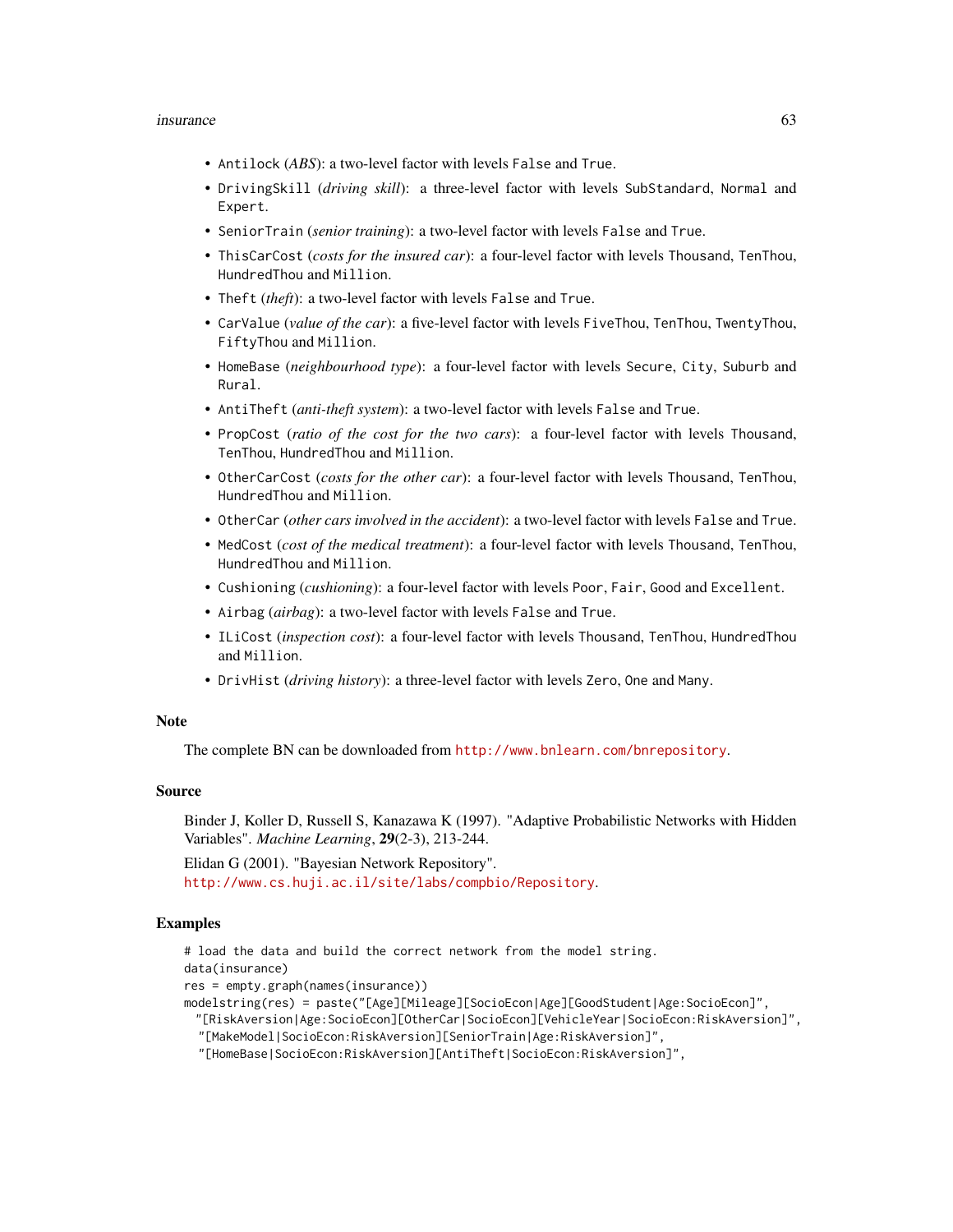- `Antilock` (*ABS*): a two-level factor with levels `False` and `True`.
- `DrivingSkill` (*driving skill*): a three-level factor with levels `SubStandard`, `Normal` and `Expert`.
- `SeniorTrain` (*senior training*): a two-level factor with levels `False` and `True`.
- `ThisCarCost` (*costs for the insured car*): a four-level factor with levels `Thousand`, `TenThou`, `HundredThou` and `Million`.
- `Theft` (*theft*): a two-level factor with levels `False` and `True`.
- `CarValue` (*value of the car*): a five-level factor with levels `FiveThou`, `TenThou`, `TwentyThou`, `FiftyThou` and `Million`.
- `HomeBase` (*neighbourhood type*): a four-level factor with levels `Secure`, `City`, `Suburb` and `Rural`.
- `AntiTheft` (*anti-theft system*): a two-level factor with levels `False` and `True`.
- `PropCost` (*ratio of the cost for the two cars*): a four-level factor with levels `Thousand`, `TenThou`, `HundredThou` and `Million`.
- `OtherCarCost` (*costs for the other car*): a four-level factor with levels `Thousand`, `TenThou`, `HundredThou` and `Million`.
- `OtherCar` (*other cars involved in the accident*): a two-level factor with levels `False` and `True`.
- `MedCost` (*cost of the medical treatment*): a four-level factor with levels `Thousand`, `TenThou`, `HundredThou` and `Million`.
- `Cushioning` (*cushioning*): a four-level factor with levels `Poor`, `Fair`, `Good` and `Excellent`.
- `Airbag` (*airbag*): a two-level factor with levels `False` and `True`.
- `ILiCost` (*inspection cost*): a four-level factor with levels `Thousand`, `TenThou`, `HundredThou` and `Million`.
- `DrivHist` (*driving history*): a three-level factor with levels `Zero`, `One` and `Many`.

## Note

The complete BN can be downloaded from http://www.bnlearn.com/bnrepository.

## Source

Binder J, Koller D, Russell S, Kanazawa K (1997). "Adaptive Probabilistic Networks with Hidden Variables". *Machine Learning*, **29**(2-3), 213-244.

Elidan G (2001). "Bayesian Network Repository".
http://www.cs.huji.ac.il/site/labs/compbio/Repository.

## Examples

```
# load the data and build the correct network from the model string.
data(insurance)
res = empty.graph(names(insurance))
modelstring(res) = paste("[Age][Mileage][SocioEcon|Age][GoodStudent|Age:SocioEcon]",
  "[RiskAversion|Age:SocioEcon][OtherCar|SocioEcon][VehicleYear|SocioEcon:RiskAversion]",
  "[MakeModel|SocioEcon:RiskAversion][SeniorTrain|Age:RiskAversion]",
  "[HomeBase|SocioEcon:RiskAversion][AntiTheft|SocioEcon:RiskAversion]",
```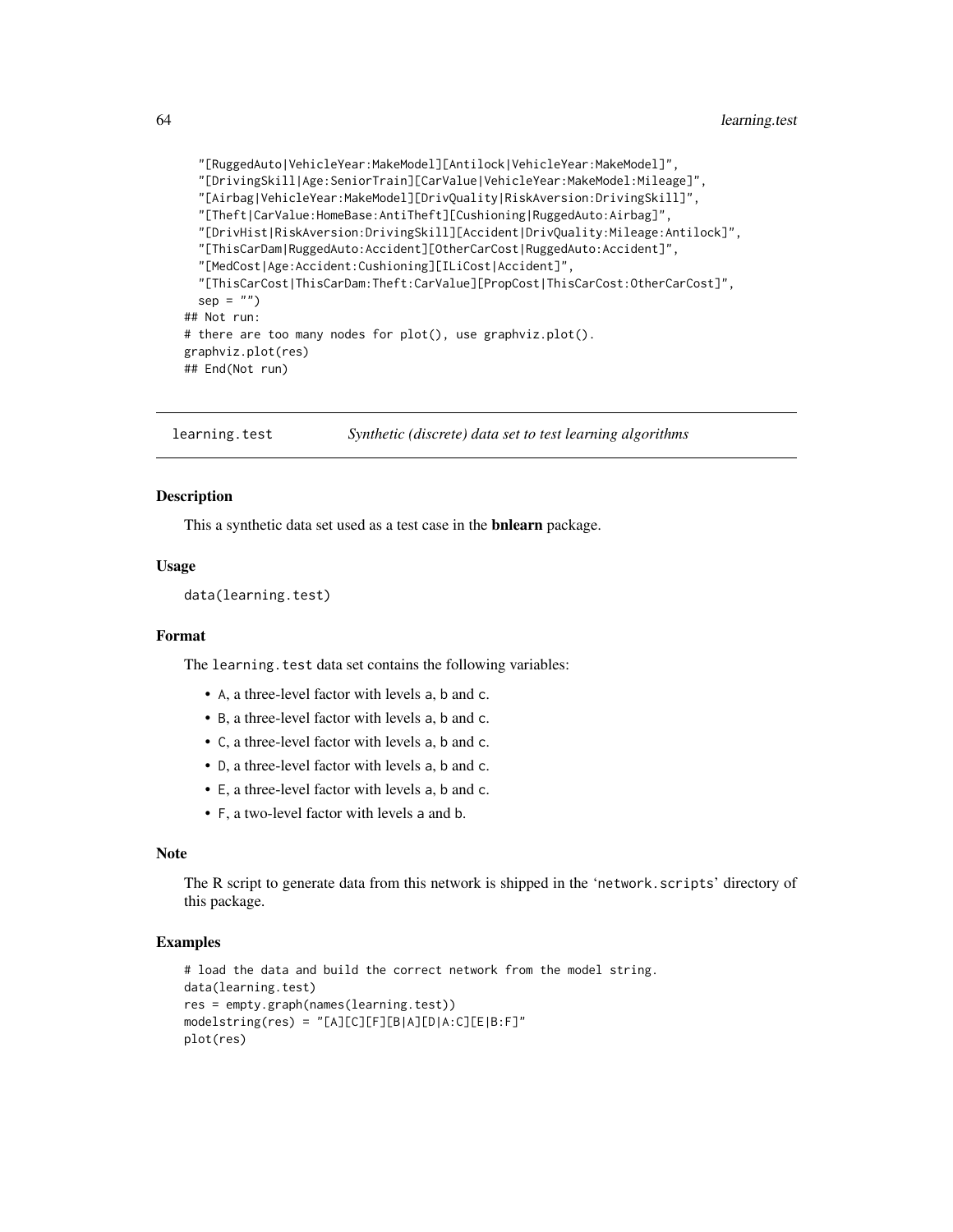```
  "[RuggedAuto|VehicleYear:MakeModel][Antilock|VehicleYear:MakeModel]",
  "[DrivingSkill|Age:SeniorTrain][CarValue|VehicleYear:MakeModel:Mileage]",
  "[Airbag|VehicleYear:MakeModel][DrivQuality|RiskAversion:DrivingSkill]",
  "[Theft|CarValue:HomeBase:AntiTheft][Cushioning|RuggedAuto:Airbag]",
  "[DrivHist|RiskAversion:DrivingSkill][Accident|DrivQuality:Mileage:Antilock]",
  "[ThisCarDam|RuggedAuto:Accident][OtherCarCost|RuggedAuto:Accident]",
  "[MedCost|Age:Accident:Cushioning][ILiCost|Accident]",
  "[ThisCarCost|ThisCarDam:Theft:CarValue][PropCost|ThisCarCost:OtherCarCost]",
  sep = "")
## Not run:
# there are too many nodes for plot(), use graphviz.plot().
graphviz.plot(res)
## End(Not run)
```

## learning.test — *Synthetic (discrete) data set to test learning algorithms*

### Description

This a synthetic data set used as a test case in the **bnlearn** package.

### Usage

```
data(learning.test)
```

### Format

The `learning.test` data set contains the following variables:

- `A`, a three-level factor with levels `a`, `b` and `c`.
- `B`, a three-level factor with levels `a`, `b` and `c`.
- `C`, a three-level factor with levels `a`, `b` and `c`.
- `D`, a three-level factor with levels `a`, `b` and `c`.
- `E`, a three-level factor with levels `a`, `b` and `c`.
- `F`, a two-level factor with levels `a` and `b`.

### Note

The R script to generate data from this network is shipped in the 'network.scripts' directory of this package.

### Examples

```
# load the data and build the correct network from the model string.
data(learning.test)
res = empty.graph(names(learning.test))
modelstring(res) = "[A][C][F][B|A][D|A:C][E|B:F]"
plot(res)
```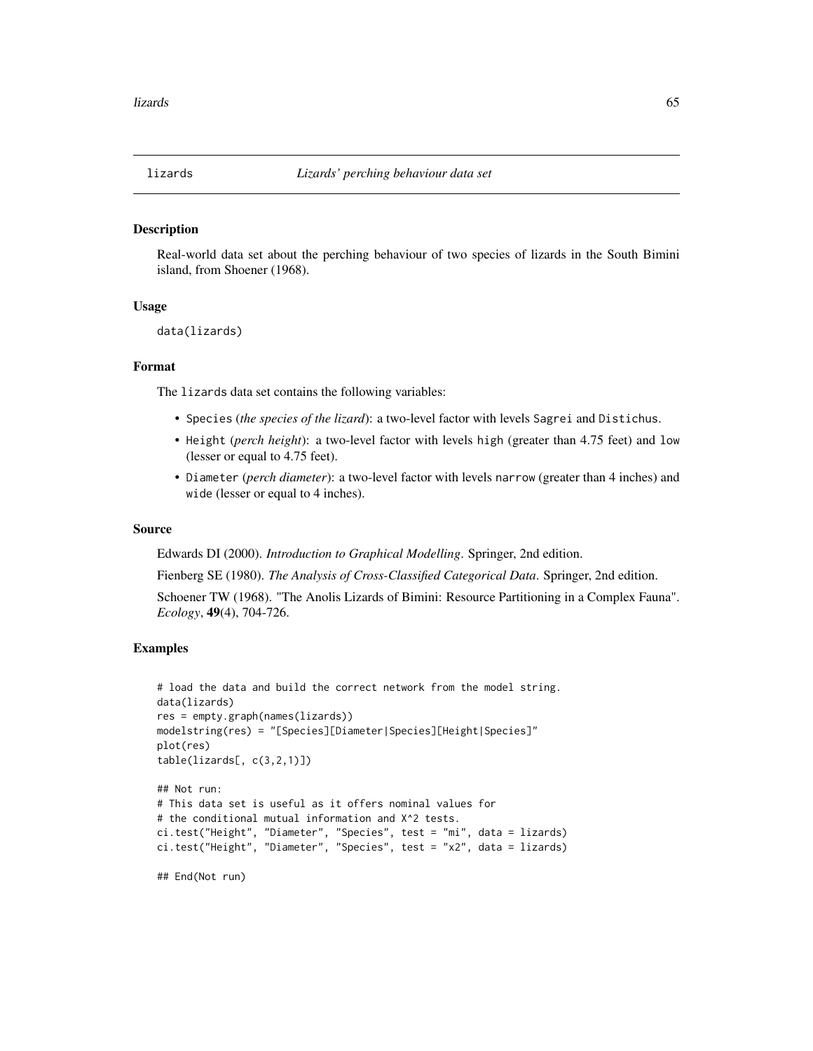# lizards — *Lizards' perching behaviour data set*

## Description

Real-world data set about the perching behaviour of two species of lizards in the South Bimini island, from Shoener (1968).

## Usage

```
data(lizards)
```

## Format

The lizards data set contains the following variables:

- Species (*the species of the lizard*): a two-level factor with levels Sagrei and Distichus.
- Height (*perch height*): a two-level factor with levels high (greater than 4.75 feet) and low (lesser or equal to 4.75 feet).
- Diameter (*perch diameter*): a two-level factor with levels narrow (greater than 4 inches) and wide (lesser or equal to 4 inches).

## Source

Edwards DI (2000). *Introduction to Graphical Modelling*. Springer, 2nd edition.

Fienberg SE (1980). *The Analysis of Cross-Classified Categorical Data*. Springer, 2nd edition.

Schoener TW (1968). "The Anolis Lizards of Bimini: Resource Partitioning in a Complex Fauna". *Ecology*, **49**(4), 704-726.

## Examples

```
# load the data and build the correct network from the model string.
data(lizards)
res = empty.graph(names(lizards))
modelstring(res) = "[Species][Diameter|Species][Height|Species]"
plot(res)
table(lizards[, c(3,2,1)])

## Not run:
# This data set is useful as it offers nominal values for
# the conditional mutual information and X^2 tests.
ci.test("Height", "Diameter", "Species", test = "mi", data = lizards)
ci.test("Height", "Diameter", "Species", test = "x2", data = lizards)

## End(Not run)
```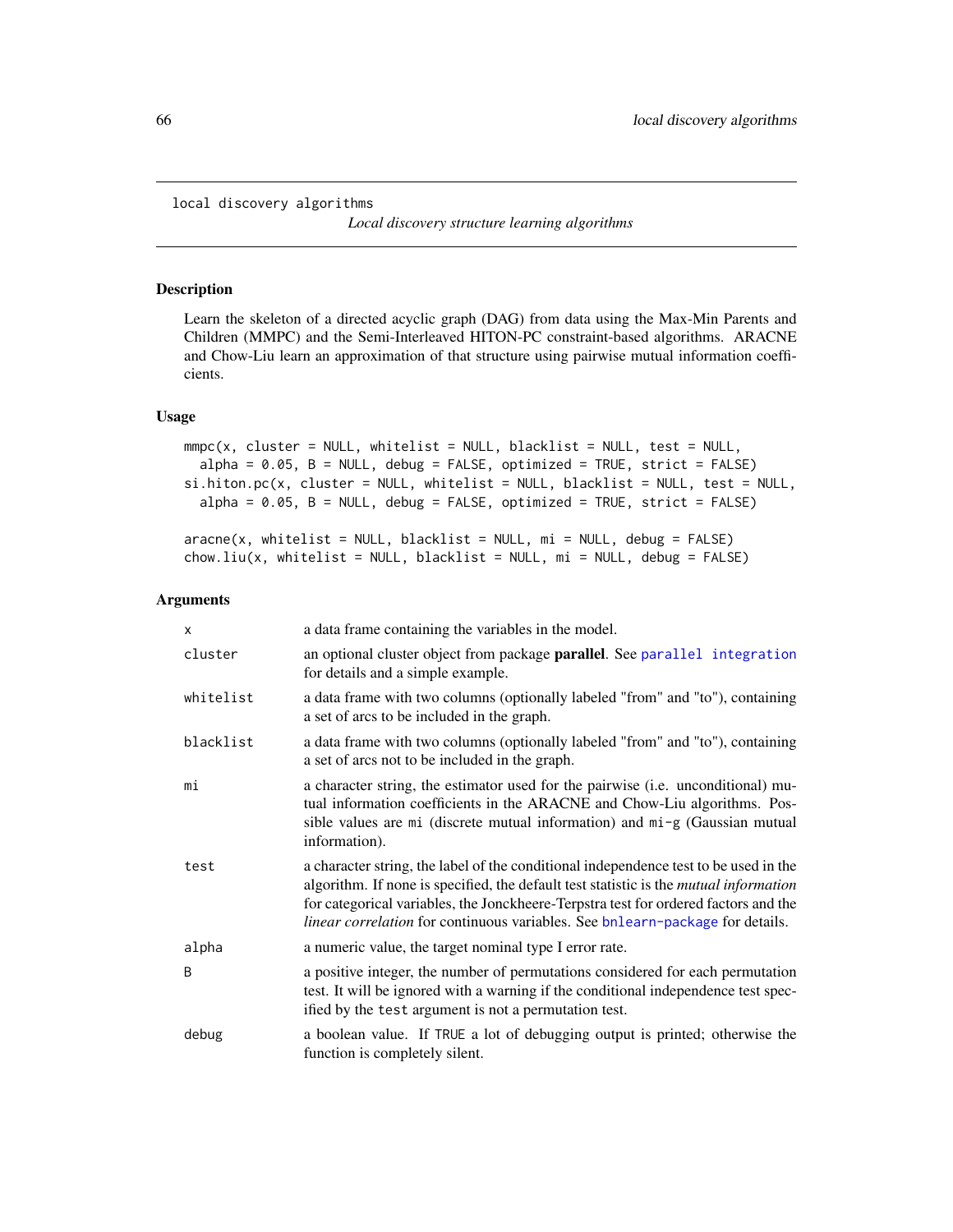local discovery algorithms

*Local discovery structure learning algorithms*

## Description

Learn the skeleton of a directed acyclic graph (DAG) from data using the Max-Min Parents and Children (MMPC) and the Semi-Interleaved HITON-PC constraint-based algorithms. ARACNE and Chow-Liu learn an approximation of that structure using pairwise mutual information coefficients.

## Usage

```
mmpc(x, cluster = NULL, whitelist = NULL, blacklist = NULL, test = NULL,
  alpha = 0.05, B = NULL, debug = FALSE, optimized = TRUE, strict = FALSE)
si.hiton.pc(x, cluster = NULL, whitelist = NULL, blacklist = NULL, test = NULL,
  alpha = 0.05, B = NULL, debug = FALSE, optimized = TRUE, strict = FALSE)

aracne(x, whitelist = NULL, blacklist = NULL, mi = NULL, debug = FALSE)
chow.liu(x, whitelist = NULL, blacklist = NULL, mi = NULL, debug = FALSE)
```

## Arguments

| | |
|---|---|
| `x` | a data frame containing the variables in the model. |
| `cluster` | an optional cluster object from package **parallel**. See `parallel integration` for details and a simple example. |
| `whitelist` | a data frame with two columns (optionally labeled "from" and "to"), containing a set of arcs to be included in the graph. |
| `blacklist` | a data frame with two columns (optionally labeled "from" and "to"), containing a set of arcs not to be included in the graph. |
| `mi` | a character string, the estimator used for the pairwise (i.e. unconditional) mutual information coefficients in the ARACNE and Chow-Liu algorithms. Possible values are `mi` (discrete mutual information) and `mi-g` (Gaussian mutual information). |
| `test` | a character string, the label of the conditional independence test to be used in the algorithm. If none is specified, the default test statistic is the *mutual information* for categorical variables, the Jonckheere-Terpstra test for ordered factors and the *linear correlation* for continuous variables. See `bnlearn-package` for details. |
| `alpha` | a numeric value, the target nominal type I error rate. |
| `B` | a positive integer, the number of permutations considered for each permutation test. It will be ignored with a warning if the conditional independence test specified by the `test` argument is not a permutation test. |
| `debug` | a boolean value. If `TRUE` a lot of debugging output is printed; otherwise the function is completely silent. |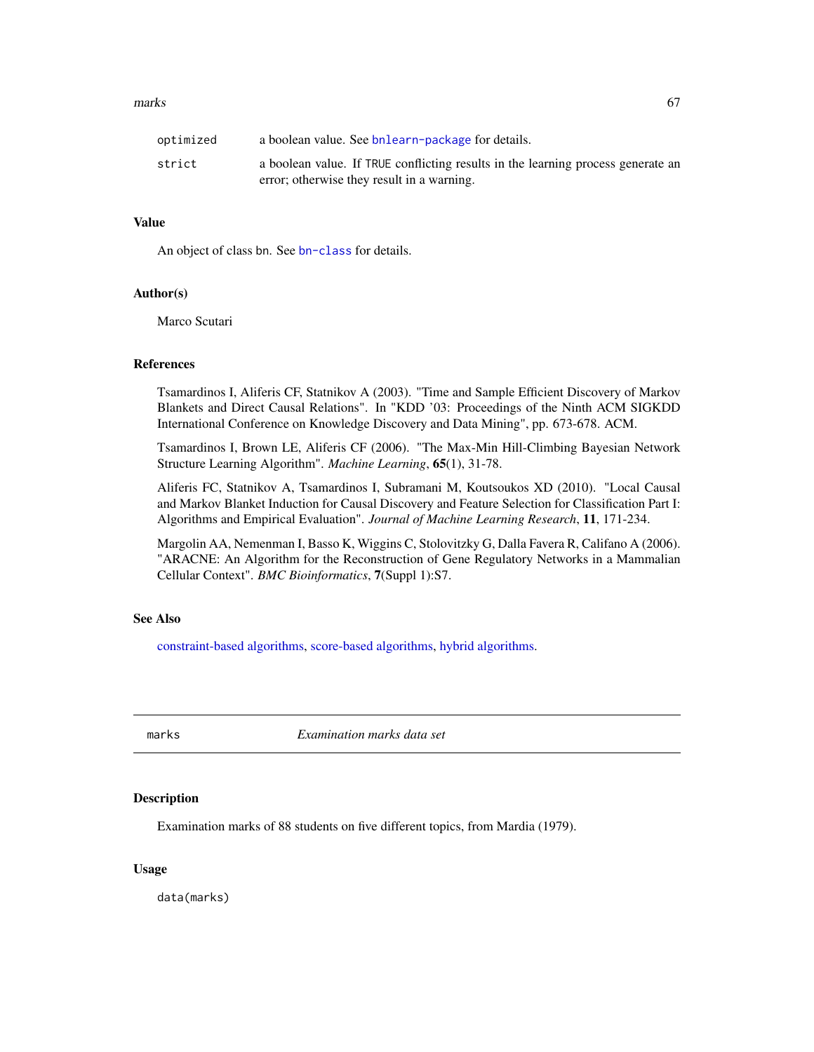| | |
|---|---|
| optimized | a boolean value. See bnlearn-package for details. |
| strict | a boolean value. If TRUE conflicting results in the learning process generate an error; otherwise they result in a warning. |

### Value

An object of class bn. See bn-class for details.

### Author(s)

Marco Scutari

### References

Tsamardinos I, Aliferis CF, Statnikov A (2003). "Time and Sample Efficient Discovery of Markov Blankets and Direct Causal Relations". In "KDD '03: Proceedings of the Ninth ACM SIGKDD International Conference on Knowledge Discovery and Data Mining", pp. 673-678. ACM.

Tsamardinos I, Brown LE, Aliferis CF (2006). "The Max-Min Hill-Climbing Bayesian Network Structure Learning Algorithm". *Machine Learning*, **65**(1), 31-78.

Aliferis FC, Statnikov A, Tsamardinos I, Subramani M, Koutsoukos XD (2010). "Local Causal and Markov Blanket Induction for Causal Discovery and Feature Selection for Classification Part I: Algorithms and Empirical Evaluation". *Journal of Machine Learning Research*, **11**, 171-234.

Margolin AA, Nemenman I, Basso K, Wiggins C, Stolovitzky G, Dalla Favera R, Califano A (2006). "ARACNE: An Algorithm for the Reconstruction of Gene Regulatory Networks in a Mammalian Cellular Context". *BMC Bioinformatics*, **7**(Suppl 1):S7.

### See Also

constraint-based algorithms, score-based algorithms, hybrid algorithms.

---

## marks — *Examination marks data set*

---

### Description

Examination marks of 88 students on five different topics, from Mardia (1979).

### Usage

```
data(marks)
```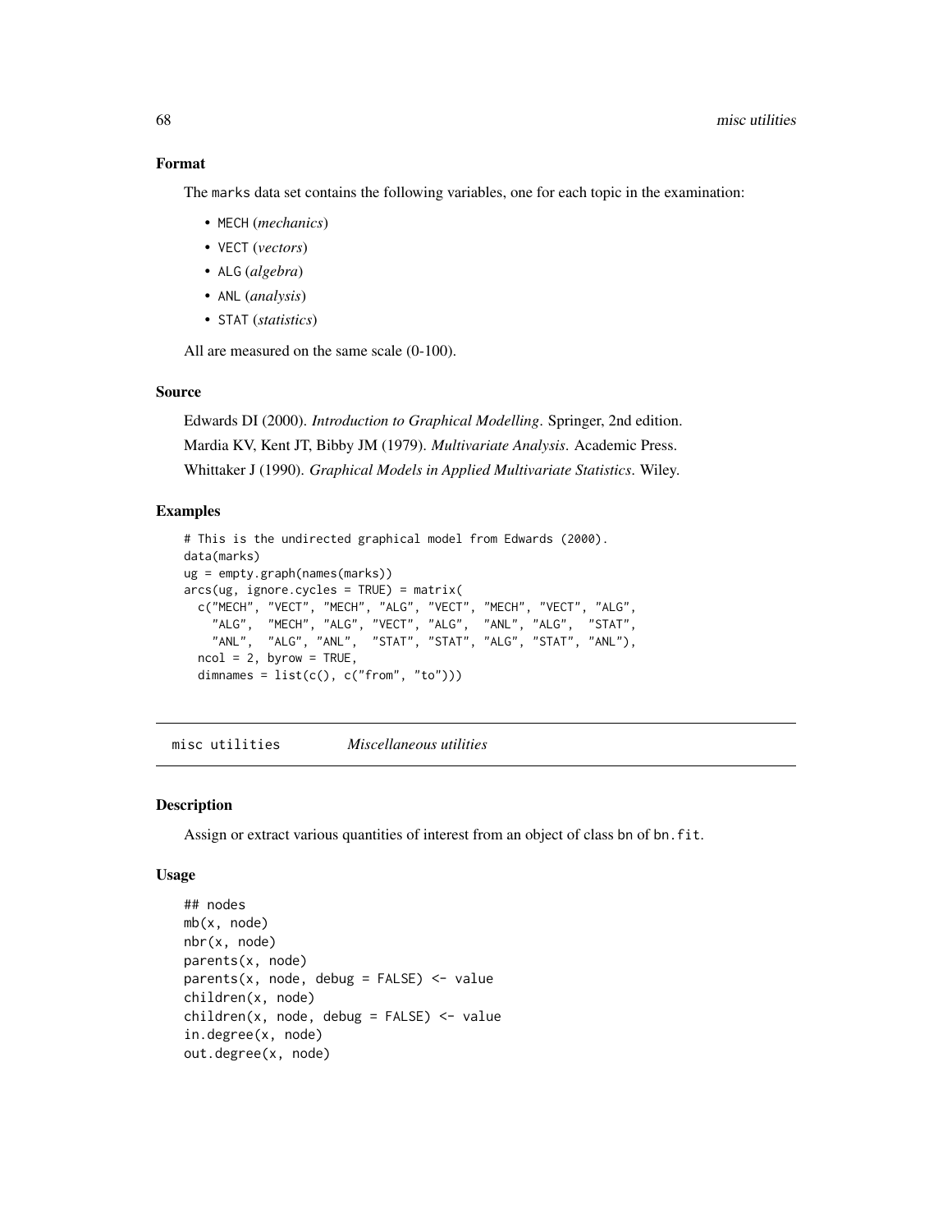### Format

The marks data set contains the following variables, one for each topic in the examination:

- MECH (*mechanics*)
- VECT (*vectors*)
- ALG (*algebra*)
- ANL (*analysis*)
- STAT (*statistics*)

All are measured on the same scale (0-100).

### Source

Edwards DI (2000). *Introduction to Graphical Modelling*. Springer, 2nd edition.

Mardia KV, Kent JT, Bibby JM (1979). *Multivariate Analysis*. Academic Press.

Whittaker J (1990). *Graphical Models in Applied Multivariate Statistics*. Wiley.

### Examples

```
# This is the undirected graphical model from Edwards (2000).
data(marks)
ug = empty.graph(names(marks))
arcs(ug, ignore.cycles = TRUE) = matrix(
  c("MECH", "VECT", "MECH", "ALG", "VECT", "MECH", "VECT", "ALG",
    "ALG",  "MECH", "ALG", "VECT", "ALG",  "ANL", "ALG",  "STAT",
    "ANL",  "ALG", "ANL",  "STAT", "STAT", "ALG", "STAT", "ANL"),
  ncol = 2, byrow = TRUE,
  dimnames = list(c(), c("from", "to")))
```

---

## misc utilities *Miscellaneous utilities*

### Description

Assign or extract various quantities of interest from an object of class bn of bn.fit.

### Usage

```
## nodes
mb(x, node)
nbr(x, node)
parents(x, node)
parents(x, node, debug = FALSE) <- value
children(x, node)
children(x, node, debug = FALSE) <- value
in.degree(x, node)
out.degree(x, node)
```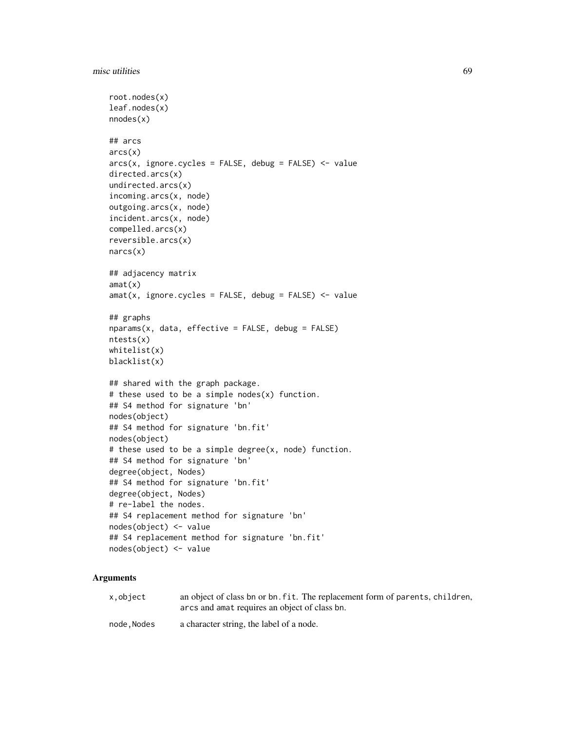```
root.nodes(x)
leaf.nodes(x)
nnodes(x)

## arcs
arcs(x)
arcs(x, ignore.cycles = FALSE, debug = FALSE) <- value
directed.arcs(x)
undirected.arcs(x)
incoming.arcs(x, node)
outgoing.arcs(x, node)
incident.arcs(x, node)
compelled.arcs(x)
reversible.arcs(x)
narcs(x)

## adjacency matrix
amat(x)
amat(x, ignore.cycles = FALSE, debug = FALSE) <- value

## graphs
nparams(x, data, effective = FALSE, debug = FALSE)
ntests(x)
whitelist(x)
blacklist(x)

## shared with the graph package.
# these used to be a simple nodes(x) function.
## S4 method for signature 'bn'
nodes(object)
## S4 method for signature 'bn.fit'
nodes(object)
# these used to be a simple degree(x, node) function.
## S4 method for signature 'bn'
degree(object, Nodes)
## S4 method for signature 'bn.fit'
degree(object, Nodes)
# re-label the nodes.
## S4 replacement method for signature 'bn'
nodes(object) <- value
## S4 replacement method for signature 'bn.fit'
nodes(object) <- value
```

## Arguments

| | |
|---|---|
| `x,object` | an object of class bn or `bn.fit`. The replacement form of `parents`, `children`, `arcs` and `amat` requires an object of class bn. |
| `node,Nodes` | a character string, the label of a node. |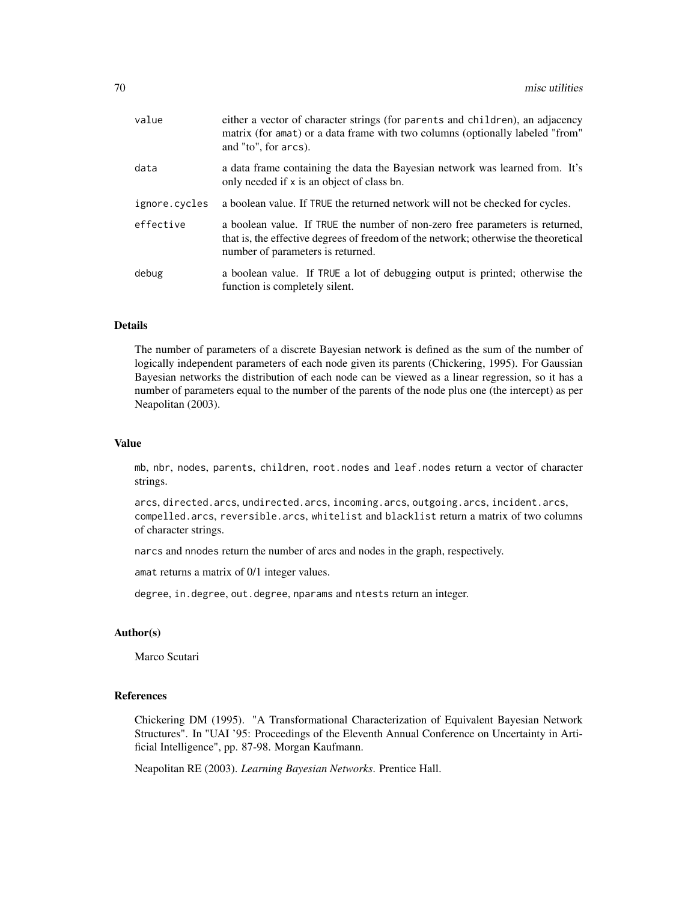| | |
|---|---|
| value | either a vector of character strings (for parents and children), an adjacency matrix (for amat) or a data frame with two columns (optionally labeled "from" and "to", for arcs). |
| data | a data frame containing the data the Bayesian network was learned from. It's only needed if x is an object of class bn. |
| ignore.cycles | a boolean value. If TRUE the returned network will not be checked for cycles. |
| effective | a boolean value. If TRUE the number of non-zero free parameters is returned, that is, the effective degrees of freedom of the network; otherwise the theoretical number of parameters is returned. |
| debug | a boolean value. If TRUE a lot of debugging output is printed; otherwise the function is completely silent. |

## Details

The number of parameters of a discrete Bayesian network is defined as the sum of the number of logically independent parameters of each node given its parents (Chickering, 1995). For Gaussian Bayesian networks the distribution of each node can be viewed as a linear regression, so it has a number of parameters equal to the number of the parents of the node plus one (the intercept) as per Neapolitan (2003).

## Value

mb, nbr, nodes, parents, children, root.nodes and leaf.nodes return a vector of character strings.

arcs, directed.arcs, undirected.arcs, incoming.arcs, outgoing.arcs, incident.arcs, compelled.arcs, reversible.arcs, whitelist and blacklist return a matrix of two columns of character strings.

narcs and nnodes return the number of arcs and nodes in the graph, respectively.

amat returns a matrix of 0/1 integer values.

degree, in.degree, out.degree, nparams and ntests return an integer.

## Author(s)

Marco Scutari

## References

Chickering DM (1995). "A Transformational Characterization of Equivalent Bayesian Network Structures". In "UAI '95: Proceedings of the Eleventh Annual Conference on Uncertainty in Artificial Intelligence", pp. 87-98. Morgan Kaufmann.

Neapolitan RE (2003). *Learning Bayesian Networks*. Prentice Hall.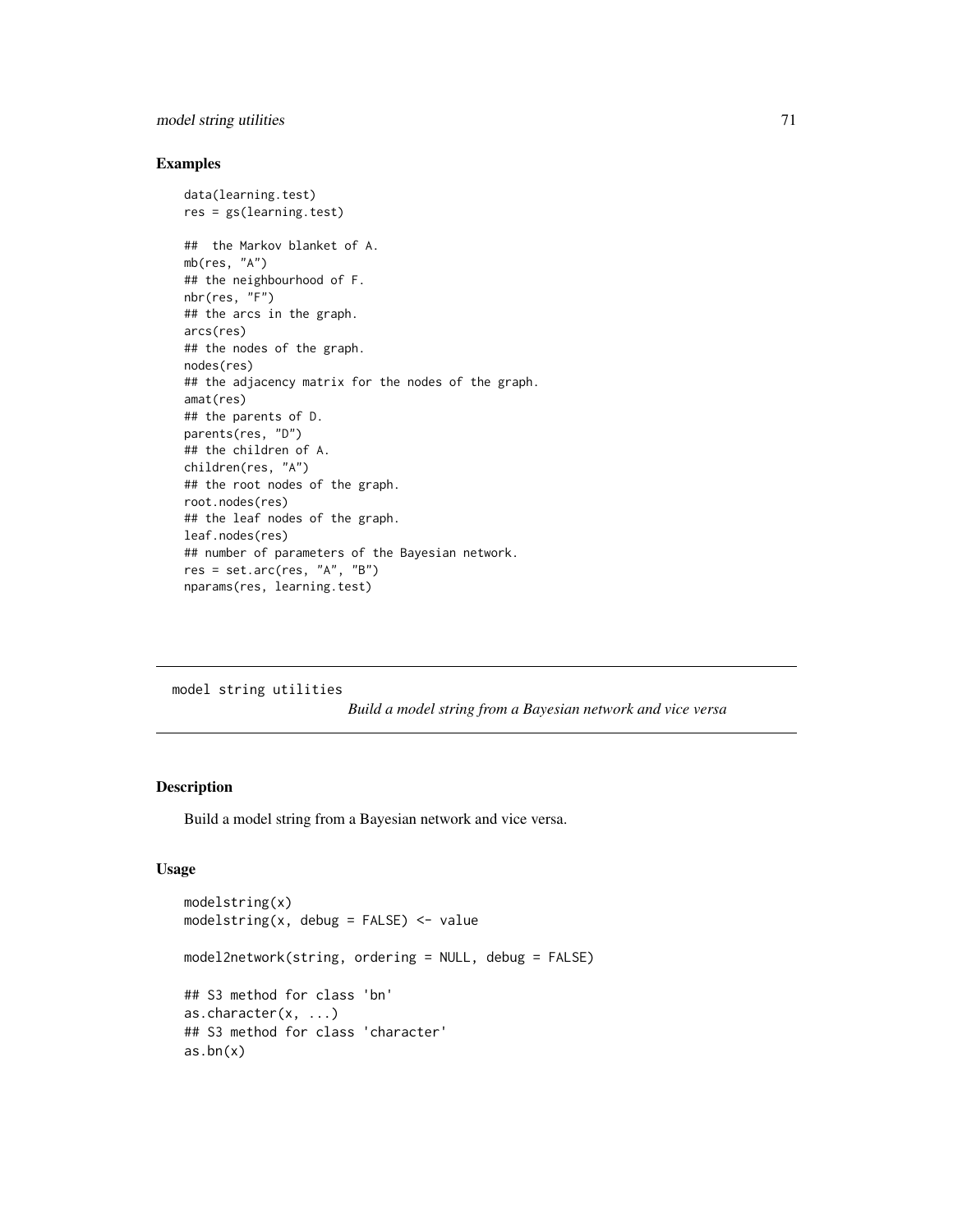## Examples

```
data(learning.test)
res = gs(learning.test)

##  the Markov blanket of A.
mb(res, "A")
## the neighbourhood of F.
nbr(res, "F")
## the arcs in the graph.
arcs(res)
## the nodes of the graph.
nodes(res)
## the adjacency matrix for the nodes of the graph.
amat(res)
## the parents of D.
parents(res, "D")
## the children of A.
children(res, "A")
## the root nodes of the graph.
root.nodes(res)
## the leaf nodes of the graph.
leaf.nodes(res)
## number of parameters of the Bayesian network.
res = set.arc(res, "A", "B")
nparams(res, learning.test)
```

---

model string utilities &nbsp;&nbsp;&nbsp;&nbsp; *Build a model string from a Bayesian network and vice versa*

---

## Description

Build a model string from a Bayesian network and vice versa.

## Usage

```
modelstring(x)
modelstring(x, debug = FALSE) <- value

model2network(string, ordering = NULL, debug = FALSE)

## S3 method for class 'bn'
as.character(x, ...)
## S3 method for class 'character'
as.bn(x)
```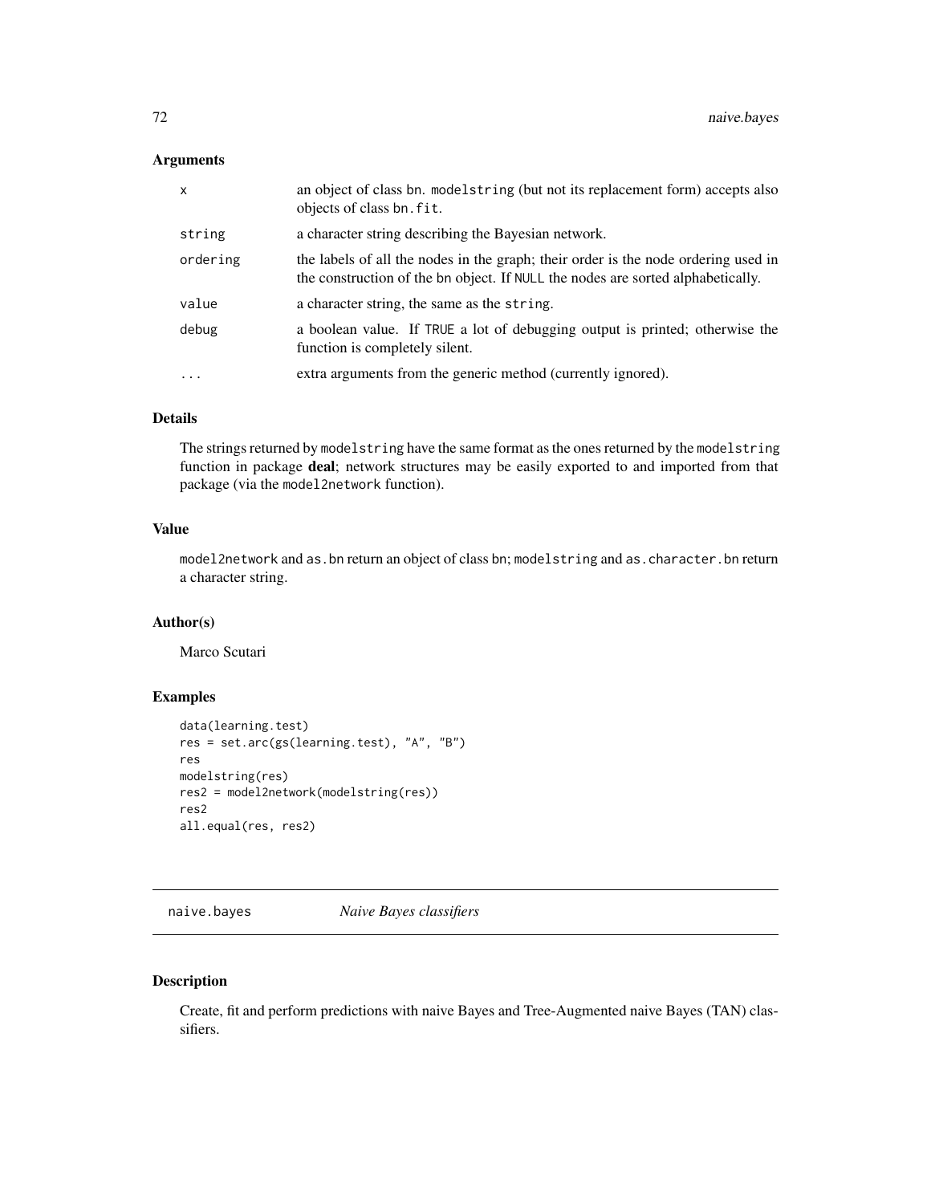## Arguments

| | |
|---|---|
| `x` | an object of class `bn`. `modelstring` (but not its replacement form) accepts also objects of class `bn.fit`. |
| `string` | a character string describing the Bayesian network. |
| `ordering` | the labels of all the nodes in the graph; their order is the node ordering used in the construction of the `bn` object. If `NULL` the nodes are sorted alphabetically. |
| `value` | a character string, the same as the `string`. |
| `debug` | a boolean value. If `TRUE` a lot of debugging output is printed; otherwise the function is completely silent. |
| `...` | extra arguments from the generic method (currently ignored). |

## Details

The strings returned by `modelstring` have the same format as the ones returned by the `modelstring` function in package **deal**; network structures may be easily exported to and imported from that package (via the `model2network` function).

## Value

`model2network` and `as.bn` return an object of class `bn`; `modelstring` and `as.character.bn` return a character string.

## Author(s)

Marco Scutari

## Examples

```
data(learning.test)
res = set.arc(gs(learning.test), "A", "B")
res
modelstring(res)
res2 = model2network(modelstring(res))
res2
all.equal(res, res2)
```

---

# naive.bayes *Naive Bayes classifiers*

## Description

Create, fit and perform predictions with naive Bayes and Tree-Augmented naive Bayes (TAN) classifiers.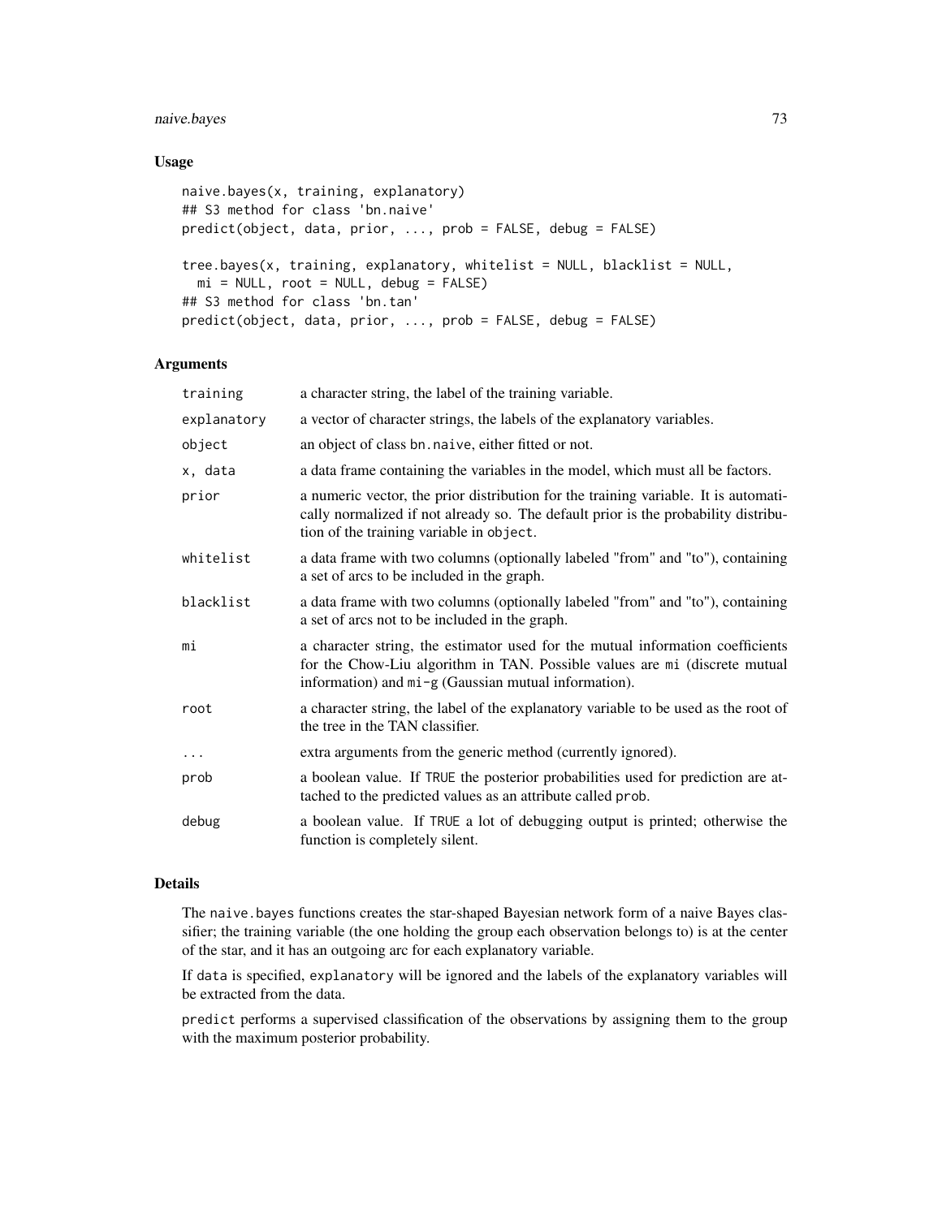## Usage

```
naive.bayes(x, training, explanatory)
## S3 method for class 'bn.naive'
predict(object, data, prior, ..., prob = FALSE, debug = FALSE)

tree.bayes(x, training, explanatory, whitelist = NULL, blacklist = NULL,
  mi = NULL, root = NULL, debug = FALSE)
## S3 method for class 'bn.tan'
predict(object, data, prior, ..., prob = FALSE, debug = FALSE)
```

## Arguments

| | |
|---|---|
| training | a character string, the label of the training variable. |
| explanatory | a vector of character strings, the labels of the explanatory variables. |
| object | an object of class bn.naive, either fitted or not. |
| x, data | a data frame containing the variables in the model, which must all be factors. |
| prior | a numeric vector, the prior distribution for the training variable. It is automatically normalized if not already so. The default prior is the probability distribution of the training variable in object. |
| whitelist | a data frame with two columns (optionally labeled "from" and "to"), containing a set of arcs to be included in the graph. |
| blacklist | a data frame with two columns (optionally labeled "from" and "to"), containing a set of arcs not to be included in the graph. |
| mi | a character string, the estimator used for the mutual information coefficients for the Chow-Liu algorithm in TAN. Possible values are mi (discrete mutual information) and mi-g (Gaussian mutual information). |
| root | a character string, the label of the explanatory variable to be used as the root of the tree in the TAN classifier. |
| ... | extra arguments from the generic method (currently ignored). |
| prob | a boolean value. If TRUE the posterior probabilities used for prediction are attached to the predicted values as an attribute called prob. |
| debug | a boolean value. If TRUE a lot of debugging output is printed; otherwise the function is completely silent. |

## Details

The naive.bayes functions creates the star-shaped Bayesian network form of a naive Bayes classifier; the training variable (the one holding the group each observation belongs to) is at the center of the star, and it has an outgoing arc for each explanatory variable.

If data is specified, explanatory will be ignored and the labels of the explanatory variables will be extracted from the data.

predict performs a supervised classification of the observations by assigning them to the group with the maximum posterior probability.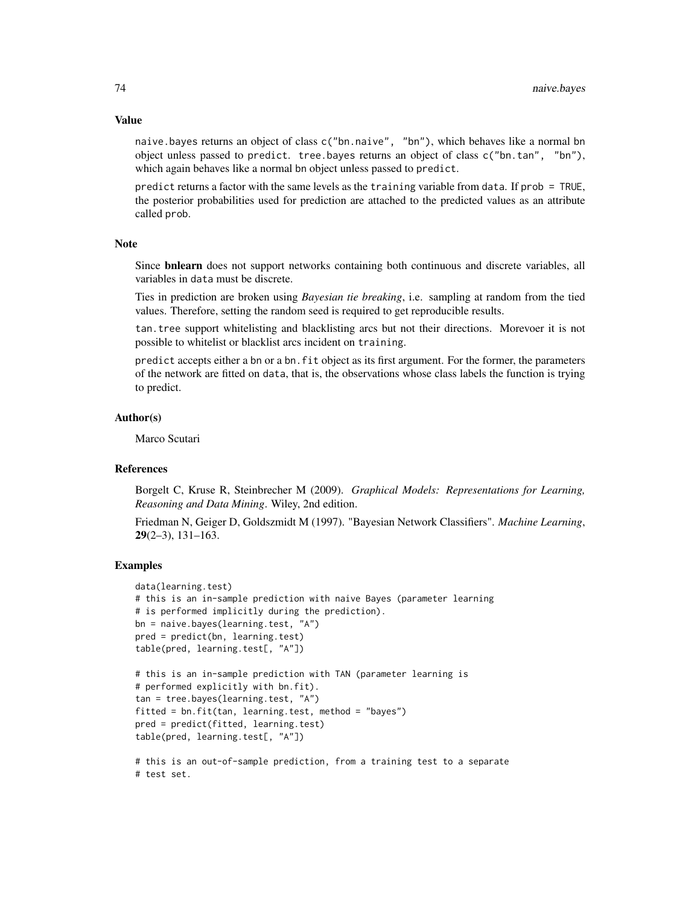## Value

naive.bayes returns an object of class c("bn.naive", "bn"), which behaves like a normal bn object unless passed to predict. tree.bayes returns an object of class c("bn.tan", "bn"), which again behaves like a normal bn object unless passed to predict.

predict returns a factor with the same levels as the training variable from data. If prob = TRUE, the posterior probabilities used for prediction are attached to the predicted values as an attribute called prob.

## Note

Since **bnlearn** does not support networks containing both continuous and discrete variables, all variables in data must be discrete.

Ties in prediction are broken using *Bayesian tie breaking*, i.e. sampling at random from the tied values. Therefore, setting the random seed is required to get reproducible results.

tan.tree support whitelisting and blacklisting arcs but not their directions. Morevoer it is not possible to whitelist or blacklist arcs incident on training.

predict accepts either a bn or a bn.fit object as its first argument. For the former, the parameters of the network are fitted on data, that is, the observations whose class labels the function is trying to predict.

## Author(s)

Marco Scutari

## References

Borgelt C, Kruse R, Steinbrecher M (2009). *Graphical Models: Representations for Learning, Reasoning and Data Mining*. Wiley, 2nd edition.

Friedman N, Geiger D, Goldszmidt M (1997). "Bayesian Network Classifiers". *Machine Learning*, **29**(2–3), 131–163.

## Examples

```
data(learning.test)
# this is an in-sample prediction with naive Bayes (parameter learning
# is performed implicitly during the prediction).
bn = naive.bayes(learning.test, "A")
pred = predict(bn, learning.test)
table(pred, learning.test[, "A"])

# this is an in-sample prediction with TAN (parameter learning is
# performed explicitly with bn.fit).
tan = tree.bayes(learning.test, "A")
fitted = bn.fit(tan, learning.test, method = "bayes")
pred = predict(fitted, learning.test)
table(pred, learning.test[, "A"])

# this is an out-of-sample prediction, from a training test to a separate
# test set.
```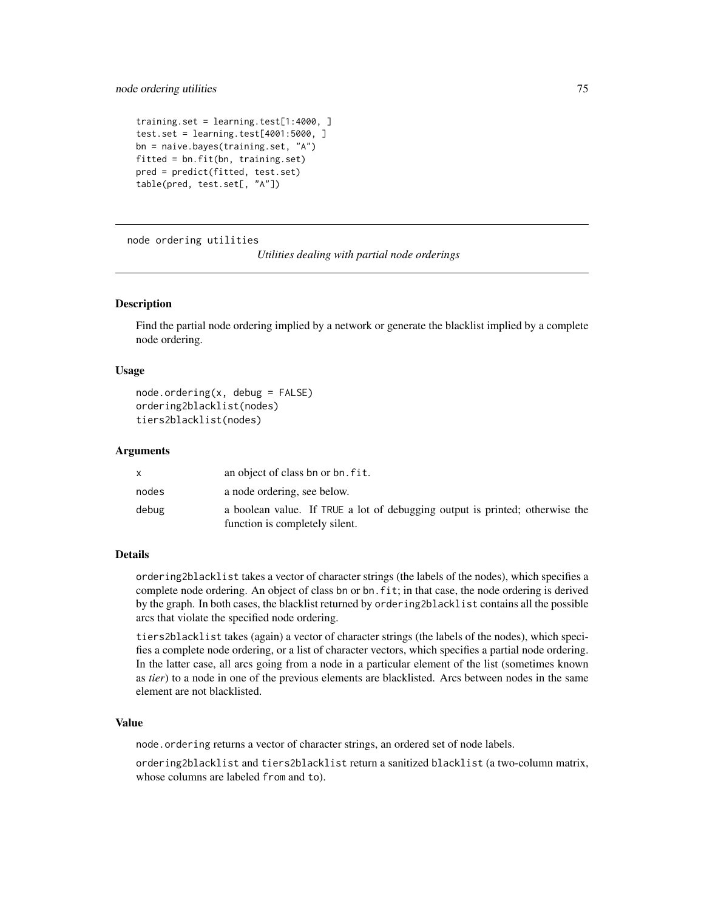```
training.set = learning.test[1:4000, ]
test.set = learning.test[4001:5000, ]
bn = naive.bayes(training.set, "A")
fitted = bn.fit(bn, training.set)
pred = predict(fitted, test.set)
table(pred, test.set[, "A"])
```

---

node ordering utilities *Utilities dealing with partial node orderings*

---

### Description

Find the partial node ordering implied by a network or generate the blacklist implied by a complete node ordering.

### Usage

```
node.ordering(x, debug = FALSE)
ordering2blacklist(nodes)
tiers2blacklist(nodes)
```

### Arguments

| | |
|---|---|
| x | an object of class bn or bn.fit. |
| nodes | a node ordering, see below. |
| debug | a boolean value. If TRUE a lot of debugging output is printed; otherwise the function is completely silent. |

### Details

ordering2blacklist takes a vector of character strings (the labels of the nodes), which specifies a complete node ordering. An object of class bn or bn.fit; in that case, the node ordering is derived by the graph. In both cases, the blacklist returned by ordering2blacklist contains all the possible arcs that violate the specified node ordering.

tiers2blacklist takes (again) a vector of character strings (the labels of the nodes), which specifies a complete node ordering, or a list of character vectors, which specifies a partial node ordering. In the latter case, all arcs going from a node in a particular element of the list (sometimes known as *tier*) to a node in one of the previous elements are blacklisted. Arcs between nodes in the same element are not blacklisted.

### Value

node.ordering returns a vector of character strings, an ordered set of node labels.

ordering2blacklist and tiers2blacklist return a sanitized blacklist (a two-column matrix, whose columns are labeled from and to).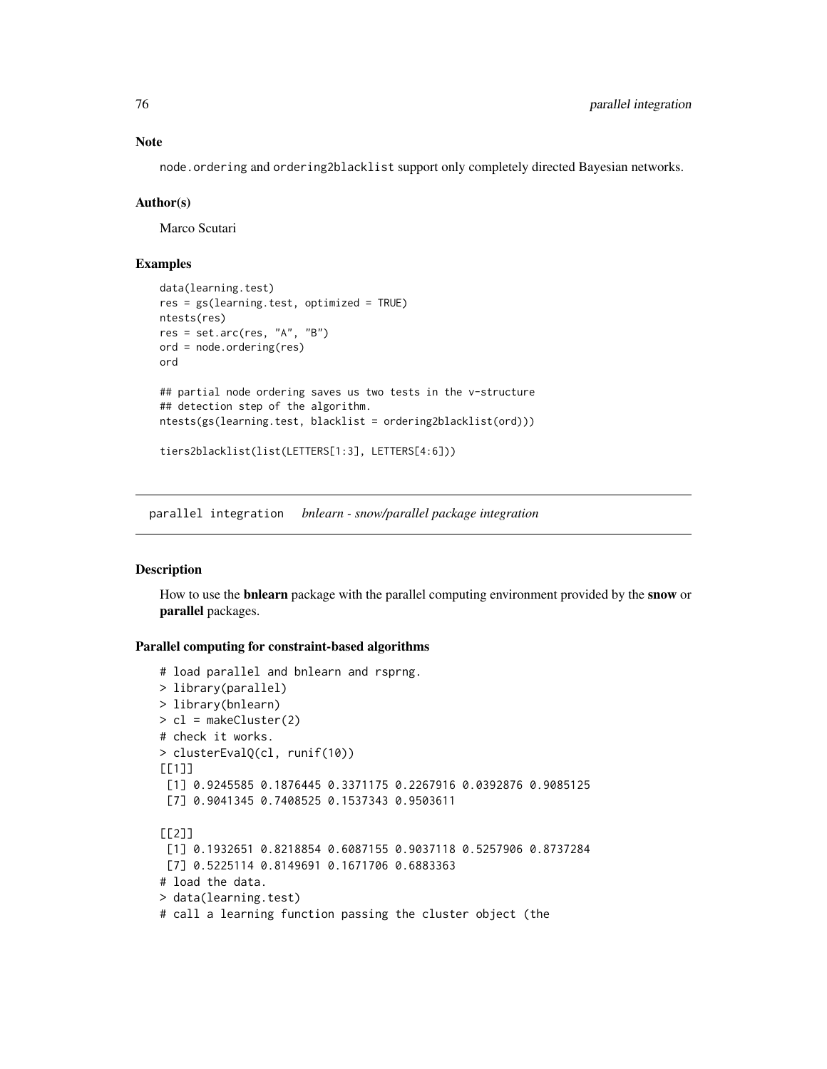### Note

node.ordering and ordering2blacklist support only completely directed Bayesian networks.

### Author(s)

Marco Scutari

### Examples

```
data(learning.test)
res = gs(learning.test, optimized = TRUE)
ntests(res)
res = set.arc(res, "A", "B")
ord = node.ordering(res)
ord

## partial node ordering saves us two tests in the v-structure
## detection step of the algorithm.
ntests(gs(learning.test, blacklist = ordering2blacklist(ord)))

tiers2blacklist(list(LETTERS[1:3], LETTERS[4:6]))
```

---

## parallel integration    *bnlearn - snow/parallel package integration*

---

### Description

How to use the **bnlearn** package with the parallel computing environment provided by the **snow** or **parallel** packages.

### Parallel computing for constraint-based algorithms

```
# load parallel and bnlearn and rsprng.
> library(parallel)
> library(bnlearn)
> cl = makeCluster(2)
# check it works.
> clusterEvalQ(cl, runif(10))
[[1]]
 [1] 0.9245585 0.1876445 0.3371175 0.2267916 0.0392876 0.9085125
 [7] 0.9041345 0.7408525 0.1537343 0.9503611

[[2]]
 [1] 0.1932651 0.8218854 0.6087155 0.9037118 0.5257906 0.8737284
 [7] 0.5225114 0.8149691 0.1671706 0.6883363
# load the data.
> data(learning.test)
# call a learning function passing the cluster object (the
```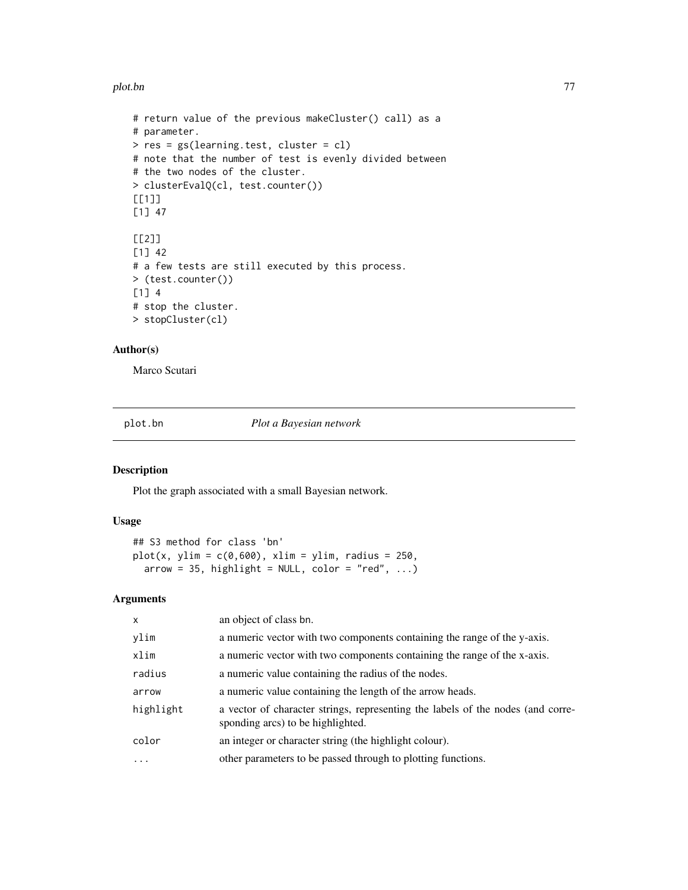```
# return value of the previous makeCluster() call) as a
# parameter.
> res = gs(learning.test, cluster = cl)
# note that the number of test is evenly divided between
# the two nodes of the cluster.
> clusterEvalQ(cl, test.counter())
[[1]]
[1] 47

[[2]]
[1] 42
# a few tests are still executed by this process.
> (test.counter())
[1] 4
# stop the cluster.
> stopCluster(cl)
```

## Author(s)

Marco Scutari

---

# plot.bn — *Plot a Bayesian network*

## Description

Plot the graph associated with a small Bayesian network.

## Usage

```
## S3 method for class 'bn'
plot(x, ylim = c(0,600), xlim = ylim, radius = 250,
  arrow = 35, highlight = NULL, color = "red", ...)
```

## Arguments

| | |
|---|---|
| `x` | an object of class bn. |
| `ylim` | a numeric vector with two components containing the range of the y-axis. |
| `xlim` | a numeric vector with two components containing the range of the x-axis. |
| `radius` | a numeric value containing the radius of the nodes. |
| `arrow` | a numeric value containing the length of the arrow heads. |
| `highlight` | a vector of character strings, representing the labels of the nodes (and corresponding arcs) to be highlighted. |
| `color` | an integer or character string (the highlight colour). |
| `...` | other parameters to be passed through to plotting functions. |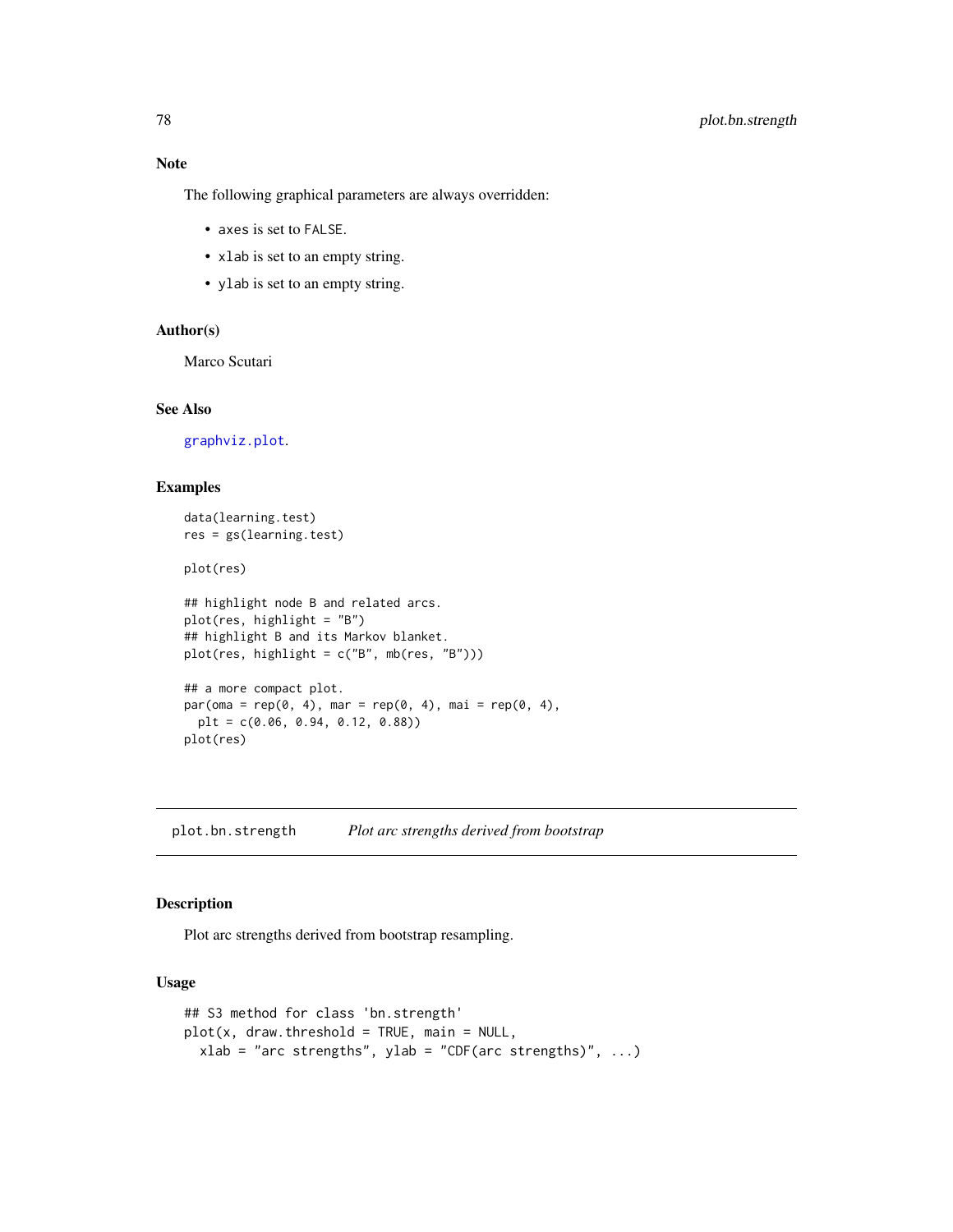## Note

The following graphical parameters are always overridden:

- `axes` is set to `FALSE`.
- `xlab` is set to an empty string.
- `ylab` is set to an empty string.

## Author(s)

Marco Scutari

## See Also

`graphviz.plot`.

## Examples

```
data(learning.test)
res = gs(learning.test)

plot(res)

## highlight node B and related arcs.
plot(res, highlight = "B")
## highlight B and its Markov blanket.
plot(res, highlight = c("B", mb(res, "B")))

## a more compact plot.
par(oma = rep(0, 4), mar = rep(0, 4), mai = rep(0, 4),
  plt = c(0.06, 0.94, 0.12, 0.88))
plot(res)
```

---

# plot.bn.strength    *Plot arc strengths derived from bootstrap*

## Description

Plot arc strengths derived from bootstrap resampling.

## Usage

```
## S3 method for class 'bn.strength'
plot(x, draw.threshold = TRUE, main = NULL,
  xlab = "arc strengths", ylab = "CDF(arc strengths)", ...)
```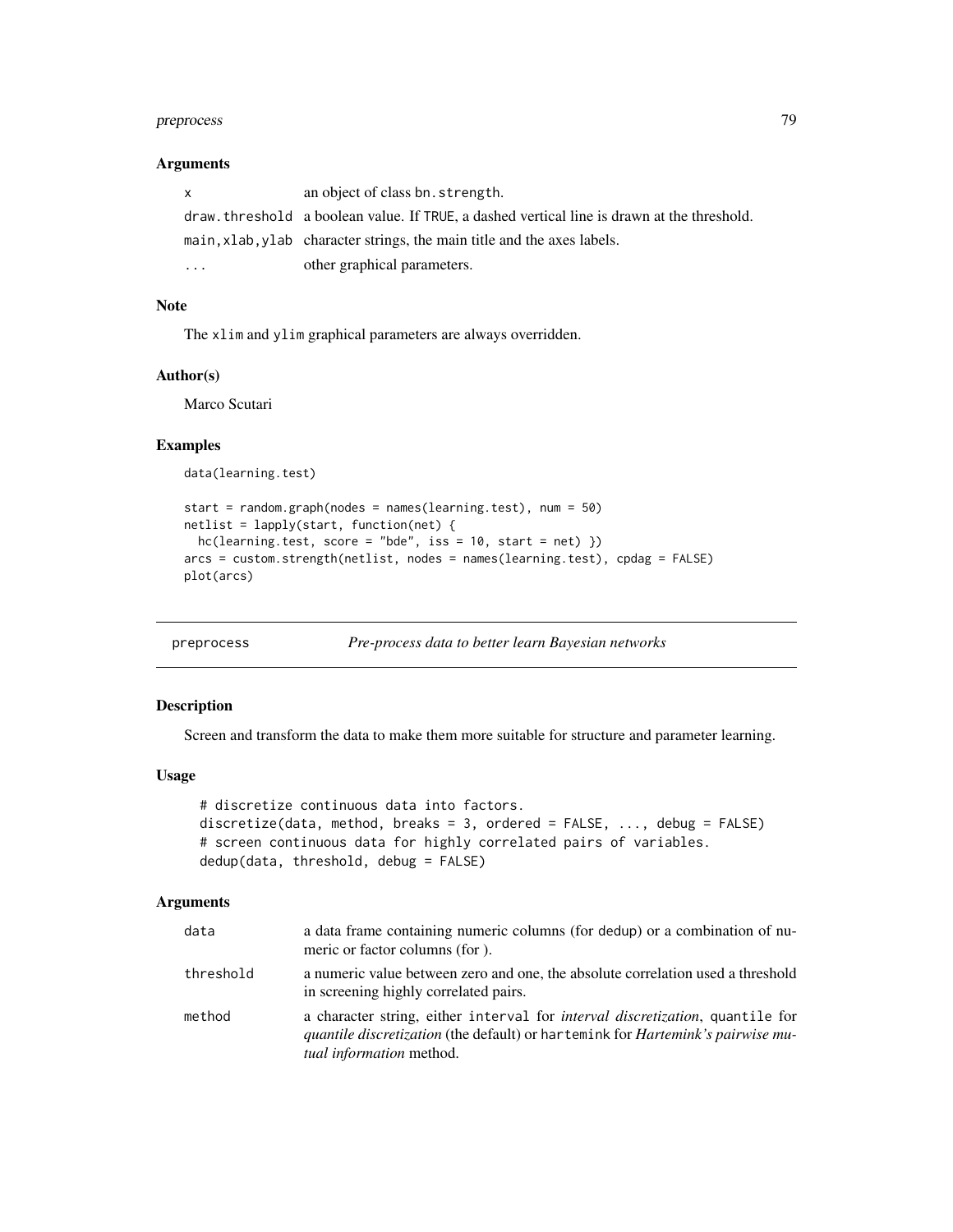### Arguments

| | |
|---|---|
| x | an object of class bn.strength. |
| draw.threshold | a boolean value. If TRUE, a dashed vertical line is drawn at the threshold. |
| main,xlab,ylab | character strings, the main title and the axes labels. |
| ... | other graphical parameters. |

### Note

The xlim and ylim graphical parameters are always overridden.

### Author(s)

Marco Scutari

### Examples

```
data(learning.test)

start = random.graph(nodes = names(learning.test), num = 50)
netlist = lapply(start, function(net) {
  hc(learning.test, score = "bde", iss = 10, start = net) })
arcs = custom.strength(netlist, nodes = names(learning.test), cpdag = FALSE)
plot(arcs)
```

---

## preprocess — *Pre-process data to better learn Bayesian networks*

---

### Description

Screen and transform the data to make them more suitable for structure and parameter learning.

### Usage

```
# discretize continuous data into factors.
discretize(data, method, breaks = 3, ordered = FALSE, ..., debug = FALSE)
# screen continuous data for highly correlated pairs of variables.
dedup(data, threshold, debug = FALSE)
```

### Arguments

| | |
|---|---|
| data | a data frame containing numeric columns (for dedup) or a combination of numeric or factor columns (for ). |
| threshold | a numeric value between zero and one, the absolute correlation used a threshold in screening highly correlated pairs. |
| method | a character string, either interval for *interval discretization*, quantile for *quantile discretization* (the default) or hartemink for *Hartemink's pairwise mutual information* method. |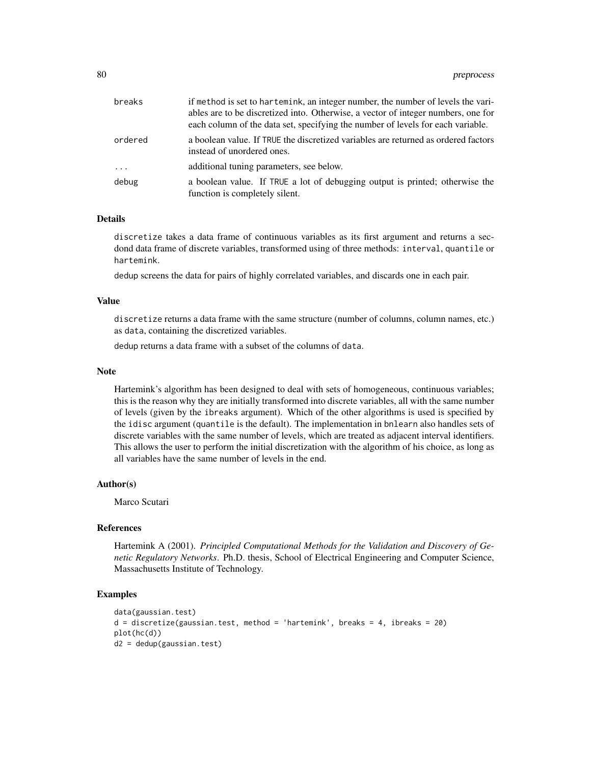| | |
|---|---|
| breaks | if method is set to hartemink, an integer number, the number of levels the variables are to be discretized into. Otherwise, a vector of integer numbers, one for each column of the data set, specifying the number of levels for each variable. |
| ordered | a boolean value. If TRUE the discretized variables are returned as ordered factors instead of unordered ones. |
| ... | additional tuning parameters, see below. |
| debug | a boolean value. If TRUE a lot of debugging output is printed; otherwise the function is completely silent. |

## Details

discretize takes a data frame of continuous variables as its first argument and returns a secdond data frame of discrete variables, transformed using of three methods: interval, quantile or hartemink.

dedup screens the data for pairs of highly correlated variables, and discards one in each pair.

## Value

discretize returns a data frame with the same structure (number of columns, column names, etc.) as data, containing the discretized variables.

dedup returns a data frame with a subset of the columns of data.

## Note

Hartemink's algorithm has been designed to deal with sets of homogeneous, continuous variables; this is the reason why they are initially transformed into discrete variables, all with the same number of levels (given by the ibreaks argument). Which of the other algorithms is used is specified by the idisc argument (quantile is the default). The implementation in bnlearn also handles sets of discrete variables with the same number of levels, which are treated as adjacent interval identifiers. This allows the user to perform the initial discretization with the algorithm of his choice, as long as all variables have the same number of levels in the end.

## Author(s)

Marco Scutari

## References

Hartemink A (2001). *Principled Computational Methods for the Validation and Discovery of Genetic Regulatory Networks*. Ph.D. thesis, School of Electrical Engineering and Computer Science, Massachusetts Institute of Technology.

## Examples

```
data(gaussian.test)
d = discretize(gaussian.test, method = 'hartemink', breaks = 4, ibreaks = 20)
plot(hc(d))
d2 = dedup(gaussian.test)
```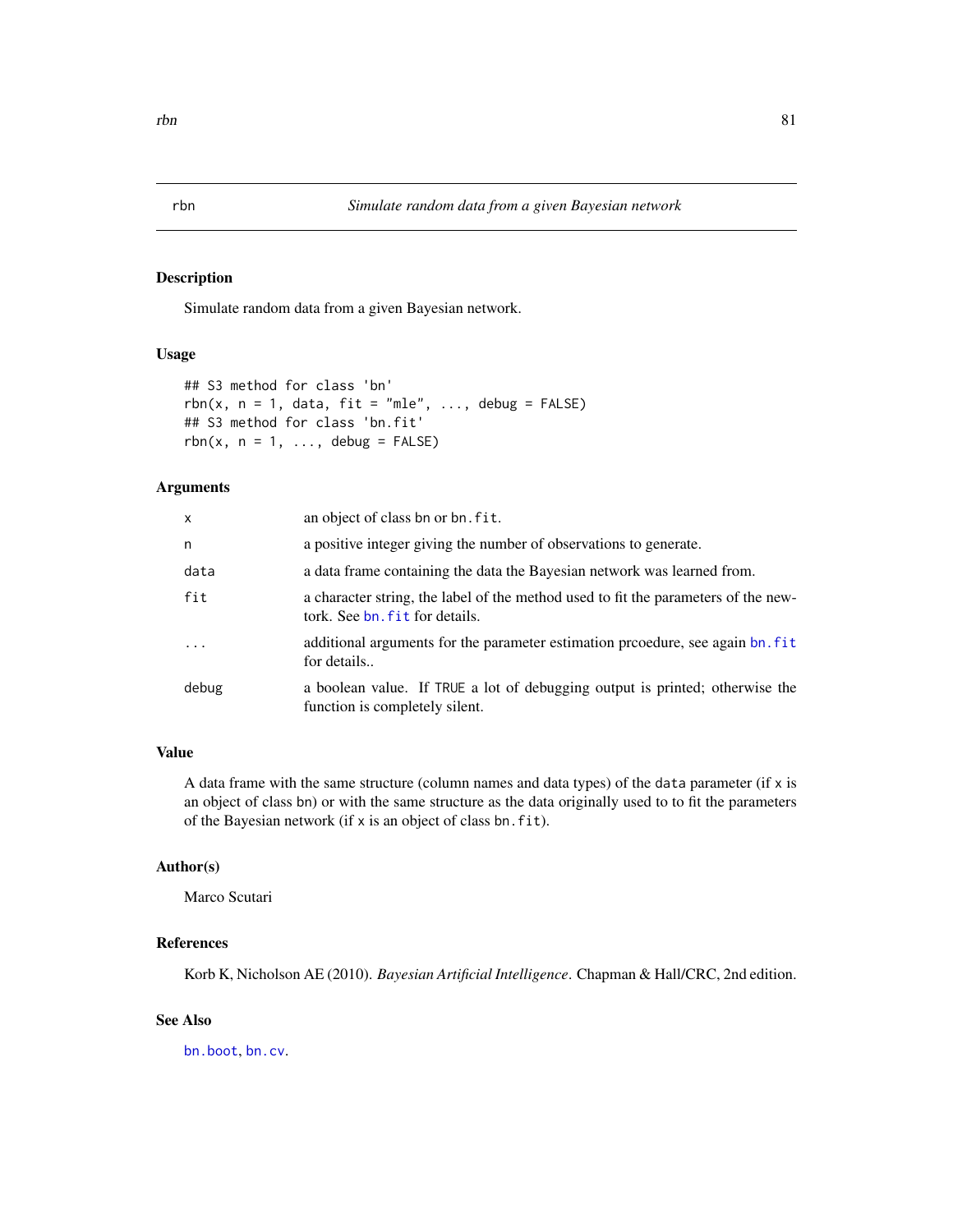# rbn — *Simulate random data from a given Bayesian network*

## Description

Simulate random data from a given Bayesian network.

## Usage

```
## S3 method for class 'bn'
rbn(x, n = 1, data, fit = "mle", ..., debug = FALSE)
## S3 method for class 'bn.fit'
rbn(x, n = 1, ..., debug = FALSE)
```

## Arguments

| | |
|---|---|
| `x` | an object of class `bn` or `bn.fit`. |
| `n` | a positive integer giving the number of observations to generate. |
| `data` | a data frame containing the data the Bayesian network was learned from. |
| `fit` | a character string, the label of the method used to fit the parameters of the newtork. See `bn.fit` for details. |
| `...` | additional arguments for the parameter estimation prcoedure, see again `bn.fit` for details.. |
| `debug` | a boolean value. If `TRUE` a lot of debugging output is printed; otherwise the function is completely silent. |

## Value

A data frame with the same structure (column names and data types) of the `data` parameter (if `x` is an object of class `bn`) or with the same structure as the data originally used to to fit the parameters of the Bayesian network (if `x` is an object of class `bn.fit`).

## Author(s)

Marco Scutari

## References

Korb K, Nicholson AE (2010). *Bayesian Artificial Intelligence*. Chapman & Hall/CRC, 2nd edition.

## See Also

`bn.boot`, `bn.cv`.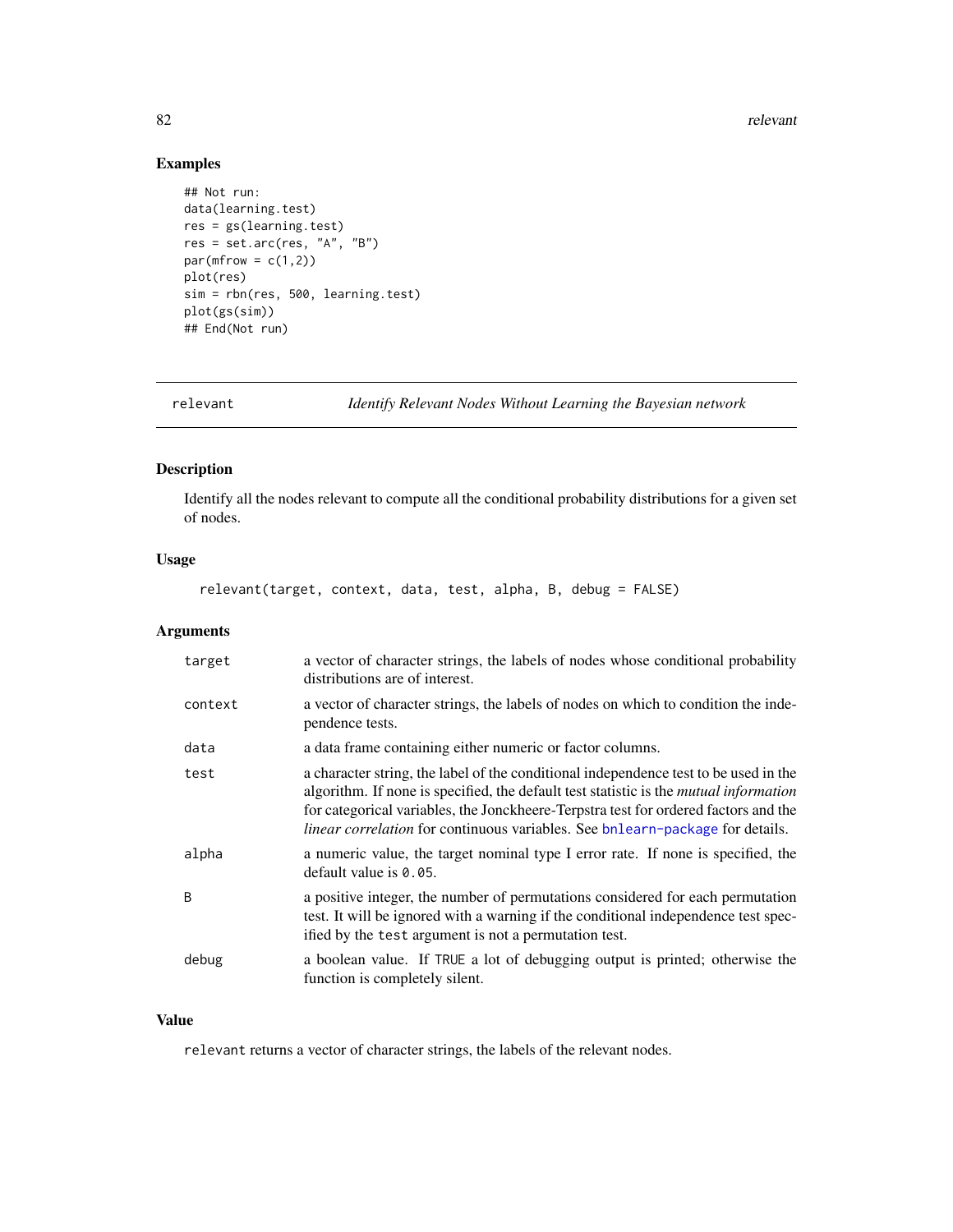## Examples

```
## Not run:
data(learning.test)
res = gs(learning.test)
res = set.arc(res, "A", "B")
par(mfrow = c(1,2))
plot(res)
sim = rbn(res, 500, learning.test)
plot(gs(sim))
## End(Not run)
```

---

# relevant — *Identify Relevant Nodes Without Learning the Bayesian network*

---

## Description

Identify all the nodes relevant to compute all the conditional probability distributions for a given set of nodes.

## Usage

```
relevant(target, context, data, test, alpha, B, debug = FALSE)
```

## Arguments

| | |
|---|---|
| `target` | a vector of character strings, the labels of nodes whose conditional probability distributions are of interest. |
| `context` | a vector of character strings, the labels of nodes on which to condition the independence tests. |
| `data` | a data frame containing either numeric or factor columns. |
| `test` | a character string, the label of the conditional independence test to be used in the algorithm. If none is specified, the default test statistic is the *mutual information* for categorical variables, the Jonckheere-Terpstra test for ordered factors and the *linear correlation* for continuous variables. See bnlearn-package for details. |
| `alpha` | a numeric value, the target nominal type I error rate. If none is specified, the default value is `0.05`. |
| `B` | a positive integer, the number of permutations considered for each permutation test. It will be ignored with a warning if the conditional independence test specified by the `test` argument is not a permutation test. |
| `debug` | a boolean value. If `TRUE` a lot of debugging output is printed; otherwise the function is completely silent. |

## Value

`relevant` returns a vector of character strings, the labels of the relevant nodes.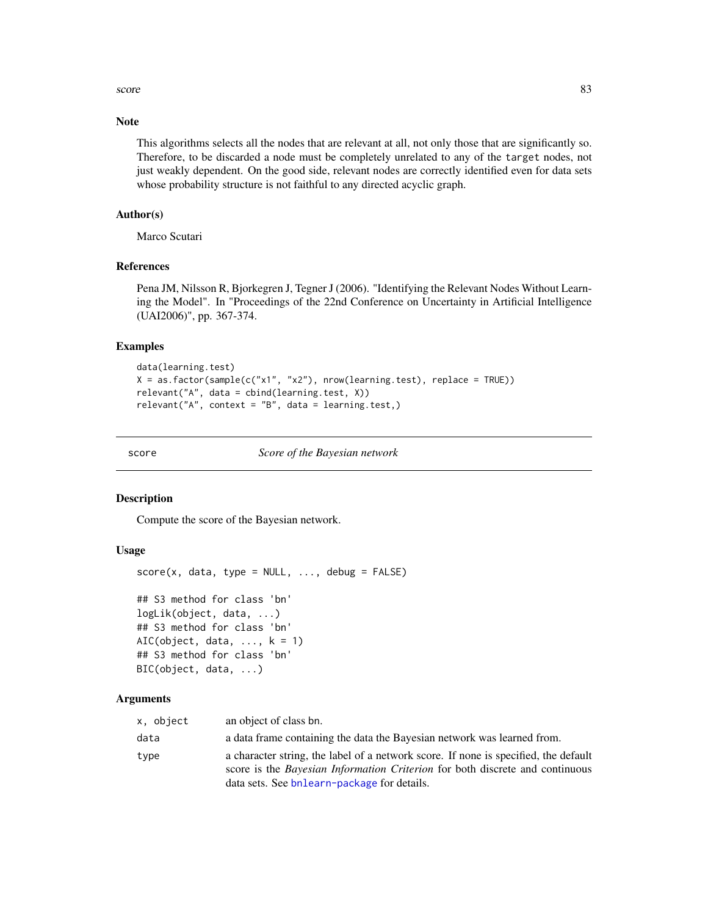## Note

This algorithms selects all the nodes that are relevant at all, not only those that are significantly so. Therefore, to be discarded a node must be completely unrelated to any of the `target` nodes, not just weakly dependent. On the good side, relevant nodes are correctly identified even for data sets whose probability structure is not faithful to any directed acyclic graph.

## Author(s)

Marco Scutari

## References

Pena JM, Nilsson R, Bjorkegren J, Tegner J (2006). "Identifying the Relevant Nodes Without Learning the Model". In "Proceedings of the 22nd Conference on Uncertainty in Artificial Intelligence (UAI2006)", pp. 367-374.

## Examples

```
data(learning.test)
X = as.factor(sample(c("x1", "x2"), nrow(learning.test), replace = TRUE))
relevant("A", data = cbind(learning.test, X))
relevant("A", context = "B", data = learning.test,)
```

---

`score` *Score of the Bayesian network*

---

## Description

Compute the score of the Bayesian network.

## Usage

```
score(x, data, type = NULL, ..., debug = FALSE)

## S3 method for class 'bn'
logLik(object, data, ...)
## S3 method for class 'bn'
AIC(object, data, ..., k = 1)
## S3 method for class 'bn'
BIC(object, data, ...)
```

## Arguments

| | |
|---|---|
| `x, object` | an object of class bn. |
| `data` | a data frame containing the data the Bayesian network was learned from. |
| `type` | a character string, the label of a network score. If none is specified, the default score is the *Bayesian Information Criterion* for both discrete and continuous data sets. See `bnlearn-package` for details. |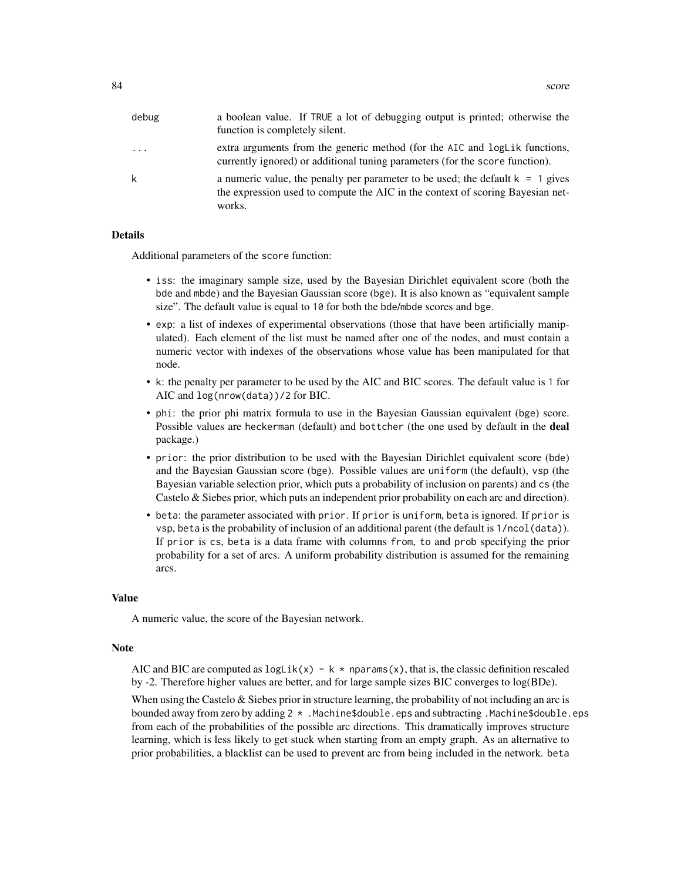debug — a boolean value. If `TRUE` a lot of debugging output is printed; otherwise the function is completely silent.

... — extra arguments from the generic method (for the `AIC` and `logLik` functions, currently ignored) or additional tuning parameters (for the `score` function).

k — a numeric value, the penalty per parameter to be used; the default `k = 1` gives the expression used to compute the AIC in the context of scoring Bayesian networks.

## Details

Additional parameters of the `score` function:

- `iss`: the imaginary sample size, used by the Bayesian Dirichlet equivalent score (both the `bde` and `mbde`) and the Bayesian Gaussian score (`bge`). It is also known as "equivalent sample size". The default value is equal to `10` for both the `bde`/`mbde` scores and `bge`.
- `exp`: a list of indexes of experimental observations (those that have been artificially manipulated). Each element of the list must be named after one of the nodes, and must contain a numeric vector with indexes of the observations whose value has been manipulated for that node.
- `k`: the penalty per parameter to be used by the AIC and BIC scores. The default value is `1` for AIC and `log(nrow(data))/2` for BIC.
- `phi`: the prior phi matrix formula to use in the Bayesian Gaussian equivalent (`bge`) score. Possible values are `heckerman` (default) and `bottcher` (the one used by default in the **deal** package.)
- `prior`: the prior distribution to be used with the Bayesian Dirichlet equivalent score (`bde`) and the Bayesian Gaussian score (`bge`). Possible values are `uniform` (the default), `vsp` (the Bayesian variable selection prior, which puts a probability of inclusion on parents) and `cs` (the Castelo & Siebes prior, which puts an independent prior probability on each arc and direction).
- `beta`: the parameter associated with `prior`. If `prior` is `uniform`, `beta` is ignored. If `prior` is `vsp`, `beta` is the probability of inclusion of an additional parent (the default is `1/ncol(data)`). If `prior` is `cs`, `beta` is a data frame with columns `from`, `to` and `prob` specifying the prior probability for a set of arcs. A uniform probability distribution is assumed for the remaining arcs.

## Value

A numeric value, the score of the Bayesian network.

## Note

AIC and BIC are computed as `logLik(x) - k * nparams(x)`, that is, the classic definition rescaled by -2. Therefore higher values are better, and for large sample sizes BIC converges to log(BDe).

When using the Castelo & Siebes prior in structure learning, the probability of not including an arc is bounded away from zero by adding `2 * .Machine$double.eps` and subtracting `.Machine$double.eps` from each of the probabilities of the possible arc directions. This dramatically improves structure learning, which is less likely to get stuck when starting from an empty graph. As an alternative to prior probabilities, a blacklist can be used to prevent arc from being included in the network. `beta`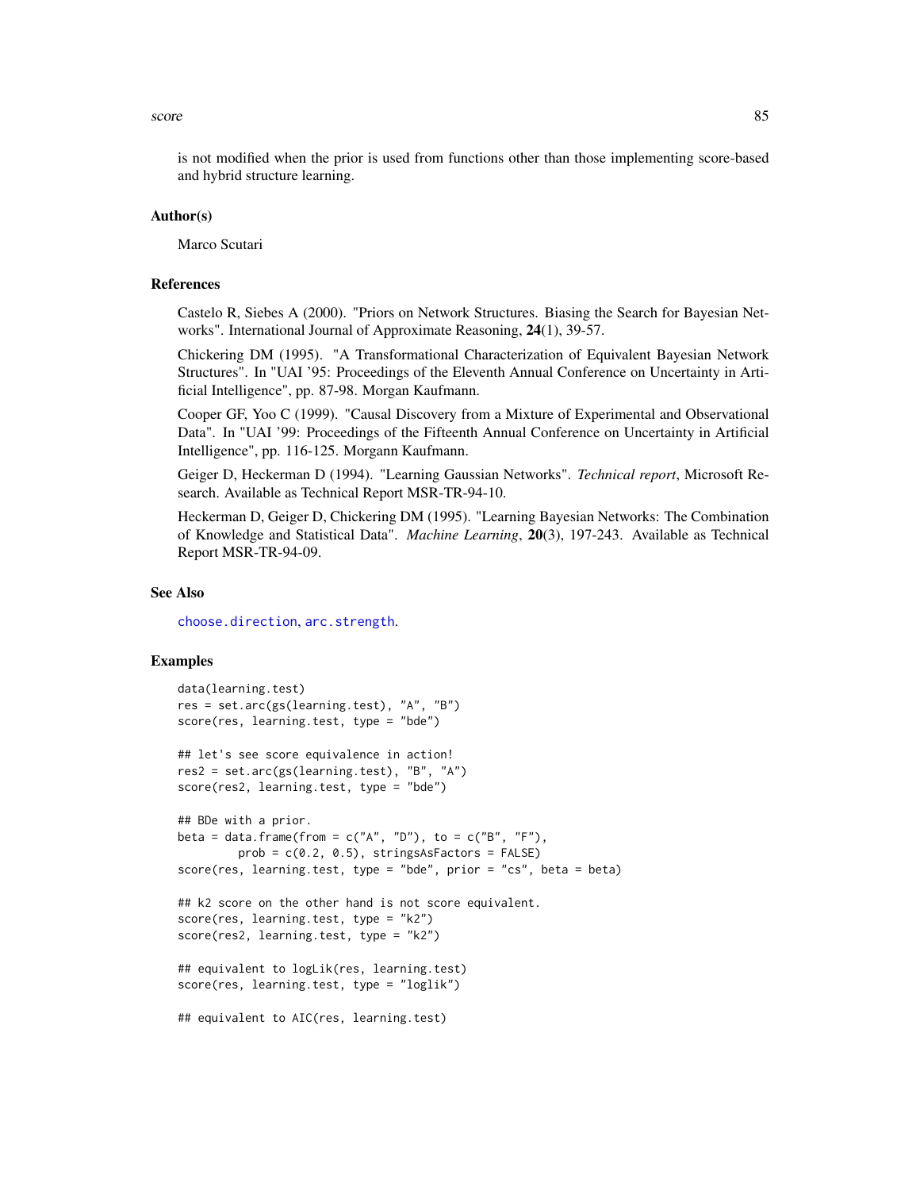is not modified when the prior is used from functions other than those implementing score-based and hybrid structure learning.

## Author(s)

Marco Scutari

## References

Castelo R, Siebes A (2000). "Priors on Network Structures. Biasing the Search for Bayesian Networks". International Journal of Approximate Reasoning, **24**(1), 39-57.

Chickering DM (1995). "A Transformational Characterization of Equivalent Bayesian Network Structures". In "UAI '95: Proceedings of the Eleventh Annual Conference on Uncertainty in Artificial Intelligence", pp. 87-98. Morgan Kaufmann.

Cooper GF, Yoo C (1999). "Causal Discovery from a Mixture of Experimental and Observational Data". In "UAI '99: Proceedings of the Fifteenth Annual Conference on Uncertainty in Artificial Intelligence", pp. 116-125. Morgann Kaufmann.

Geiger D, Heckerman D (1994). "Learning Gaussian Networks". *Technical report*, Microsoft Research. Available as Technical Report MSR-TR-94-10.

Heckerman D, Geiger D, Chickering DM (1995). "Learning Bayesian Networks: The Combination of Knowledge and Statistical Data". *Machine Learning*, **20**(3), 197-243. Available as Technical Report MSR-TR-94-09.

## See Also

choose.direction, arc.strength.

## Examples

```
data(learning.test)
res = set.arc(gs(learning.test), "A", "B")
score(res, learning.test, type = "bde")

## let's see score equivalence in action!
res2 = set.arc(gs(learning.test), "B", "A")
score(res2, learning.test, type = "bde")

## BDe with a prior.
beta = data.frame(from = c("A", "D"), to = c("B", "F"),
         prob = c(0.2, 0.5), stringsAsFactors = FALSE)
score(res, learning.test, type = "bde", prior = "cs", beta = beta)

## k2 score on the other hand is not score equivalent.
score(res, learning.test, type = "k2")
score(res2, learning.test, type = "k2")

## equivalent to logLik(res, learning.test)
score(res, learning.test, type = "loglik")

## equivalent to AIC(res, learning.test)
```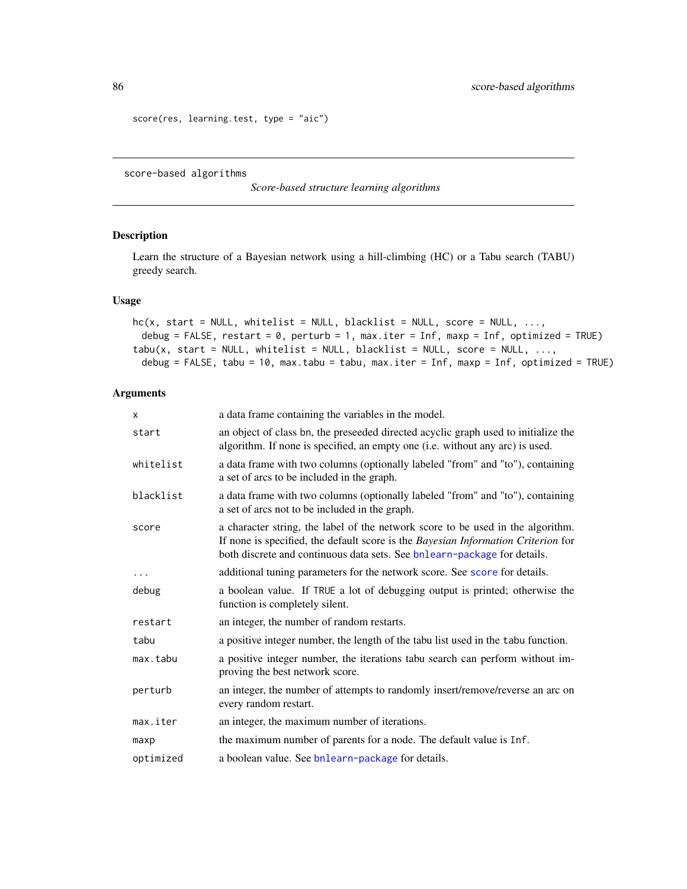```
score(res, learning.test, type = "aic")
```

---

score-based algorithms

*Score-based structure learning algorithms*

---

## Description

Learn the structure of a Bayesian network using a hill-climbing (HC) or a Tabu search (TABU) greedy search.

## Usage

```
hc(x, start = NULL, whitelist = NULL, blacklist = NULL, score = NULL, ...,
  debug = FALSE, restart = 0, perturb = 1, max.iter = Inf, maxp = Inf, optimized = TRUE)
tabu(x, start = NULL, whitelist = NULL, blacklist = NULL, score = NULL, ...,
  debug = FALSE, tabu = 10, max.tabu = tabu, max.iter = Inf, maxp = Inf, optimized = TRUE)
```

## Arguments

| | |
|---|---|
| `x` | a data frame containing the variables in the model. |
| `start` | an object of class bn, the preseeded directed acyclic graph used to initialize the algorithm. If none is specified, an empty one (i.e. without any arc) is used. |
| `whitelist` | a data frame with two columns (optionally labeled "from" and "to"), containing a set of arcs to be included in the graph. |
| `blacklist` | a data frame with two columns (optionally labeled "from" and "to"), containing a set of arcs not to be included in the graph. |
| `score` | a character string, the label of the network score to be used in the algorithm. If none is specified, the default score is the *Bayesian Information Criterion* for both discrete and continuous data sets. See `bnlearn-package` for details. |
| `...` | additional tuning parameters for the network score. See `score` for details. |
| `debug` | a boolean value. If `TRUE` a lot of debugging output is printed; otherwise the function is completely silent. |
| `restart` | an integer, the number of random restarts. |
| `tabu` | a positive integer number, the length of the tabu list used in the `tabu` function. |
| `max.tabu` | a positive integer number, the iterations tabu search can perform without improving the best network score. |
| `perturb` | an integer, the number of attempts to randomly insert/remove/reverse an arc on every random restart. |
| `max.iter` | an integer, the maximum number of iterations. |
| `maxp` | the maximum number of parents for a node. The default value is `Inf`. |
| `optimized` | a boolean value. See `bnlearn-package` for details. |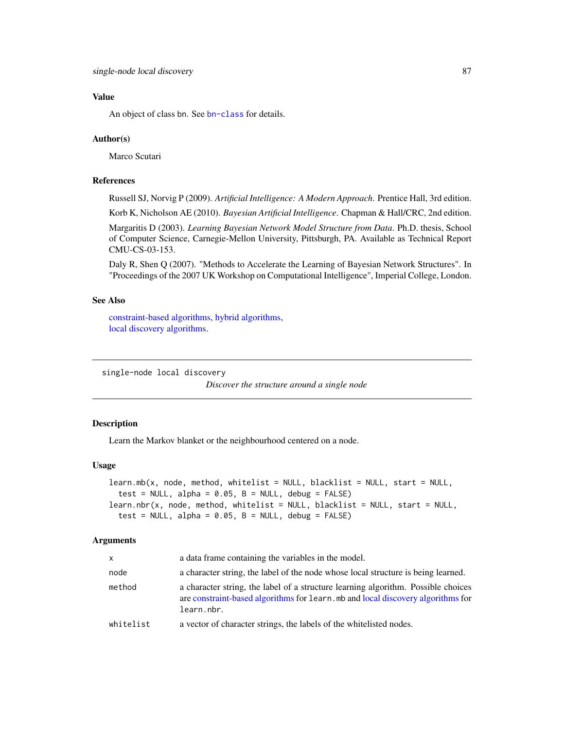### Value

An object of class bn. See `bn-class` for details.

### Author(s)

Marco Scutari

### References

Russell SJ, Norvig P (2009). *Artificial Intelligence: A Modern Approach*. Prentice Hall, 3rd edition.

Korb K, Nicholson AE (2010). *Bayesian Artificial Intelligence*. Chapman & Hall/CRC, 2nd edition.

Margaritis D (2003). *Learning Bayesian Network Model Structure from Data*. Ph.D. thesis, School of Computer Science, Carnegie-Mellon University, Pittsburgh, PA. Available as Technical Report CMU-CS-03-153.

Daly R, Shen Q (2007). "Methods to Accelerate the Learning of Bayesian Network Structures". In "Proceedings of the 2007 UK Workshop on Computational Intelligence", Imperial College, London.

### See Also

constraint-based algorithms, hybrid algorithms,
local discovery algorithms.

---

## single-node local discovery

*Discover the structure around a single node*

### Description

Learn the Markov blanket or the neighbourhood centered on a node.

### Usage

```
learn.mb(x, node, method, whitelist = NULL, blacklist = NULL, start = NULL,
  test = NULL, alpha = 0.05, B = NULL, debug = FALSE)
learn.nbr(x, node, method, whitelist = NULL, blacklist = NULL, start = NULL,
  test = NULL, alpha = 0.05, B = NULL, debug = FALSE)
```

### Arguments

| | |
|---|---|
| `x` | a data frame containing the variables in the model. |
| `node` | a character string, the label of the node whose local structure is being learned. |
| `method` | a character string, the label of a structure learning algorithm. Possible choices are constraint-based algorithms for `learn.mb` and local discovery algorithms for `learn.nbr`. |
| `whitelist` | a vector of character strings, the labels of the whitelisted nodes. |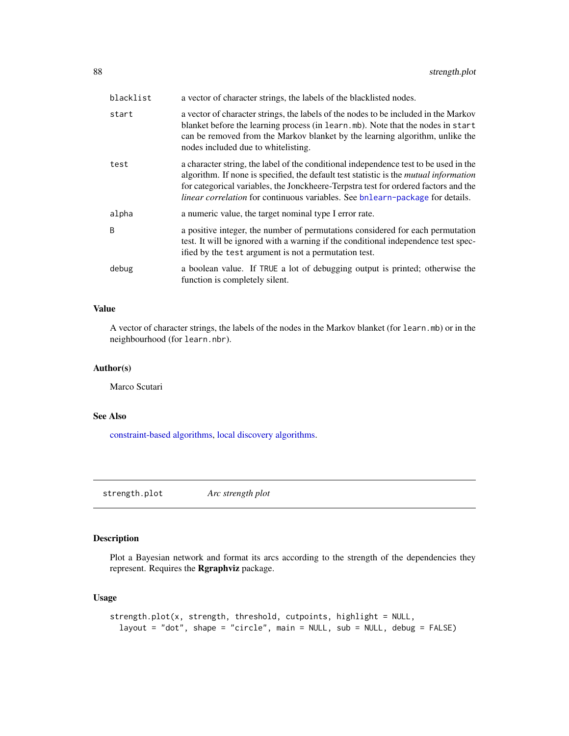| | |
|---|---|
| `blacklist` | a vector of character strings, the labels of the blacklisted nodes. |
| `start` | a vector of character strings, the labels of the nodes to be included in the Markov blanket before the learning process (in `learn.mb`). Note that the nodes in `start` can be removed from the Markov blanket by the learning algorithm, unlike the nodes included due to whitelisting. |
| `test` | a character string, the label of the conditional independence test to be used in the algorithm. If none is specified, the default test statistic is the *mutual information* for categorical variables, the Jonckheere-Terpstra test for ordered factors and the *linear correlation* for continuous variables. See `bnlearn-package` for details. |
| `alpha` | a numeric value, the target nominal type I error rate. |
| `B` | a positive integer, the number of permutations considered for each permutation test. It will be ignored with a warning if the conditional independence test specified by the `test` argument is not a permutation test. |
| `debug` | a boolean value. If `TRUE` a lot of debugging output is printed; otherwise the function is completely silent. |

### Value

A vector of character strings, the labels of the nodes in the Markov blanket (for `learn.mb`) or in the neighbourhood (for `learn.nbr`).

### Author(s)

Marco Scutari

### See Also

constraint-based algorithms, local discovery algorithms.

---

## strength.plot *Arc strength plot*

---

### Description

Plot a Bayesian network and format its arcs according to the strength of the dependencies they represent. Requires the **Rgraphviz** package.

### Usage

```
strength.plot(x, strength, threshold, cutpoints, highlight = NULL,
  layout = "dot", shape = "circle", main = NULL, sub = NULL, debug = FALSE)
```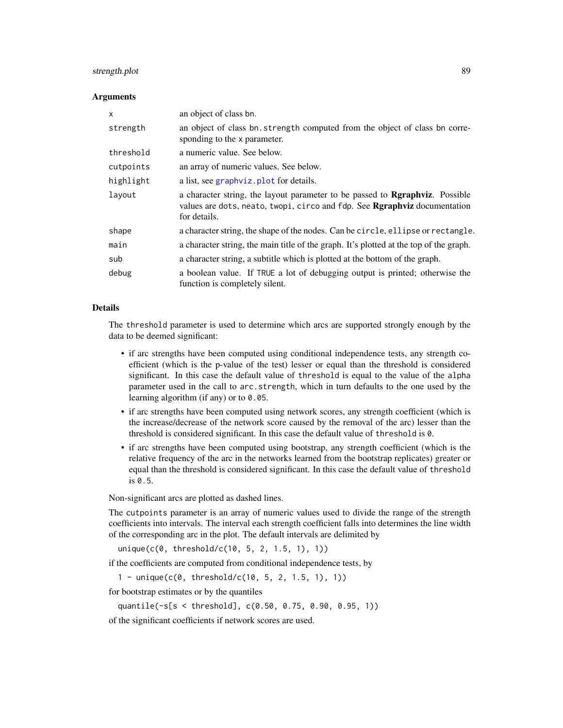### Arguments

| | |
|---|---|
| `x` | an object of class `bn`. |
| `strength` | an object of class `bn.strength` computed from the object of class `bn` corresponding to the `x` parameter. |
| `threshold` | a numeric value. See below. |
| `cutpoints` | an array of numeric values. See below. |
| `highlight` | a list, see `graphviz.plot` for details. |
| `layout` | a character string, the layout parameter to be passed to **Rgraphviz**. Possible values are `dots`, `neato`, `twopi`, `circo` and `fdp`. See **Rgraphviz** documentation for details. |
| `shape` | a character string, the shape of the nodes. Can be `circle`, `ellipse` or `rectangle`. |
| `main` | a character string, the main title of the graph. It's plotted at the top of the graph. |
| `sub` | a character string, a subtitle which is plotted at the bottom of the graph. |
| `debug` | a boolean value. If `TRUE` a lot of debugging output is printed; otherwise the function is completely silent. |

### Details

The `threshold` parameter is used to determine which arcs are supported strongly enough by the data to be deemed significant:

- if arc strengths have been computed using conditional independence tests, any strength coefficient (which is the p-value of the test) lesser or equal than the threshold is considered significant. In this case the default value of `threshold` is equal to the value of the `alpha` parameter used in the call to `arc.strength`, which in turn defaults to the one used by the learning algorithm (if any) or to `0.05`.
- if arc strengths have been computed using network scores, any strength coefficient (which is the increase/decrease of the network score caused by the removal of the arc) lesser than the threshold is considered significant. In this case the default value of `threshold` is `0`.
- if arc strengths have been computed using bootstrap, any strength coefficient (which is the relative frequency of the arc in the networks learned from the bootstrap replicates) greater or equal than the threshold is considered significant. In this case the default value of `threshold` is `0.5`.

Non-significant arcs are plotted as dashed lines.

The `cutpoints` parameter is an array of numeric values used to divide the range of the strength coefficients into intervals. The interval each strength coefficient falls into determines the line width of the corresponding arc in the plot. The default intervals are delimited by

```
unique(c(0, threshold/c(10, 5, 2, 1.5, 1), 1))
```

if the coefficients are computed from conditional independence tests, by

```
1 - unique(c(0, threshold/c(10, 5, 2, 1.5, 1), 1))
```

for bootstrap estimates or by the quantiles

```
quantile(-s[s < threshold], c(0.50, 0.75, 0.90, 0.95, 1))
```

of the significant coefficients if network scores are used.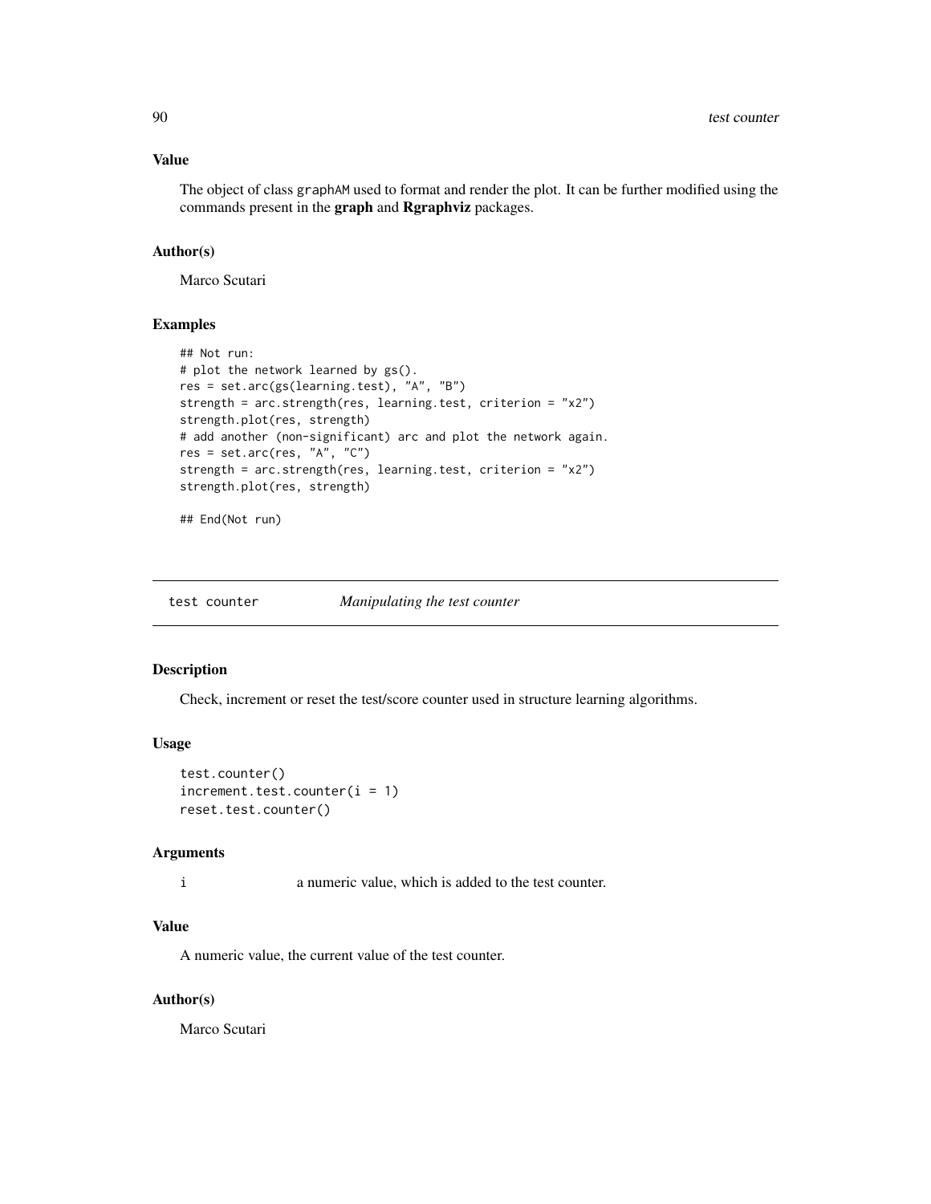### Value

The object of class graphAM used to format and render the plot. It can be further modified using the commands present in the **graph** and **Rgraphviz** packages.

### Author(s)

Marco Scutari

### Examples

```
## Not run:
# plot the network learned by gs().
res = set.arc(gs(learning.test), "A", "B")
strength = arc.strength(res, learning.test, criterion = "x2")
strength.plot(res, strength)
# add another (non-significant) arc and plot the network again.
res = set.arc(res, "A", "C")
strength = arc.strength(res, learning.test, criterion = "x2")
strength.plot(res, strength)

## End(Not run)
```

---

## test counter — *Manipulating the test counter*

---

### Description

Check, increment or reset the test/score counter used in structure learning algorithms.

### Usage

```
test.counter()
increment.test.counter(i = 1)
reset.test.counter()
```

### Arguments

| | |
|---|---|
| i | a numeric value, which is added to the test counter. |

### Value

A numeric value, the current value of the test counter.

### Author(s)

Marco Scutari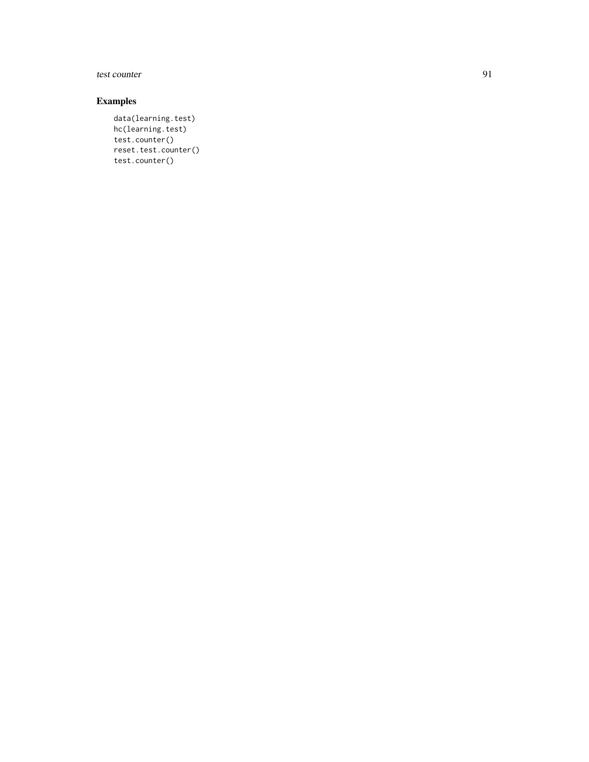## Examples

```
data(learning.test)
hc(learning.test)
test.counter()
reset.test.counter()
test.counter()
```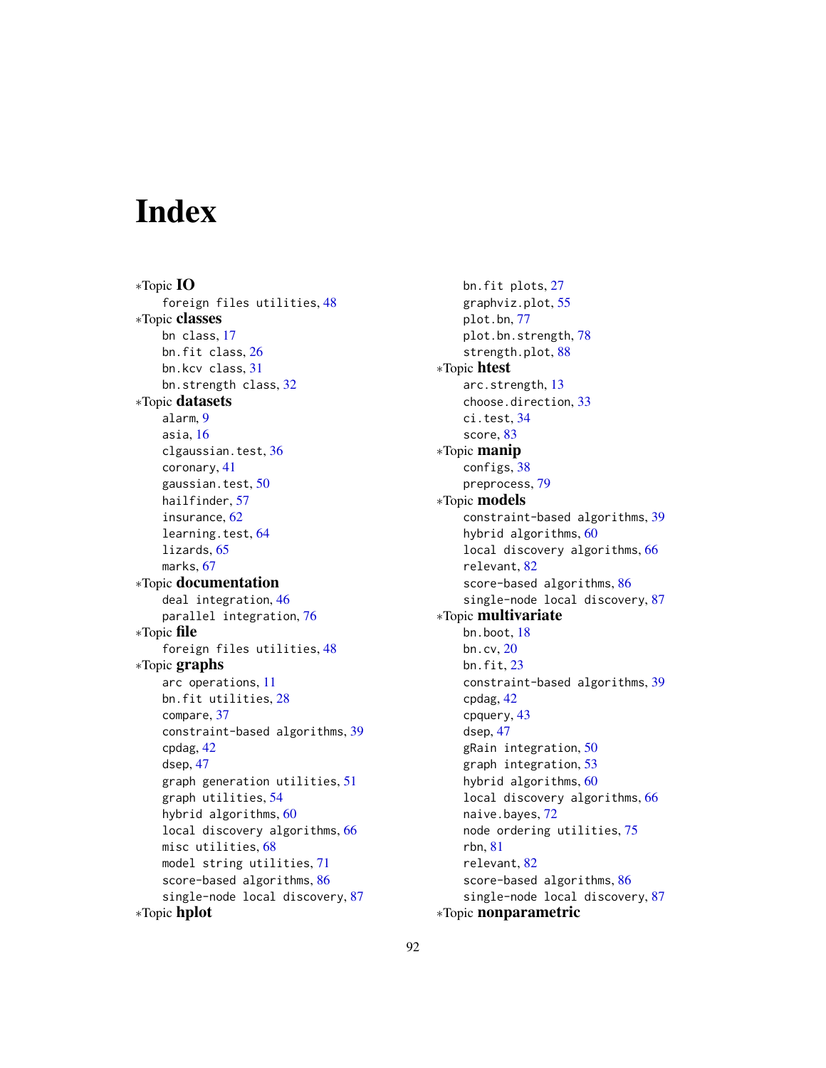# Index

*Topic **IO**
  foreign files utilities, 48
*Topic **classes**
  bn class, 17
  bn.fit class, 26
  bn.kcv class, 31
  bn.strength class, 32
*Topic **datasets**
  alarm, 9
  asia, 16
  clgaussian.test, 36
  coronary, 41
  gaussian.test, 50
  hailfinder, 57
  insurance, 62
  learning.test, 64
  lizards, 65
  marks, 67
*Topic **documentation**
  deal integration, 46
  parallel integration, 76
*Topic **file**
  foreign files utilities, 48
*Topic **graphs**
  arc operations, 11
  bn.fit utilities, 28
  compare, 37
  constraint-based algorithms, 39
  cpdag, 42
  dsep, 47
  graph generation utilities, 51
  graph utilities, 54
  hybrid algorithms, 60
  local discovery algorithms, 66
  misc utilities, 68
  model string utilities, 71
  score-based algorithms, 86
  single-node local discovery, 87
*Topic **hplot**
  bn.fit plots, 27
  graphviz.plot, 55
  plot.bn, 77
  plot.bn.strength, 78
  strength.plot, 88
*Topic **htest**
  arc.strength, 13
  choose.direction, 33
  ci.test, 34
  score, 83
*Topic **manip**
  configs, 38
  preprocess, 79
*Topic **models**
  constraint-based algorithms, 39
  hybrid algorithms, 60
  local discovery algorithms, 66
  relevant, 82
  score-based algorithms, 86
  single-node local discovery, 87
*Topic **multivariate**
  bn.boot, 18
  bn.cv, 20
  bn.fit, 23
  constraint-based algorithms, 39
  cpdag, 42
  cpquery, 43
  dsep, 47
  gRain integration, 50
  graph integration, 53
  hybrid algorithms, 60
  local discovery algorithms, 66
  naive.bayes, 72
  node ordering utilities, 75
  rbn, 81
  relevant, 82
  score-based algorithms, 86
  single-node local discovery, 87
*Topic **nonparametric**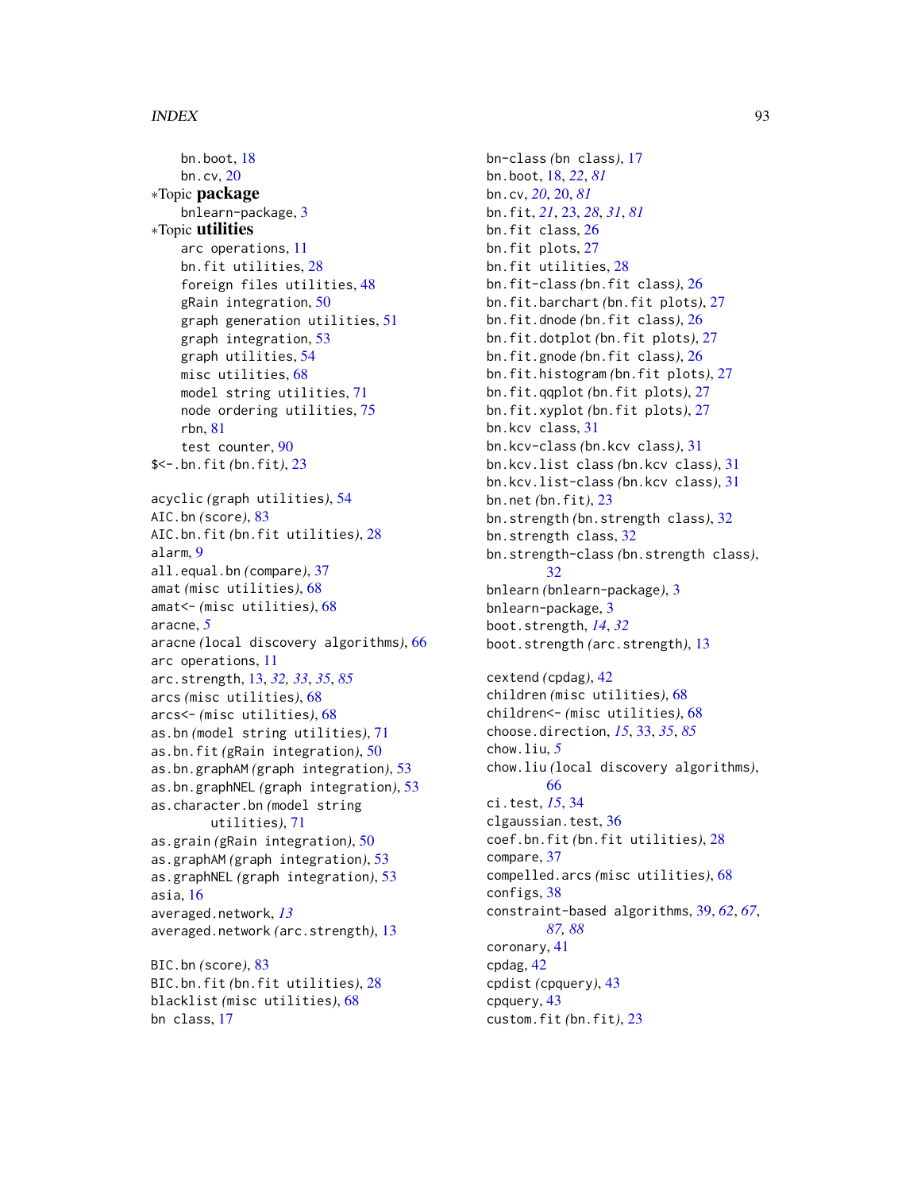bn.boot, 18
bn.cv, 20

∗Topic **package**

bnlearn-package, 3

∗Topic **utilities**

arc operations, 11
bn.fit utilities, 28
foreign files utilities, 48
gRain integration, 50
graph generation utilities, 51
graph integration, 53
graph utilities, 54
misc utilities, 68
model string utilities, 71
node ordering utilities, 75
rbn, 81
test counter, 90

$<-.bn.fit *(bn.fit)*, 23

acyclic *(graph utilities)*, 54
AIC.bn *(score)*, 83
AIC.bn.fit *(bn.fit utilities)*, 28
alarm, 9
all.equal.bn *(compare)*, 37
amat *(misc utilities)*, 68
amat<- *(misc utilities)*, 68
aracne, *5*
aracne *(local discovery algorithms)*, 66
arc operations, 11
arc.strength, 13, *32, 33*, *35*, *85*
arcs *(misc utilities)*, 68
arcs<- *(misc utilities)*, 68
as.bn *(model string utilities)*, 71
as.bn.fit *(gRain integration)*, 50
as.bn.graphAM *(graph integration)*, 53
as.bn.graphNEL *(graph integration)*, 53
as.character.bn *(model string utilities)*, 71
as.grain *(gRain integration)*, 50
as.graphAM *(graph integration)*, 53
as.graphNEL *(graph integration)*, 53
asia, 16
averaged.network, *13*
averaged.network *(arc.strength)*, 13

BIC.bn *(score)*, 83
BIC.bn.fit *(bn.fit utilities)*, 28
blacklist *(misc utilities)*, 68
bn class, 17
bn-class *(bn class)*, 17
bn.boot, 18, *22*, *81*
bn.cv, *20*, 20, *81*
bn.fit, *21*, 23, *28*, *31*, *81*
bn.fit class, 26
bn.fit plots, 27
bn.fit utilities, 28
bn.fit-class *(bn.fit class)*, 26
bn.fit.barchart *(bn.fit plots)*, 27
bn.fit.dnode *(bn.fit class)*, 26
bn.fit.dotplot *(bn.fit plots)*, 27
bn.fit.gnode *(bn.fit class)*, 26
bn.fit.histogram *(bn.fit plots)*, 27
bn.fit.qqplot *(bn.fit plots)*, 27
bn.fit.xyplot *(bn.fit plots)*, 27
bn.kcv class, 31
bn.kcv-class *(bn.kcv class)*, 31
bn.kcv.list class *(bn.kcv class)*, 31
bn.kcv.list-class *(bn.kcv class)*, 31
bn.net *(bn.fit)*, 23
bn.strength *(bn.strength class)*, 32
bn.strength class, 32
bn.strength-class *(bn.strength class)*, 32
bnlearn *(bnlearn-package)*, 3
bnlearn-package, 3
boot.strength, *14*, *32*
boot.strength *(arc.strength)*, 13

cextend *(cpdag)*, 42
children *(misc utilities)*, 68
children<- *(misc utilities)*, 68
choose.direction, *15*, 33, *35*, *85*
chow.liu, *5*
chow.liu *(local discovery algorithms)*, 66
ci.test, *15*, 34
clgaussian.test, 36
coef.bn.fit *(bn.fit utilities)*, 28
compare, 37
compelled.arcs *(misc utilities)*, 68
configs, 38
constraint-based algorithms, 39, *62*, *67*, *87, 88*
coronary, 41
cpdag, 42
cpdist *(cpquery)*, 43
cpquery, 43
custom.fit *(bn.fit)*, 23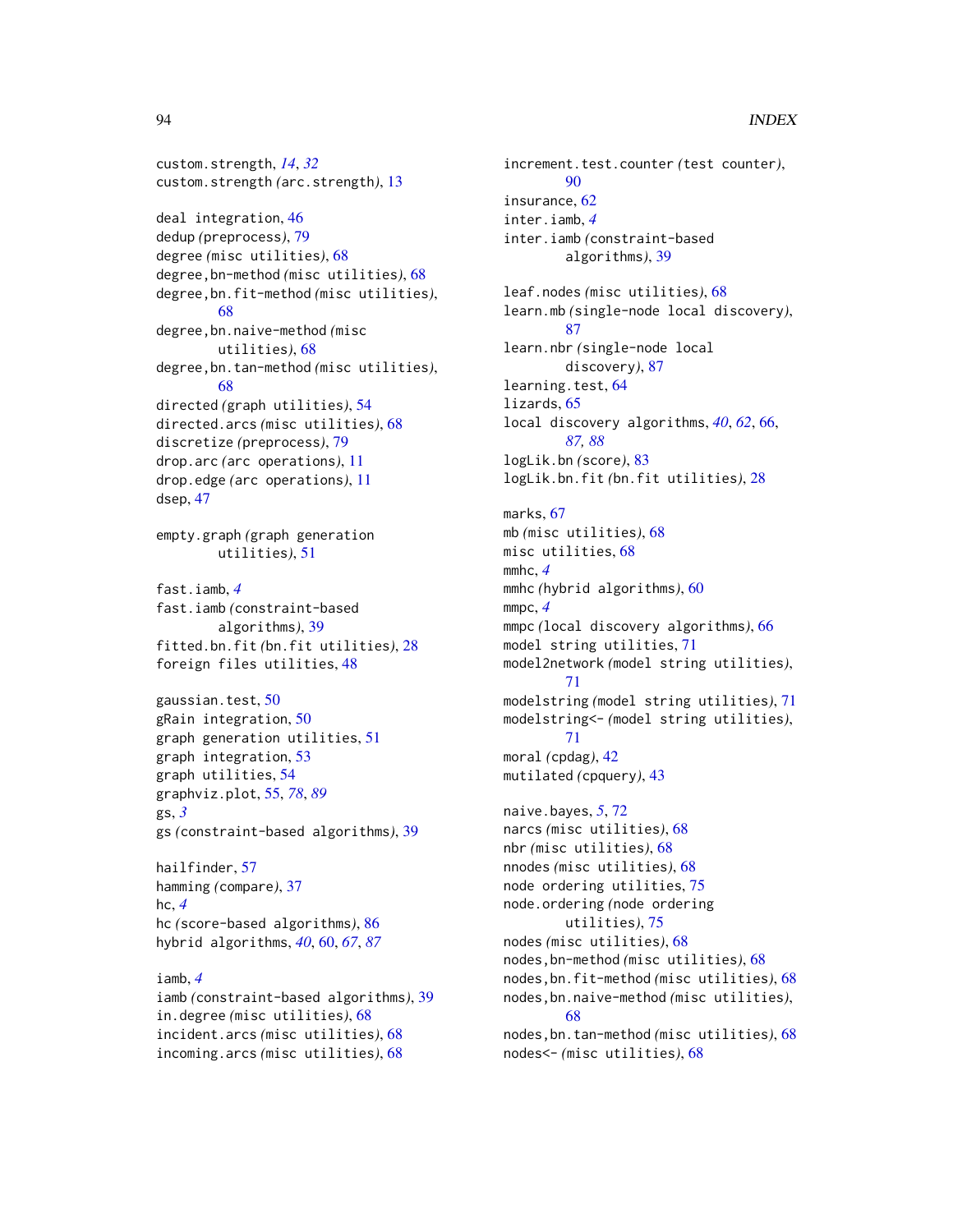custom.strength, *14*, *32*
custom.strength *(arc.strength)*, 13

deal integration, 46
dedup *(preprocess)*, 79
degree *(misc utilities)*, 68
degree,bn-method *(misc utilities)*, 68
degree,bn.fit-method *(misc utilities)*, 68
degree,bn.naive-method *(misc utilities)*, 68
degree,bn.tan-method *(misc utilities)*, 68
directed *(graph utilities)*, 54
directed.arcs *(misc utilities)*, 68
discretize *(preprocess)*, 79
drop.arc *(arc operations)*, 11
drop.edge *(arc operations)*, 11
dsep, 47

empty.graph *(graph generation utilities)*, 51

fast.iamb, *4*
fast.iamb *(constraint-based algorithms)*, 39
fitted.bn.fit *(bn.fit utilities)*, 28
foreign files utilities, 48

gaussian.test, 50
gRain integration, 50
graph generation utilities, 51
graph integration, 53
graph utilities, 54
graphviz.plot, 55, *78*, *89*
gs, *3*
gs *(constraint-based algorithms)*, 39

hailfinder, 57
hamming *(compare)*, 37
hc, *4*
hc *(score-based algorithms)*, 86
hybrid algorithms, *40*, 60, *67*, *87*

iamb, *4*
iamb *(constraint-based algorithms)*, 39
in.degree *(misc utilities)*, 68
incident.arcs *(misc utilities)*, 68
incoming.arcs *(misc utilities)*, 68
increment.test.counter *(test counter)*, 90
insurance, 62
inter.iamb, *4*
inter.iamb *(constraint-based algorithms)*, 39

leaf.nodes *(misc utilities)*, 68
learn.mb *(single-node local discovery)*, 87
learn.nbr *(single-node local discovery)*, 87
learning.test, 64
lizards, 65
local discovery algorithms, *40*, *62*, 66, *87*, *88*
logLik.bn *(score)*, 83
logLik.bn.fit *(bn.fit utilities)*, 28

marks, 67
mb *(misc utilities)*, 68
misc utilities, 68
mmhc, *4*
mmhc *(hybrid algorithms)*, 60
mmpc, *4*
mmpc *(local discovery algorithms)*, 66
model string utilities, 71
model2network *(model string utilities)*, 71
modelstring *(model string utilities)*, 71
modelstring<- *(model string utilities)*, 71
moral *(cpdag)*, 42
mutilated *(cpquery)*, 43

naive.bayes, *5*, 72
narcs *(misc utilities)*, 68
nbr *(misc utilities)*, 68
nnodes *(misc utilities)*, 68
node ordering utilities, 75
node.ordering *(node ordering utilities)*, 75
nodes *(misc utilities)*, 68
nodes,bn-method *(misc utilities)*, 68
nodes,bn.fit-method *(misc utilities)*, 68
nodes,bn.naive-method *(misc utilities)*, 68
nodes,bn.tan-method *(misc utilities)*, 68
nodes<- *(misc utilities)*, 68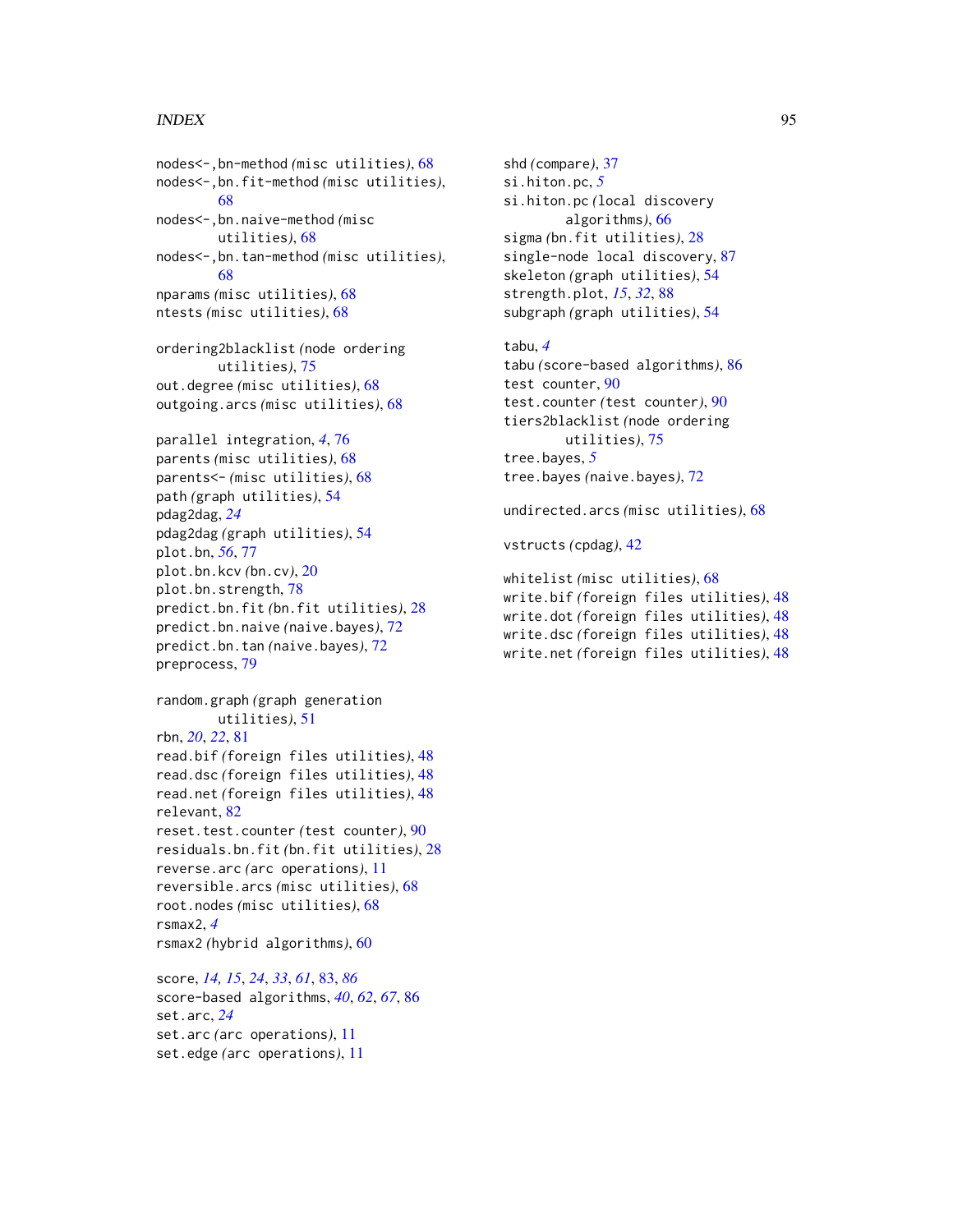nodes<-,bn-method *(misc utilities)*, 68
nodes<-,bn.fit-method *(misc utilities)*, 68
nodes<-,bn.naive-method *(misc utilities)*, 68
nodes<-,bn.tan-method *(misc utilities)*, 68
nparams *(misc utilities)*, 68
ntests *(misc utilities)*, 68

ordering2blacklist *(node ordering utilities)*, 75
out.degree *(misc utilities)*, 68
outgoing.arcs *(misc utilities)*, 68

parallel integration, *4*, 76
parents *(misc utilities)*, 68
parents<- *(misc utilities)*, 68
path *(graph utilities)*, 54
pdag2dag, *24*
pdag2dag *(graph utilities)*, 54
plot.bn, *56*, 77
plot.bn.kcv *(bn.cv)*, 20
plot.bn.strength, 78
predict.bn.fit *(bn.fit utilities)*, 28
predict.bn.naive *(naive.bayes)*, 72
predict.bn.tan *(naive.bayes)*, 72
preprocess, 79

random.graph *(graph generation utilities)*, 51
rbn, *20*, *22*, 81
read.bif *(foreign files utilities)*, 48
read.dsc *(foreign files utilities)*, 48
read.net *(foreign files utilities)*, 48
relevant, 82
reset.test.counter *(test counter)*, 90
residuals.bn.fit *(bn.fit utilities)*, 28
reverse.arc *(arc operations)*, 11
reversible.arcs *(misc utilities)*, 68
root.nodes *(misc utilities)*, 68
rsmax2, *4*
rsmax2 *(hybrid algorithms)*, 60

score, *14, 15*, *24*, *33*, *61*, 83, *86*
score-based algorithms, *40*, *62*, *67*, 86
set.arc, *24*
set.arc *(arc operations)*, 11
set.edge *(arc operations)*, 11

shd *(compare)*, 37
si.hiton.pc, *5*
si.hiton.pc *(local discovery algorithms)*, 66
sigma *(bn.fit utilities)*, 28
single-node local discovery, 87
skeleton *(graph utilities)*, 54
strength.plot, *15*, *32*, 88
subgraph *(graph utilities)*, 54

tabu, *4*
tabu *(score-based algorithms)*, 86
test counter, 90
test.counter *(test counter)*, 90
tiers2blacklist *(node ordering utilities)*, 75
tree.bayes, *5*
tree.bayes *(naive.bayes)*, 72

undirected.arcs *(misc utilities)*, 68

vstructs *(cpdag)*, 42

whitelist *(misc utilities)*, 68
write.bif *(foreign files utilities)*, 48
write.dot *(foreign files utilities)*, 48
write.dsc *(foreign files utilities)*, 48
write.net *(foreign files utilities)*, 48